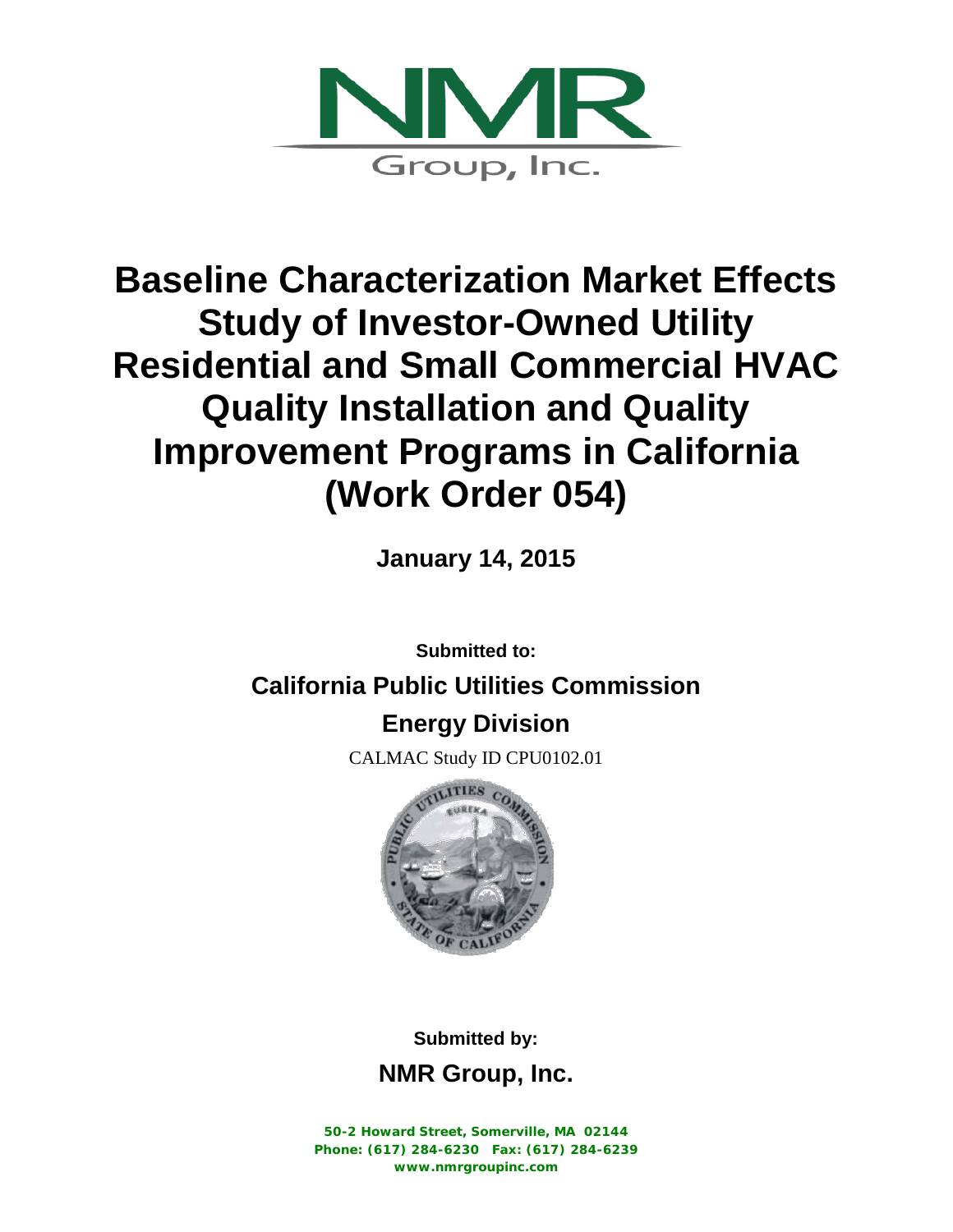NMR

Group, Inc.

# Baseline Characterization Market Effects Study of Investor-Owned Utility Residential and Small Commercial HVAC Quality Installation and Quality Improvement Programs in California (Work Order 054)

**January 14, 2015**

**Submitted to:**

**California Public Utilities Commission**

**Energy Division**

CALMAC Study ID CPU0102.01

**Submitted by:**

**NMR Group, Inc.**

**50-2 Howard Street, Somerville, MA 02144**
**Phone: (617) 284-6230 Fax: (617) 284-6239**
**www.nmrgroupinc.com**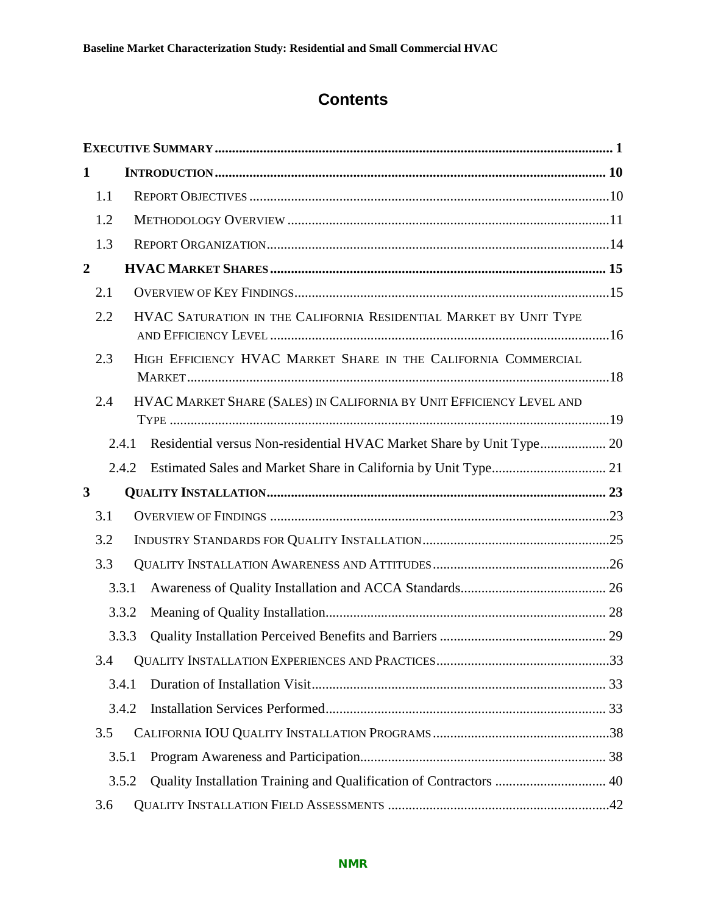# Contents

| | | |
|---|---|---|
| **EXECUTIVE SUMMARY** | | **1** |
| **1** | **INTRODUCTION** | **10** |
| 1.1 | REPORT OBJECTIVES | 10 |
| 1.2 | METHODOLOGY OVERVIEW | 11 |
| 1.3 | REPORT ORGANIZATION | 14 |
| **2** | **HVAC MARKET SHARES** | **15** |
| 2.1 | OVERVIEW OF KEY FINDINGS | 15 |
| 2.2 | HVAC SATURATION IN THE CALIFORNIA RESIDENTIAL MARKET BY UNIT TYPE AND EFFICIENCY LEVEL | 16 |
| 2.3 | HIGH EFFICIENCY HVAC MARKET SHARE IN THE CALIFORNIA COMMERCIAL MARKET | 18 |
| 2.4 | HVAC MARKET SHARE (SALES) IN CALIFORNIA BY UNIT EFFICIENCY LEVEL AND TYPE | 19 |
| 2.4.1 | Residential versus Non-residential HVAC Market Share by Unit Type | 20 |
| 2.4.2 | Estimated Sales and Market Share in California by Unit Type | 21 |
| **3** | **QUALITY INSTALLATION** | **23** |
| 3.1 | OVERVIEW OF FINDINGS | 23 |
| 3.2 | INDUSTRY STANDARDS FOR QUALITY INSTALLATION | 25 |
| 3.3 | QUALITY INSTALLATION AWARENESS AND ATTITUDES | 26 |
| 3.3.1 | Awareness of Quality Installation and ACCA Standards | 26 |
| 3.3.2 | Meaning of Quality Installation | 28 |
| 3.3.3 | Quality Installation Perceived Benefits and Barriers | 29 |
| 3.4 | QUALITY INSTALLATION EXPERIENCES AND PRACTICES | 33 |
| 3.4.1 | Duration of Installation Visit | 33 |
| 3.4.2 | Installation Services Performed | 33 |
| 3.5 | CALIFORNIA IOU QUALITY INSTALLATION PROGRAMS | 38 |
| 3.5.1 | Program Awareness and Participation | 38 |
| 3.5.2 | Quality Installation Training and Qualification of Contractors | 40 |
| 3.6 | QUALITY INSTALLATION FIELD ASSESSMENTS | 42 |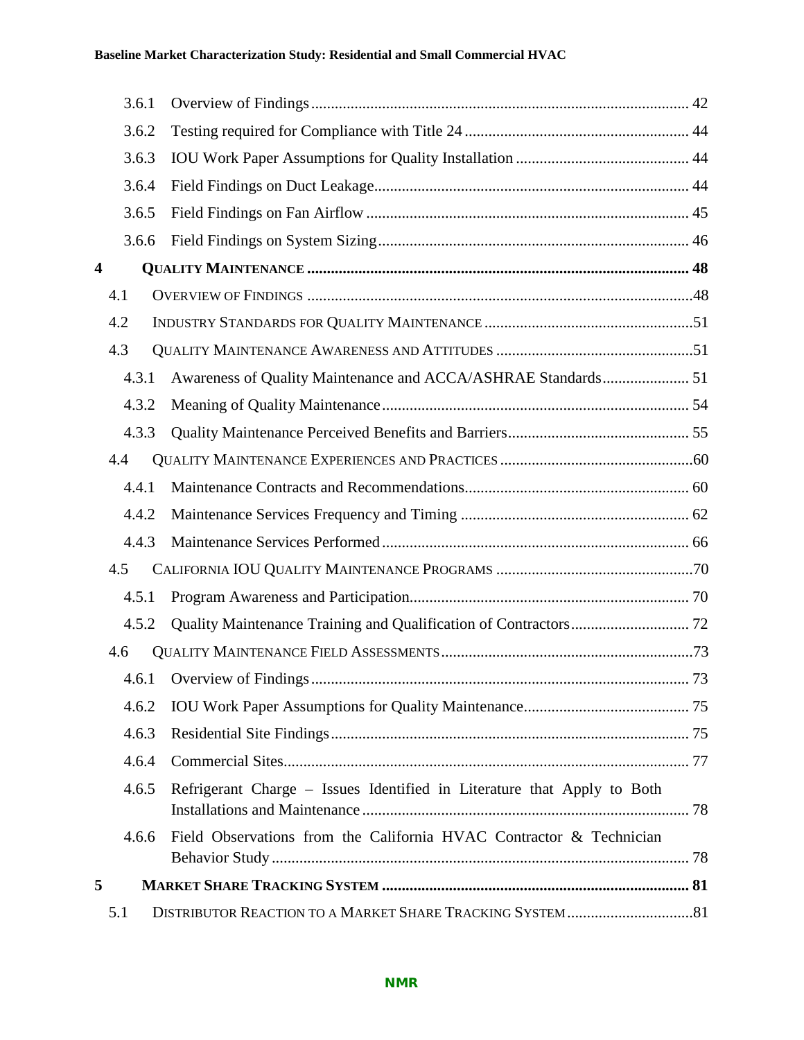3.6.1 Overview of Findings ..... 42

3.6.2 Testing required for Compliance with Title 24 ..... 44

3.6.3 IOU Work Paper Assumptions for Quality Installation ..... 44

3.6.4 Field Findings on Duct Leakage ..... 44

3.6.5 Field Findings on Fan Airflow ..... 45

3.6.6 Field Findings on System Sizing ..... 46

**4 QUALITY MAINTENANCE ..... 48**

4.1 OVERVIEW OF FINDINGS ..... 48

4.2 INDUSTRY STANDARDS FOR QUALITY MAINTENANCE ..... 51

4.3 QUALITY MAINTENANCE AWARENESS AND ATTITUDES ..... 51

4.3.1 Awareness of Quality Maintenance and ACCA/ASHRAE Standards ..... 51

4.3.2 Meaning of Quality Maintenance ..... 54

4.3.3 Quality Maintenance Perceived Benefits and Barriers ..... 55

4.4 QUALITY MAINTENANCE EXPERIENCES AND PRACTICES ..... 60

4.4.1 Maintenance Contracts and Recommendations ..... 60

4.4.2 Maintenance Services Frequency and Timing ..... 62

4.4.3 Maintenance Services Performed ..... 66

4.5 CALIFORNIA IOU QUALITY MAINTENANCE PROGRAMS ..... 70

4.5.1 Program Awareness and Participation ..... 70

4.5.2 Quality Maintenance Training and Qualification of Contractors ..... 72

4.6 QUALITY MAINTENANCE FIELD ASSESSMENTS ..... 73

4.6.1 Overview of Findings ..... 73

4.6.2 IOU Work Paper Assumptions for Quality Maintenance ..... 75

4.6.3 Residential Site Findings ..... 75

4.6.4 Commercial Sites ..... 77

4.6.5 Refrigerant Charge – Issues Identified in Literature that Apply to Both Installations and Maintenance ..... 78

4.6.6 Field Observations from the California HVAC Contractor & Technician Behavior Study ..... 78

**5 MARKET SHARE TRACKING SYSTEM ..... 81**

5.1 DISTRIBUTOR REACTION TO A MARKET SHARE TRACKING SYSTEM ..... 81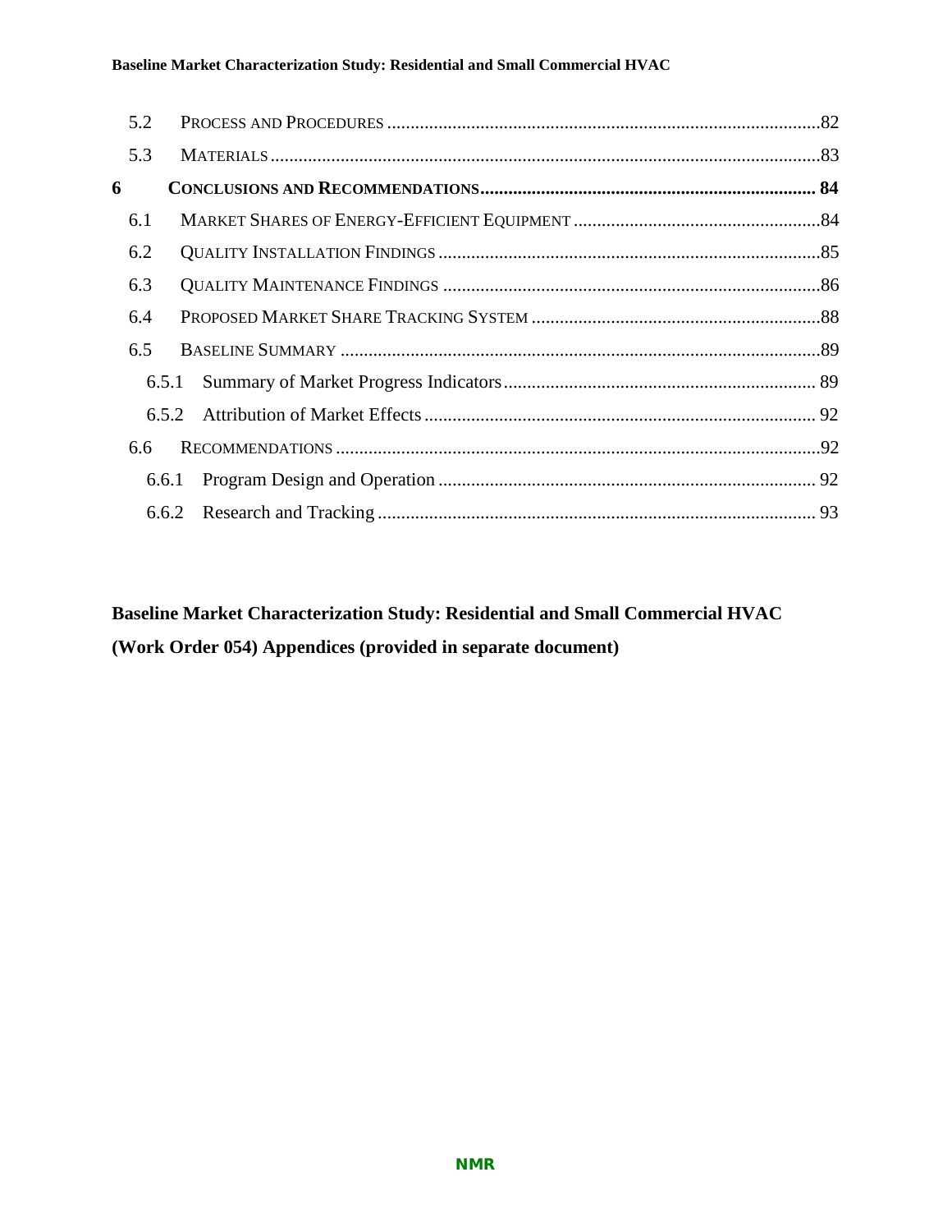- 5.2 PROCESS AND PROCEDURES ............ 82
- 5.3 MATERIALS ............ 83

**6 CONCLUSIONS AND RECOMMENDATIONS ............ 84**

- 6.1 MARKET SHARES OF ENERGY-EFFICIENT EQUIPMENT ............ 84
- 6.2 QUALITY INSTALLATION FINDINGS ............ 85
- 6.3 QUALITY MAINTENANCE FINDINGS ............ 86
- 6.4 PROPOSED MARKET SHARE TRACKING SYSTEM ............ 88
- 6.5 BASELINE SUMMARY ............ 89
  - 6.5.1 Summary of Market Progress Indicators ............ 89
  - 6.5.2 Attribution of Market Effects ............ 92
- 6.6 RECOMMENDATIONS ............ 92
  - 6.6.1 Program Design and Operation ............ 92
  - 6.6.2 Research and Tracking ............ 93

**Baseline Market Characterization Study: Residential and Small Commercial HVAC (Work Order 054) Appendices (provided in separate document)**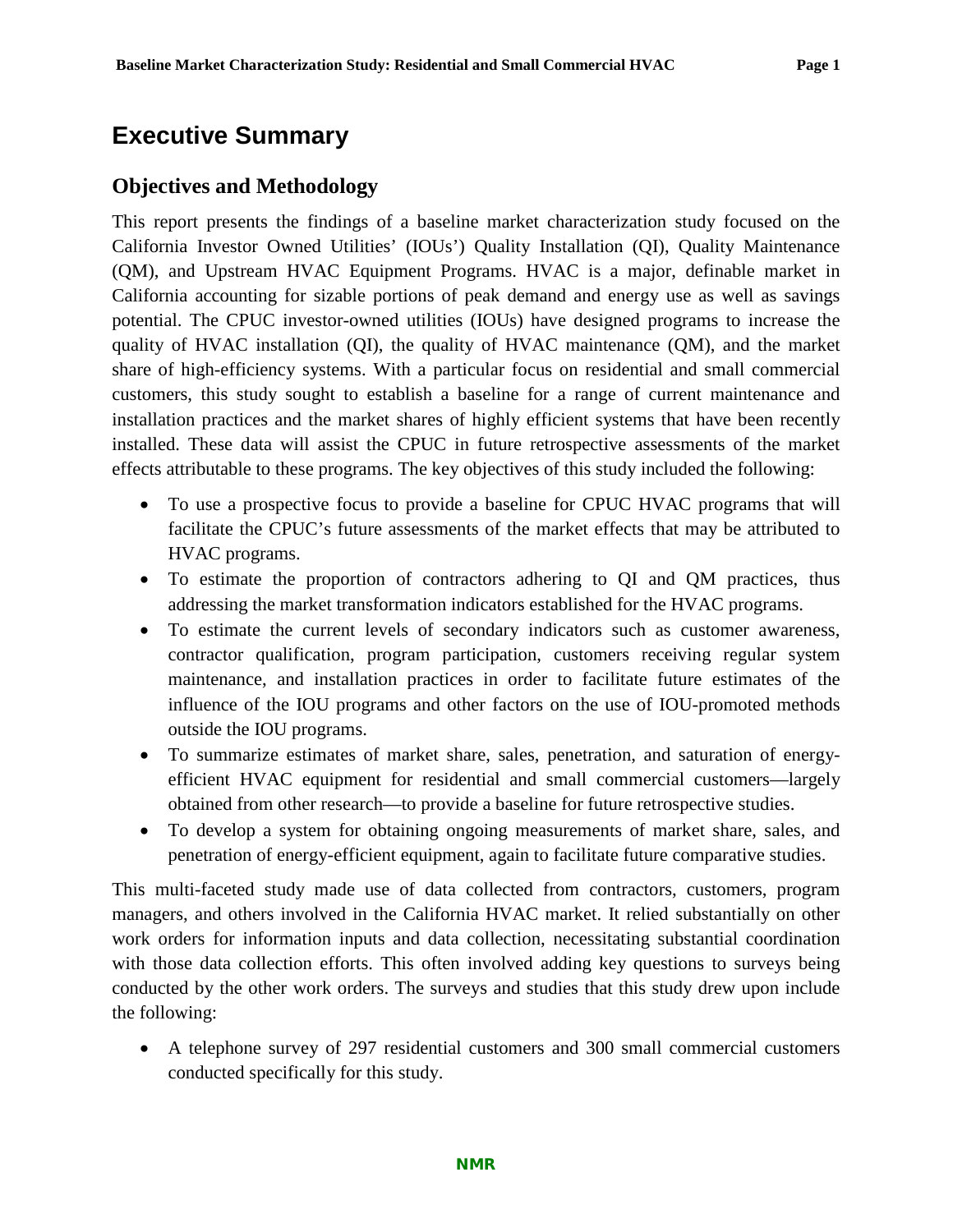# Executive Summary

## Objectives and Methodology

This report presents the findings of a baseline market characterization study focused on the California Investor Owned Utilities' (IOUs') Quality Installation (QI), Quality Maintenance (QM), and Upstream HVAC Equipment Programs. HVAC is a major, definable market in California accounting for sizable portions of peak demand and energy use as well as savings potential. The CPUC investor-owned utilities (IOUs) have designed programs to increase the quality of HVAC installation (QI), the quality of HVAC maintenance (QM), and the market share of high-efficiency systems. With a particular focus on residential and small commercial customers, this study sought to establish a baseline for a range of current maintenance and installation practices and the market shares of highly efficient systems that have been recently installed. These data will assist the CPUC in future retrospective assessments of the market effects attributable to these programs. The key objectives of this study included the following:

- To use a prospective focus to provide a baseline for CPUC HVAC programs that will facilitate the CPUC's future assessments of the market effects that may be attributed to HVAC programs.
- To estimate the proportion of contractors adhering to QI and QM practices, thus addressing the market transformation indicators established for the HVAC programs.
- To estimate the current levels of secondary indicators such as customer awareness, contractor qualification, program participation, customers receiving regular system maintenance, and installation practices in order to facilitate future estimates of the influence of the IOU programs and other factors on the use of IOU-promoted methods outside the IOU programs.
- To summarize estimates of market share, sales, penetration, and saturation of energy-efficient HVAC equipment for residential and small commercial customers—largely obtained from other research—to provide a baseline for future retrospective studies.
- To develop a system for obtaining ongoing measurements of market share, sales, and penetration of energy-efficient equipment, again to facilitate future comparative studies.

This multi-faceted study made use of data collected from contractors, customers, program managers, and others involved in the California HVAC market. It relied substantially on other work orders for information inputs and data collection, necessitating substantial coordination with those data collection efforts. This often involved adding key questions to surveys being conducted by the other work orders. The surveys and studies that this study drew upon include the following:

- A telephone survey of 297 residential customers and 300 small commercial customers conducted specifically for this study.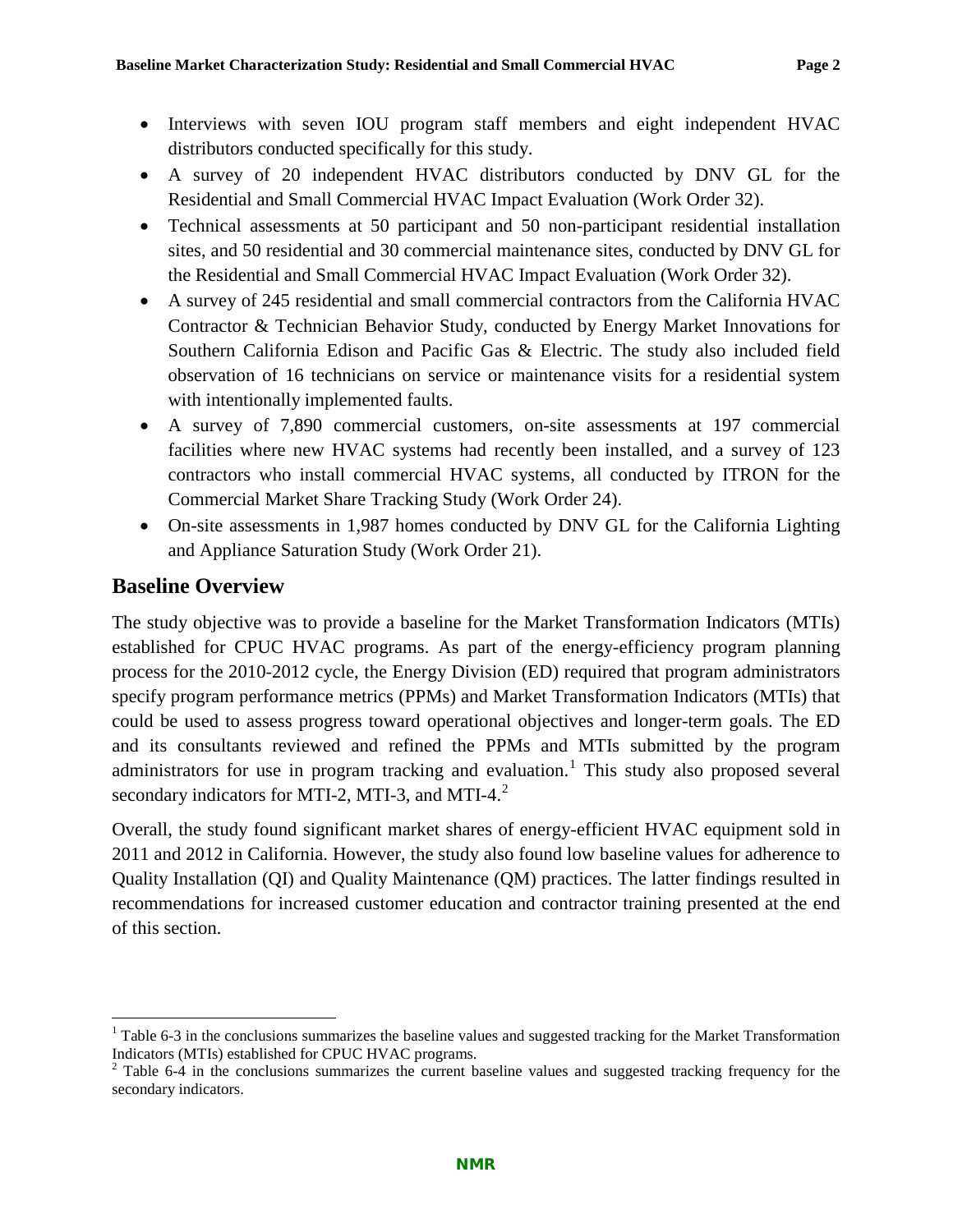- Interviews with seven IOU program staff members and eight independent HVAC distributors conducted specifically for this study.
- A survey of 20 independent HVAC distributors conducted by DNV GL for the Residential and Small Commercial HVAC Impact Evaluation (Work Order 32).
- Technical assessments at 50 participant and 50 non-participant residential installation sites, and 50 residential and 30 commercial maintenance sites, conducted by DNV GL for the Residential and Small Commercial HVAC Impact Evaluation (Work Order 32).
- A survey of 245 residential and small commercial contractors from the California HVAC Contractor & Technician Behavior Study, conducted by Energy Market Innovations for Southern California Edison and Pacific Gas & Electric. The study also included field observation of 16 technicians on service or maintenance visits for a residential system with intentionally implemented faults.
- A survey of 7,890 commercial customers, on-site assessments at 197 commercial facilities where new HVAC systems had recently been installed, and a survey of 123 contractors who install commercial HVAC systems, all conducted by ITRON for the Commercial Market Share Tracking Study (Work Order 24).
- On-site assessments in 1,987 homes conducted by DNV GL for the California Lighting and Appliance Saturation Study (Work Order 21).

## Baseline Overview

The study objective was to provide a baseline for the Market Transformation Indicators (MTIs) established for CPUC HVAC programs. As part of the energy-efficiency program planning process for the 2010-2012 cycle, the Energy Division (ED) required that program administrators specify program performance metrics (PPMs) and Market Transformation Indicators (MTIs) that could be used to assess progress toward operational objectives and longer-term goals. The ED and its consultants reviewed and refined the PPMs and MTIs submitted by the program administrators for use in program tracking and evaluation.[1] This study also proposed several secondary indicators for MTI-2, MTI-3, and MTI-4.[2]

Overall, the study found significant market shares of energy-efficient HVAC equipment sold in 2011 and 2012 in California. However, the study also found low baseline values for adherence to Quality Installation (QI) and Quality Maintenance (QM) practices. The latter findings resulted in recommendations for increased customer education and contractor training presented at the end of this section.

[1] Table 6-3 in the conclusions summarizes the baseline values and suggested tracking for the Market Transformation Indicators (MTIs) established for CPUC HVAC programs.

[2] Table 6-4 in the conclusions summarizes the current baseline values and suggested tracking frequency for the secondary indicators.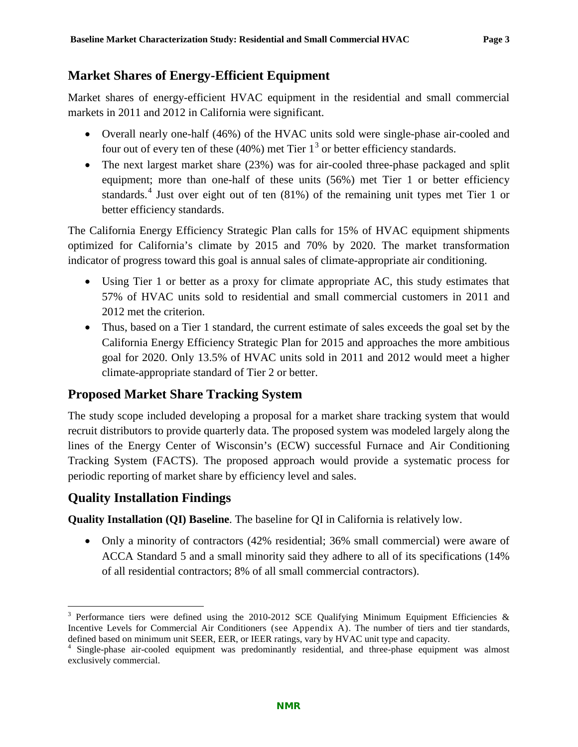## Market Shares of Energy-Efficient Equipment

Market shares of energy-efficient HVAC equipment in the residential and small commercial markets in 2011 and 2012 in California were significant.

- Overall nearly one-half (46%) of the HVAC units sold were single-phase air-cooled and four out of every ten of these (40%) met Tier 1[3] or better efficiency standards.
- The next largest market share (23%) was for air-cooled three-phase packaged and split equipment; more than one-half of these units (56%) met Tier 1 or better efficiency standards.[4] Just over eight out of ten (81%) of the remaining unit types met Tier 1 or better efficiency standards.

The California Energy Efficiency Strategic Plan calls for 15% of HVAC equipment shipments optimized for California's climate by 2015 and 70% by 2020. The market transformation indicator of progress toward this goal is annual sales of climate-appropriate air conditioning.

- Using Tier 1 or better as a proxy for climate appropriate AC, this study estimates that 57% of HVAC units sold to residential and small commercial customers in 2011 and 2012 met the criterion.
- Thus, based on a Tier 1 standard, the current estimate of sales exceeds the goal set by the California Energy Efficiency Strategic Plan for 2015 and approaches the more ambitious goal for 2020. Only 13.5% of HVAC units sold in 2011 and 2012 would meet a higher climate-appropriate standard of Tier 2 or better.

## Proposed Market Share Tracking System

The study scope included developing a proposal for a market share tracking system that would recruit distributors to provide quarterly data. The proposed system was modeled largely along the lines of the Energy Center of Wisconsin's (ECW) successful Furnace and Air Conditioning Tracking System (FACTS). The proposed approach would provide a systematic process for periodic reporting of market share by efficiency level and sales.

## Quality Installation Findings

**Quality Installation (QI) Baseline**. The baseline for QI in California is relatively low.

- Only a minority of contractors (42% residential; 36% small commercial) were aware of ACCA Standard 5 and a small minority said they adhere to all of its specifications (14% of all residential contractors; 8% of all small commercial contractors).

[3] Performance tiers were defined using the 2010-2012 SCE Qualifying Minimum Equipment Efficiencies & Incentive Levels for Commercial Air Conditioners (see Appendix A). The number of tiers and tier standards, defined based on minimum unit SEER, EER, or IEER ratings, vary by HVAC unit type and capacity.

[4] Single-phase air-cooled equipment was predominantly residential, and three-phase equipment was almost exclusively commercial.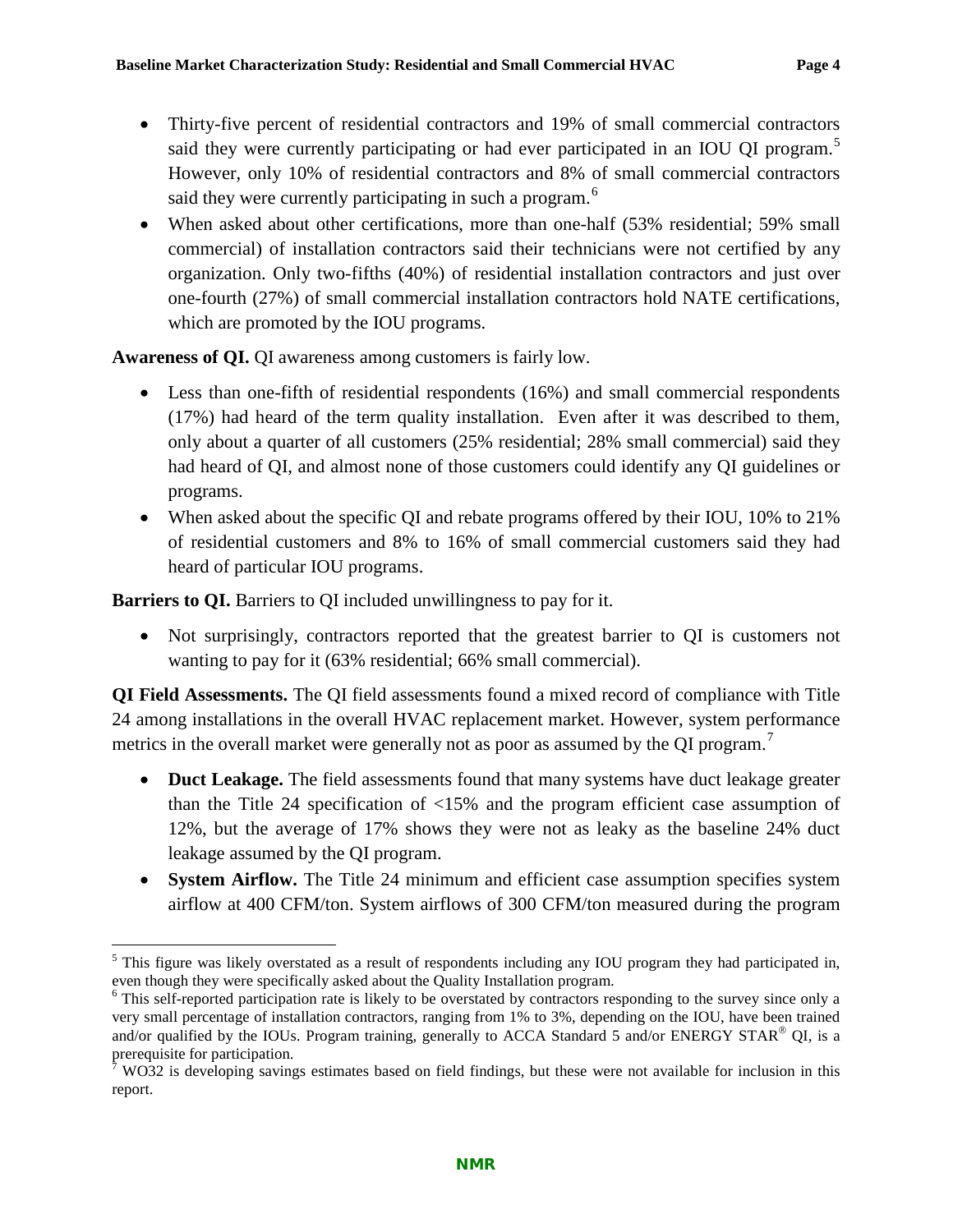- Thirty-five percent of residential contractors and 19% of small commercial contractors said they were currently participating or had ever participated in an IOU QI program.[5] However, only 10% of residential contractors and 8% of small commercial contractors said they were currently participating in such a program.[6]
- When asked about other certifications, more than one-half (53% residential; 59% small commercial) of installation contractors said their technicians were not certified by any organization. Only two-fifths (40%) of residential installation contractors and just over one-fourth (27%) of small commercial installation contractors hold NATE certifications, which are promoted by the IOU programs.

**Awareness of QI.** QI awareness among customers is fairly low.

- Less than one-fifth of residential respondents (16%) and small commercial respondents (17%) had heard of the term quality installation. Even after it was described to them, only about a quarter of all customers (25% residential; 28% small commercial) said they had heard of QI, and almost none of those customers could identify any QI guidelines or programs.
- When asked about the specific QI and rebate programs offered by their IOU, 10% to 21% of residential customers and 8% to 16% of small commercial customers said they had heard of particular IOU programs.

**Barriers to QI.** Barriers to QI included unwillingness to pay for it.

- Not surprisingly, contractors reported that the greatest barrier to QI is customers not wanting to pay for it (63% residential; 66% small commercial).

**QI Field Assessments.** The QI field assessments found a mixed record of compliance with Title 24 among installations in the overall HVAC replacement market. However, system performance metrics in the overall market were generally not as poor as assumed by the QI program.[7]

- **Duct Leakage.** The field assessments found that many systems have duct leakage greater than the Title 24 specification of <15% and the program efficient case assumption of 12%, but the average of 17% shows they were not as leaky as the baseline 24% duct leakage assumed by the QI program.
- **System Airflow.** The Title 24 minimum and efficient case assumption specifies system airflow at 400 CFM/ton. System airflows of 300 CFM/ton measured during the program

[5] This figure was likely overstated as a result of respondents including any IOU program they had participated in, even though they were specifically asked about the Quality Installation program.

[6] This self-reported participation rate is likely to be overstated by contractors responding to the survey since only a very small percentage of installation contractors, ranging from 1% to 3%, depending on the IOU, have been trained and/or qualified by the IOUs. Program training, generally to ACCA Standard 5 and/or ENERGY STAR® QI, is a prerequisite for participation.

[7] WO32 is developing savings estimates based on field findings, but these were not available for inclusion in this report.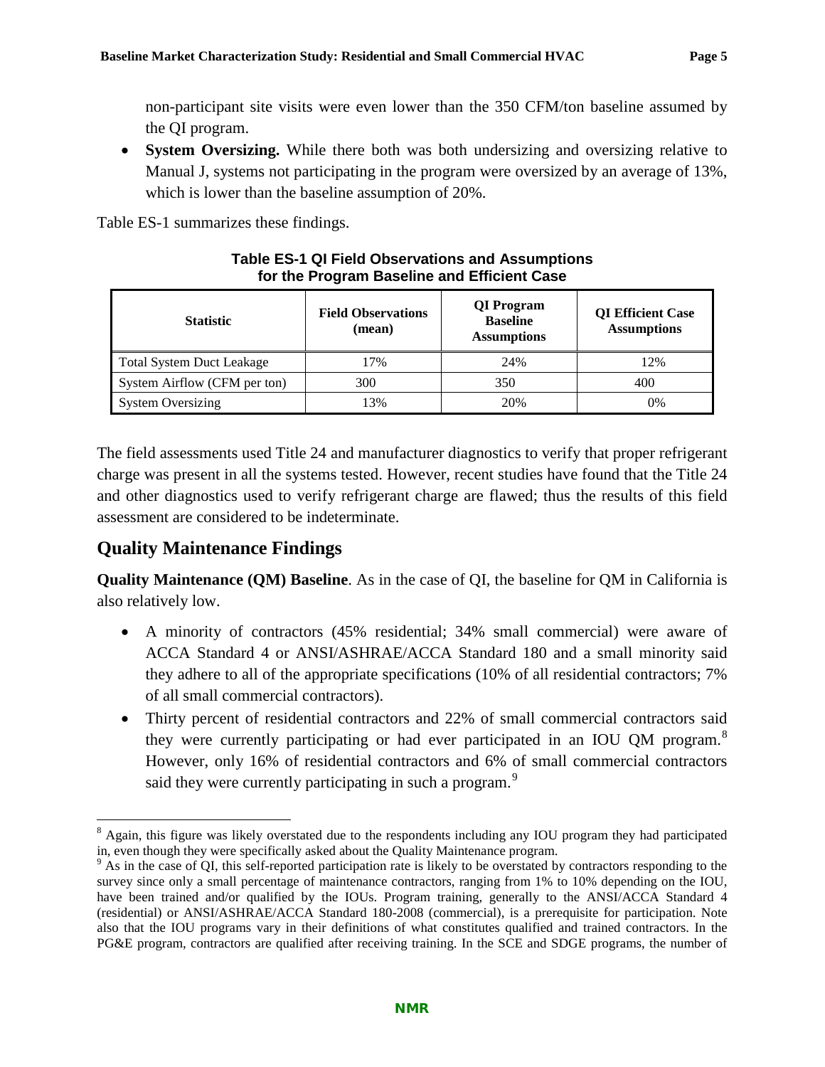non-participant site visits were even lower than the 350 CFM/ton baseline assumed by the QI program.

- **System Oversizing.** While there both was both undersizing and oversizing relative to Manual J, systems not participating in the program were oversized by an average of 13%, which is lower than the baseline assumption of 20%.

Table ES-1 summarizes these findings.

**Table ES-1 QI Field Observations and Assumptions for the Program Baseline and Efficient Case**

| Statistic | Field Observations (mean) | QI Program Baseline Assumptions | QI Efficient Case Assumptions |
|---|---|---|---|
| Total System Duct Leakage | 17% | 24% | 12% |
| System Airflow (CFM per ton) | 300 | 350 | 400 |
| System Oversizing | 13% | 20% | 0% |

The field assessments used Title 24 and manufacturer diagnostics to verify that proper refrigerant charge was present in all the systems tested. However, recent studies have found that the Title 24 and other diagnostics used to verify refrigerant charge are flawed; thus the results of this field assessment are considered to be indeterminate.

## Quality Maintenance Findings

**Quality Maintenance (QM) Baseline**. As in the case of QI, the baseline for QM in California is also relatively low.

- A minority of contractors (45% residential; 34% small commercial) were aware of ACCA Standard 4 or ANSI/ASHRAE/ACCA Standard 180 and a small minority said they adhere to all of the appropriate specifications (10% of all residential contractors; 7% of all small commercial contractors).
- Thirty percent of residential contractors and 22% of small commercial contractors said they were currently participating or had ever participated in an IOU QM program.[8] However, only 16% of residential contractors and 6% of small commercial contractors said they were currently participating in such a program.[9]

[8] Again, this figure was likely overstated due to the respondents including any IOU program they had participated in, even though they were specifically asked about the Quality Maintenance program.

[9] As in the case of QI, this self-reported participation rate is likely to be overstated by contractors responding to the survey since only a small percentage of maintenance contractors, ranging from 1% to 10% depending on the IOU, have been trained and/or qualified by the IOUs. Program training, generally to the ANSI/ACCA Standard 4 (residential) or ANSI/ASHRAE/ACCA Standard 180-2008 (commercial), is a prerequisite for participation. Note also that the IOU programs vary in their definitions of what constitutes qualified and trained contractors. In the PG&E program, contractors are qualified after receiving training. In the SCE and SDGE programs, the number of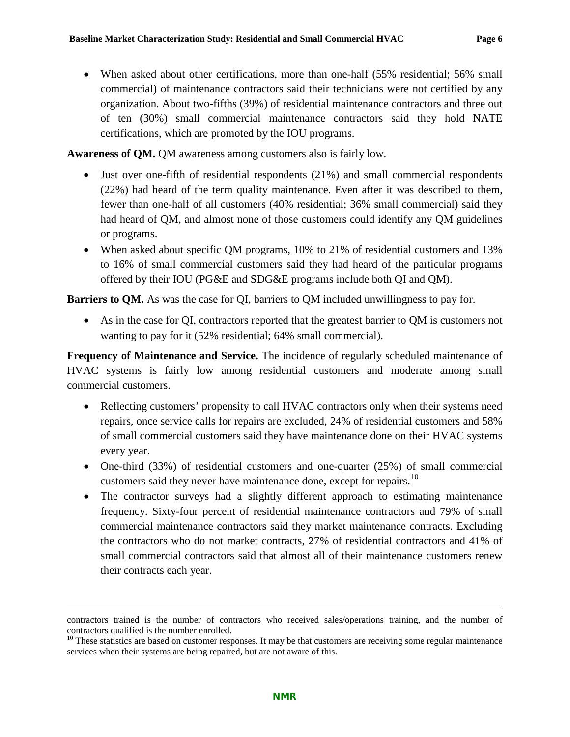- When asked about other certifications, more than one-half (55% residential; 56% small commercial) of maintenance contractors said their technicians were not certified by any organization. About two-fifths (39%) of residential maintenance contractors and three out of ten (30%) small commercial maintenance contractors said they hold NATE certifications, which are promoted by the IOU programs.

**Awareness of QM.** QM awareness among customers also is fairly low.

- Just over one-fifth of residential respondents (21%) and small commercial respondents (22%) had heard of the term quality maintenance. Even after it was described to them, fewer than one-half of all customers (40% residential; 36% small commercial) said they had heard of QM, and almost none of those customers could identify any QM guidelines or programs.
- When asked about specific QM programs, 10% to 21% of residential customers and 13% to 16% of small commercial customers said they had heard of the particular programs offered by their IOU (PG&E and SDG&E programs include both QI and QM).

**Barriers to QM.** As was the case for QI, barriers to QM included unwillingness to pay for.

- As in the case for QI, contractors reported that the greatest barrier to QM is customers not wanting to pay for it (52% residential; 64% small commercial).

**Frequency of Maintenance and Service.** The incidence of regularly scheduled maintenance of HVAC systems is fairly low among residential customers and moderate among small commercial customers.

- Reflecting customers' propensity to call HVAC contractors only when their systems need repairs, once service calls for repairs are excluded, 24% of residential customers and 58% of small commercial customers said they have maintenance done on their HVAC systems every year.
- One-third (33%) of residential customers and one-quarter (25%) of small commercial customers said they never have maintenance done, except for repairs.[10]
- The contractor surveys had a slightly different approach to estimating maintenance frequency. Sixty-four percent of residential maintenance contractors and 79% of small commercial maintenance contractors said they market maintenance contracts. Excluding the contractors who do not market contracts, 27% of residential contractors and 41% of small commercial contractors said that almost all of their maintenance customers renew their contracts each year.

---

contractors trained is the number of contractors who received sales/operations training, and the number of contractors qualified is the number enrolled.

[10] These statistics are based on customer responses. It may be that customers are receiving some regular maintenance services when their systems are being repaired, but are not aware of this.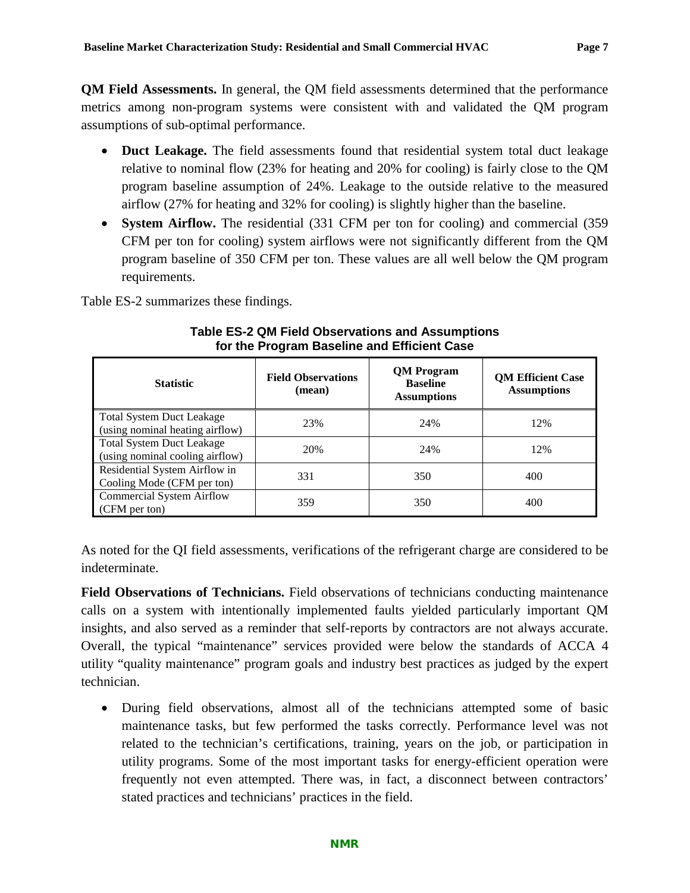**QM Field Assessments.** In general, the QM field assessments determined that the performance metrics among non-program systems were consistent with and validated the QM program assumptions of sub-optimal performance.

- **Duct Leakage.** The field assessments found that residential system total duct leakage relative to nominal flow (23% for heating and 20% for cooling) is fairly close to the QM program baseline assumption of 24%. Leakage to the outside relative to the measured airflow (27% for heating and 32% for cooling) is slightly higher than the baseline.
- **System Airflow.** The residential (331 CFM per ton for cooling) and commercial (359 CFM per ton for cooling) system airflows were not significantly different from the QM program baseline of 350 CFM per ton. These values are all well below the QM program requirements.

Table ES-2 summarizes these findings.

**Table ES-2 QM Field Observations and Assumptions for the Program Baseline and Efficient Case**

| Statistic | Field Observations (mean) | QM Program Baseline Assumptions | QM Efficient Case Assumptions |
|---|---|---|---|
| Total System Duct Leakage (using nominal heating airflow) | 23% | 24% | 12% |
| Total System Duct Leakage (using nominal cooling airflow) | 20% | 24% | 12% |
| Residential System Airflow in Cooling Mode (CFM per ton) | 331 | 350 | 400 |
| Commercial System Airflow (CFM per ton) | 359 | 350 | 400 |

As noted for the QI field assessments, verifications of the refrigerant charge are considered to be indeterminate.

**Field Observations of Technicians.** Field observations of technicians conducting maintenance calls on a system with intentionally implemented faults yielded particularly important QM insights, and also served as a reminder that self-reports by contractors are not always accurate. Overall, the typical "maintenance" services provided were below the standards of ACCA 4 utility "quality maintenance" program goals and industry best practices as judged by the expert technician.

- During field observations, almost all of the technicians attempted some of basic maintenance tasks, but few performed the tasks correctly. Performance level was not related to the technician's certifications, training, years on the job, or participation in utility programs. Some of the most important tasks for energy-efficient operation were frequently not even attempted. There was, in fact, a disconnect between contractors' stated practices and technicians' practices in the field.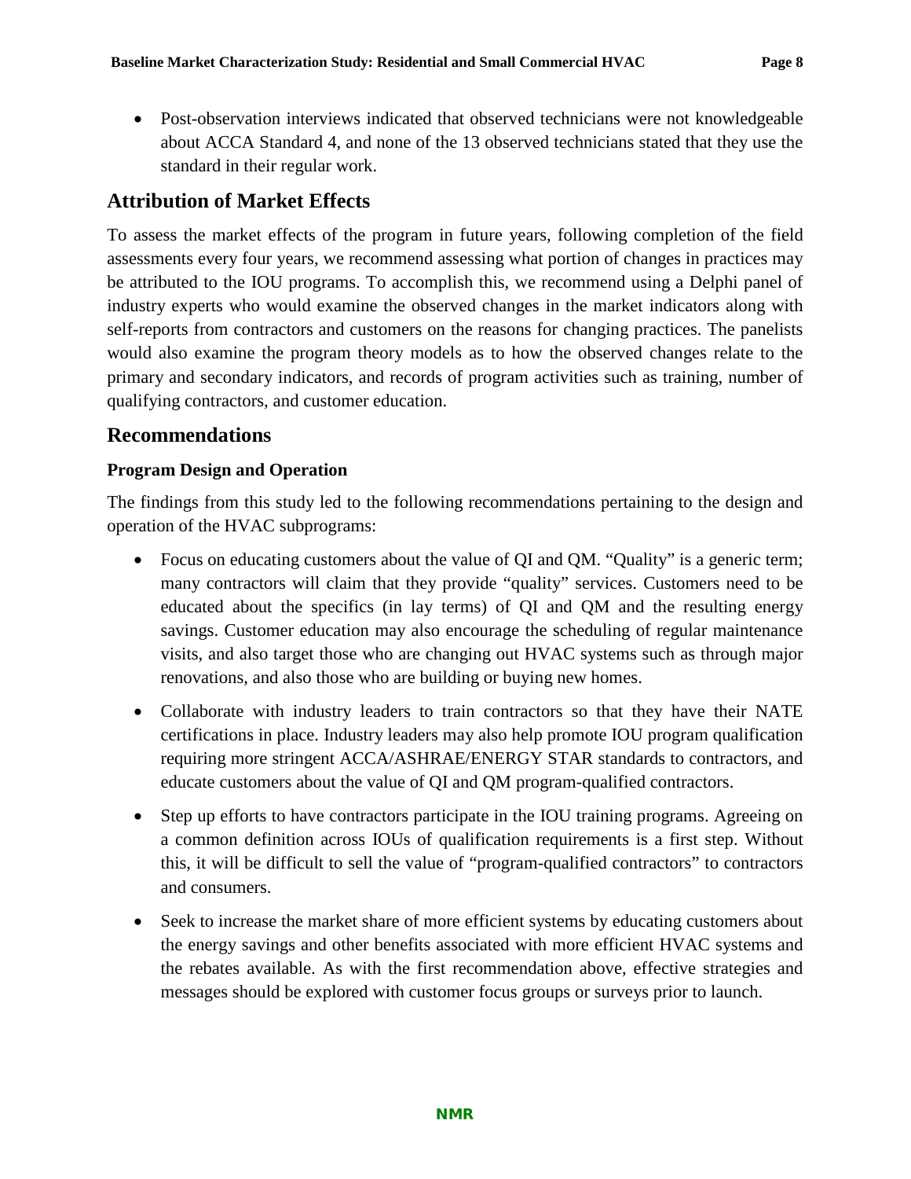- Post-observation interviews indicated that observed technicians were not knowledgeable about ACCA Standard 4, and none of the 13 observed technicians stated that they use the standard in their regular work.

## Attribution of Market Effects

To assess the market effects of the program in future years, following completion of the field assessments every four years, we recommend assessing what portion of changes in practices may be attributed to the IOU programs. To accomplish this, we recommend using a Delphi panel of industry experts who would examine the observed changes in the market indicators along with self-reports from contractors and customers on the reasons for changing practices. The panelists would also examine the program theory models as to how the observed changes relate to the primary and secondary indicators, and records of program activities such as training, number of qualifying contractors, and customer education.

## Recommendations

### Program Design and Operation

The findings from this study led to the following recommendations pertaining to the design and operation of the HVAC subprograms:

- Focus on educating customers about the value of QI and QM. "Quality" is a generic term; many contractors will claim that they provide "quality" services. Customers need to be educated about the specifics (in lay terms) of QI and QM and the resulting energy savings. Customer education may also encourage the scheduling of regular maintenance visits, and also target those who are changing out HVAC systems such as through major renovations, and also those who are building or buying new homes.
- Collaborate with industry leaders to train contractors so that they have their NATE certifications in place. Industry leaders may also help promote IOU program qualification requiring more stringent ACCA/ASHRAE/ENERGY STAR standards to contractors, and educate customers about the value of QI and QM program-qualified contractors.
- Step up efforts to have contractors participate in the IOU training programs. Agreeing on a common definition across IOUs of qualification requirements is a first step. Without this, it will be difficult to sell the value of "program-qualified contractors" to contractors and consumers.
- Seek to increase the market share of more efficient systems by educating customers about the energy savings and other benefits associated with more efficient HVAC systems and the rebates available. As with the first recommendation above, effective strategies and messages should be explored with customer focus groups or surveys prior to launch.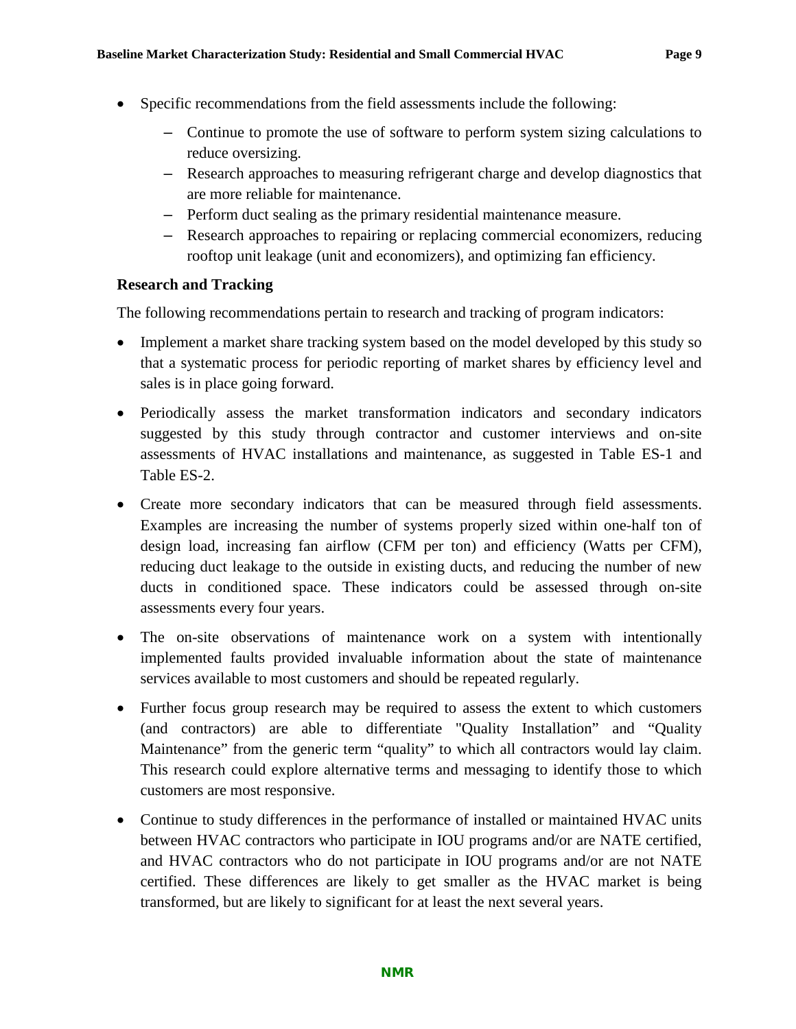- Specific recommendations from the field assessments include the following:
  - Continue to promote the use of software to perform system sizing calculations to reduce oversizing.
  - Research approaches to measuring refrigerant charge and develop diagnostics that are more reliable for maintenance.
  - Perform duct sealing as the primary residential maintenance measure.
  - Research approaches to repairing or replacing commercial economizers, reducing rooftop unit leakage (unit and economizers), and optimizing fan efficiency.

**Research and Tracking**

The following recommendations pertain to research and tracking of program indicators:

- Implement a market share tracking system based on the model developed by this study so that a systematic process for periodic reporting of market shares by efficiency level and sales is in place going forward.
- Periodically assess the market transformation indicators and secondary indicators suggested by this study through contractor and customer interviews and on-site assessments of HVAC installations and maintenance, as suggested in Table ES-1 and Table ES-2.
- Create more secondary indicators that can be measured through field assessments. Examples are increasing the number of systems properly sized within one-half ton of design load, increasing fan airflow (CFM per ton) and efficiency (Watts per CFM), reducing duct leakage to the outside in existing ducts, and reducing the number of new ducts in conditioned space. These indicators could be assessed through on-site assessments every four years.
- The on-site observations of maintenance work on a system with intentionally implemented faults provided invaluable information about the state of maintenance services available to most customers and should be repeated regularly.
- Further focus group research may be required to assess the extent to which customers (and contractors) are able to differentiate "Quality Installation" and "Quality Maintenance" from the generic term "quality" to which all contractors would lay claim. This research could explore alternative terms and messaging to identify those to which customers are most responsive.
- Continue to study differences in the performance of installed or maintained HVAC units between HVAC contractors who participate in IOU programs and/or are NATE certified, and HVAC contractors who do not participate in IOU programs and/or are not NATE certified. These differences are likely to get smaller as the HVAC market is being transformed, but are likely to significant for at least the next several years.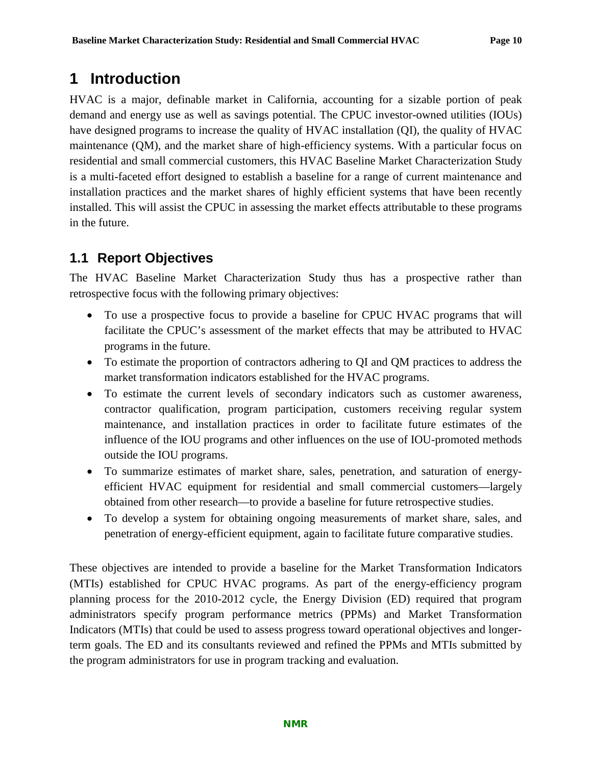# 1 Introduction

HVAC is a major, definable market in California, accounting for a sizable portion of peak demand and energy use as well as savings potential. The CPUC investor-owned utilities (IOUs) have designed programs to increase the quality of HVAC installation (QI), the quality of HVAC maintenance (QM), and the market share of high-efficiency systems. With a particular focus on residential and small commercial customers, this HVAC Baseline Market Characterization Study is a multi-faceted effort designed to establish a baseline for a range of current maintenance and installation practices and the market shares of highly efficient systems that have been recently installed. This will assist the CPUC in assessing the market effects attributable to these programs in the future.

## 1.1 Report Objectives

The HVAC Baseline Market Characterization Study thus has a prospective rather than retrospective focus with the following primary objectives:

- To use a prospective focus to provide a baseline for CPUC HVAC programs that will facilitate the CPUC's assessment of the market effects that may be attributed to HVAC programs in the future.
- To estimate the proportion of contractors adhering to QI and QM practices to address the market transformation indicators established for the HVAC programs.
- To estimate the current levels of secondary indicators such as customer awareness, contractor qualification, program participation, customers receiving regular system maintenance, and installation practices in order to facilitate future estimates of the influence of the IOU programs and other influences on the use of IOU-promoted methods outside the IOU programs.
- To summarize estimates of market share, sales, penetration, and saturation of energy-efficient HVAC equipment for residential and small commercial customers—largely obtained from other research—to provide a baseline for future retrospective studies.
- To develop a system for obtaining ongoing measurements of market share, sales, and penetration of energy-efficient equipment, again to facilitate future comparative studies.

These objectives are intended to provide a baseline for the Market Transformation Indicators (MTIs) established for CPUC HVAC programs. As part of the energy-efficiency program planning process for the 2010-2012 cycle, the Energy Division (ED) required that program administrators specify program performance metrics (PPMs) and Market Transformation Indicators (MTIs) that could be used to assess progress toward operational objectives and longer-term goals. The ED and its consultants reviewed and refined the PPMs and MTIs submitted by the program administrators for use in program tracking and evaluation.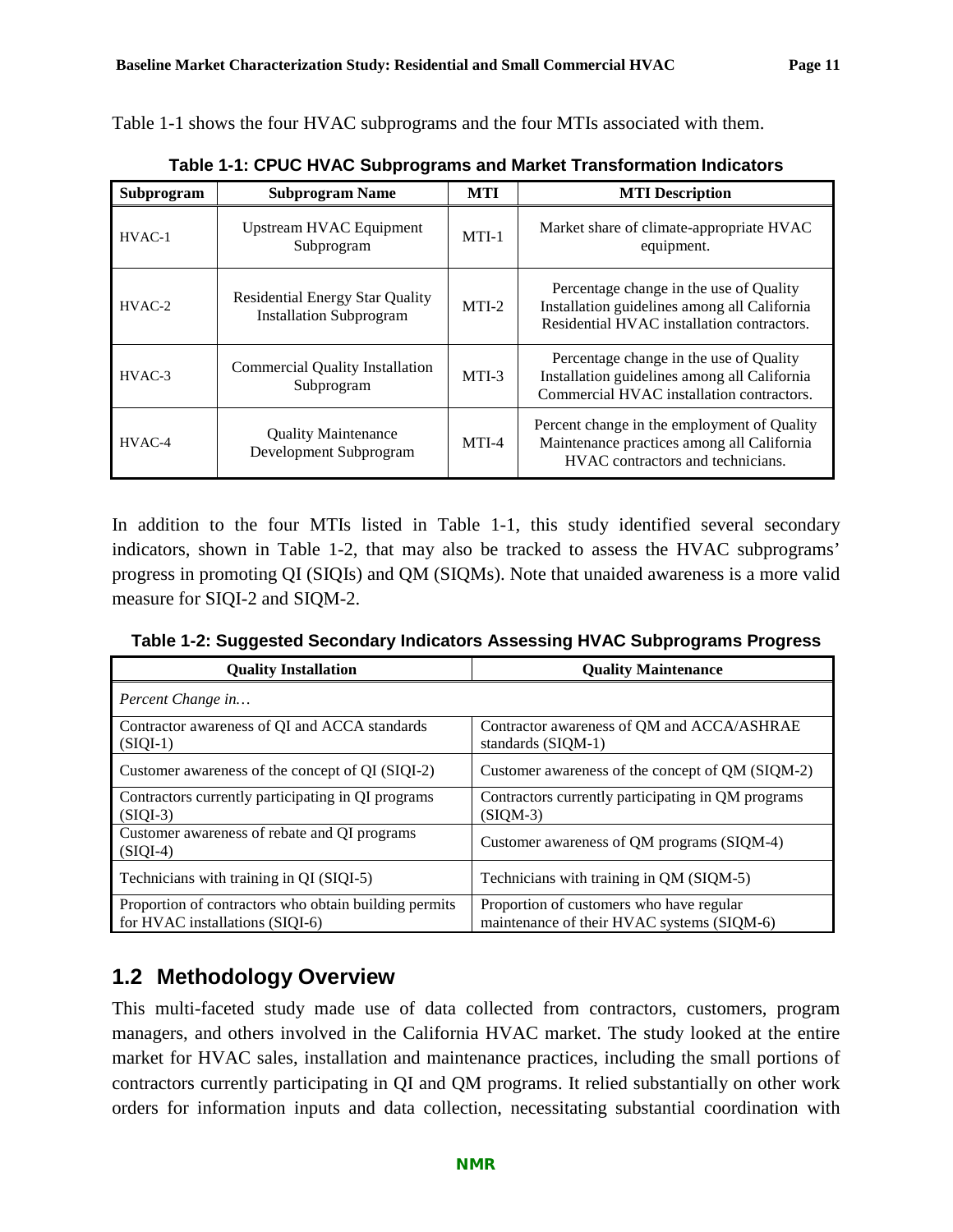Table 1-1 shows the four HVAC subprograms and the four MTIs associated with them.

**Table 1-1: CPUC HVAC Subprograms and Market Transformation Indicators**

| Subprogram | Subprogram Name | MTI | MTI Description |
|---|---|---|---|
| HVAC-1 | Upstream HVAC Equipment Subprogram | MTI-1 | Market share of climate-appropriate HVAC equipment. |
| HVAC-2 | Residential Energy Star Quality Installation Subprogram | MTI-2 | Percentage change in the use of Quality Installation guidelines among all California Residential HVAC installation contractors. |
| HVAC-3 | Commercial Quality Installation Subprogram | MTI-3 | Percentage change in the use of Quality Installation guidelines among all California Commercial HVAC installation contractors. |
| HVAC-4 | Quality Maintenance Development Subprogram | MTI-4 | Percent change in the employment of Quality Maintenance practices among all California HVAC contractors and technicians. |

In addition to the four MTIs listed in Table 1-1, this study identified several secondary indicators, shown in Table 1-2, that may also be tracked to assess the HVAC subprograms' progress in promoting QI (SIQIs) and QM (SIQMs). Note that unaided awareness is a more valid measure for SIQI-2 and SIQM-2.

**Table 1-2: Suggested Secondary Indicators Assessing HVAC Subprograms Progress**

| Quality Installation | Quality Maintenance |
|---|---|
| *Percent Change in…* | |
| Contractor awareness of QI and ACCA standards (SIQI-1) | Contractor awareness of QM and ACCA/ASHRAE standards (SIQM-1) |
| Customer awareness of the concept of QI (SIQI-2) | Customer awareness of the concept of QM (SIQM-2) |
| Contractors currently participating in QI programs (SIQI-3) | Contractors currently participating in QM programs (SIQM-3) |
| Customer awareness of rebate and QI programs (SIQI-4) | Customer awareness of QM programs (SIQM-4) |
| Technicians with training in QI (SIQI-5) | Technicians with training in QM (SIQM-5) |
| Proportion of contractors who obtain building permits for HVAC installations (SIQI-6) | Proportion of customers who have regular maintenance of their HVAC systems (SIQM-6) |

## 1.2 Methodology Overview

This multi-faceted study made use of data collected from contractors, customers, program managers, and others involved in the California HVAC market. The study looked at the entire market for HVAC sales, installation and maintenance practices, including the small portions of contractors currently participating in QI and QM programs. It relied substantially on other work orders for information inputs and data collection, necessitating substantial coordination with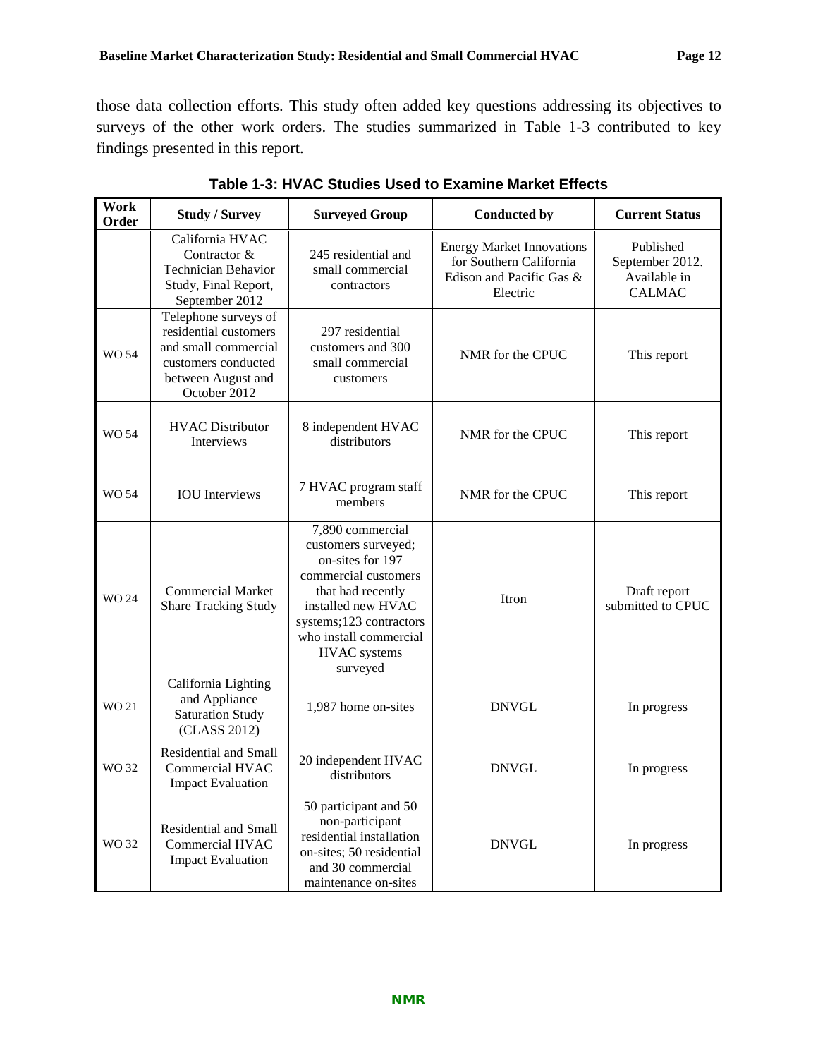those data collection efforts. This study often added key questions addressing its objectives to surveys of the other work orders. The studies summarized in Table 1-3 contributed to key findings presented in this report.

**Table 1-3: HVAC Studies Used to Examine Market Effects**

| Work Order | Study / Survey | Surveyed Group | Conducted by | Current Status |
|---|---|---|---|---|
| | California HVAC Contractor & Technician Behavior Study, Final Report, September 2012 | 245 residential and small commercial contractors | Energy Market Innovations for Southern California Edison and Pacific Gas & Electric | Published September 2012. Available in CALMAC |
| WO 54 | Telephone surveys of residential customers and small commercial customers conducted between August and October 2012 | 297 residential customers and 300 small commercial customers | NMR for the CPUC | This report |
| WO 54 | HVAC Distributor Interviews | 8 independent HVAC distributors | NMR for the CPUC | This report |
| WO 54 | IOU Interviews | 7 HVAC program staff members | NMR for the CPUC | This report |
| WO 24 | Commercial Market Share Tracking Study | 7,890 commercial customers surveyed; on-sites for 197 commercial customers that had recently installed new HVAC systems;123 contractors who install commercial HVAC systems surveyed | Itron | Draft report submitted to CPUC |
| WO 21 | California Lighting and Appliance Saturation Study (CLASS 2012) | 1,987 home on-sites | DNVGL | In progress |
| WO 32 | Residential and Small Commercial HVAC Impact Evaluation | 20 independent HVAC distributors | DNVGL | In progress |
| WO 32 | Residential and Small Commercial HVAC Impact Evaluation | 50 participant and 50 non-participant residential installation on-sites; 50 residential and 30 commercial maintenance on-sites | DNVGL | In progress |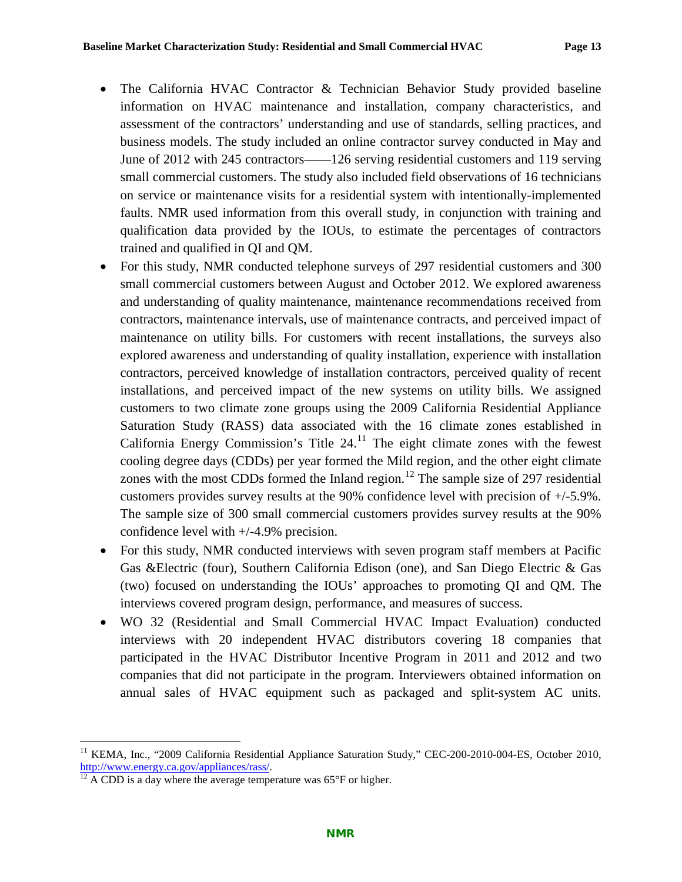- The California HVAC Contractor & Technician Behavior Study provided baseline information on HVAC maintenance and installation, company characteristics, and assessment of the contractors' understanding and use of standards, selling practices, and business models. The study included an online contractor survey conducted in May and June of 2012 with 245 contractors——126 serving residential customers and 119 serving small commercial customers. The study also included field observations of 16 technicians on service or maintenance visits for a residential system with intentionally-implemented faults. NMR used information from this overall study, in conjunction with training and qualification data provided by the IOUs, to estimate the percentages of contractors trained and qualified in QI and QM.
- For this study, NMR conducted telephone surveys of 297 residential customers and 300 small customers between August and October 2012. We explored awareness and understanding of quality maintenance, maintenance recommendations received from contractors, maintenance intervals, use of maintenance contracts, and perceived impact of maintenance on utility bills. For customers with recent installations, the surveys also explored awareness and understanding of quality installation, experience with installation contractors, perceived knowledge of installation contractors, perceived quality of recent installations, and perceived impact of the new systems on utility bills. We assigned customers to two climate zone groups using the 2009 California Residential Appliance Saturation Study (RASS) data associated with the 16 climate zones established in California Energy Commission's Title 24.[11] The eight climate zones with the fewest cooling degree days (CDDs) per year formed the Mild region, and the other eight climate zones with the most CDDs formed the Inland region.[12] The sample size of 297 residential customers provides survey results at the 90% confidence level with precision of +/-5.9%. The sample size of 300 small commercial customers provides survey results at the 90% confidence level with +/-4.9% precision.
- For this study, NMR conducted interviews with seven program staff members at Pacific Gas &Electric (four), Southern California Edison (one), and San Diego Electric & Gas (two) focused on understanding the IOUs' approaches to promoting QI and QM. The interviews covered program design, performance, and measures of success.
- WO 32 (Residential and Small Commercial HVAC Impact Evaluation) conducted interviews with 20 independent HVAC distributors covering 18 companies that participated in the HVAC Distributor Incentive Program in 2011 and 2012 and two companies that did not participate in the program. Interviewers obtained information on annual sales of HVAC equipment such as packaged and split-system AC units.

---

[11] KEMA, Inc., "2009 California Residential Appliance Saturation Study," CEC-200-2010-004-ES, October 2010, http://www.energy.ca.gov/appliances/rass/.

[12] A CDD is a day where the average temperature was 65°F or higher.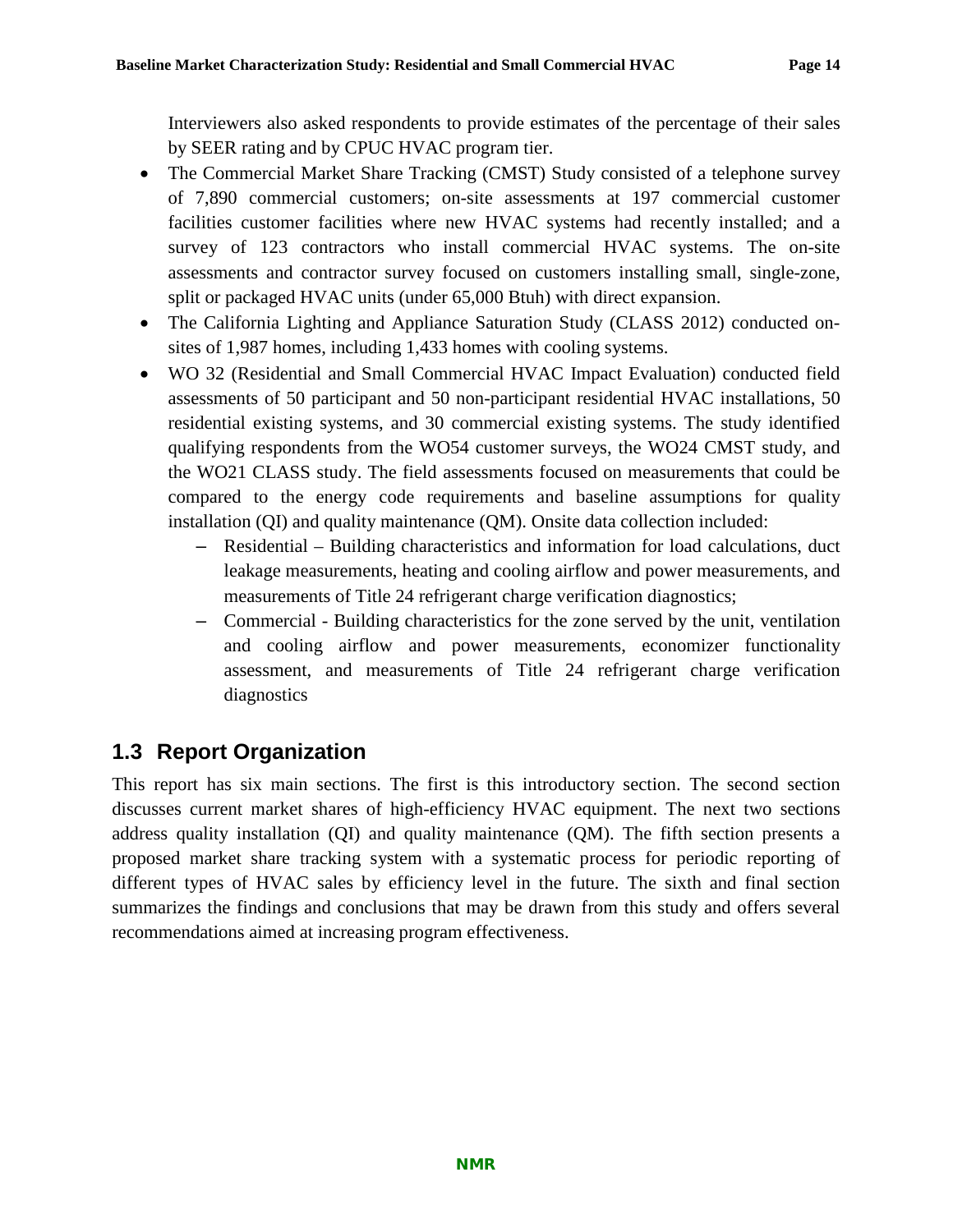Interviewers also asked respondents to provide estimates of the percentage of their sales by SEER rating and by CPUC HVAC program tier.

- The Commercial Market Share Tracking (CMST) Study consisted of a telephone survey of 7,890 commercial customers; on-site assessments at 197 commercial customer facilities customer facilities where new HVAC systems had recently installed; and a survey of 123 contractors who install commercial HVAC systems. The on-site assessments and contractor survey focused on customers installing small, single-zone, split or packaged HVAC units (under 65,000 Btuh) with direct expansion.
- The California Lighting and Appliance Saturation Study (CLASS 2012) conducted on-sites of 1,987 homes, including 1,433 homes with cooling systems.
- WO 32 (Residential and Small Commercial HVAC Impact Evaluation) conducted field assessments of 50 participant and 50 non-participant residential HVAC installations, 50 residential existing systems, and 30 commercial existing systems. The study identified qualifying respondents from the WO54 customer surveys, the WO24 CMST study, and the WO21 CLASS study. The field assessments focused on measurements that could be compared to the energy code requirements and baseline assumptions for quality installation (QI) and quality maintenance (QM). Onsite data collection included:
  - Residential – Building characteristics and information for load calculations, duct leakage measurements, heating and cooling airflow and power measurements, and measurements of Title 24 refrigerant charge verification diagnostics;
  - Commercial - Building characteristics for the zone served by the unit, ventilation and cooling airflow and power measurements, economizer functionality assessment, and measurements of Title 24 refrigerant charge verification diagnostics

## 1.3 Report Organization

This report has six main sections. The first is this introductory section. The second section discusses current market shares of high-efficiency HVAC equipment. The next two sections address quality installation (QI) and quality maintenance (QM). The fifth section presents a proposed market share tracking system with a systematic process for periodic reporting of different types of HVAC sales by efficiency level in the future. The sixth and final section summarizes the findings and conclusions that may be drawn from this study and offers several recommendations aimed at increasing program effectiveness.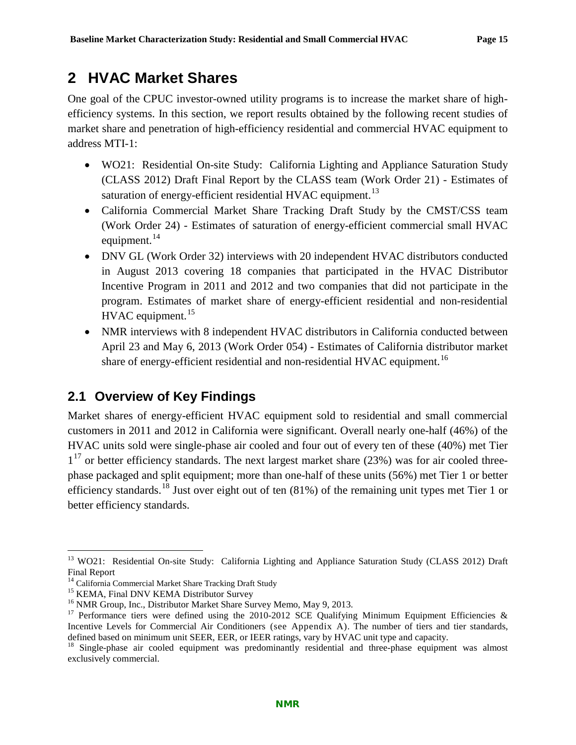# 2 HVAC Market Shares

One goal of the CPUC investor-owned utility programs is to increase the market share of high-efficiency systems. In this section, we report results obtained by the following recent studies of market share and penetration of high-efficiency residential and commercial HVAC equipment to address MTI-1:

- WO21: Residential On-site Study: California Lighting and Appliance Saturation Study (CLASS 2012) Draft Final Report by the CLASS team (Work Order 21) - Estimates of saturation of energy-efficient residential HVAC equipment.[13]
- California Commercial Market Share Tracking Draft Study by the CMST/CSS team (Work Order 24) - Estimates of saturation of energy-efficient commercial small HVAC equipment.[14]
- DNV GL (Work Order 32) interviews with 20 independent HVAC distributors conducted in August 2013 covering 18 companies that participated in the HVAC Distributor Incentive Program in 2011 and 2012 and two companies that did not participate in the program. Estimates of market share of energy-efficient residential and non-residential HVAC equipment.[15]
- NMR interviews with 8 independent HVAC distributors in California conducted between April 23 and May 6, 2013 (Work Order 054) - Estimates of California distributor market share of energy-efficient residential and non-residential HVAC equipment.[16]

## 2.1 Overview of Key Findings

Market shares of energy-efficient HVAC equipment sold to residential and small commercial customers in 2011 and 2012 in California were significant. Overall nearly one-half (46%) of the HVAC units sold were single-phase air cooled and four out of every ten of these (40%) met Tier 1[17] or better efficiency standards. The next largest market share (23%) was for air cooled three-phase packaged and split equipment; more than one-half of these units (56%) met Tier 1 or better efficiency standards.[18] Just over eight out of ten (81%) of the remaining unit types met Tier 1 or better efficiency standards.

---

[13] WO21: Residential On-site Study: California Lighting and Appliance Saturation Study (CLASS 2012) Draft Final Report

[14] California Commercial Market Share Tracking Draft Study

[15] KEMA, Final DNV KEMA Distributor Survey

[16] NMR Group, Inc., Distributor Market Share Survey Memo, May 9, 2013.

[17] Performance tiers were defined using the 2010-2012 SCE Qualifying Minimum Equipment Efficiencies & Incentive Levels for Commercial Air Conditioners (see Appendix A). The number of tiers and tier standards, defined based on minimum unit SEER, EER, or IEER ratings, vary by HVAC unit type and capacity.

[18] Single-phase air cooled equipment was predominantly residential and three-phase equipment was almost exclusively commercial.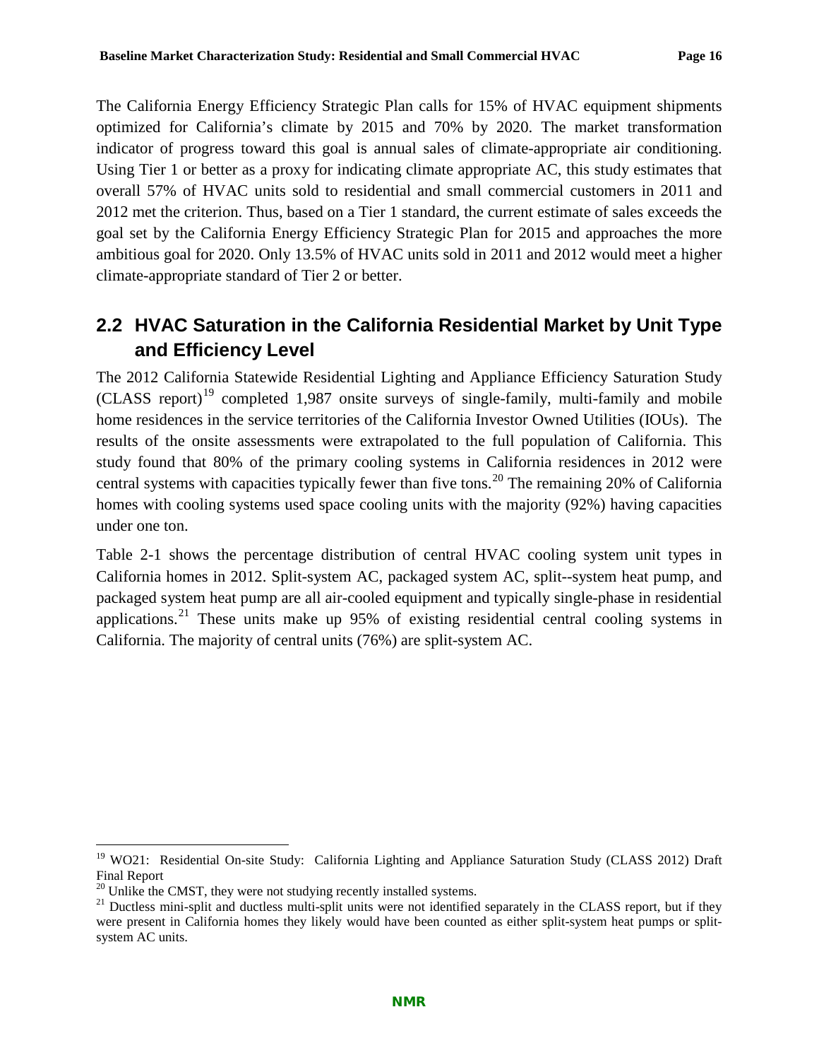The California Energy Efficiency Strategic Plan calls for 15% of HVAC equipment shipments optimized for California's climate by 2015 and 70% by 2020. The market transformation indicator of progress toward this goal is annual sales of climate-appropriate air conditioning. Using Tier 1 or better as a proxy for indicating climate appropriate AC, this study estimates that overall 57% of HVAC units sold to residential and small commercial customers in 2011 and 2012 met the criterion. Thus, based on a Tier 1 standard, the current estimate of sales exceeds the goal set by the California Energy Efficiency Strategic Plan for 2015 and approaches the more ambitious goal for 2020. Only 13.5% of HVAC units sold in 2011 and 2012 would meet a higher climate-appropriate standard of Tier 2 or better.

## 2.2 HVAC Saturation in the California Residential Market by Unit Type and Efficiency Level

The 2012 California Statewide Residential Lighting and Appliance Efficiency Saturation Study (CLASS report)[19] completed 1,987 onsite surveys of single-family, multi-family and mobile home residences in the service territories of the California Investor Owned Utilities (IOUs). The results of the onsite assessments were extrapolated to the full population of California. This study found that 80% of the primary cooling systems in California residences in 2012 were central systems with capacities typically fewer than five tons.[20] The remaining 20% of California homes with cooling systems used space cooling units with the majority (92%) having capacities under one ton.

Table 2-1 shows the percentage distribution of central HVAC cooling system unit types in California homes in 2012. Split-system AC, packaged system AC, split--system heat pump, and packaged system heat pump are all air-cooled equipment and typically single-phase in residential applications.[21] These units make up 95% of existing residential central cooling systems in California. The majority of central units (76%) are split-system AC.

---

[19] WO21: Residential On-site Study: California Lighting and Appliance Saturation Study (CLASS 2012) Draft Final Report

[20] Unlike the CMST, they were not studying recently installed systems.

[21] Ductless mini-split and ductless multi-split units were not identified separately in the CLASS report, but if they were present in California homes they likely would have been counted as either split-system heat pumps or split-system AC units.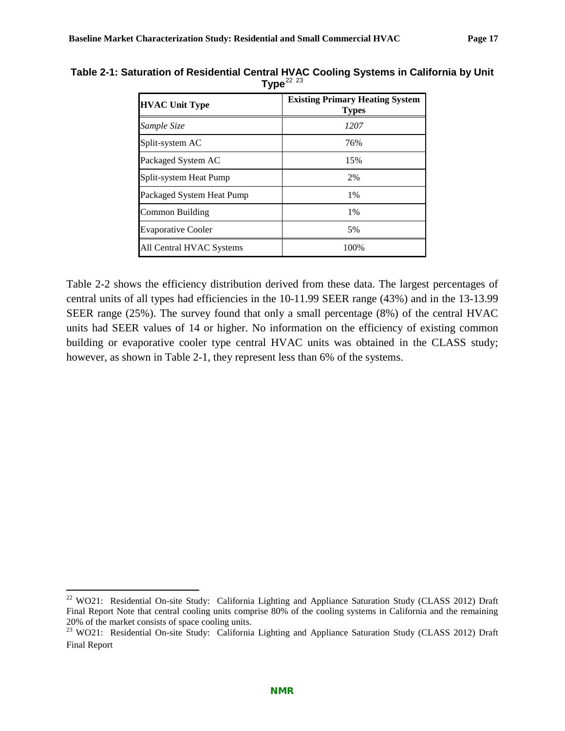**Table 2-1: Saturation of Residential Central HVAC Cooling Systems in California by Unit Type**[22] [23]

| HVAC Unit Type | Existing Primary Heating System Types |
|---|---|
| *Sample Size* | *1207* |
| Split-system AC | 76% |
| Packaged System AC | 15% |
| Split-system Heat Pump | 2% |
| Packaged System Heat Pump | 1% |
| Common Building | 1% |
| Evaporative Cooler | 5% |
| All Central HVAC Systems | 100% |

Table 2-2 shows the efficiency distribution derived from these data. The largest percentages of central units of all types had efficiencies in the 10-11.99 SEER range (43%) and in the 13-13.99 SEER range (25%). The survey found that only a small percentage (8%) of the central HVAC units had SEER values of 14 or higher. No information on the efficiency of existing common building or evaporative cooler type central HVAC units was obtained in the CLASS study; however, as shown in Table 2-1, they represent less than 6% of the systems.

---

[22] WO21: Residential On-site Study: California Lighting and Appliance Saturation Study (CLASS 2012) Draft Final Report Note that central cooling units comprise 80% of the cooling systems in California and the remaining 20% of the market consists of space cooling units.

[23] WO21: Residential On-site Study: California Lighting and Appliance Saturation Study (CLASS 2012) Draft Final Report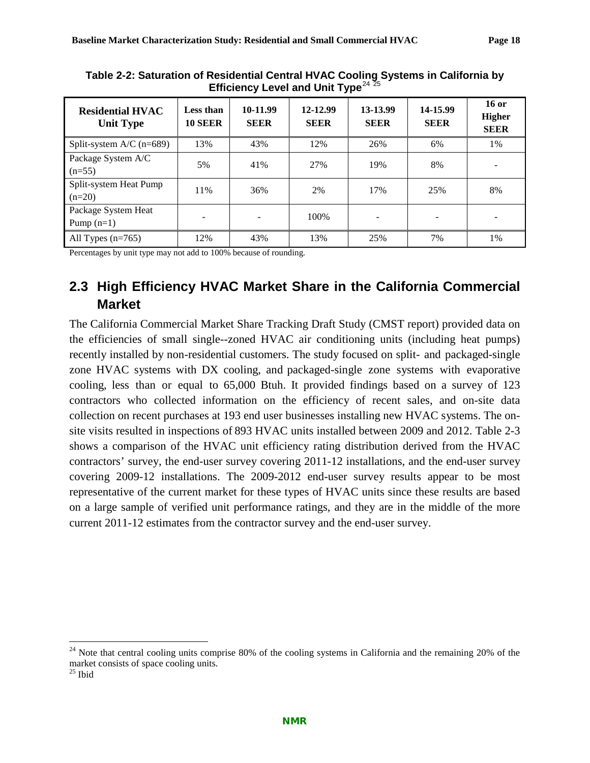**Table 2-2: Saturation of Residential Central HVAC Cooling Systems in California by Efficiency Level and Unit Type**[24] [25]

| Residential HVAC Unit Type | Less than 10 SEER | 10-11.99 SEER | 12-12.99 SEER | 13-13.99 SEER | 14-15.99 SEER | 16 or Higher SEER |
|---|---|---|---|---|---|---|
| Split-system A/C (n=689) | 13% | 43% | 12% | 26% | 6% | 1% |
| Package System A/C (n=55) | 5% | 41% | 27% | 19% | 8% | - |
| Split-system Heat Pump (n=20) | 11% | 36% | 2% | 17% | 25% | 8% |
| Package System Heat Pump (n=1) | - | - | 100% | - | - | - |
| All Types (n=765) | 12% | 43% | 13% | 25% | 7% | 1% |

Percentages by unit type may not add to 100% because of rounding.

## 2.3 High Efficiency HVAC Market Share in the California Commercial Market

The California Commercial Market Share Tracking Draft Study (CMST report) provided data on the efficiencies of small single--zoned HVAC air conditioning units (including heat pumps) recently installed by non-residential customers. The study focused on split- and packaged-single zone HVAC systems with DX cooling, and packaged-single zone systems with evaporative cooling, less than or equal to 65,000 Btuh. It provided findings based on a survey of 123 contractors who collected information on the efficiency of recent sales, and on-site data collection on recent purchases at 193 end user businesses installing new HVAC systems. The on-site visits resulted in inspections of 893 HVAC units installed between 2009 and 2012. Table 2-3 shows a comparison of the HVAC unit efficiency rating distribution derived from the HVAC contractors' survey, the end-user survey covering 2011-12 installations, and the end-user survey covering 2009-12 installations. The 2009-2012 end-user survey results appear to be most representative of the current market for these types of HVAC units since these results are based on a large sample of verified unit performance ratings, and they are in the middle of the more current 2011-12 estimates from the contractor survey and the end-user survey.

[24] Note that central cooling units comprise 80% of the cooling systems in California and the remaining 20% of the market consists of space cooling units.

[25] Ibid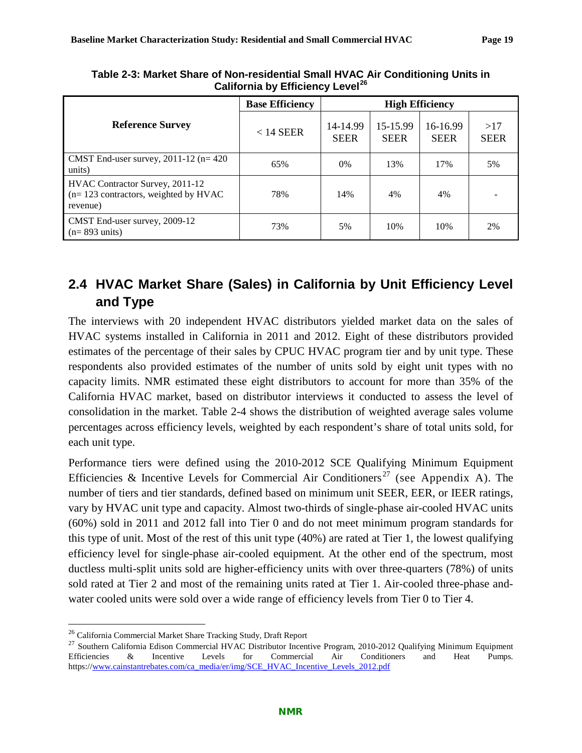**Table 2-3: Market Share of Non-residential Small HVAC Air Conditioning Units in California by Efficiency Level[26]**

| Reference Survey | Base Efficiency | High Efficiency | | | |
|---|---|---|---|---|---|
| | < 14 SEER | 14-14.99 SEER | 15-15.99 SEER | 16-16.99 SEER | >17 SEER |
| CMST End-user survey, 2011-12 (n= 420 units) | 65% | 0% | 13% | 17% | 5% |
| HVAC Contractor Survey, 2011-12 (n= 123 contractors, weighted by HVAC revenue) | 78% | 14% | 4% | 4% | - |
| CMST End-user survey, 2009-12 (n= 893 units) | 73% | 5% | 10% | 10% | 2% |

## 2.4 HVAC Market Share (Sales) in California by Unit Efficiency Level and Type

The interviews with 20 independent HVAC distributors yielded market data on the sales of HVAC systems installed in California in 2011 and 2012. Eight of these distributors provided estimates of the percentage of their sales by CPUC HVAC program tier and by unit type. These respondents also provided estimates of the number of units sold by eight unit types with no capacity limits. NMR estimated these eight distributors to account for more than 35% of the California HVAC market, based on distributor interviews it conducted to assess the level of consolidation in the market. Table 2-4 shows the distribution of weighted average sales volume percentages across efficiency levels, weighted by each respondent's share of total units sold, for each unit type.

Performance tiers were defined using the 2010-2012 SCE Qualifying Minimum Equipment Efficiencies & Incentive Levels for Commercial Air Conditioners[27] (see Appendix A). The number of tiers and tier standards, defined based on minimum unit SEER, EER, or IEER ratings, vary by HVAC unit type and capacity. Almost two-thirds of single-phase air-cooled HVAC units (60%) sold in 2011 and 2012 fall into Tier 0 and do not meet minimum program standards for this type of unit. Most of the rest of this unit type (40%) are rated at Tier 1, the lowest qualifying efficiency level for single-phase air-cooled equipment. At the other end of the spectrum, most ductless multi-split units sold are higher-efficiency units with over three-quarters (78%) of units sold rated at Tier 2 and most of the remaining units rated at Tier 1. Air-cooled three-phase and-water cooled units were sold over a wide range of efficiency levels from Tier 0 to Tier 4.

---

[26] California Commercial Market Share Tracking Study, Draft Report

[27] Southern California Edison Commercial HVAC Distributor Incentive Program, 2010-2012 Qualifying Minimum Equipment Efficiencies & Incentive Levels for Commercial Air Conditioners and Heat Pumps. https://www.cainstantrebates.com/ca_media/er/img/SCE_HVAC_Incentive_Levels_2012.pdf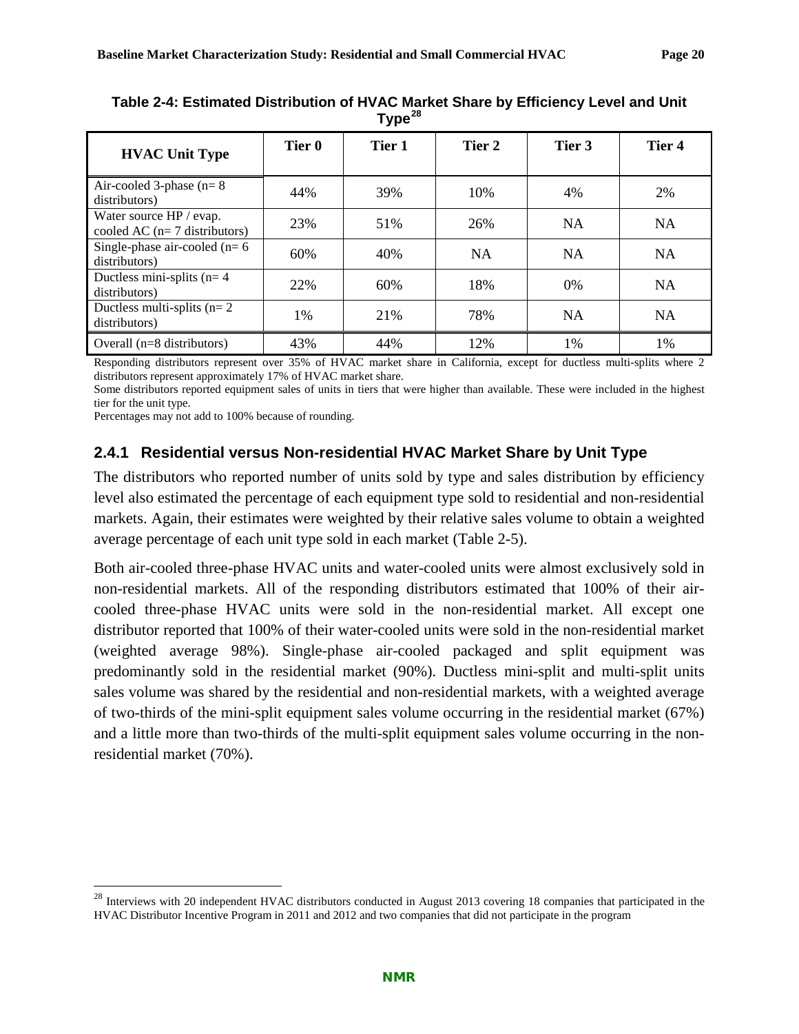**Table 2-4: Estimated Distribution of HVAC Market Share by Efficiency Level and Unit Type[28]**

| HVAC Unit Type | Tier 0 | Tier 1 | Tier 2 | Tier 3 | Tier 4 |
|---|---|---|---|---|---|
| Air-cooled 3-phase (n= 8 distributors) | 44% | 39% | 10% | 4% | 2% |
| Water source HP / evap. cooled AC (n= 7 distributors) | 23% | 51% | 26% | NA | NA |
| Single-phase air-cooled (n= 6 distributors) | 60% | 40% | NA | NA | NA |
| Ductless mini-splits (n= 4 distributors) | 22% | 60% | 18% | 0% | NA |
| Ductless multi-splits (n= 2 distributors) | 1% | 21% | 78% | NA | NA |
| Overall (n=8 distributors) | 43% | 44% | 12% | 1% | 1% |

Responding distributors represent over 35% of HVAC market share in California, except for ductless multi-splits where 2 distributors represent approximately 17% of HVAC market share.

Some distributors reported equipment sales of units in tiers that were higher than available. These were included in the highest tier for the unit type.

Percentages may not add to 100% because of rounding.

### 2.4.1 Residential versus Non-residential HVAC Market Share by Unit Type

The distributors who reported number of units sold by type and sales distribution by efficiency level also estimated the percentage of each equipment type sold to residential and non-residential markets. Again, their estimates were weighted by their relative sales volume to obtain a weighted average percentage of each unit type sold in each market (Table 2-5).

Both air-cooled three-phase HVAC units and water-cooled units were almost exclusively sold in non-residential markets. All of the responding distributors estimated that 100% of their air-cooled three-phase HVAC units were sold in the non-residential market. All except one distributor reported that 100% of their water-cooled units were sold in the non-residential market (weighted average 98%). Single-phase air-cooled packaged and split equipment was predominantly sold in the residential market (90%). Ductless mini-split and multi-split units sales volume was shared by the residential and non-residential markets, with a weighted average of two-thirds of the mini-split equipment sales volume occurring in the residential market (67%) and a little more than two-thirds of the multi-split equipment sales volume occurring in the non-residential market (70%).

[28] Interviews with 20 independent HVAC distributors conducted in August 2013 covering 18 companies that participated in the HVAC Distributor Incentive Program in 2011 and 2012 and two companies that did not participate in the program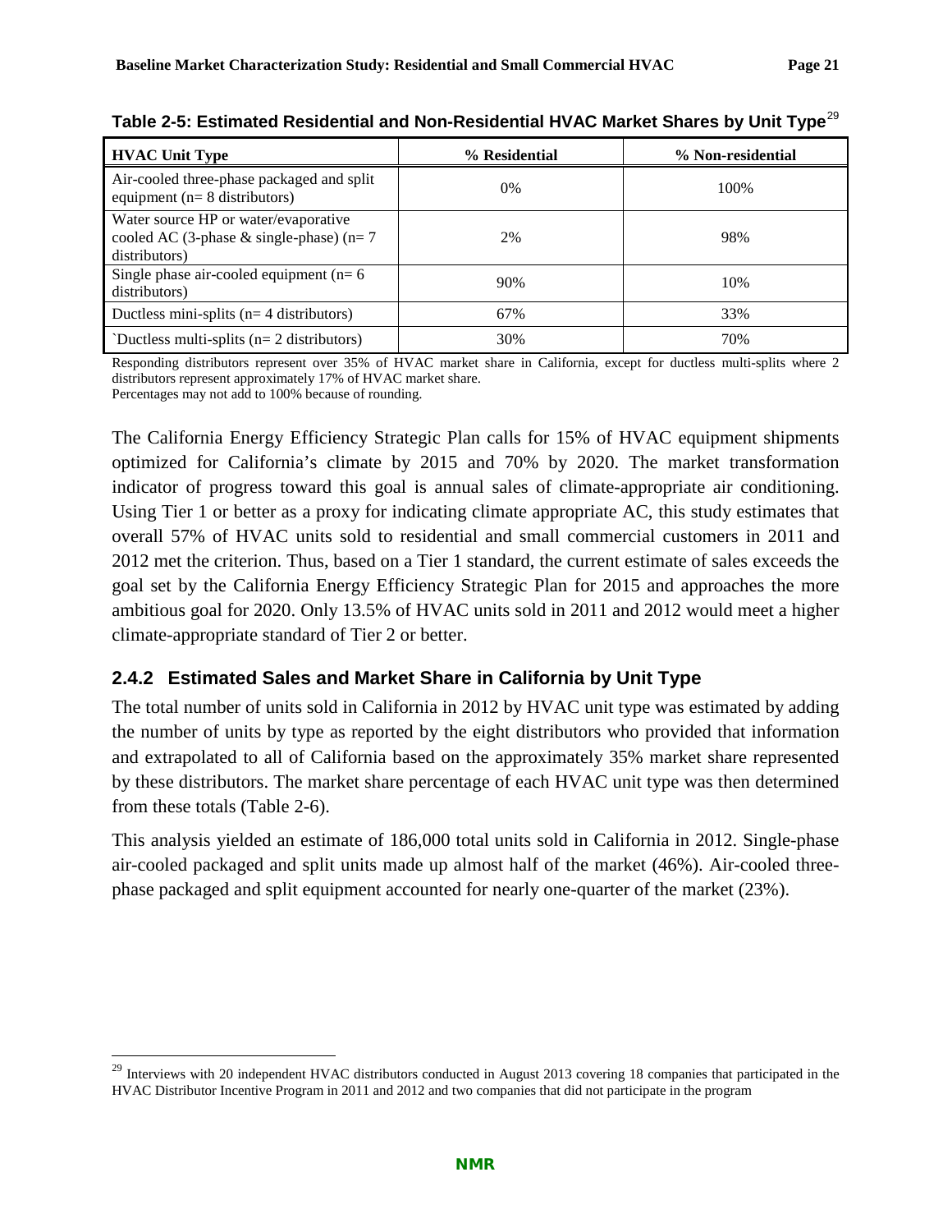**Table 2-5: Estimated Residential and Non-Residential HVAC Market Shares by Unit Type**[29]

| HVAC Unit Type | % Residential | % Non-residential |
|---|---|---|
| Air-cooled three-phase packaged and split equipment (n= 8 distributors) | 0% | 100% |
| Water source HP or water/evaporative cooled AC (3-phase & single-phase) (n= 7 distributors) | 2% | 98% |
| Single phase air-cooled equipment (n= 6 distributors) | 90% | 10% |
| Ductless mini-splits (n= 4 distributors) | 67% | 33% |
| `Ductless multi-splits (n= 2 distributors) | 30% | 70% |

Responding distributors represent over 35% of HVAC market share in California, except for ductless multi-splits where 2 distributors represent approximately 17% of HVAC market share.
Percentages may not add to 100% because of rounding.

The California Energy Efficiency Strategic Plan calls for 15% of HVAC equipment shipments optimized for California's climate by 2015 and 70% by 2020. The market transformation indicator of progress toward this goal is annual sales of climate-appropriate air conditioning. Using Tier 1 or better as a proxy for indicating climate appropriate AC, this study estimates that overall 57% of HVAC units sold to residential and small commercial customers in 2011 and 2012 met the criterion. Thus, based on a Tier 1 standard, the current estimate of sales exceeds the goal set by the California Energy Efficiency Strategic Plan for 2015 and approaches the more ambitious goal for 2020. Only 13.5% of HVAC units sold in 2011 and 2012 would meet a higher climate-appropriate standard of Tier 2 or better.

### 2.4.2 Estimated Sales and Market Share in California by Unit Type

The total number of units sold in California in 2012 by HVAC unit type was estimated by adding the number of units by type as reported by the eight distributors who provided that information and extrapolated to all of California based on the approximately 35% market share represented by these distributors. The market share percentage of each HVAC unit type was then determined from these totals (Table 2-6).

This analysis yielded an estimate of 186,000 total units sold in California in 2012. Single-phase air-cooled packaged and split units made up almost half of the market (46%). Air-cooled three-phase packaged and split equipment accounted for nearly one-quarter of the market (23%).

[29] Interviews with 20 independent HVAC distributors conducted in August 2013 covering 18 companies that participated in the HVAC Distributor Incentive Program in 2011 and 2012 and two companies that did not participate in the program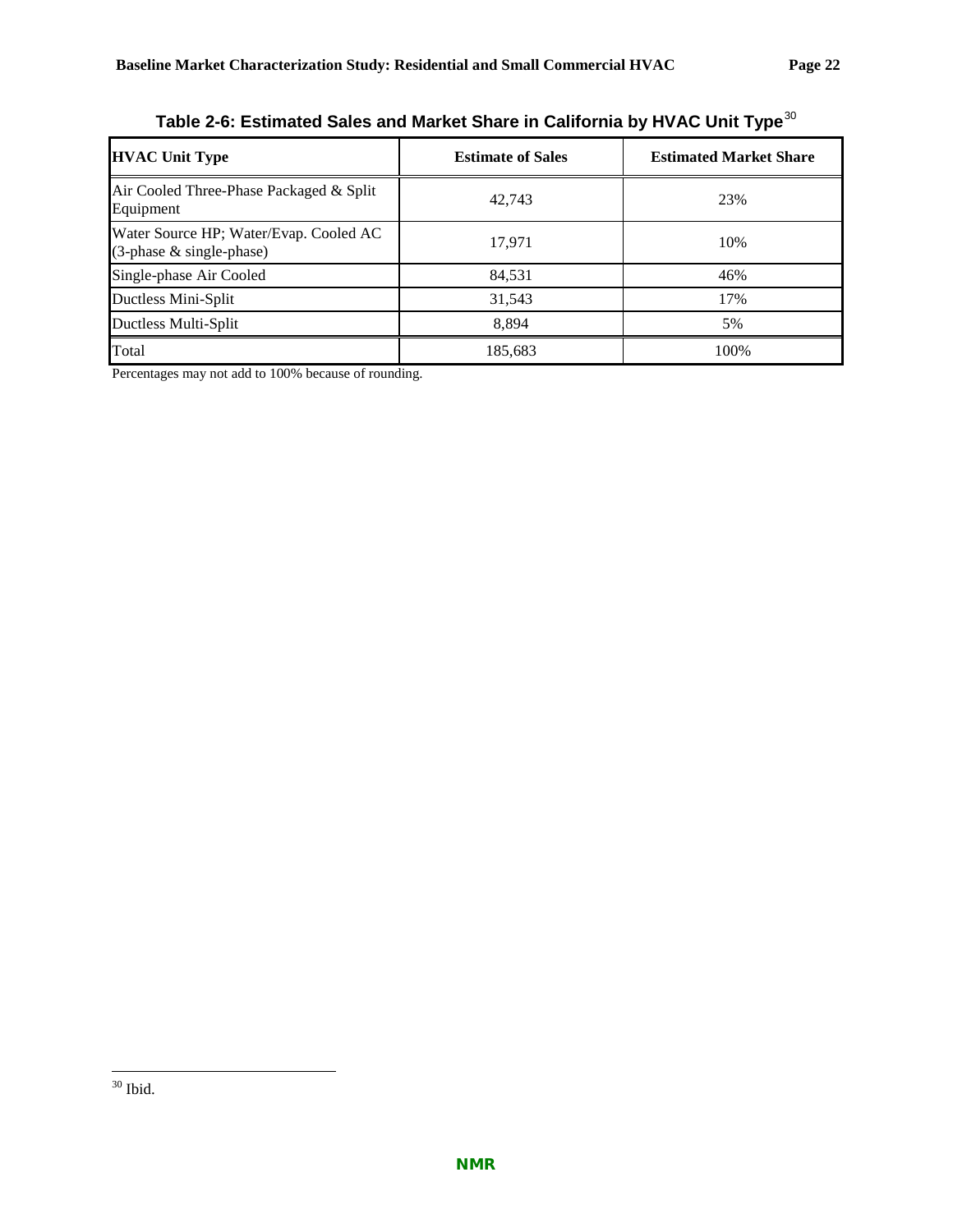**Table 2-6: Estimated Sales and Market Share in California by HVAC Unit Type**[30]

| HVAC Unit Type | Estimate of Sales | Estimated Market Share |
|---|---|---|
| Air Cooled Three-Phase Packaged & Split Equipment | 42,743 | 23% |
| Water Source HP; Water/Evap. Cooled AC (3-phase & single-phase) | 17,971 | 10% |
| Single-phase Air Cooled | 84,531 | 46% |
| Ductless Mini-Split | 31,543 | 17% |
| Ductless Multi-Split | 8,894 | 5% |
| Total | 185,683 | 100% |

Percentages may not add to 100% because of rounding.

[30] Ibid.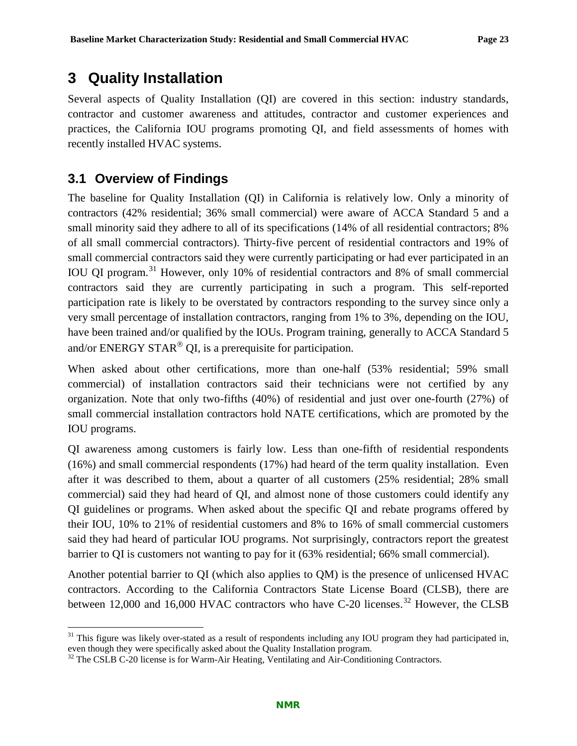# 3 Quality Installation

Several aspects of Quality Installation (QI) are covered in this section: industry standards, contractor and customer awareness and attitudes, contractor and customer experiences and practices, the California IOU programs promoting QI, and field assessments of homes with recently installed HVAC systems.

## 3.1 Overview of Findings

The baseline for Quality Installation (QI) in California is relatively low. Only a minority of contractors (42% residential; 36% small commercial) were aware of ACCA Standard 5 and a small minority said they adhere to all of its specifications (14% of all residential contractors; 8% of all small commercial contractors). Thirty-five percent of residential contractors and 19% of small commercial contractors said they were currently participating or had ever participated in an IOU QI program.[31] However, only 10% of residential contractors and 8% of small commercial contractors said they are currently participating in such a program. This self-reported participation rate is likely to be overstated by contractors responding to the survey since only a very small percentage of installation contractors, ranging from 1% to 3%, depending on the IOU, have been trained and/or qualified by the IOUs. Program training, generally to ACCA Standard 5 and/or ENERGY STAR® QI, is a prerequisite for participation.

When asked about other certifications, more than one-half (53% residential; 59% small commercial) of installation contractors said their technicians were not certified by any organization. Note that only two-fifths (40%) of residential and just over one-fourth (27%) of small commercial installation contractors hold NATE certifications, which are promoted by the IOU programs.

QI awareness among customers is fairly low. Less than one-fifth of residential respondents (16%) and small commercial respondents (17%) had heard of the term quality installation. Even after it was described to them, about a quarter of all customers (25% residential; 28% small commercial) said they had heard of QI, and almost none of those customers could identify any QI guidelines or programs. When asked about the specific QI and rebate programs offered by their IOU, 10% to 21% of residential customers and 8% to 16% of small commercial customers said they had heard of particular IOU programs. Not surprisingly, contractors report the greatest barrier to QI is customers not wanting to pay for it (63% residential; 66% small commercial).

Another potential barrier to QI (which also applies to QM) is the presence of unlicensed HVAC contractors. According to the California Contractors State License Board (CLSB), there are between 12,000 and 16,000 HVAC contractors who have C-20 licenses.[32] However, the CLSB

[31] This figure was likely over-stated as a result of respondents including any IOU program they had participated in, even though they were specifically asked about the Quality Installation program.

[32] The CSLB C-20 license is for Warm-Air Heating, Ventilating and Air-Conditioning Contractors.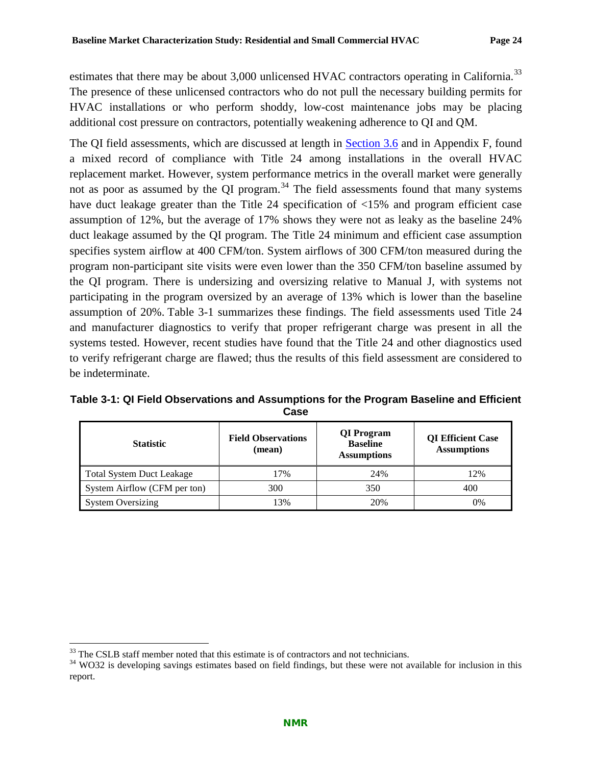estimates that there may be about 3,000 unlicensed HVAC contractors operating in California.[33] The presence of these unlicensed contractors who do not pull the necessary building permits for HVAC installations or who perform shoddy, low-cost maintenance jobs may be placing additional cost pressure on contractors, potentially weakening adherence to QI and QM.

The QI field assessments, which are discussed at length in Section 3.6 and in Appendix F, found a mixed record of compliance with Title 24 among installations in the overall HVAC replacement market. However, system performance metrics in the overall market were generally not as poor as assumed by the QI program.[34] The field assessments found that many systems have duct leakage greater than the Title 24 specification of <15% and program efficient case assumption of 12%, but the average of 17% shows they were not as leaky as the baseline 24% duct leakage assumed by the QI program. The Title 24 minimum and efficient case assumption specifies system airflow at 400 CFM/ton. System airflows of 300 CFM/ton measured during the program non-participant site visits were even lower than the 350 CFM/ton baseline assumed by the QI program. There is undersizing and oversizing relative to Manual J, with systems not participating in the program oversized by an average of 13% which is lower than the baseline assumption of 20%. Table 3-1 summarizes these findings. The field assessments used Title 24 and manufacturer diagnostics to verify that proper refrigerant charge was present in all the systems tested. However, recent studies have found that the Title 24 and other diagnostics used to verify refrigerant charge are flawed; thus the results of this field assessment are considered to be indeterminate.

**Table 3-1: QI Field Observations and Assumptions for the Program Baseline and Efficient Case**

| Statistic | Field Observations (mean) | QI Program Baseline Assumptions | QI Efficient Case Assumptions |
|---|---|---|---|
| Total System Duct Leakage | 17% | 24% | 12% |
| System Airflow (CFM per ton) | 300 | 350 | 400 |
| System Oversizing | 13% | 20% | 0% |

[33] The CSLB staff member noted that this estimate is of contractors and not technicians.

[34] WO32 is developing savings estimates based on field findings, but these were not available for inclusion in this report.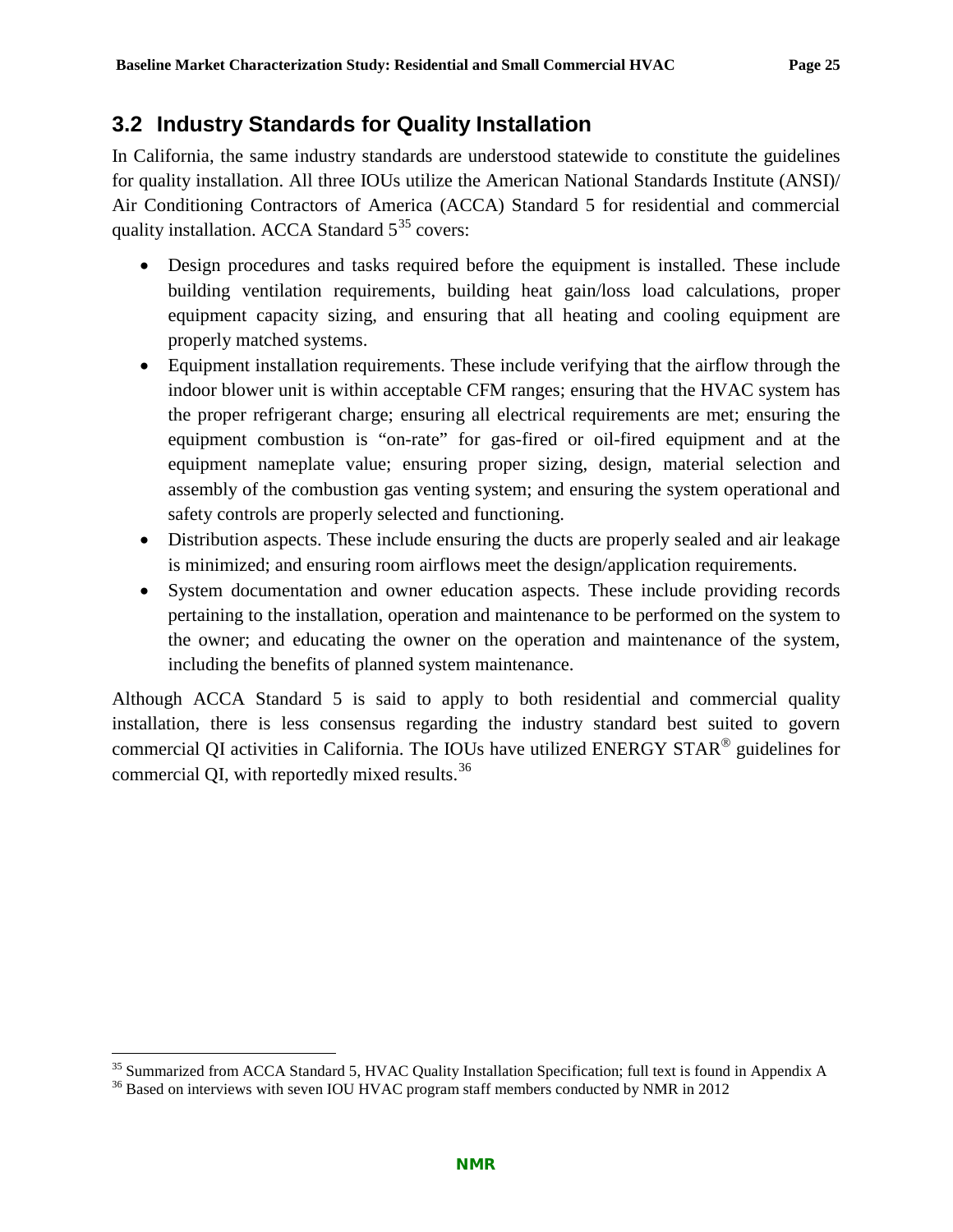## 3.2 Industry Standards for Quality Installation

In California, the same industry standards are understood statewide to constitute the guidelines for quality installation. All three IOUs utilize the American National Standards Institute (ANSI)/ Air Conditioning Contractors of America (ACCA) Standard 5 for residential and commercial quality installation. ACCA Standard 5[35] covers:

- Design procedures and tasks required before the equipment is installed. These include building ventilation requirements, building heat gain/loss load calculations, proper equipment capacity sizing, and ensuring that all heating and cooling equipment are properly matched systems.
- Equipment installation requirements. These include verifying that the airflow through the indoor blower unit is within acceptable CFM ranges; ensuring that the HVAC system has the proper refrigerant charge; ensuring all electrical requirements are met; ensuring the equipment combustion is "on-rate" for gas-fired or oil-fired equipment and at the equipment nameplate value; ensuring proper sizing, design, material selection and assembly of the combustion gas venting system; and ensuring the system operational and safety controls are properly selected and functioning.
- Distribution aspects. These include ensuring the ducts are properly sealed and air leakage is minimized; and ensuring room airflows meet the design/application requirements.
- System documentation and owner education aspects. These include providing records pertaining to the installation, operation and maintenance to be performed on the system to the owner; and educating the owner on the operation and maintenance of the system, including the benefits of planned system maintenance.

Although ACCA Standard 5 is said to apply to both residential and commercial quality installation, there is less consensus regarding the industry standard best suited to govern commercial QI activities in California. The IOUs have utilized ENERGY STAR® guidelines for commercial QI, with reportedly mixed results.[36]

[35] Summarized from ACCA Standard 5, HVAC Quality Installation Specification; full text is found in Appendix A

[36] Based on interviews with seven IOU HVAC program staff members conducted by NMR in 2012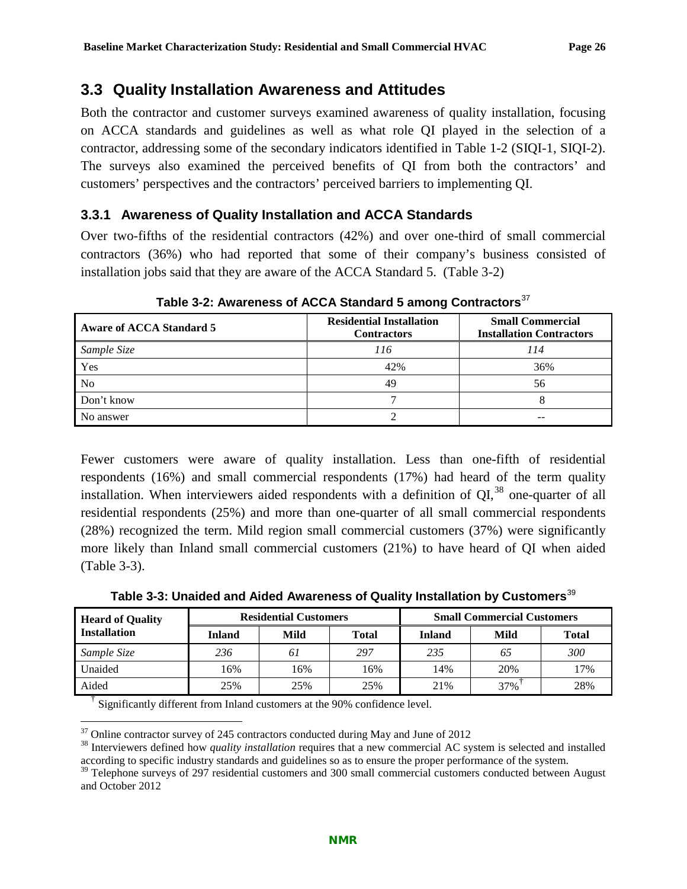## 3.3 Quality Installation Awareness and Attitudes

Both the contractor and customer surveys examined awareness of quality installation, focusing on ACCA standards and guidelines as well as what role QI played in the selection of a contractor, addressing some of the secondary indicators identified in Table 1-2 (SIQI-1, SIQI-2). The surveys also examined the perceived benefits of QI from both the contractors' and customers' perspectives and the contractors' perceived barriers to implementing QI.

### 3.3.1 Awareness of Quality Installation and ACCA Standards

Over two-fifths of the residential contractors (42%) and over one-third of small commercial contractors (36%) who had reported that some of their company's business consisted of installation jobs said that they are aware of the ACCA Standard 5. (Table 3-2)

**Table 3-2: Awareness of ACCA Standard 5 among Contractors**[37]

| Aware of ACCA Standard 5 | Residential Installation Contractors | Small Commercial Installation Contractors |
|---|---|---|
| *Sample Size* | *116* | *114* |
| Yes | 42% | 36% |
| No | 49 | 56 |
| Don't know | 7 | 8 |
| No answer | 2 | -- |

Fewer customers were aware of quality installation. Less than one-fifth of residential respondents (16%) and small commercial respondents (17%) had heard of the term quality installation. When interviewers aided respondents with a definition of QI,[38] one-quarter of all residential respondents (25%) and more than one-quarter of all small commercial respondents (28%) recognized the term. Mild region small commercial customers (37%) were significantly more likely than Inland small commercial customers (21%) to have heard of QI when aided (Table 3-3).

**Table 3-3: Unaided and Aided Awareness of Quality Installation by Customers**[39]

| Heard of Quality Installation | Residential Customers | | | Small Commercial Customers | | |
|---|---|---|---|---|---|---|
| | Inland | Mild | Total | Inland | Mild | Total |
| *Sample Size* | *236* | *61* | *297* | *235* | *65* | *300* |
| Unaided | 16% | 16% | 16% | 14% | 20% | 17% |
| Aided | 25% | 25% | 25% | 21% | 37%† | 28% |

† Significantly different from Inland customers at the 90% confidence level.

[37] Online contractor survey of 245 contractors conducted during May and June of 2012

[38] Interviewers defined how *quality installation* requires that a new commercial AC system is selected and installed according to specific industry standards and guidelines so as to ensure the proper performance of the system.

[39] Telephone surveys of 297 residential customers and 300 small commercial customers conducted between August and October 2012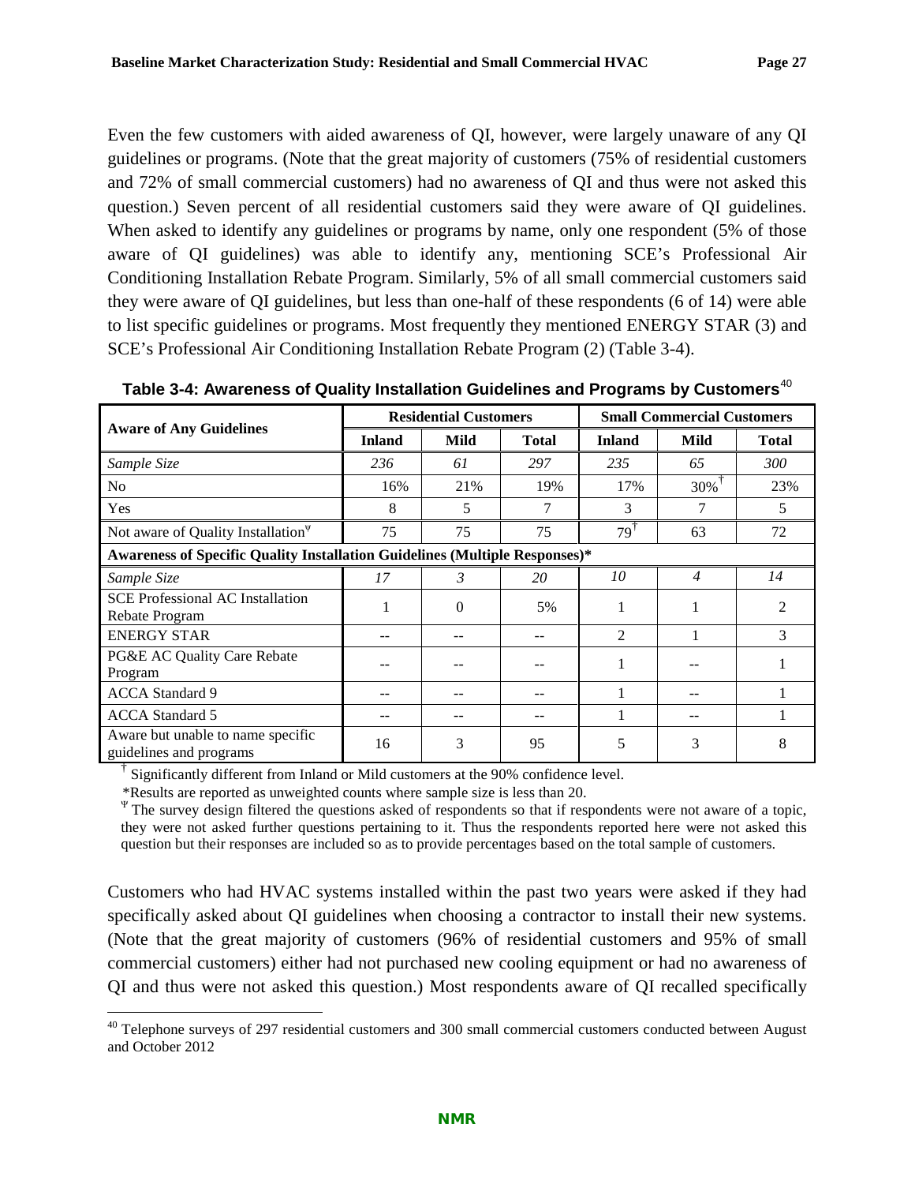Even the few customers with aided awareness of QI, however, were largely unaware of any QI guidelines or programs. (Note that the great majority of customers (75% of residential customers and 72% of small commercial customers) had no awareness of QI and thus were not asked this question.) Seven percent of all residential customers said they were aware of QI guidelines. When asked to identify any guidelines or programs by name, only one respondent (5% of those aware of QI guidelines) was able to identify any, mentioning SCE's Professional Air Conditioning Installation Rebate Program. Similarly, 5% of all small commercial customers said they were aware of QI guidelines, but less than one-half of these respondents (6 of 14) were able to list specific guidelines or programs. Most frequently they mentioned ENERGY STAR (3) and SCE's Professional Air Conditioning Installation Rebate Program (2) (Table 3-4).

**Table 3-4: Awareness of Quality Installation Guidelines and Programs by Customers**[40]

| Aware of Any Guidelines | Residential Customers | | | Small Commercial Customers | | |
|---|---|---|---|---|---|---|
| | **Inland** | **Mild** | **Total** | **Inland** | **Mild** | **Total** |
| *Sample Size* | *236* | *61* | *297* | *235* | *65* | *300* |
| No | 16% | 21% | 19% | 17% | 30%† | 23% |
| Yes | 8 | 5 | 7 | 3 | 7 | 5 |
| Not aware of Quality Installation^Ψ | 75 | 75 | 75 | 79† | 63 | 72 |
| **Awareness of Specific Quality Installation Guidelines (Multiple Responses)*** | | | | | | |
| *Sample Size* | *17* | *3* | *20* | *10* | *4* | *14* |
| SCE Professional AC Installation Rebate Program | 1 | 0 | 5% | 1 | 1 | 2 |
| ENERGY STAR | -- | -- | -- | 2 | 1 | 3 |
| PG&E AC Quality Care Rebate Program | -- | -- | -- | 1 | -- | 1 |
| ACCA Standard 9 | -- | -- | -- | 1 | -- | 1 |
| ACCA Standard 5 | -- | -- | -- | 1 | -- | 1 |
| Aware but unable to name specific guidelines and programs | 16 | 3 | 95 | 5 | 3 | 8 |

† Significantly different from Inland or Mild customers at the 90% confidence level.

*Results are reported as unweighted counts where sample size is less than 20.

Ψ The survey design filtered the questions asked of respondents so that if respondents were not aware of a topic, they were not asked further questions pertaining to it. Thus the respondents reported here were not asked this question but their responses are included so as to provide percentages based on the total sample of customers.

Customers who had HVAC systems installed within the past two years were asked if they had specifically asked about QI guidelines when choosing a contractor to install their new systems. (Note that the great majority of customers (96% of residential customers and 95% of small commercial customers) either had not purchased new cooling equipment or had no awareness of QI and thus were not asked this question.) Most respondents aware of QI recalled specifically

[40] Telephone surveys of 297 residential customers and 300 small commercial customers conducted between August and October 2012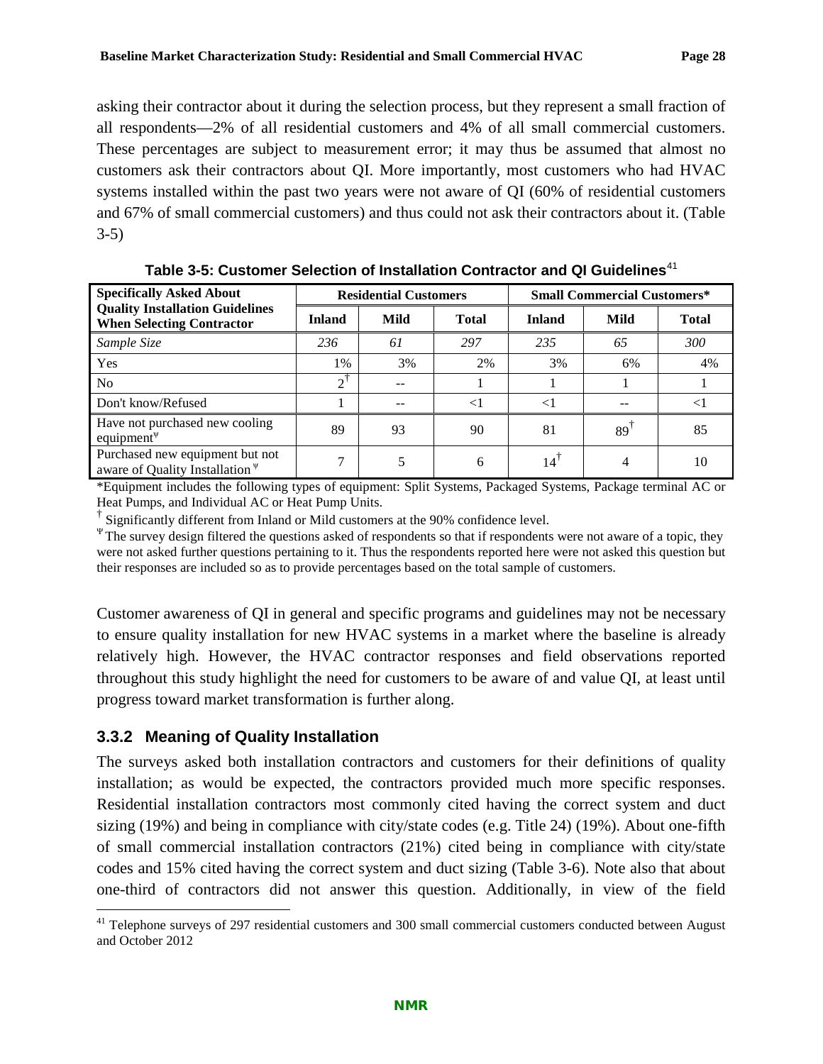asking their contractor about it during the selection process, but they represent a small fraction of all respondents—2% of all residential customers and 4% of all small commercial customers. These percentages are subject to measurement error; it may thus be assumed that almost no customers ask their contractors about QI. More importantly, most customers who had HVAC systems installed within the past two years were not aware of QI (60% of residential customers and 67% of small commercial customers) and thus could not ask their contractors about it. (Table 3-5)

**Table 3-5: Customer Selection of Installation Contractor and QI Guidelines**[41]

| Specifically Asked About Quality Installation Guidelines When Selecting Contractor | Residential Customers | | | Small Commercial Customers* | | |
|---|---|---|---|---|---|---|
| | Inland | Mild | Total | Inland | Mild | Total |
| *Sample Size* | *236* | *61* | *297* | *235* | *65* | *300* |
| Yes | 1% | 3% | 2% | 3% | 6% | 4% |
| No | 2† | -- | 1 | 1 | 1 | 1 |
| Don't know/Refused | 1 | -- | <1 | <1 | -- | <1 |
| Have not purchased new cooling equipment[Ψ] | 89 | 93 | 90 | 81 | 89† | 85 |
| Purchased new equipment but not aware of Quality Installation [Ψ] | 7 | 5 | 6 | 14† | 4 | 10 |

*Equipment includes the following types of equipment: Split Systems, Packaged Systems, Package terminal AC or Heat Pumps, and Individual AC or Heat Pump Units.

† Significantly different from Inland or Mild customers at the 90% confidence level.

Ψ The survey design filtered the questions asked of respondents so that if respondents were not aware of a topic, they were not asked further questions pertaining to it. Thus the respondents reported here were not asked this question but their responses are included so as to provide percentages based on the total sample of customers.

Customer awareness of QI in general and specific programs and guidelines may not be necessary to ensure quality installation for new HVAC systems in a market where the baseline is already relatively high. However, the HVAC contractor responses and field observations reported throughout this study highlight the need for customers to be aware of and value QI, at least until progress toward market transformation is further along.

### 3.3.2 Meaning of Quality Installation

The surveys asked both installation contractors and customers for their definitions of quality installation; as would be expected, the contractors provided much more specific responses. Residential installation contractors most commonly cited having the correct system and duct sizing (19%) and being in compliance with city/state codes (e.g. Title 24) (19%). About one-fifth of small commercial installation contractors (21%) cited being in compliance with city/state codes and 15% cited having the correct system and duct sizing (Table 3-6). Note also that about one-third of contractors did not answer this question. Additionally, in view of the field

[41] Telephone surveys of 297 residential customers and 300 small commercial customers conducted between August and October 2012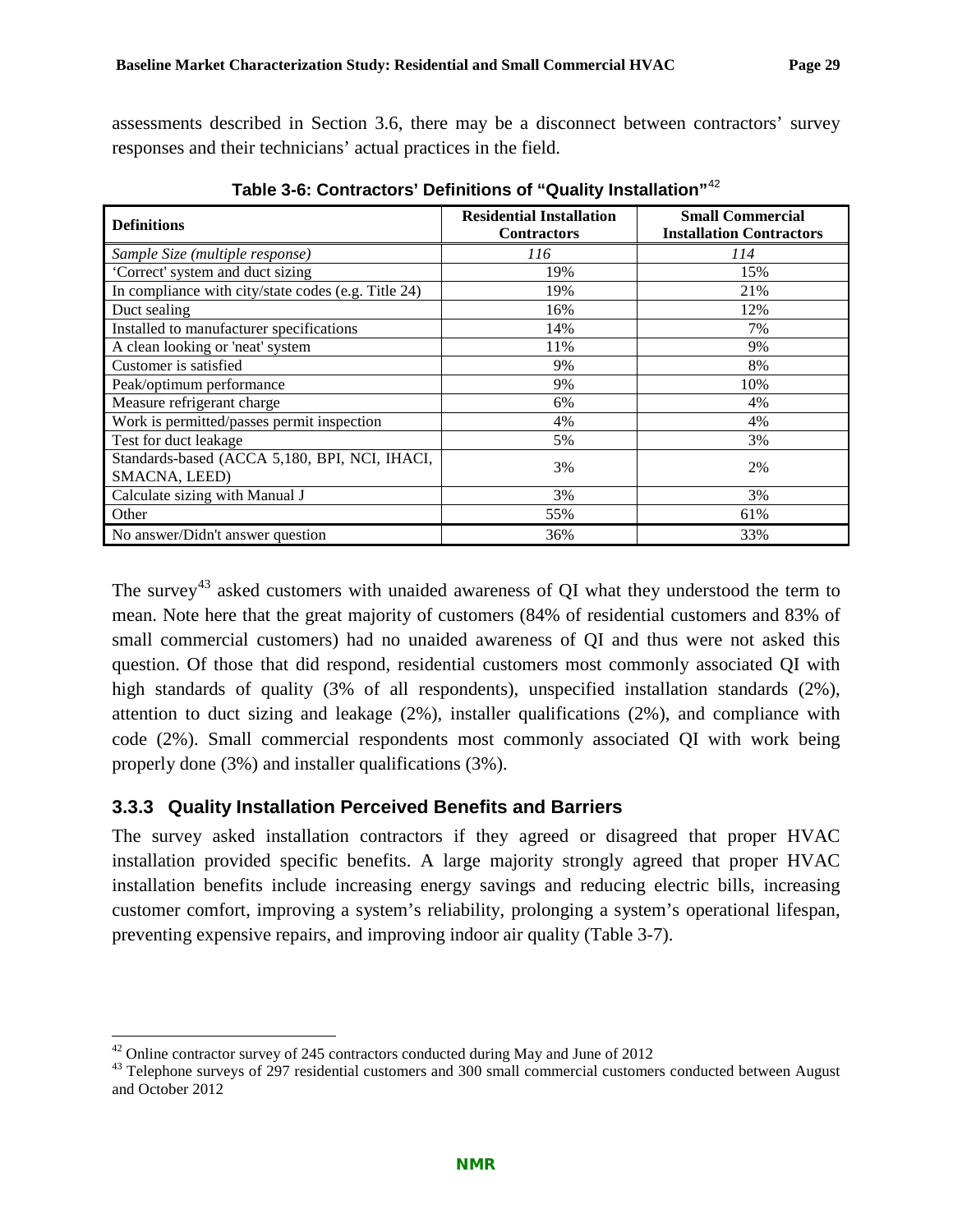assessments described in Section 3.6, there may be a disconnect between contractors' survey responses and their technicians' actual practices in the field.

**Table 3-6: Contractors' Definitions of "Quality Installation"**[42]

| Definitions | Residential Installation Contractors | Small Commercial Installation Contractors |
|---|---|---|
| *Sample Size (multiple response)* | *116* | *114* |
| 'Correct' system and duct sizing | 19% | 15% |
| In compliance with city/state codes (e.g. Title 24) | 19% | 21% |
| Duct sealing | 16% | 12% |
| Installed to manufacturer specifications | 14% | 7% |
| A clean looking or 'neat' system | 11% | 9% |
| Customer is satisfied | 9% | 8% |
| Peak/optimum performance | 9% | 10% |
| Measure refrigerant charge | 6% | 4% |
| Work is permitted/passes permit inspection | 4% | 4% |
| Test for duct leakage | 5% | 3% |
| Standards-based (ACCA 5,180, BPI, NCI, IHACI, SMACNA, LEED) | 3% | 2% |
| Calculate sizing with Manual J | 3% | 3% |
| Other | 55% | 61% |
| No answer/Didn't answer question | 36% | 33% |

The survey[43] asked customers with unaided awareness of QI what they understood the term to mean. Note here that the great majority of customers (84% of residential customers and 83% of small commercial customers) had no unaided awareness of QI and thus were not asked this question. Of those that did respond, residential customers most commonly associated QI with high standards of quality (3% of all respondents), unspecified installation standards (2%), attention to duct sizing and leakage (2%), installer qualifications (2%), and compliance with code (2%). Small commercial respondents most commonly associated QI with work being properly done (3%) and installer qualifications (3%).

### 3.3.3 Quality Installation Perceived Benefits and Barriers

The survey asked installation contractors if they agreed or disagreed that proper HVAC installation provided specific benefits. A large majority strongly agreed that proper HVAC installation benefits include increasing energy savings and reducing electric bills, increasing customer comfort, improving a system's reliability, prolonging a system's operational lifespan, preventing expensive repairs, and improving indoor air quality (Table 3-7).

---

[42] Online contractor survey of 245 contractors conducted during May and June of 2012

[43] Telephone surveys of 297 residential customers and 300 small commercial customers conducted between August and October 2012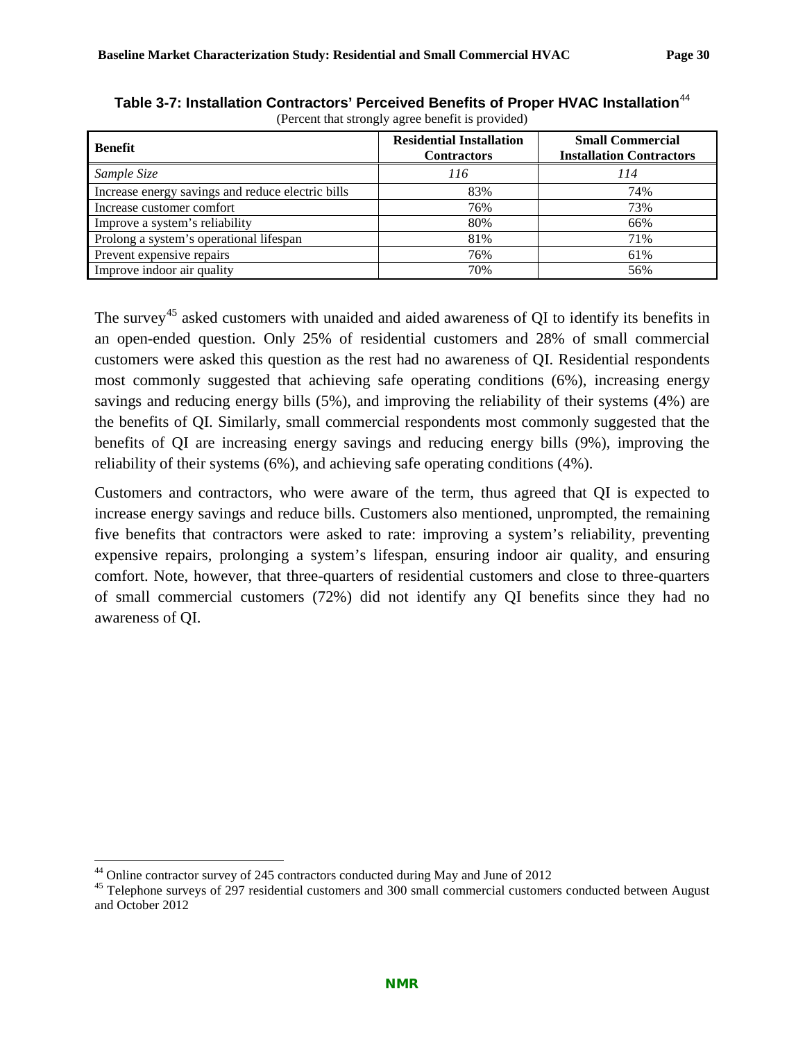**Table 3-7: Installation Contractors' Perceived Benefits of Proper HVAC Installation**[44]

(Percent that strongly agree benefit is provided)

| Benefit | Residential Installation Contractors | Small Commercial Installation Contractors |
|---|---|---|
| *Sample Size* | *116* | *114* |
| Increase energy savings and reduce electric bills | 83% | 74% |
| Increase customer comfort | 76% | 73% |
| Improve a system's reliability | 80% | 66% |
| Prolong a system's operational lifespan | 81% | 71% |
| Prevent expensive repairs | 76% | 61% |
| Improve indoor air quality | 70% | 56% |

The survey[45] asked customers with unaided and aided awareness of QI to identify its benefits in an open-ended question. Only 25% of residential customers and 28% of small commercial customers were asked this question as the rest had no awareness of QI. Residential respondents most commonly suggested that achieving safe operating conditions (6%), increasing energy savings and reducing energy bills (5%), and improving the reliability of their systems (4%) are the benefits of QI. Similarly, small commercial respondents most commonly suggested that the benefits of QI are increasing energy savings and reducing energy bills (9%), improving the reliability of their systems (6%), and achieving safe operating conditions (4%).

Customers and contractors, who were aware of the term, thus agreed that QI is expected to increase energy savings and reduce bills. Customers also mentioned, unprompted, the remaining five benefits that contractors were asked to rate: improving a system's reliability, preventing expensive repairs, prolonging a system's lifespan, ensuring indoor air quality, and ensuring comfort. Note, however, that three-quarters of residential customers and close to three-quarters of small commercial customers (72%) did not identify any QI benefits since they had no awareness of QI.

---

[44] Online contractor survey of 245 contractors conducted during May and June of 2012

[45] Telephone surveys of 297 residential customers and 300 small commercial customers conducted between August and October 2012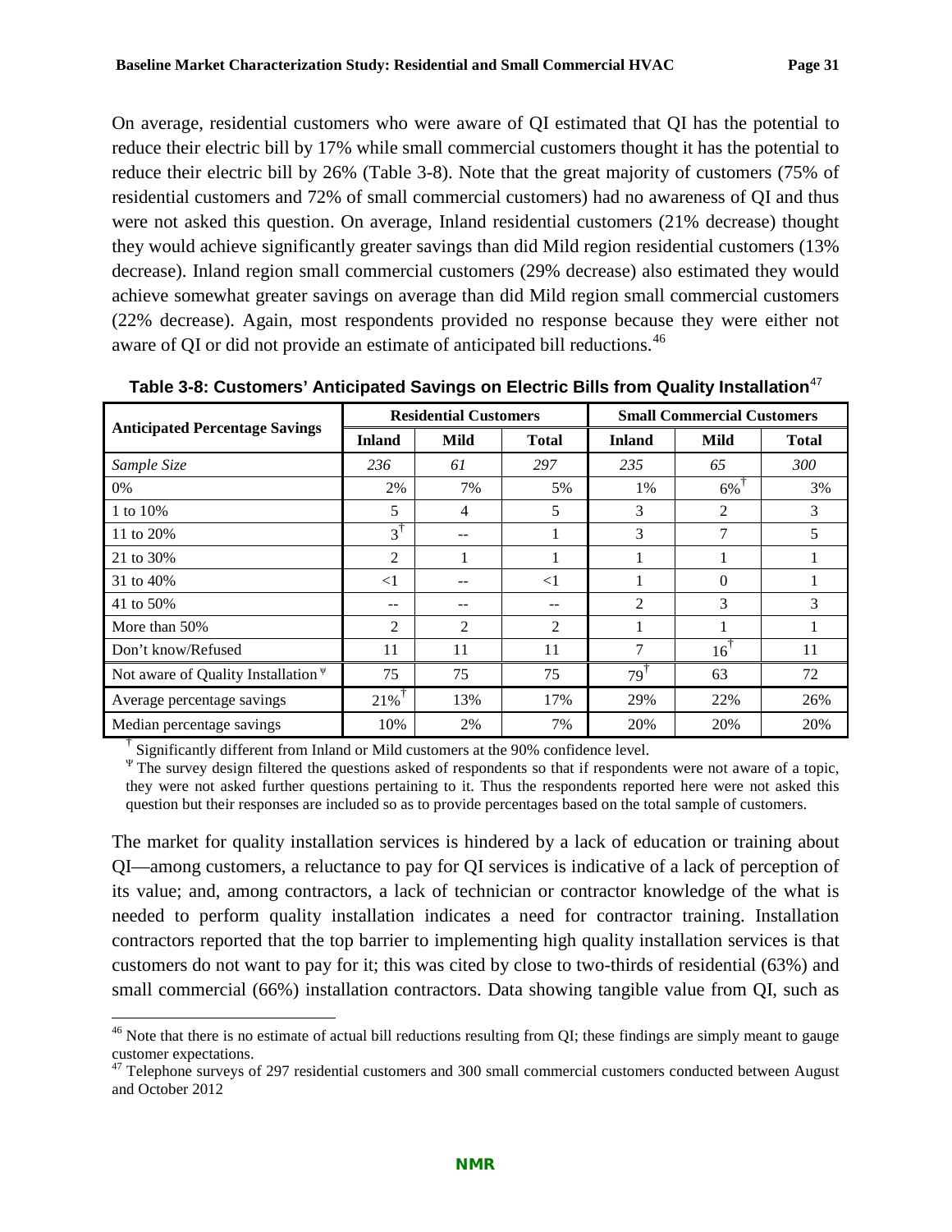On average, residential customers who were aware of QI estimated that QI has the potential to reduce their electric bill by 17% while small commercial customers thought it has the potential to reduce their electric bill by 26% (Table 3-8). Note that the great majority of customers (75% of residential customers and 72% of small commercial customers) had no awareness of QI and thus were not asked this question. On average, Inland residential customers (21% decrease) thought they would achieve significantly greater savings than did Mild region residential customers (13% decrease). Inland region small commercial customers (29% decrease) also estimated they would achieve somewhat greater savings on average than did Mild region small commercial customers (22% decrease). Again, most respondents provided no response because they were either not aware of QI or did not provide an estimate of anticipated bill reductions.[46]

**Table 3-8: Customers' Anticipated Savings on Electric Bills from Quality Installation**[47]

| Anticipated Percentage Savings | Residential Customers | | | Small Commercial Customers | | |
|---|---|---|---|---|---|---|
| | Inland | Mild | Total | Inland | Mild | Total |
| *Sample Size* | *236* | *61* | *297* | *235* | *65* | *300* |
| 0% | 2% | 7% | 5% | 1% | 6%† | 3% |
| 1 to 10% | 5 | 4 | 5 | 3 | 2 | 3 |
| 11 to 20% | 3† | -- | 1 | 3 | 7 | 5 |
| 21 to 30% | 2 | 1 | 1 | 1 | 1 | 1 |
| 31 to 40% | <1 | -- | <1 | 1 | 0 | 1 |
| 41 to 50% | -- | -- | -- | 2 | 3 | 3 |
| More than 50% | 2 | 2 | 2 | 1 | 1 | 1 |
| Don't know/Refused | 11 | 11 | 11 | 7 | 16† | 11 |
| Not aware of Quality Installation Ψ | 75 | 75 | 75 | 79† | 63 | 72 |
| Average percentage savings | 21%† | 13% | 17% | 29% | 22% | 26% |
| Median percentage savings | 10% | 2% | 7% | 20% | 20% | 20% |

† Significantly different from Inland or Mild customers at the 90% confidence level.

Ψ The survey design filtered the questions asked of respondents so that if respondents were not aware of a topic, they were not asked further questions pertaining to it. Thus the respondents reported here were not asked this question but their responses are included so as to provide percentages based on the total sample of customers.

The market for quality installation services is hindered by a lack of education or training about QI—among customers, a reluctance to pay for QI services is indicative of a lack of perception of its value; and, among contractors, a lack of technician or contractor knowledge of the what is needed to perform quality installation indicates a need for contractor training. Installation contractors reported that the top barrier to implementing high quality installation services is that customers do not want to pay for it; this was cited by close to two-thirds of residential (63%) and small commercial (66%) installation contractors. Data showing tangible value from QI, such as

[46] Note that there is no estimate of actual bill reductions resulting from QI; these findings are simply meant to gauge customer expectations.

[47] Telephone surveys of 297 residential customers and 300 small commercial customers conducted between August and October 2012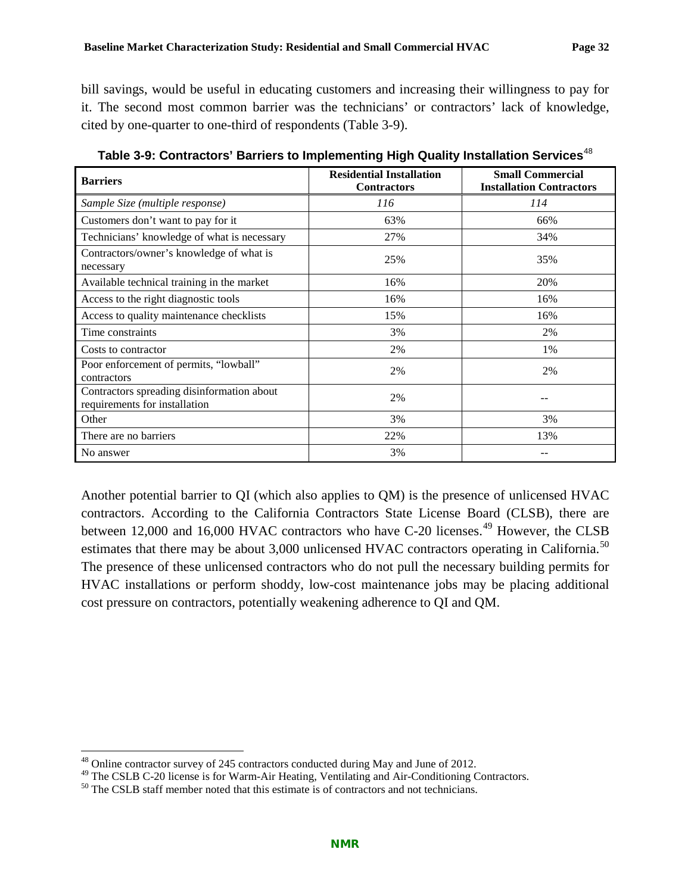bill savings, would be useful in educating customers and increasing their willingness to pay for it. The second most common barrier was the technicians' or contractors' lack of knowledge, cited by one-quarter to one-third of respondents (Table 3-9).

**Table 3-9: Contractors' Barriers to Implementing High Quality Installation Services**[48]

| Barriers | Residential Installation Contractors | Small Commercial Installation Contractors |
|---|---|---|
| *Sample Size (multiple response)* | *116* | *114* |
| Customers don't want to pay for it | 63% | 66% |
| Technicians' knowledge of what is necessary | 27% | 34% |
| Contractors/owner's knowledge of what is necessary | 25% | 35% |
| Available technical training in the market | 16% | 20% |
| Access to the right diagnostic tools | 16% | 16% |
| Access to quality maintenance checklists | 15% | 16% |
| Time constraints | 3% | 2% |
| Costs to contractor | 2% | 1% |
| Poor enforcement of permits, "lowball" contractors | 2% | 2% |
| Contractors spreading disinformation about requirements for installation | 2% | -- |
| Other | 3% | 3% |
| There are no barriers | 22% | 13% |
| No answer | 3% | -- |

Another potential barrier to QI (which also applies to QM) is the presence of unlicensed HVAC contractors. According to the California Contractors State License Board (CLSB), there are between 12,000 and 16,000 HVAC contractors who have C-20 licenses.[49] However, the CLSB estimates that there may be about 3,000 unlicensed HVAC contractors operating in California.[50] The presence of these unlicensed contractors who do not pull the necessary building permits for HVAC installations or perform shoddy, low-cost maintenance jobs may be placing additional cost pressure on contractors, potentially weakening adherence to QI and QM.

---

[48] Online contractor survey of 245 contractors conducted during May and June of 2012.

[49] The CSLB C-20 license is for Warm-Air Heating, Ventilating and Air-Conditioning Contractors.

[50] The CSLB staff member noted that this estimate is of contractors and not technicians.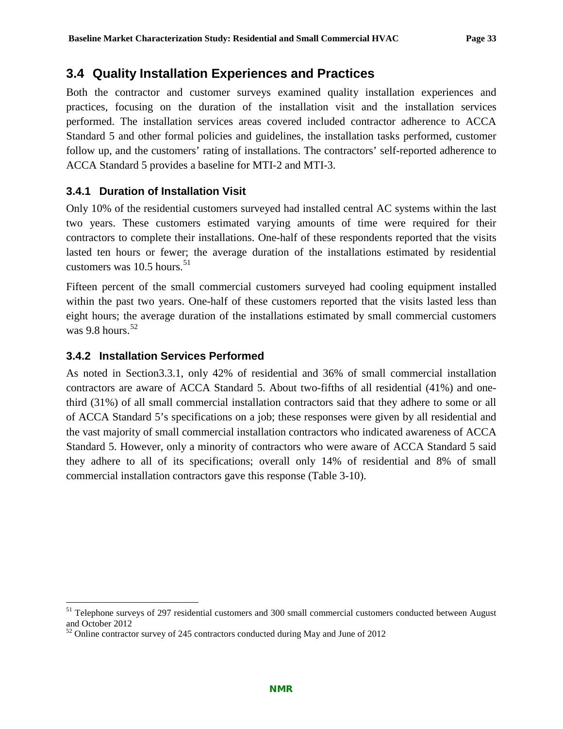## 3.4 Quality Installation Experiences and Practices

Both the contractor and customer surveys examined quality installation experiences and practices, focusing on the duration of the installation visit and the installation services performed. The installation services areas covered included contractor adherence to ACCA Standard 5 and other formal policies and guidelines, the installation tasks performed, customer follow up, and the customers' rating of installations. The contractors' self-reported adherence to ACCA Standard 5 provides a baseline for MTI-2 and MTI-3.

### 3.4.1 Duration of Installation Visit

Only 10% of the residential customers surveyed had installed central AC systems within the last two years. These customers estimated varying amounts of time were required for their contractors to complete their installations. One-half of these respondents reported that the visits lasted ten hours or fewer; the average duration of the installations estimated by residential customers was 10.5 hours.[51]

Fifteen percent of the small commercial customers surveyed had cooling equipment installed within the past two years. One-half of these customers reported that the visits lasted less than eight hours; the average duration of the installations estimated by small commercial customers was 9.8 hours.[52]

### 3.4.2 Installation Services Performed

As noted in Section3.3.1, only 42% of residential and 36% of small commercial installation contractors are aware of ACCA Standard 5. About two-fifths of all residential (41%) and one-third (31%) of all small commercial installation contractors said that they adhere to some or all of ACCA Standard 5's specifications on a job; these responses were given by all residential and the vast majority of small commercial installation contractors who indicated awareness of ACCA Standard 5. However, only a minority of contractors who were aware of ACCA Standard 5 said they adhere to all of its specifications; overall only 14% of residential and 8% of small commercial installation contractors gave this response (Table 3-10).

---

[51] Telephone surveys of 297 residential customers and 300 small commercial customers conducted between August and October 2012

[52] Online contractor survey of 245 contractors conducted during May and June of 2012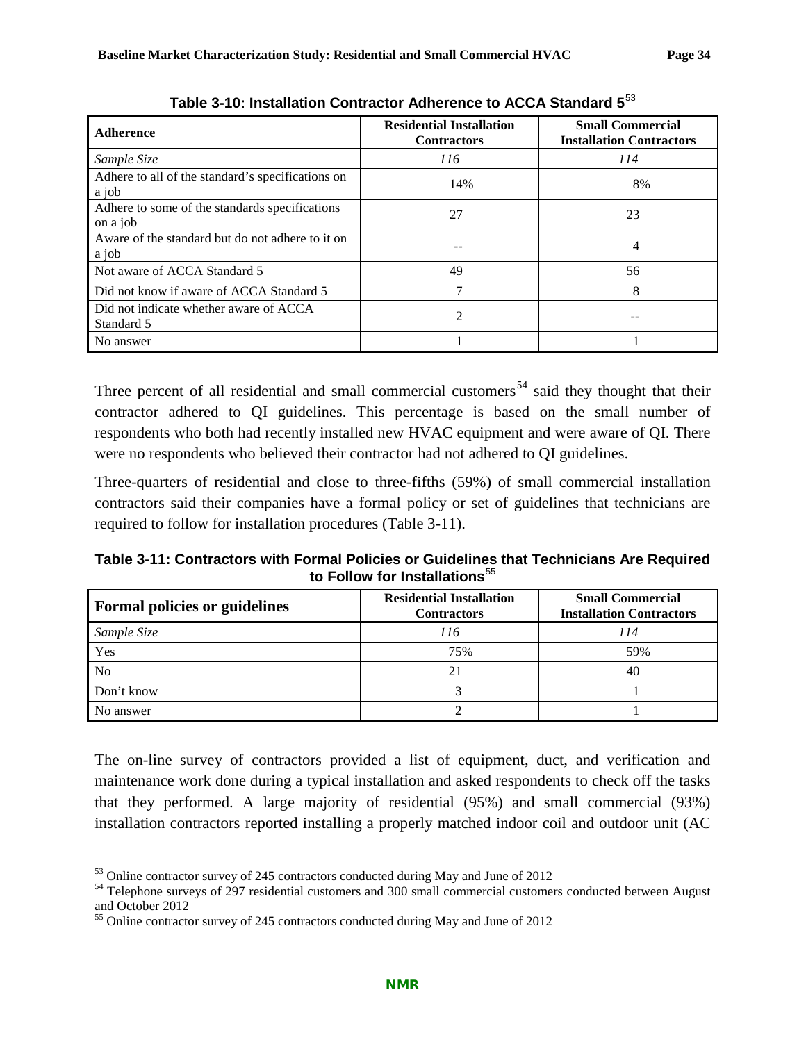**Table 3-10: Installation Contractor Adherence to ACCA Standard 5**[53]

| Adherence | Residential Installation Contractors | Small Commercial Installation Contractors |
|---|---|---|
| *Sample Size* | *116* | *114* |
| Adhere to all of the standard's specifications on a job | 14% | 8% |
| Adhere to some of the standards specifications on a job | 27 | 23 |
| Aware of the standard but do not adhere to it on a job | -- | 4 |
| Not aware of ACCA Standard 5 | 49 | 56 |
| Did not know if aware of ACCA Standard 5 | 7 | 8 |
| Did not indicate whether aware of ACCA Standard 5 | 2 | -- |
| No answer | 1 | 1 |

Three percent of all residential and small commercial customers[54] said they thought that their contractor adhered to QI guidelines. This percentage is based on the small number of respondents who both had recently installed new HVAC equipment and were aware of QI. There were no respondents who believed their contractor had not adhered to QI guidelines.

Three-quarters of residential and close to three-fifths (59%) of small commercial installation contractors said their companies have a formal policy or set of guidelines that technicians are required to follow for installation procedures (Table 3-11).

**Table 3-11: Contractors with Formal Policies or Guidelines that Technicians Are Required to Follow for Installations**[55]

| Formal policies or guidelines | Residential Installation Contractors | Small Commercial Installation Contractors |
|---|---|---|
| *Sample Size* | *116* | *114* |
| Yes | 75% | 59% |
| No | 21 | 40 |
| Don't know | 3 | 1 |
| No answer | 2 | 1 |

The on-line survey of contractors provided a list of equipment, duct, and verification and maintenance work done during a typical installation and asked respondents to check off the tasks that they performed. A large majority of residential (95%) and small commercial (93%) installation contractors reported installing a properly matched indoor coil and outdoor unit (AC

[53] Online contractor survey of 245 contractors conducted during May and June of 2012

[54] Telephone surveys of 297 residential customers and 300 small commercial customers conducted between August and October 2012

[55] Online contractor survey of 245 contractors conducted during May and June of 2012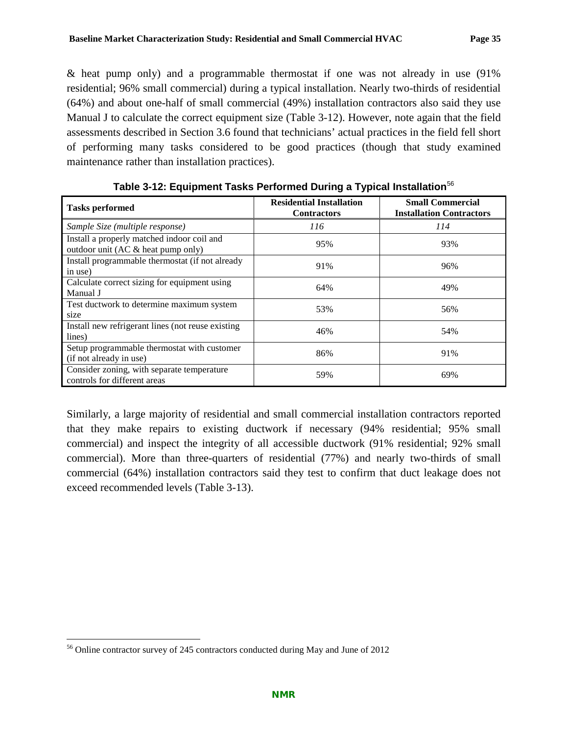& heat pump only) and a programmable thermostat if one was not already in use (91% residential; 96% small commercial) during a typical installation. Nearly two-thirds of residential (64%) and about one-half of small commercial (49%) installation contractors also said they use Manual J to calculate the correct equipment size (Table 3-12). However, note again that the field assessments described in Section 3.6 found that technicians' actual practices in the field fell short of performing many tasks considered to be good practices (though that study examined maintenance rather than installation practices).

**Table 3-12: Equipment Tasks Performed During a Typical Installation**[56]

| Tasks performed | Residential Installation Contractors | Small Commercial Installation Contractors |
|---|---|---|
| *Sample Size (multiple response)* | *116* | *114* |
| Install a properly matched indoor coil and outdoor unit (AC & heat pump only) | 95% | 93% |
| Install programmable thermostat (if not already in use) | 91% | 96% |
| Calculate correct sizing for equipment using Manual J | 64% | 49% |
| Test ductwork to determine maximum system size | 53% | 56% |
| Install new refrigerant lines (not reuse existing lines) | 46% | 54% |
| Setup programmable thermostat with customer (if not already in use) | 86% | 91% |
| Consider zoning, with separate temperature controls for different areas | 59% | 69% |

Similarly, a large majority of residential and small commercial installation contractors reported that they make repairs to existing ductwork if necessary (94% residential; 95% small commercial) and inspect the integrity of all accessible ductwork (91% residential; 92% small commercial). More than three-quarters of residential (77%) and nearly two-thirds of small commercial (64%) installation contractors said they test to confirm that duct leakage does not exceed recommended levels (Table 3-13).

[56] Online contractor survey of 245 contractors conducted during May and June of 2012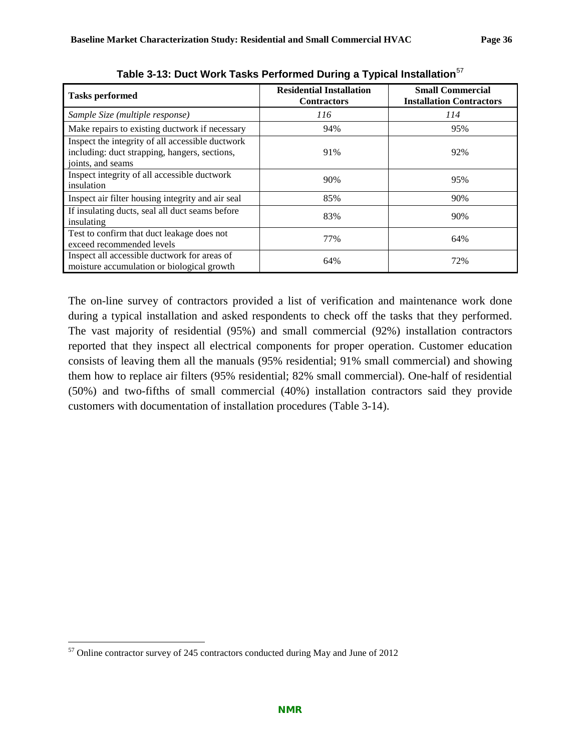**Table 3-13: Duct Work Tasks Performed During a Typical Installation**[57]

| Tasks performed | Residential Installation Contractors | Small Commercial Installation Contractors |
|---|---|---|
| *Sample Size (multiple response)* | *116* | *114* |
| Make repairs to existing ductwork if necessary | 94% | 95% |
| Inspect the integrity of all accessible ductwork including: duct strapping, hangers, sections, joints, and seams | 91% | 92% |
| Inspect integrity of all accessible ductwork insulation | 90% | 95% |
| Inspect air filter housing integrity and air seal | 85% | 90% |
| If insulating ducts, seal all duct seams before insulating | 83% | 90% |
| Test to confirm that duct leakage does not exceed recommended levels | 77% | 64% |
| Inspect all accessible ductwork for areas of moisture accumulation or biological growth | 64% | 72% |

The on-line survey of contractors provided a list of verification and maintenance work done during a typical installation and asked respondents to check off the tasks that they performed. The vast majority of residential (95%) and small commercial (92%) installation contractors reported that they inspect all electrical components for proper operation. Customer education consists of leaving them all the manuals (95% residential; 91% small commercial) and showing them how to replace air filters (95% residential; 82% small commercial). One-half of residential (50%) and two-fifths of small commercial (40%) installation contractors said they provide customers with documentation of installation procedures (Table 3-14).

[57] Online contractor survey of 245 contractors conducted during May and June of 2012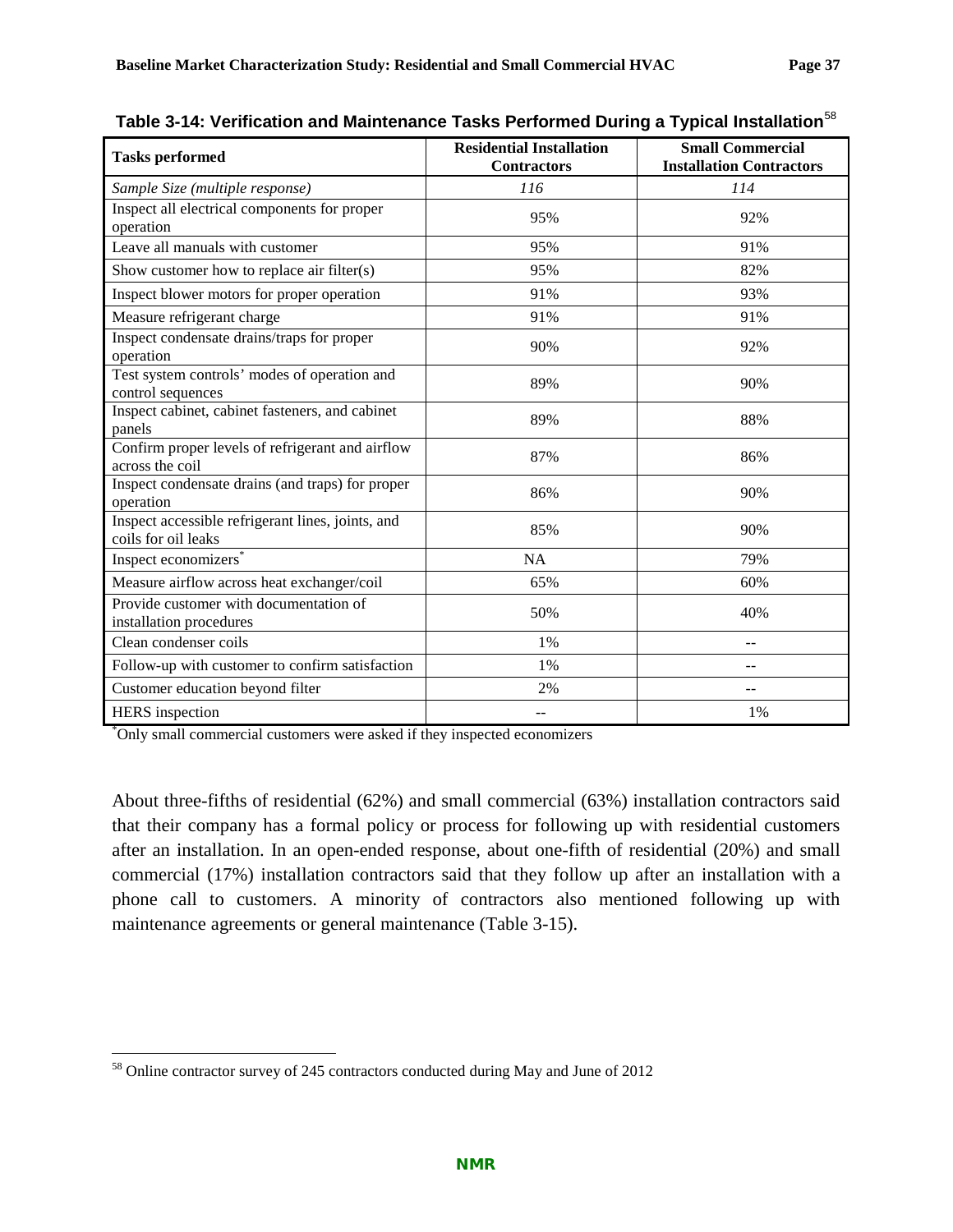**Table 3-14: Verification and Maintenance Tasks Performed During a Typical Installation**[58]

| Tasks performed | Residential Installation Contractors | Small Commercial Installation Contractors |
|---|---|---|
| *Sample Size (multiple response)* | *116* | *114* |
| Inspect all electrical components for proper operation | 95% | 92% |
| Leave all manuals with customer | 95% | 91% |
| Show customer how to replace air filter(s) | 95% | 82% |
| Inspect blower motors for proper operation | 91% | 93% |
| Measure refrigerant charge | 91% | 91% |
| Inspect condensate drains/traps for proper operation | 90% | 92% |
| Test system controls' modes of operation and control sequences | 89% | 90% |
| Inspect cabinet, cabinet fasteners, and cabinet panels | 89% | 88% |
| Confirm proper levels of refrigerant and airflow across the coil | 87% | 86% |
| Inspect condensate drains (and traps) for proper operation | 86% | 90% |
| Inspect accessible refrigerant lines, joints, and coils for oil leaks | 85% | 90% |
| Inspect economizers* | NA | 79% |
| Measure airflow across heat exchanger/coil | 65% | 60% |
| Provide customer with documentation of installation procedures | 50% | 40% |
| Clean condenser coils | 1% | -- |
| Follow-up with customer to confirm satisfaction | 1% | -- |
| Customer education beyond filter | 2% | -- |
| HERS inspection | -- | 1% |

*Only small commercial customers were asked if they inspected economizers

About three-fifths of residential (62%) and small commercial (63%) installation contractors said that their company has a formal policy or process for following up with residential customers after an installation. In an open-ended response, about one-fifth of residential (20%) and small commercial (17%) installation contractors said that they follow up after an installation with a phone call to customers. A minority of contractors also mentioned following up with maintenance agreements or general maintenance (Table 3-15).

[58] Online contractor survey of 245 contractors conducted during May and June of 2012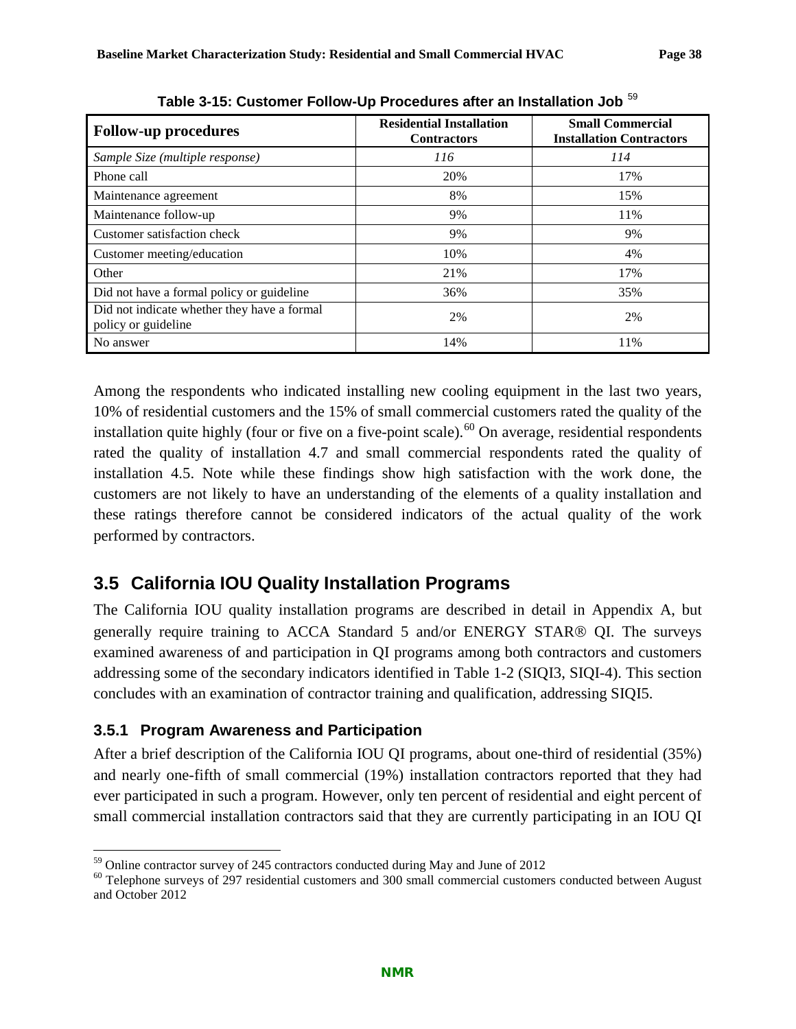**Table 3-15: Customer Follow-Up Procedures after an Installation Job** [59]

| Follow-up procedures | Residential Installation Contractors | Small Commercial Installation Contractors |
|---|---|---|
| *Sample Size (multiple response)* | *116* | *114* |
| Phone call | 20% | 17% |
| Maintenance agreement | 8% | 15% |
| Maintenance follow-up | 9% | 11% |
| Customer satisfaction check | 9% | 9% |
| Customer meeting/education | 10% | 4% |
| Other | 21% | 17% |
| Did not have a formal policy or guideline | 36% | 35% |
| Did not indicate whether they have a formal policy or guideline | 2% | 2% |
| No answer | 14% | 11% |

Among the respondents who indicated installing new cooling equipment in the last two years, 10% of residential customers and the 15% of small commercial customers rated the quality of the installation quite highly (four or five on a five-point scale).[60] On average, residential respondents rated the quality of installation 4.7 and small commercial respondents rated the quality of installation 4.5. Note while these findings show high satisfaction with the work done, the customers are not likely to have an understanding of the elements of a quality installation and these ratings therefore cannot be considered indicators of the actual quality of the work performed by contractors.

## 3.5 California IOU Quality Installation Programs

The California IOU quality installation programs are described in detail in Appendix A, but generally require training to ACCA Standard 5 and/or ENERGY STAR® QI. The surveys examined awareness of and participation in QI programs among both contractors and customers addressing some of the secondary indicators identified in Table 1-2 (SIQI3, SIQI-4). This section concludes with an examination of contractor training and qualification, addressing SIQI5.

### 3.5.1 Program Awareness and Participation

After a brief description of the California IOU QI programs, about one-third of residential (35%) and nearly one-fifth of small commercial (19%) installation contractors reported that they had ever participated in such a program. However, only ten percent of residential and eight percent of small commercial installation contractors said that they are currently participating in an IOU QI

[59] Online contractor survey of 245 contractors conducted during May and June of 2012

[60] Telephone surveys of 297 residential customers and 300 small commercial customers conducted between August and October 2012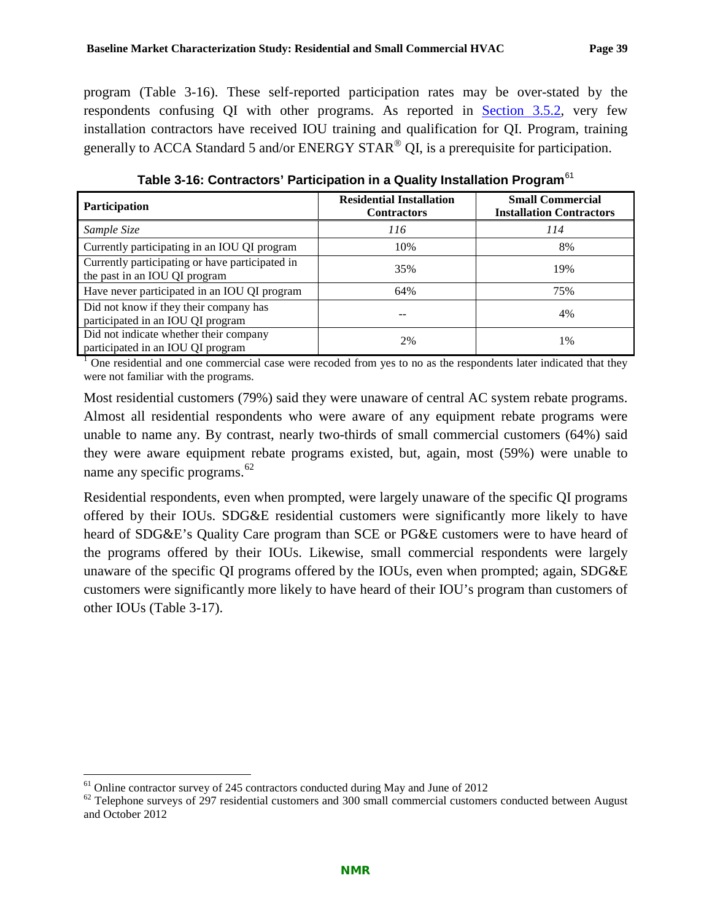program (Table 3-16). These self-reported participation rates may be over-stated by the respondents confusing QI with other programs. As reported in Section 3.5.2, very few installation contractors have received IOU training and qualification for QI. Program, training generally to ACCA Standard 5 and/or ENERGY STAR® QI, is a prerequisite for participation.

**Table 3-16: Contractors' Participation in a Quality Installation Program**[61]

| Participation | Residential Installation Contractors | Small Commercial Installation Contractors |
|---|---|---|
| *Sample Size* | *116* | *114* |
| Currently participating in an IOU QI program | 10% | 8% |
| Currently participating or have participated in the past in an IOU QI program | 35% | 19% |
| Have never participated in an IOU QI program | 64% | 75% |
| Did not know if they their company has participated in an IOU QI program | -- | 4% |
| Did not indicate whether their company participated in an IOU QI program | 2% | 1% |

[1] One residential and one commercial case were recoded from yes to no as the respondents later indicated that they were not familiar with the programs.

Most residential customers (79%) said they were unaware of central AC system rebate programs. Almost all residential respondents who were aware of any equipment rebate programs were unable to name any. By contrast, nearly two-thirds of small commercial customers (64%) said they were aware equipment rebate programs existed, but, again, most (59%) were unable to name any specific programs.[62]

Residential respondents, even when prompted, were largely unaware of the specific QI programs offered by their IOUs. SDG&E residential customers were significantly more likely to have heard of SDG&E's Quality Care program than SCE or PG&E customers were to have heard of the programs offered by their IOUs. Likewise, small commercial respondents were largely unaware of the specific QI programs offered by the IOUs, even when prompted; again, SDG&E customers were significantly more likely to have heard of their IOU's program than customers of other IOUs (Table 3-17).

[61] Online contractor survey of 245 contractors conducted during May and June of 2012

[62] Telephone surveys of 297 residential customers and 300 small commercial customers conducted between August and October 2012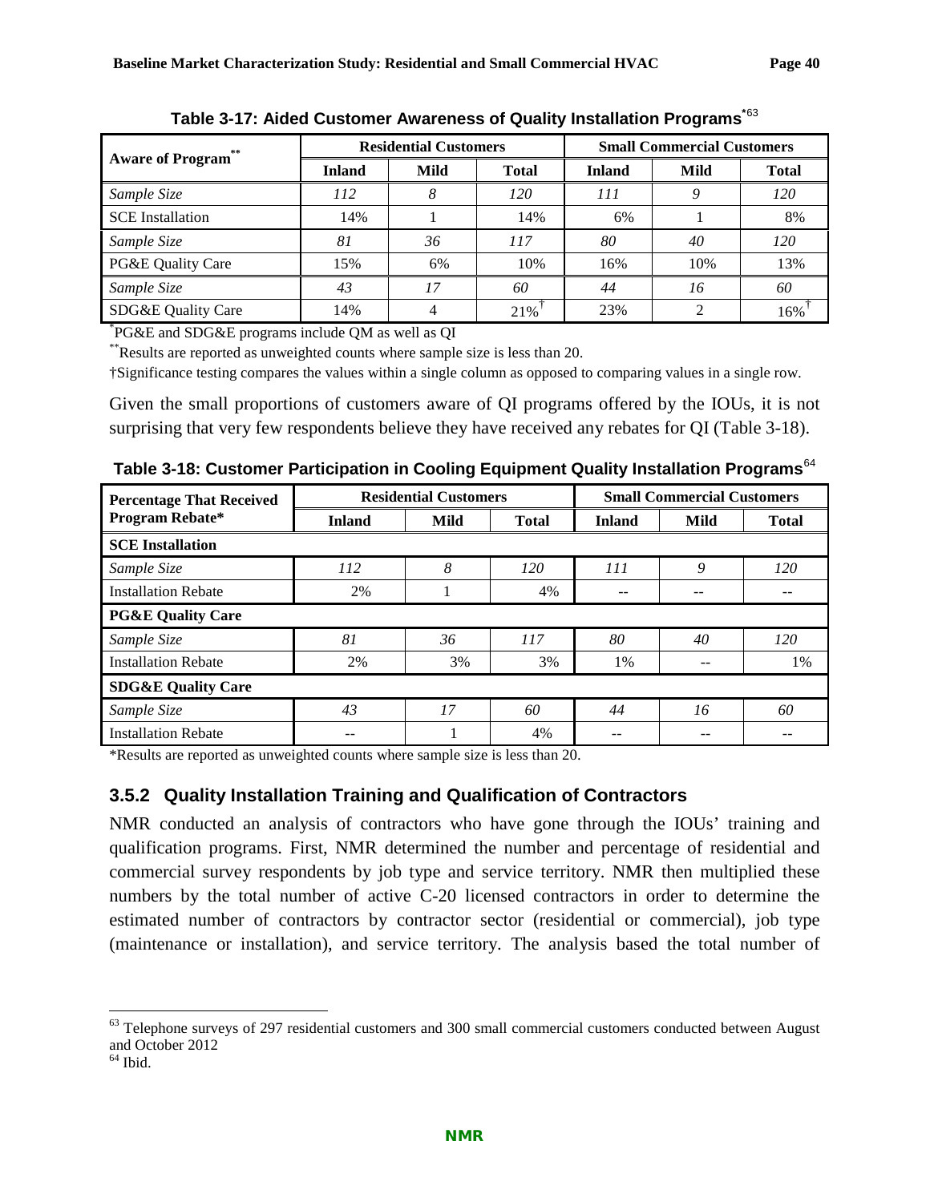**Table 3-17: Aided Customer Awareness of Quality Installation Programs*[63]**

| Aware of Program** | Residential Customers | | | Small Commercial Customers | | |
|---|---|---|---|---|---|---|
| | Inland | Mild | Total | Inland | Mild | Total |
| *Sample Size* | *112* | *8* | *120* | *111* | *9* | *120* |
| SCE Installation | 14% | 1 | 14% | 6% | 1 | 8% |
| *Sample Size* | *81* | *36* | *117* | *80* | *40* | *120* |
| PG&E Quality Care | 15% | 6% | 10% | 16% | 10% | 13% |
| *Sample Size* | *43* | *17* | *60* | *44* | *16* | *60* |
| SDG&E Quality Care | 14% | 4 | 21%† | 23% | 2 | 16%† |

*PG&E and SDG&E programs include QM as well as QI

**Results are reported as unweighted counts where sample size is less than 20.

†Significance testing compares the values within a single column as opposed to comparing values in a single row.

Given the small proportions of customers aware of QI programs offered by the IOUs, it is not surprising that very few respondents believe they have received any rebates for QI (Table 3-18).

**Table 3-18: Customer Participation in Cooling Equipment Quality Installation Programs[64]**

| Percentage That Received Program Rebate* | Residential Customers | | | Small Commercial Customers | | |
|---|---|---|---|---|---|---|
| | Inland | Mild | Total | Inland | Mild | Total |
| **SCE Installation** | | | | | | |
| *Sample Size* | *112* | *8* | *120* | *111* | *9* | *120* |
| Installation Rebate | 2% | 1 | 4% | -- | -- | -- |
| **PG&E Quality Care** | | | | | | |
| *Sample Size* | *81* | *36* | *117* | *80* | *40* | *120* |
| Installation Rebate | 2% | 3% | 3% | 1% | -- | 1% |
| **SDG&E Quality Care** | | | | | | |
| *Sample Size* | *43* | *17* | *60* | *44* | *16* | *60* |
| Installation Rebate | -- | 1 | 4% | -- | -- | -- |

*Results are reported as unweighted counts where sample size is less than 20.

### 3.5.2 Quality Installation Training and Qualification of Contractors

NMR conducted an analysis of contractors who have gone through the IOUs' training and qualification programs. First, NMR determined the number and percentage of residential and commercial survey respondents by job type and service territory. NMR then multiplied these numbers by the total number of active C-20 licensed contractors in order to determine the estimated number of contractors by contractor sector (residential or commercial), job type (maintenance or installation), and service territory. The analysis based the total number of

[63] Telephone surveys of 297 residential customers and 300 small commercial customers conducted between August and October 2012

[64] Ibid.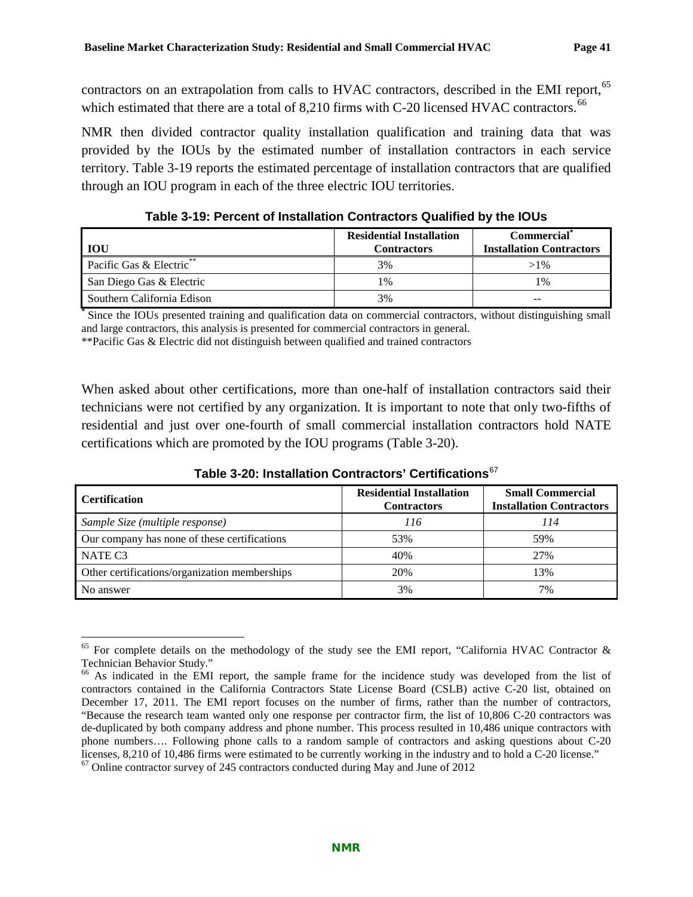contractors on an extrapolation from calls to HVAC contractors, described in the EMI report,[65] which estimated that there are a total of 8,210 firms with C-20 licensed HVAC contractors.[66]

NMR then divided contractor quality installation qualification and training data that was provided by the IOUs by the estimated number of installation contractors in each service territory. Table 3-19 reports the estimated percentage of installation contractors that are qualified through an IOU program in each of the three electric IOU territories.

**Table 3-19: Percent of Installation Contractors Qualified by the IOUs**

| IOU | Residential Installation Contractors | Commercial* Installation Contractors |
|---|---|---|
| Pacific Gas & Electric** | 3% | >1% |
| San Diego Gas & Electric | 1% | 1% |
| Southern California Edison | 3% | -- |

* Since the IOUs presented training and qualification data on commercial contractors, without distinguishing small and large contractors, this analysis is presented for commercial contractors in general.

**Pacific Gas & Electric did not distinguish between qualified and trained contractors

When asked about other certifications, more than one-half of installation contractors said their technicians were not certified by any organization. It is important to note that only two-fifths of residential and just over one-fourth of small commercial installation contractors hold NATE certifications which are promoted by the IOU programs (Table 3-20).

**Table 3-20: Installation Contractors' Certifications**[67]

| Certification | Residential Installation Contractors | Small Commercial Installation Contractors |
|---|---|---|
| *Sample Size (multiple response)* | *116* | *114* |
| Our company has none of these certifications | 53% | 59% |
| NATE C3 | 40% | 27% |
| Other certifications/organization memberships | 20% | 13% |
| No answer | 3% | 7% |

---

[65] For complete details on the methodology of the study see the EMI report, "California HVAC Contractor & Technician Behavior Study."

[66] As indicated in the EMI report, the sample frame for the incidence study was developed from the list of contractors contained in the California Contractors State License Board (CSLB) active C-20 list, obtained on December 17, 2011. The EMI report focuses on the number of firms, rather than the number of contractors, "Because the research team wanted only one response per contractor firm, the list of 10,806 C-20 contractors was de-duplicated by both company address and phone number. This process resulted in 10,486 unique contractors with phone numbers…. Following phone calls to a random sample of contractors and asking questions about C-20 licenses, 8,210 of 10,486 firms were estimated to be currently working in the industry and to hold a C-20 license."

[67] Online contractor survey of 245 contractors conducted during May and June of 2012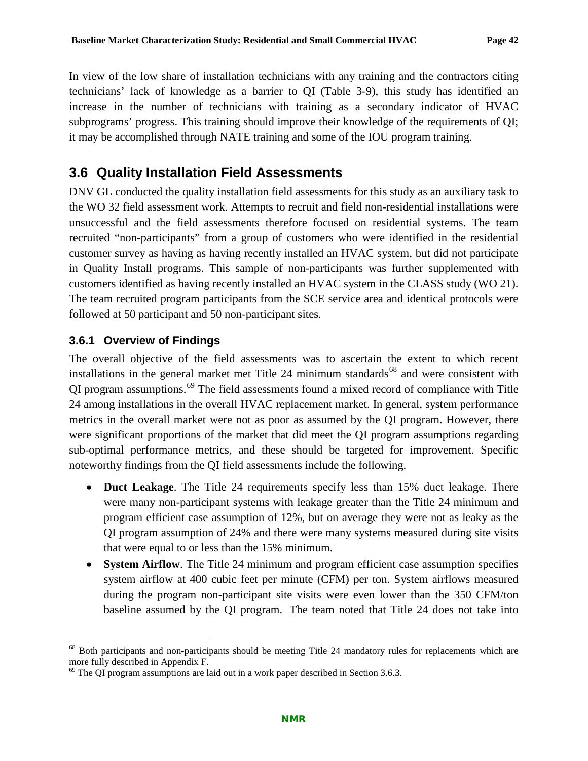In view of the low share of installation technicians with any training and the contractors citing technicians' lack of knowledge as a barrier to QI (Table 3-9), this study has identified an increase in the number of technicians with training as a secondary indicator of HVAC subprograms' progress. This training should improve their knowledge of the requirements of QI; it may be accomplished through NATE training and some of the IOU program training.

## 3.6 Quality Installation Field Assessments

DNV GL conducted the quality installation field assessments for this study as an auxiliary task to the WO 32 field assessment work. Attempts to recruit and field non-residential installations were unsuccessful and the field assessments therefore focused on residential systems. The team recruited "non-participants" from a group of customers who were identified in the residential customer survey as having as having recently installed an HVAC system, but did not participate in Quality Install programs. This sample of non-participants was further supplemented with customers identified as having recently installed an HVAC system in the CLASS study (WO 21). The team recruited program participants from the SCE service area and identical protocols were followed at 50 participant and 50 non-participant sites.

### 3.6.1 Overview of Findings

The overall objective of the field assessments was to ascertain the extent to which recent installations in the general market met Title 24 minimum standards[68] and were consistent with QI program assumptions.[69] The field assessments found a mixed record of compliance with Title 24 among installations in the overall HVAC replacement market. In general, system performance metrics in the overall market were not as poor as assumed by the QI program. However, there were significant proportions of the market that did meet the QI program assumptions regarding sub-optimal performance metrics, and these should be targeted for improvement. Specific noteworthy findings from the QI field assessments include the following.

- **Duct Leakage**. The Title 24 requirements specify less than 15% duct leakage. There were many non-participant systems with leakage greater than the Title 24 minimum and program efficient case assumption of 12%, but on average they were not as leaky as the QI program assumption of 24% and there were many systems measured during site visits that were equal to or less than the 15% minimum.
- **System Airflow**. The Title 24 minimum and program efficient case assumption specifies system airflow at 400 cubic feet per minute (CFM) per ton. System airflows measured during the program non-participant site visits were even lower than the 350 CFM/ton baseline assumed by the QI program. The team noted that Title 24 does not take into

[68] Both participants and non-participants should be meeting Title 24 mandatory rules for replacements which are more fully described in Appendix F.

[69] The QI program assumptions are laid out in a work paper described in Section 3.6.3.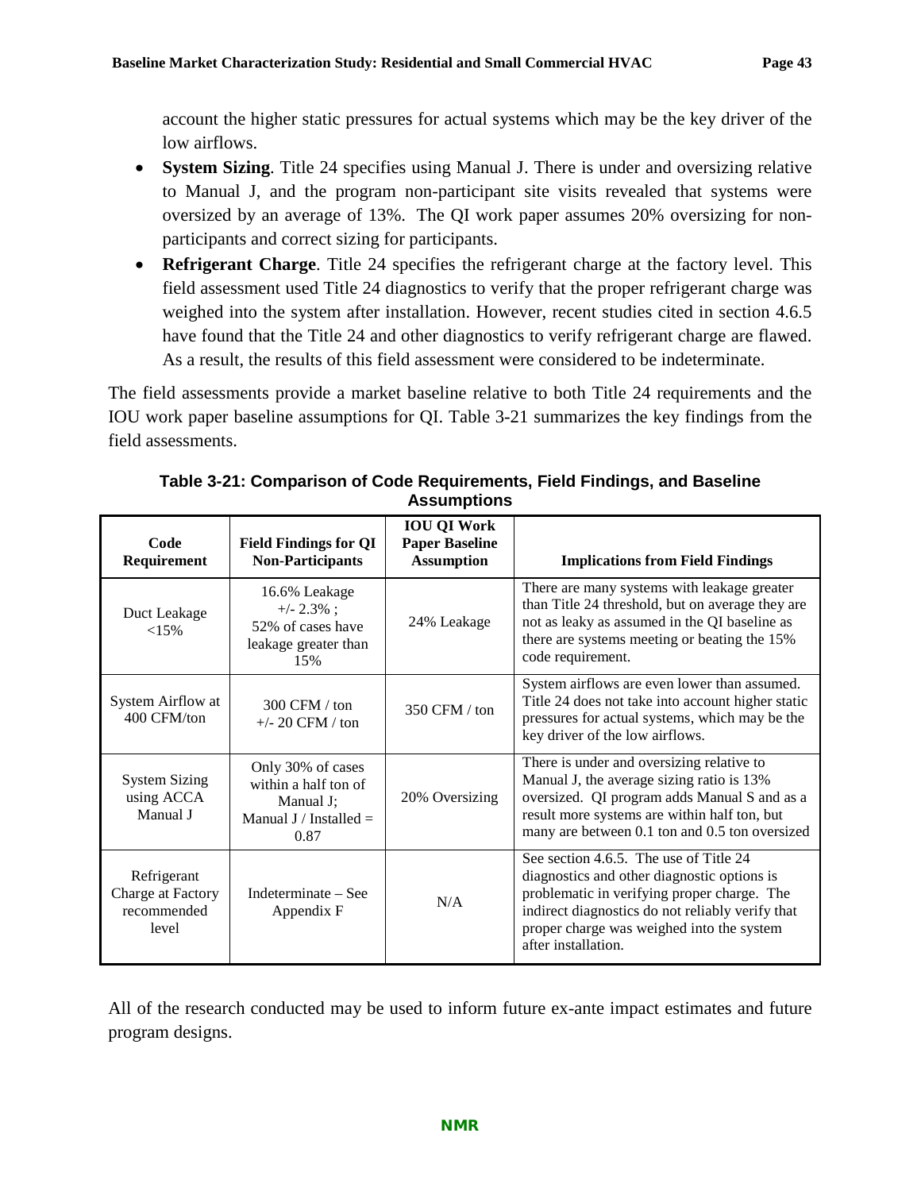account the higher static pressures for actual systems which may be the key driver of the low airflows.

- **System Sizing**. Title 24 specifies using Manual J. There is under and oversizing relative to Manual J, and the program non-participant site visits revealed that systems were oversized by an average of 13%. The QI work paper assumes 20% oversizing for non-participants and correct sizing for participants.
- **Refrigerant Charge**. Title 24 specifies the refrigerant charge at the factory level. This field assessment used Title 24 diagnostics to verify that the proper refrigerant charge was weighed into the system after installation. However, recent studies cited in section 4.6.5 have found that the Title 24 and other diagnostics to verify refrigerant charge are flawed. As a result, the results of this field assessment were considered to be indeterminate.

The field assessments provide a market baseline relative to both Title 24 requirements and the IOU work paper baseline assumptions for QI. Table 3-21 summarizes the key findings from the field assessments.

**Table 3-21: Comparison of Code Requirements, Field Findings, and Baseline Assumptions**

| Code Requirement | Field Findings for QI Non-Participants | IOU QI Work Paper Baseline Assumption | Implications from Field Findings |
|---|---|---|---|
| Duct Leakage <15% | 16.6% Leakage +/- 2.3% ; 52% of cases have leakage greater than 15% | 24% Leakage | There are many systems with leakage greater than Title 24 threshold, but on average they are not as leaky as assumed in the QI baseline as there are systems meeting or beating the 15% code requirement. |
| System Airflow at 400 CFM/ton | 300 CFM / ton +/- 20 CFM / ton | 350 CFM / ton | System airflows are even lower than assumed. Title 24 does not take into account higher static pressures for actual systems, which may be the key driver of the low airflows. |
| System Sizing using ACCA Manual J | Only 30% of cases within a half ton of Manual J; Manual J / Installed = 0.87 | 20% Oversizing | There is under and oversizing relative to Manual J, the average sizing ratio is 13% oversized. QI program adds Manual S and as a result more systems are within half ton, but many are between 0.1 ton and 0.5 ton oversized |
| Refrigerant Charge at Factory recommended level | Indeterminate – See Appendix F | N/A | See section 4.6.5. The use of Title 24 diagnostics and other diagnostic options is problematic in verifying proper charge. The indirect diagnostics do not reliably verify that proper charge was weighed into the system after installation. |

All of the research conducted may be used to inform future ex-ante impact estimates and future program designs.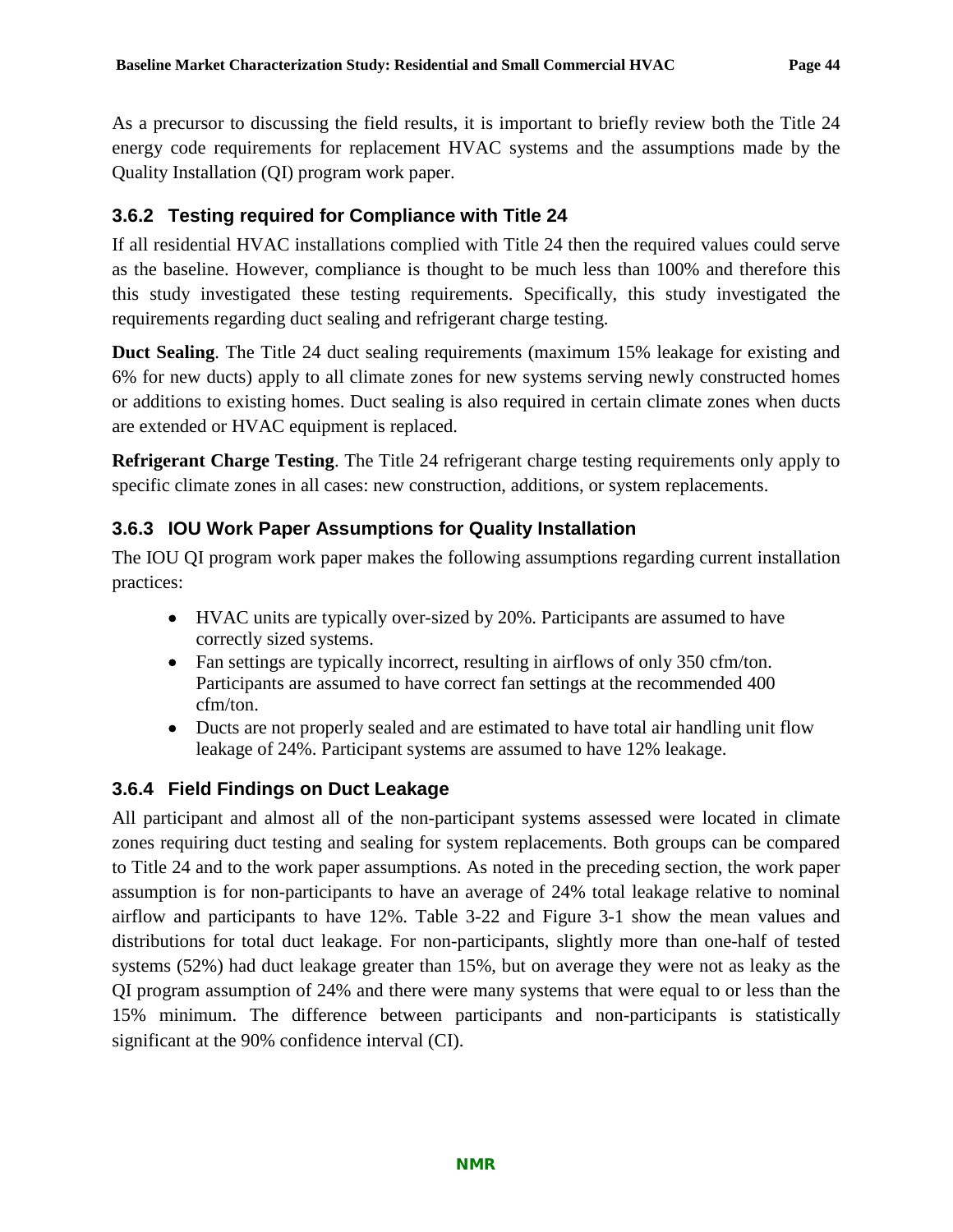As a precursor to discussing the field results, it is important to briefly review both the Title 24 energy code requirements for replacement HVAC systems and the assumptions made by the Quality Installation (QI) program work paper.

### 3.6.2 Testing required for Compliance with Title 24

If all residential HVAC installations complied with Title 24 then the required values could serve as the baseline. However, compliance is thought to be much less than 100% and therefore this this study investigated these testing requirements. Specifically, this study investigated the requirements regarding duct sealing and refrigerant charge testing.

**Duct Sealing**. The Title 24 duct sealing requirements (maximum 15% leakage for existing and 6% for new ducts) apply to all climate zones for new systems serving newly constructed homes or additions to existing homes. Duct sealing is also required in certain climate zones when ducts are extended or HVAC equipment is replaced.

**Refrigerant Charge Testing**. The Title 24 refrigerant charge testing requirements only apply to specific climate zones in all cases: new construction, additions, or system replacements.

### 3.6.3 IOU Work Paper Assumptions for Quality Installation

The IOU QI program work paper makes the following assumptions regarding current installation practices:

- HVAC units are typically over-sized by 20%. Participants are assumed to have correctly sized systems.
- Fan settings are typically incorrect, resulting in airflows of only 350 cfm/ton. Participants are assumed to have correct fan settings at the recommended 400 cfm/ton.
- Ducts are not properly sealed and are estimated to have total air handling unit flow leakage of 24%. Participant systems are assumed to have 12% leakage.

### 3.6.4 Field Findings on Duct Leakage

All participant and almost all of the non-participant systems assessed were located in climate zones requiring duct testing and sealing for system replacements. Both groups can be compared to Title 24 and to the work paper assumptions. As noted in the preceding section, the work paper assumption is for non-participants to have an average of 24% total leakage relative to nominal airflow and participants to have 12%. Table 3-22 and Figure 3-1 show the mean values and distributions for total duct leakage. For non-participants, slightly more than one-half of tested systems (52%) had duct leakage greater than 15%, but on average they were not as leaky as the QI program assumption of 24% and there were many systems that were equal to or less than the 15% minimum. The difference between participants and non-participants is statistically significant at the 90% confidence interval (CI).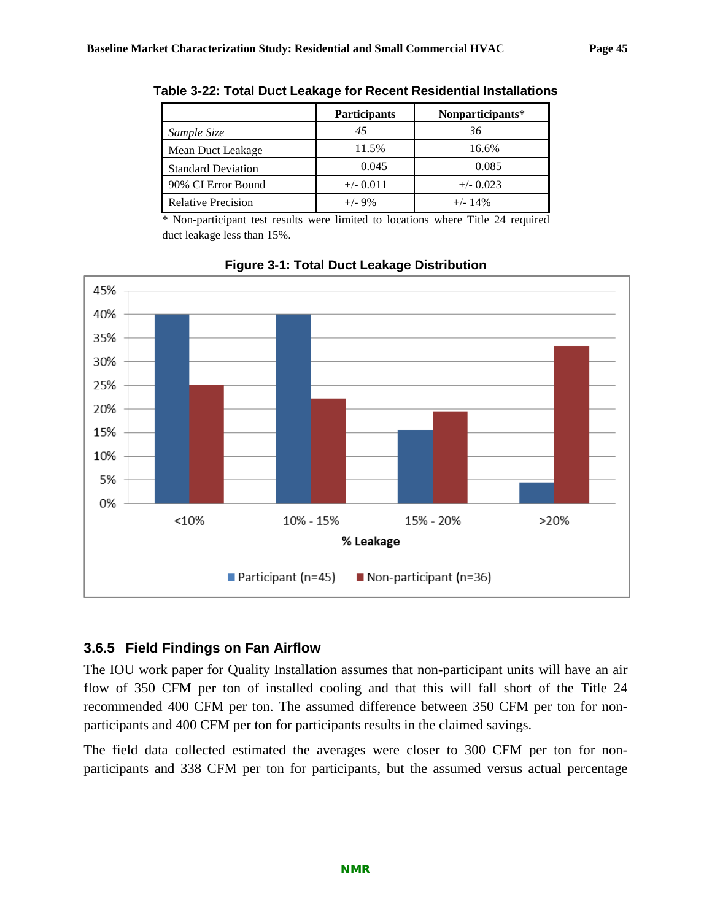**Table 3-22: Total Duct Leakage for Recent Residential Installations**

| | Participants | Nonparticipants* |
|---|---|---|
| *Sample Size* | *45* | *36* |
| Mean Duct Leakage | 11.5% | 16.6% |
| Standard Deviation | 0.045 | 0.085 |
| 90% CI Error Bound | +/- 0.011 | +/- 0.023 |
| Relative Precision | +/- 9% | +/- 14% |

\* Non-participant test results were limited to locations where Title 24 required duct leakage less than 15%.

**Figure 3-1: Total Duct Leakage Distribution**

### 3.6.5 Field Findings on Fan Airflow

The IOU work paper for Quality Installation assumes that non-participant units will have an air flow of 350 CFM per ton of installed cooling and that this will fall short of the Title 24 recommended 400 CFM per ton. The assumed difference between 350 CFM per ton for non-participants and 400 CFM per ton for participants results in the claimed savings.

The field data collected estimated the averages were closer to 300 CFM per ton for non-participants and 338 CFM per ton for participants, but the assumed versus actual percentage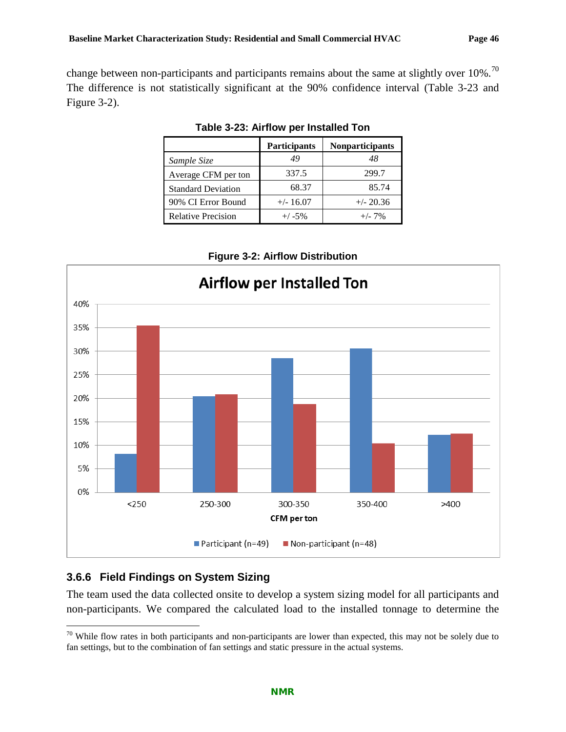change between non-participants and participants remains about the same at slightly over 10%.[70] The difference is not statistically significant at the 90% confidence interval (Table 3-23 and Figure 3-2).

**Table 3-23: Airflow per Installed Ton**

| | Participants | Nonparticipants |
|---|---|---|
| *Sample Size* | *49* | *48* |
| Average CFM per ton | 337.5 | 299.7 |
| Standard Deviation | 68.37 | 85.74 |
| 90% CI Error Bound | +/- 16.07 | +/- 20.36 |
| Relative Precision | +/ -5% | +/- 7% |

**Figure 3-2: Airflow Distribution**

### 3.6.6 Field Findings on System Sizing

The team used the data collected onsite to develop a system sizing model for all participants and non-participants. We compared the calculated load to the installed tonnage to determine the

[70] While flow rates in both participants and non-participants are lower than expected, this may not be solely due to fan settings, but to the combination of fan settings and static pressure in the actual systems.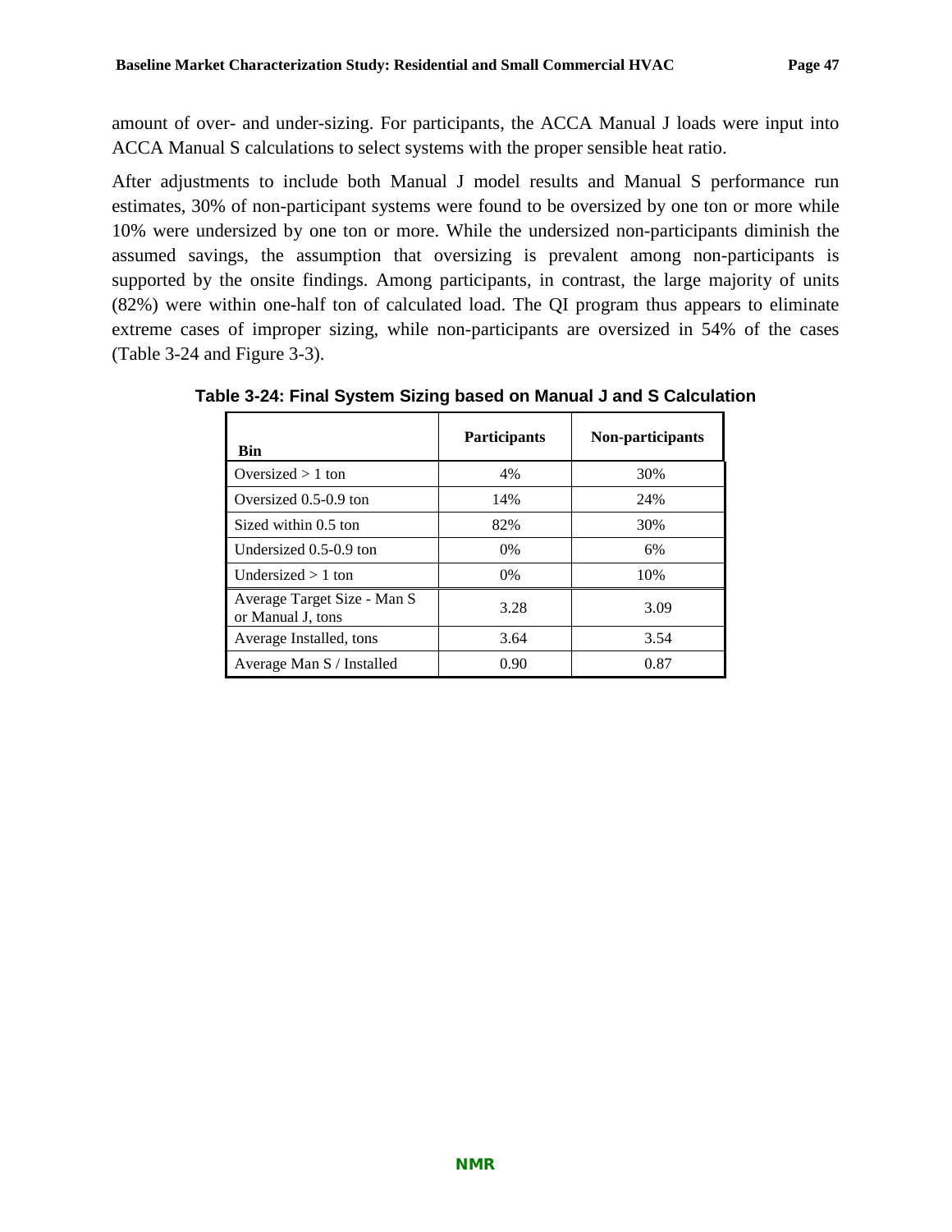amount of over- and under-sizing. For participants, the ACCA Manual J loads were input into ACCA Manual S calculations to select systems with the proper sensible heat ratio.

After adjustments to include both Manual J model results and Manual S performance run estimates, 30% of non-participant systems were found to be oversized by one ton or more while 10% were undersized by one ton or more. While the undersized non-participants diminish the assumed savings, the assumption that oversizing is prevalent among non-participants is supported by the onsite findings. Among participants, in contrast, the large majority of units (82%) were within one-half ton of calculated load. The QI program thus appears to eliminate extreme cases of improper sizing, while non-participants are oversized in 54% of the cases (Table 3-24 and Figure 3-3).

**Table 3-24: Final System Sizing based on Manual J and S Calculation**

| Bin | Participants | Non-participants |
|---|---|---|
| Oversized > 1 ton | 4% | 30% |
| Oversized 0.5-0.9 ton | 14% | 24% |
| Sized within 0.5 ton | 82% | 30% |
| Undersized 0.5-0.9 ton | 0% | 6% |
| Undersized > 1 ton | 0% | 10% |
| Average Target Size - Man S or Manual J, tons | 3.28 | 3.09 |
| Average Installed, tons | 3.64 | 3.54 |
| Average Man S / Installed | 0.90 | 0.87 |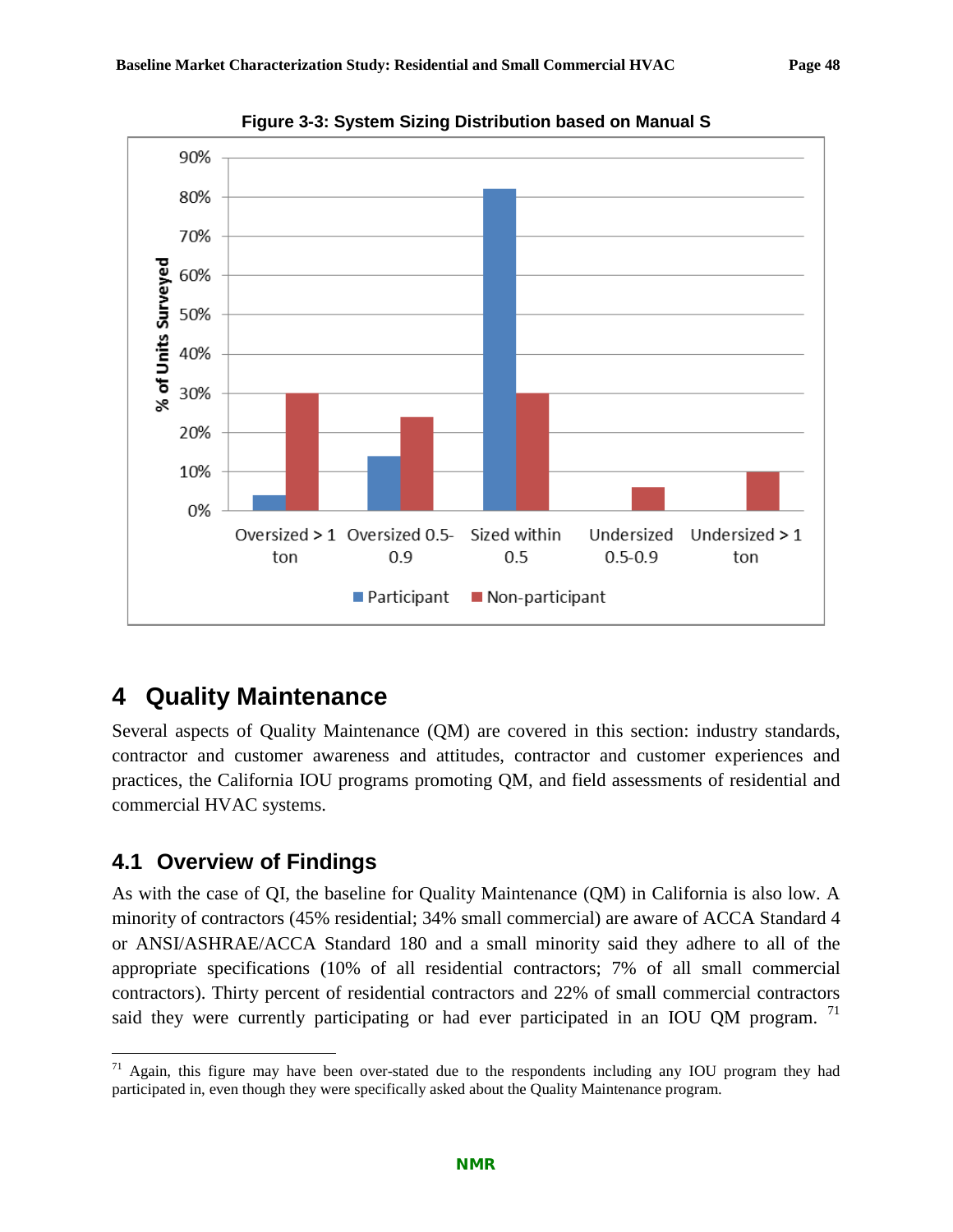**Figure 3-3: System Sizing Distribution based on Manual S**

| | Oversized > 1 ton | Oversized 0.5-0.9 | Sized within 0.5 | Undersized 0.5-0.9 | Undersized > 1 ton |
|---|---|---|---|---|---|
| Participant | 4% | 14% | 82% | 0% | 0% |
| Non-participant | 30% | 24% | 30% | 6% | 10% |

# 4 Quality Maintenance

Several aspects of Quality Maintenance (QM) are covered in this section: industry standards, contractor and customer awareness and attitudes, contractor and customer experiences and practices, the California IOU programs promoting QM, and field assessments of residential and commercial HVAC systems.

## 4.1 Overview of Findings

As with the case of QI, the baseline for Quality Maintenance (QM) in California is also low. A minority of contractors (45% residential; 34% small commercial) are aware of ACCA Standard 4 or ANSI/ASHRAE/ACCA Standard 180 and a small minority said they adhere to all of the appropriate specifications (10% of all residential contractors; 7% of all small commercial contractors). Thirty percent of residential contractors and 22% of small commercial contractors said they were currently participating or had ever participated in an IOU QM program. [71]

[71] Again, this figure may have been over-stated due to the respondents including any IOU program they had participated in, even though they were specifically asked about the Quality Maintenance program.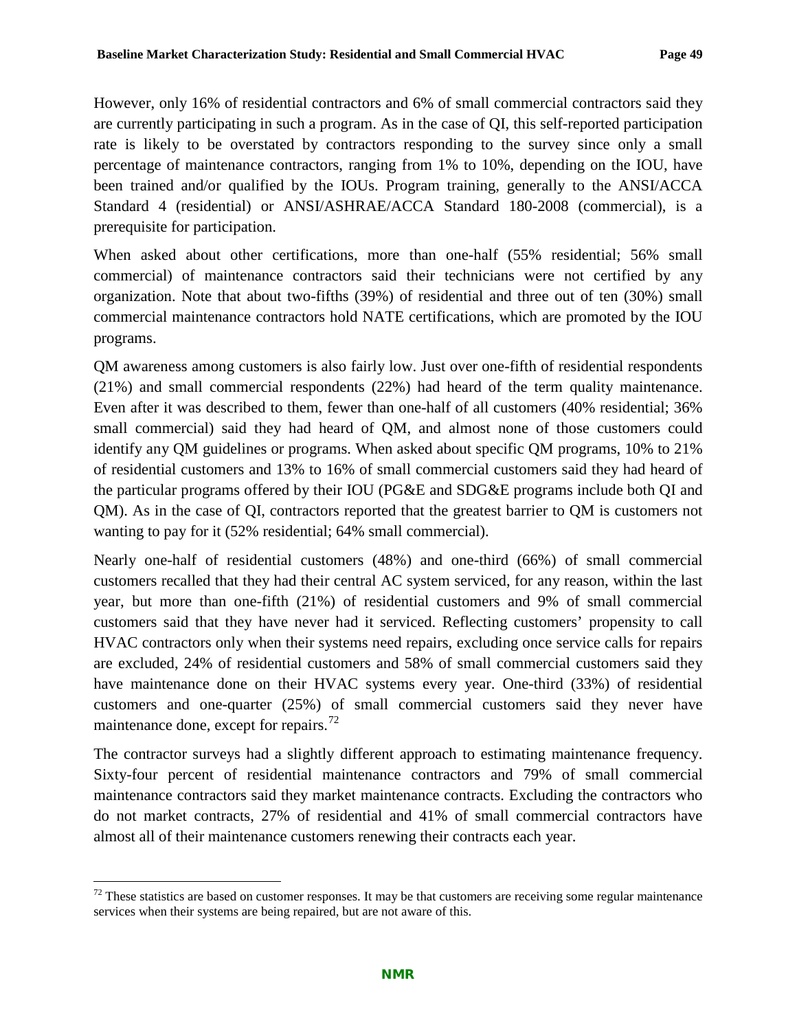However, only 16% of residential contractors and 6% of small commercial contractors said they are currently participating in such a program. As in the case of QI, this self-reported participation rate is likely to be overstated by contractors responding to the survey since only a small percentage of maintenance contractors, ranging from 1% to 10%, depending on the IOU, have been trained and/or qualified by the IOUs. Program training, generally to the ANSI/ACCA Standard 4 (residential) or ANSI/ASHRAE/ACCA Standard 180-2008 (commercial), is a prerequisite for participation.

When asked about other certifications, more than one-half (55% residential; 56% small commercial) of maintenance contractors said their technicians were not certified by any organization. Note that about two-fifths (39%) of residential and three out of ten (30%) small commercial maintenance contractors hold NATE certifications, which are promoted by the IOU programs.

QM awareness among customers is also fairly low. Just over one-fifth of residential respondents (21%) and small commercial respondents (22%) had heard of the term quality maintenance. Even after it was described to them, fewer than one-half of all customers (40% residential; 36% small commercial) said they had heard of QM, and almost none of those customers could identify any QM guidelines or programs. When asked about specific QM programs, 10% to 21% of residential customers and 13% to 16% of small commercial customers said they had heard of the particular programs offered by their IOU (PG&E and SDG&E programs include both QI and QM). As in the case of QI, contractors reported that the greatest barrier to QM is customers not wanting to pay for it (52% residential; 64% small commercial).

Nearly one-half of residential customers (48%) and one-third (66%) of small commercial customers recalled that they had their central AC system serviced, for any reason, within the last year, but more than one-fifth (21%) of residential customers and 9% of small commercial customers said that they have never had it serviced. Reflecting customers' propensity to call HVAC contractors only when their systems need repairs, excluding once service calls for repairs are excluded, 24% of residential customers and 58% of small commercial customers said they have maintenance done on their HVAC systems every year. One-third (33%) of residential customers and one-quarter (25%) of small commercial customers said they never have maintenance done, except for repairs.[72]

The contractor surveys had a slightly different approach to estimating maintenance frequency. Sixty-four percent of residential maintenance contractors and 79% of small commercial maintenance contractors said they market maintenance contracts. Excluding the contractors who do not market contracts, 27% of residential and 41% of small commercial contractors have almost all of their maintenance customers renewing their contracts each year.

---

[72] These statistics are based on customer responses. It may be that customers are receiving some regular maintenance services when their systems are being repaired, but are not aware of this.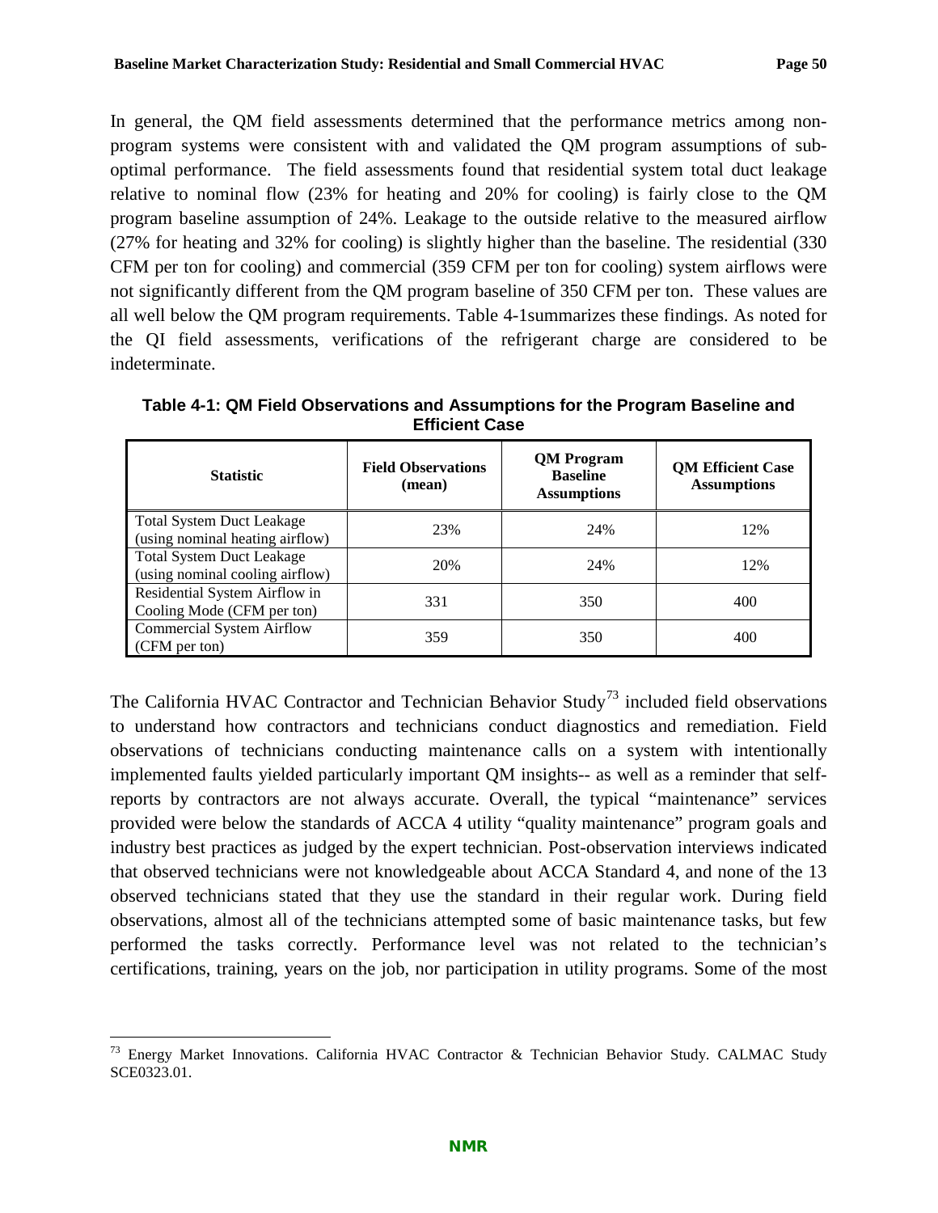In general, the QM field assessments determined that the performance metrics among non-program systems were consistent with and validated the QM program assumptions of sub-optimal performance. The field assessments found that residential system total duct leakage relative to nominal flow (23% for heating and 20% for cooling) is fairly close to the QM program baseline assumption of 24%. Leakage to the outside relative to the measured airflow (27% for heating and 32% for cooling) is slightly higher than the baseline. The residential (330 CFM per ton for cooling) and commercial (359 CFM per ton for cooling) system airflows were not significantly different from the QM program baseline of 350 CFM per ton. These values are all well below the QM program requirements. Table 4-1summarizes these findings. As noted for the QI field assessments, verifications of the refrigerant charge are considered to be indeterminate.

**Table 4-1: QM Field Observations and Assumptions for the Program Baseline and Efficient Case**

| Statistic | Field Observations (mean) | QM Program Baseline Assumptions | QM Efficient Case Assumptions |
|---|---|---|---|
| Total System Duct Leakage (using nominal heating airflow) | 23% | 24% | 12% |
| Total System Duct Leakage (using nominal cooling airflow) | 20% | 24% | 12% |
| Residential System Airflow in Cooling Mode (CFM per ton) | 331 | 350 | 400 |
| Commercial System Airflow (CFM per ton) | 359 | 350 | 400 |

The California HVAC Contractor and Technician Behavior Study[73] included field observations to understand how contractors and technicians conduct diagnostics and remediation. Field observations of technicians conducting maintenance calls on a system with intentionally implemented faults yielded particularly important QM insights-- as well as a reminder that self-reports by contractors are not always accurate. Overall, the typical "maintenance" services provided were below the standards of ACCA 4 utility "quality maintenance" program goals and industry best practices as judged by the expert technician. Post-observation interviews indicated that observed technicians were not knowledgeable about ACCA Standard 4, and none of the 13 observed technicians stated that they use the standard in their regular work. During field observations, almost all of the technicians attempted some of basic maintenance tasks, but few performed the tasks correctly. Performance level was not related to the technician's certifications, training, years on the job, nor participation in utility programs. Some of the most

[73] Energy Market Innovations. California HVAC Contractor & Technician Behavior Study. CALMAC Study SCE0323.01.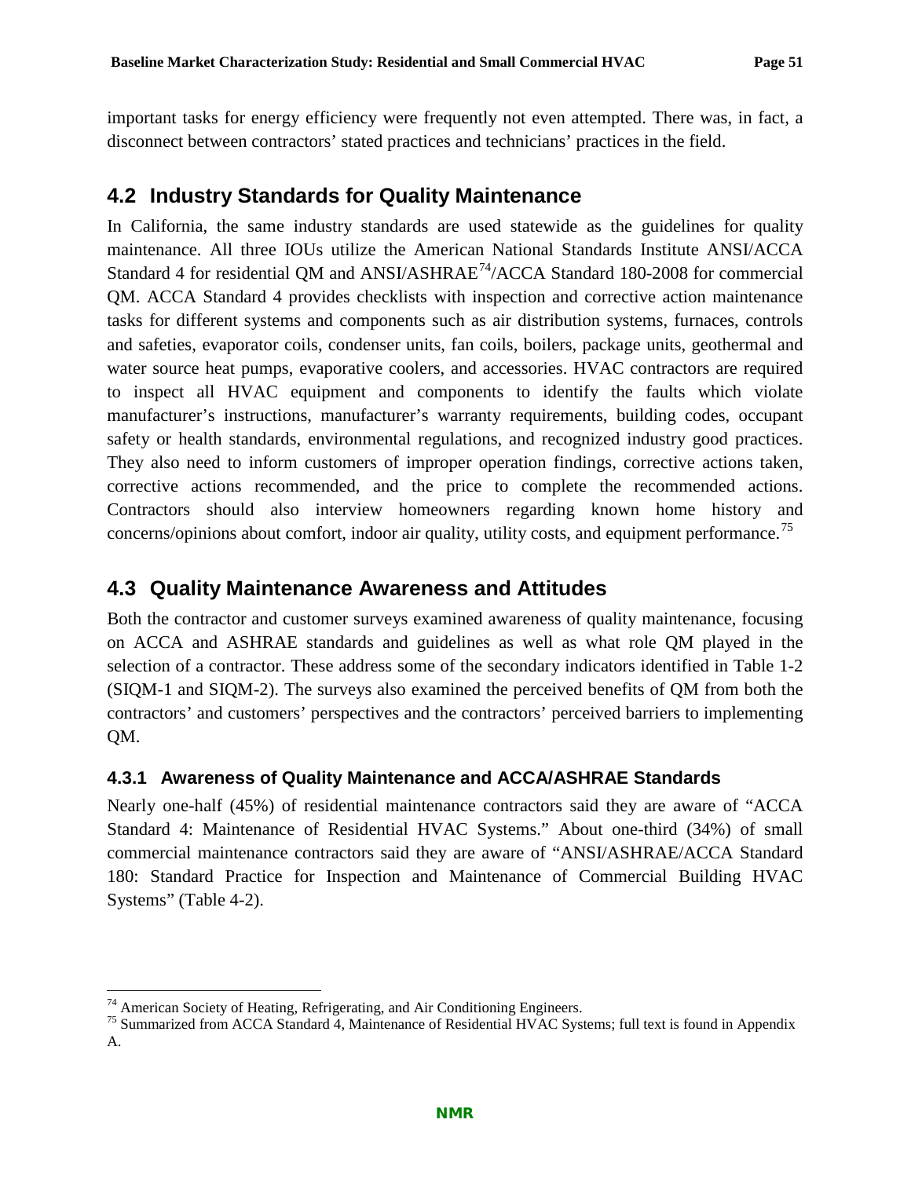important tasks for energy efficiency were frequently not even attempted. There was, in fact, a disconnect between contractors' stated practices and technicians' practices in the field.

## 4.2 Industry Standards for Quality Maintenance

In California, the same industry standards are used statewide as the guidelines for quality maintenance. All three IOUs utilize the American National Standards Institute ANSI/ACCA Standard 4 for residential QM and ANSI/ASHRAE[74]/ACCA Standard 180-2008 for commercial QM. ACCA Standard 4 provides checklists with inspection and corrective action maintenance tasks for different systems and components such as air distribution systems, furnaces, controls and safeties, evaporator coils, condenser units, fan coils, boilers, package units, geothermal and water source heat pumps, evaporative coolers, and accessories. HVAC contractors are required to inspect all HVAC equipment and components to identify the faults which violate manufacturer's instructions, manufacturer's warranty requirements, building codes, occupant safety or health standards, environmental regulations, and recognized industry good practices. They also need to inform customers of improper operation findings, corrective actions taken, corrective actions recommended, and the price to complete the recommended actions. Contractors should also interview homeowners regarding known home history and concerns/opinions about comfort, indoor air quality, utility costs, and equipment performance.[75]

## 4.3 Quality Maintenance Awareness and Attitudes

Both the contractor and customer surveys examined awareness of quality maintenance, focusing on ACCA and ASHRAE standards and guidelines as well as what role QM played in the selection of a contractor. These address some of the secondary indicators identified in Table 1-2 (SIQM-1 and SIQM-2). The surveys also examined the perceived benefits of QM from both the contractors' and customers' perspectives and the contractors' perceived barriers to implementing QM.

### 4.3.1 Awareness of Quality Maintenance and ACCA/ASHRAE Standards

Nearly one-half (45%) of residential maintenance contractors said they are aware of "ACCA Standard 4: Maintenance of Residential HVAC Systems." About one-third (34%) of small commercial maintenance contractors said they are aware of "ANSI/ASHRAE/ACCA Standard 180: Standard Practice for Inspection and Maintenance of Commercial Building HVAC Systems" (Table 4-2).

---

[74] American Society of Heating, Refrigerating, and Air Conditioning Engineers.

[75] Summarized from ACCA Standard 4, Maintenance of Residential HVAC Systems; full text is found in Appendix A.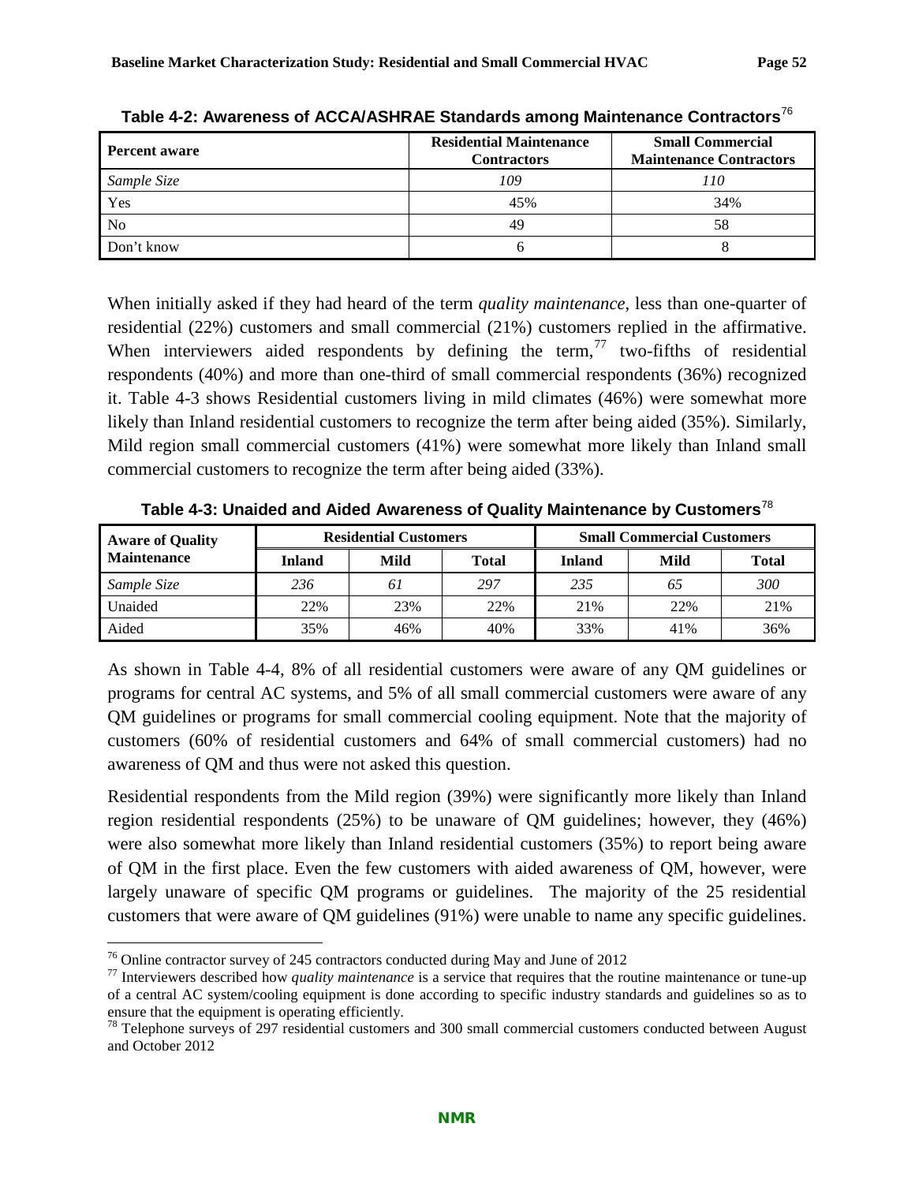**Table 4-2: Awareness of ACCA/ASHRAE Standards among Maintenance Contractors**[76]

| Percent aware | Residential Maintenance Contractors | Small Commercial Maintenance Contractors |
|---|---|---|
| *Sample Size* | *109* | *110* |
| Yes | 45% | 34% |
| No | 49 | 58 |
| Don't know | 6 | 8 |

When initially asked if they had heard of the term *quality maintenance*, less than one-quarter of residential (22%) customers and small commercial (21%) customers replied in the affirmative. When interviewers aided respondents by defining the term,[77] two-fifths of residential respondents (40%) and more than one-third of small commercial respondents (36%) recognized it. Table 4-3 shows Residential customers living in mild climates (46%) were somewhat more likely than Inland residential customers to recognize the term after being aided (35%). Similarly, Mild region small commercial customers (41%) were somewhat more likely than Inland small commercial customers to recognize the term after being aided (33%).

**Table 4-3: Unaided and Aided Awareness of Quality Maintenance by Customers**[78]

| Aware of Quality Maintenance | Residential Customers | | | Small Commercial Customers | | |
|---|---|---|---|---|---|---|
| | Inland | Mild | Total | Inland | Mild | Total |
| *Sample Size* | *236* | *61* | *297* | *235* | *65* | *300* |
| Unaided | 22% | 23% | 22% | 21% | 22% | 21% |
| Aided | 35% | 46% | 40% | 33% | 41% | 36% |

As shown in Table 4-4, 8% of all residential customers were aware of any QM guidelines or programs for central AC systems, and 5% of all small commercial customers were aware of any QM guidelines or programs for small commercial cooling equipment. Note that the majority of customers (60% of residential customers and 64% of small commercial customers) had no awareness of QM and thus were not asked this question.

Residential respondents from the Mild region (39%) were significantly more likely than Inland region residential respondents (25%) to be unaware of QM guidelines; however, they (46%) were also somewhat more likely than Inland residential customers (35%) to report being aware of QM in the first place. Even the few customers with aided awareness of QM, however, were largely unaware of specific QM programs or guidelines. The majority of the 25 residential customers that were aware of QM guidelines (91%) were unable to name any specific guidelines.

[76] Online contractor survey of 245 contractors conducted during May and June of 2012

[77] Interviewers described how *quality maintenance* is a service that requires that the routine maintenance or tune-up of a central AC system/cooling equipment is done according to specific industry standards and guidelines so as to ensure that the equipment is operating efficiently.

[78] Telephone surveys of 297 residential customers and 300 small commercial customers conducted between August and October 2012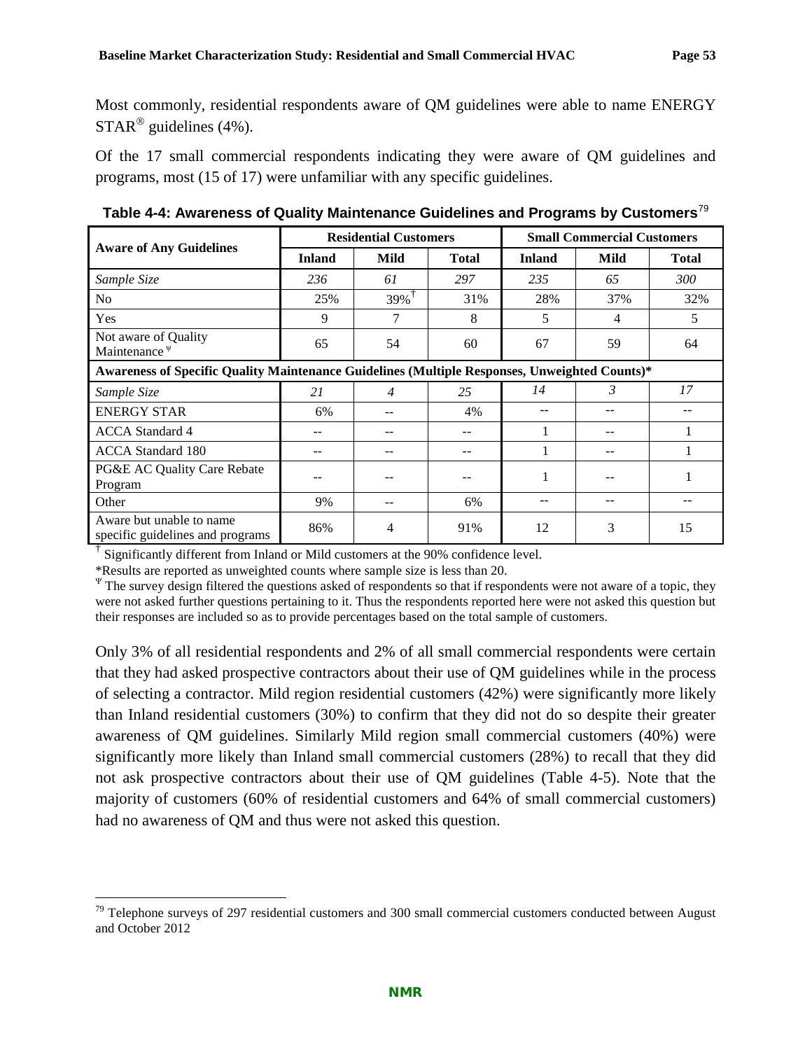Most commonly, residential respondents aware of QM guidelines were able to name ENERGY STAR® guidelines (4%).

Of the 17 small commercial respondents indicating they were aware of QM guidelines and programs, most (15 of 17) were unfamiliar with any specific guidelines.

**Table 4-4: Awareness of Quality Maintenance Guidelines and Programs by Customers**[79]

| Aware of Any Guidelines | Residential Customers | | | Small Commercial Customers | | |
|---|---|---|---|---|---|---|
| | Inland | Mild | Total | Inland | Mild | Total |
| *Sample Size* | *236* | *61* | *297* | *235* | *65* | *300* |
| No | 25% | 39%† | 31% | 28% | 37% | 32% |
| Yes | 9 | 7 | 8 | 5 | 4 | 5 |
| Not aware of Quality Maintenance Ψ | 65 | 54 | 60 | 67 | 59 | 64 |
| **Awareness of Specific Quality Maintenance Guidelines (Multiple Responses, Unweighted Counts)*** | | | | | | |
| *Sample Size* | *21* | *4* | *25* | *14* | *3* | *17* |
| ENERGY STAR | 6% | -- | 4% | -- | -- | -- |
| ACCA Standard 4 | -- | -- | -- | 1 | -- | 1 |
| ACCA Standard 180 | -- | -- | -- | 1 | -- | 1 |
| PG&E AC Quality Care Rebate Program | -- | -- | -- | 1 | -- | 1 |
| Other | 9% | -- | 6% | -- | -- | -- |
| Aware but unable to name specific guidelines and programs | 86% | 4 | 91% | 12 | 3 | 15 |

† Significantly different from Inland or Mild customers at the 90% confidence level.

*Results are reported as unweighted counts where sample size is less than 20.

Ψ The survey design filtered the questions asked of respondents so that if respondents were not aware of a topic, they were not asked further questions pertaining to it. Thus the respondents reported here were not asked this question but their responses are included so as to provide percentages based on the total sample of customers.

Only 3% of all residential respondents and 2% of all small commercial respondents were certain that they had asked prospective contractors about their use of QM guidelines while in the process of selecting a contractor. Mild region residential customers (42%) were significantly more likely than Inland residential customers (30%) to confirm that they did not do so despite their greater awareness of QM guidelines. Similarly Mild region small commercial customers (40%) were significantly more likely than Inland small commercial customers (28%) to recall that they did not ask prospective contractors about their use of QM guidelines (Table 4-5). Note that the majority of customers (60% of residential customers and 64% of small commercial customers) had no awareness of QM and thus were not asked this question.

[79] Telephone surveys of 297 residential customers and 300 small commercial customers conducted between August and October 2012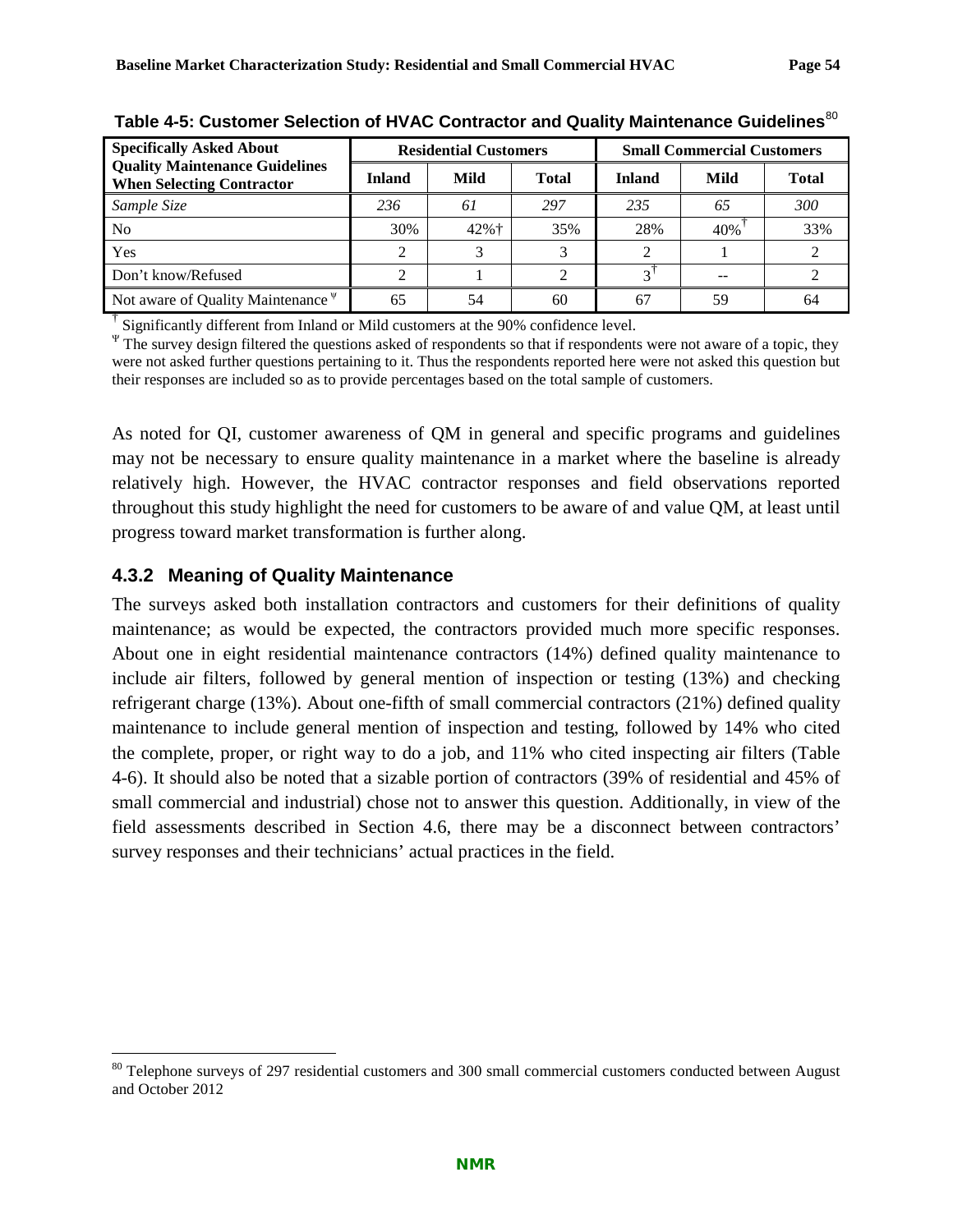**Table 4-5: Customer Selection of HVAC Contractor and Quality Maintenance Guidelines**[80]

| Specifically Asked About Quality Maintenance Guidelines When Selecting Contractor | Residential Customers | | | Small Commercial Customers | | |
|---|---|---|---|---|---|---|
| | Inland | Mild | Total | Inland | Mild | Total |
| *Sample Size* | *236* | *61* | *297* | *235* | *65* | *300* |
| No | 30% | 42%† | 35% | 28% | 40%† | 33% |
| Yes | 2 | 3 | 3 | 2 | 1 | 2 |
| Don't know/Refused | 2 | 1 | 2 | 3† | -- | 2 |
| Not aware of Quality Maintenance Ψ | 65 | 54 | 60 | 67 | 59 | 64 |

† Significantly different from Inland or Mild customers at the 90% confidence level.

Ψ The survey design filtered the questions asked of respondents so that if respondents were not aware of a topic, they were not asked further questions pertaining to it. Thus the respondents reported here were not asked this question but their responses are included so as to provide percentages based on the total sample of customers.

As noted for QI, customer awareness of QM in general and specific programs and guidelines may not be necessary to ensure quality maintenance in a market where the baseline is already relatively high. However, the HVAC contractor responses and field observations reported throughout this study highlight the need for customers to be aware of and value QM, at least until progress toward market transformation is further along.

### 4.3.2 Meaning of Quality Maintenance

The surveys asked both installation contractors and customers for their definitions of quality maintenance; as would be expected, the contractors provided much more specific responses. About one in eight residential maintenance contractors (14%) defined quality maintenance to include air filters, followed by general mention of inspection or testing (13%) and checking refrigerant charge (13%). About one-fifth of small commercial contractors (21%) defined quality maintenance to include general mention of inspection and testing, followed by 14% who cited the complete, proper, or right way to do a job, and 11% who cited inspecting air filters (Table 4-6). It should also be noted that a sizable portion of contractors (39% of residential and 45% of small commercial and industrial) chose not to answer this question. Additionally, in view of the field assessments described in Section 4.6, there may be a disconnect between contractors' survey responses and their technicians' actual practices in the field.

[80] Telephone surveys of 297 residential customers and 300 small commercial customers conducted between August and October 2012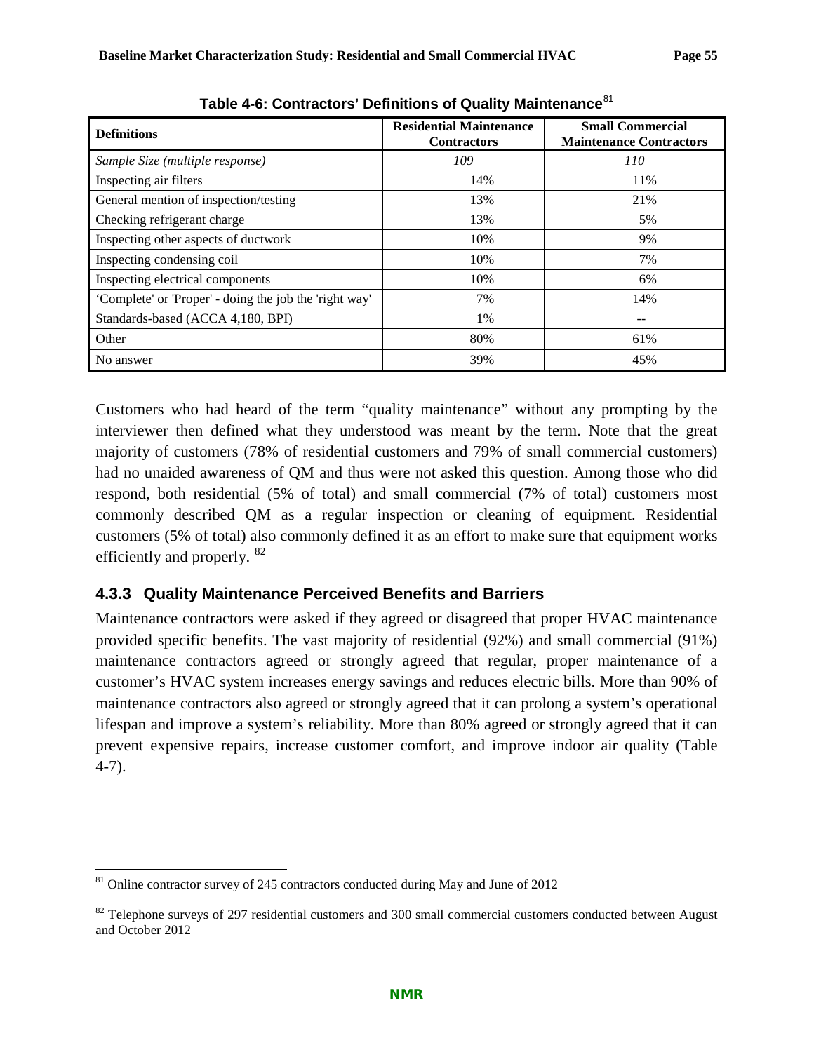**Table 4-6: Contractors' Definitions of Quality Maintenance**[81]

| Definitions | Residential Maintenance Contractors | Small Commercial Maintenance Contractors |
|---|---|---|
| *Sample Size (multiple response)* | *109* | *110* |
| Inspecting air filters | 14% | 11% |
| General mention of inspection/testing | 13% | 21% |
| Checking refrigerant charge | 13% | 5% |
| Inspecting other aspects of ductwork | 10% | 9% |
| Inspecting condensing coil | 10% | 7% |
| Inspecting electrical components | 10% | 6% |
| 'Complete' or 'Proper' - doing the job the 'right way' | 7% | 14% |
| Standards-based (ACCA 4,180, BPI) | 1% | -- |
| Other | 80% | 61% |
| No answer | 39% | 45% |

Customers who had heard of the term "quality maintenance" without any prompting by the interviewer then defined what they understood was meant by the term. Note that the great majority of customers (78% of residential customers and 79% of small commercial customers) had no unaided awareness of QM and thus were not asked this question. Among those who did respond, both residential (5% of total) and small commercial (7% of total) customers most commonly described QM as a regular inspection or cleaning of equipment. Residential customers (5% of total) also commonly defined it as an effort to make sure that equipment works efficiently and properly. [82]

### 4.3.3 Quality Maintenance Perceived Benefits and Barriers

Maintenance contractors were asked if they agreed or disagreed that proper HVAC maintenance provided specific benefits. The vast majority of residential (92%) and small commercial (91%) maintenance contractors agreed or strongly agreed that regular, proper maintenance of a customer's HVAC system increases energy savings and reduces electric bills. More than 90% of maintenance contractors also agreed or strongly agreed that it can prolong a system's operational lifespan and improve a system's reliability. More than 80% agreed or strongly agreed that it can prevent expensive repairs, increase customer comfort, and improve indoor air quality (Table 4-7).

---

[81] Online contractor survey of 245 contractors conducted during May and June of 2012

[82] Telephone surveys of 297 residential customers and 300 small commercial customers conducted between August and October 2012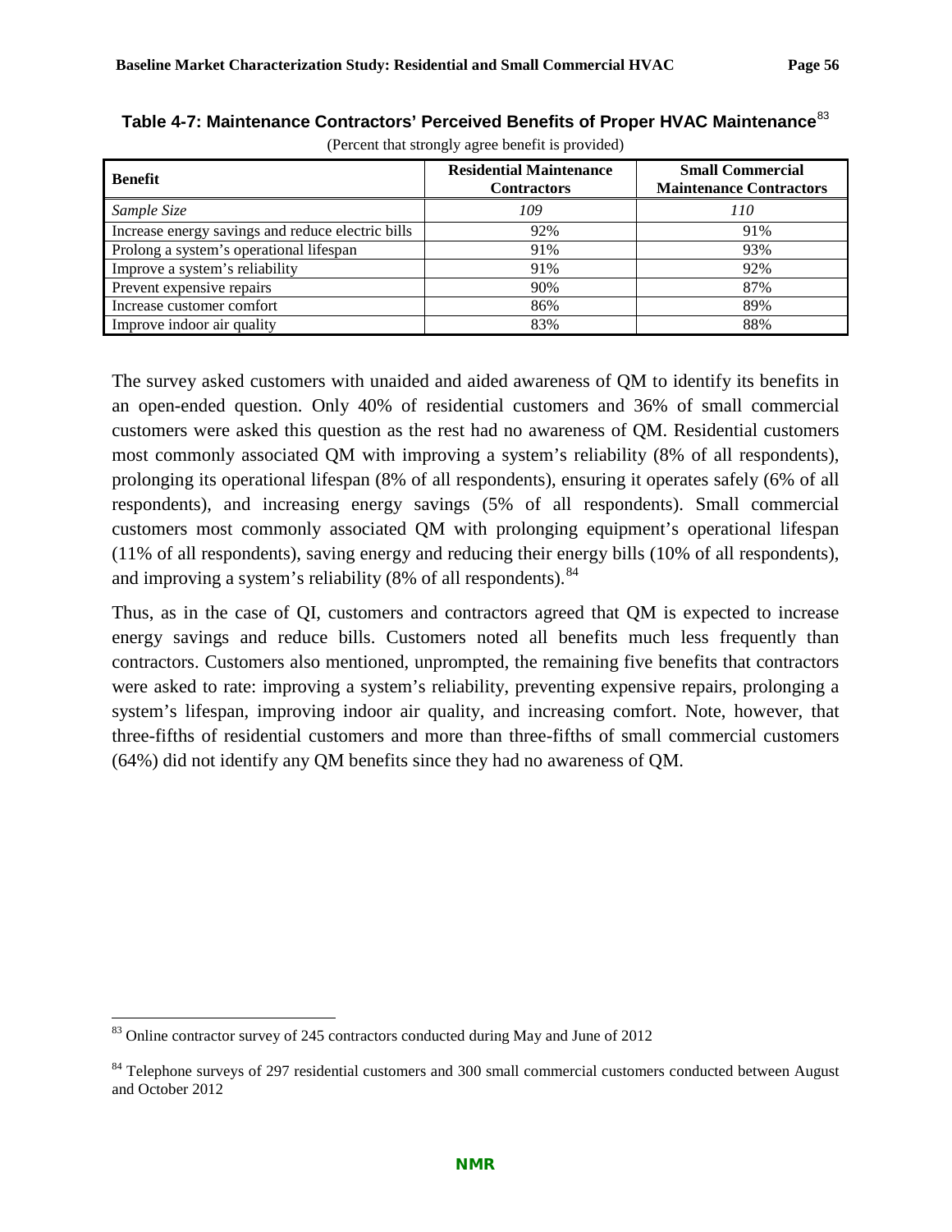**Table 4-7: Maintenance Contractors' Perceived Benefits of Proper HVAC Maintenance**[83]

(Percent that strongly agree benefit is provided)

| Benefit | Residential Maintenance Contractors | Small Commercial Maintenance Contractors |
|---|---|---|
| *Sample Size* | *109* | *110* |
| Increase energy savings and reduce electric bills | 92% | 91% |
| Prolong a system's operational lifespan | 91% | 93% |
| Improve a system's reliability | 91% | 92% |
| Prevent expensive repairs | 90% | 87% |
| Increase customer comfort | 86% | 89% |
| Improve indoor air quality | 83% | 88% |

The survey asked customers with unaided and aided awareness of QM to identify its benefits in an open-ended question. Only 40% of residential customers and 36% of small commercial customers were asked this question as the rest had no awareness of QM. Residential customers most commonly associated QM with improving a system's reliability (8% of all respondents), prolonging its operational lifespan (8% of all respondents), ensuring it operates safely (6% of all respondents), and increasing energy savings (5% of all respondents). Small commercial customers most commonly associated QM with prolonging equipment's operational lifespan (11% of all respondents), saving energy and reducing their energy bills (10% of all respondents), and improving a system's reliability (8% of all respondents).[84]

Thus, as in the case of QI, customers and contractors agreed that QM is expected to increase energy savings and reduce bills. Customers noted all benefits much less frequently than contractors. Customers also mentioned, unprompted, the remaining five benefits that contractors were asked to rate: improving a system's reliability, preventing expensive repairs, prolonging a system's lifespan, improving indoor air quality, and increasing comfort. Note, however, that three-fifths of residential customers and more than three-fifths of small commercial customers (64%) did not identify any QM benefits since they had no awareness of QM.

[83] Online contractor survey of 245 contractors conducted during May and June of 2012

[84] Telephone surveys of 297 residential customers and 300 small commercial customers conducted between August and October 2012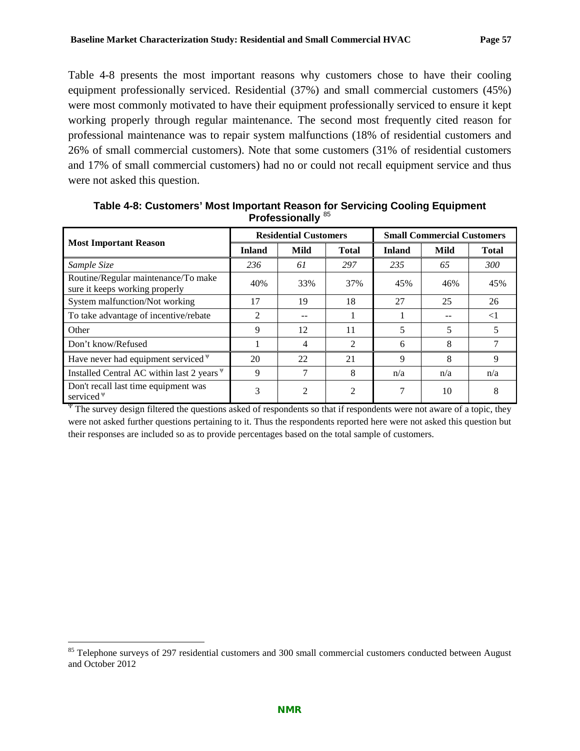Table 4-8 presents the most important reasons why customers chose to have their cooling equipment professionally serviced. Residential (37%) and small commercial customers (45%) were most commonly motivated to have their equipment professionally serviced to ensure it kept working properly through regular maintenance. The second most frequently cited reason for professional maintenance was to repair system malfunctions (18% of residential customers and 26% of small commercial customers). Note that some customers (31% of residential customers and 17% of small commercial customers) had no or could not recall equipment service and thus were not asked this question.

**Table 4-8: Customers' Most Important Reason for Servicing Cooling Equipment Professionally** [85]

| Most Important Reason | Residential Customers | | | Small Commercial Customers | | |
|---|---|---|---|---|---|---|
| | **Inland** | **Mild** | **Total** | **Inland** | **Mild** | **Total** |
| *Sample Size* | *236* | *61* | *297* | *235* | *65* | *300* |
| Routine/Regular maintenance/To make sure it keeps working properly | 40% | 33% | 37% | 45% | 46% | 45% |
| System malfunction/Not working | 17 | 19 | 18 | 27 | 25 | 26 |
| To take advantage of incentive/rebate | 2 | -- | 1 | 1 | -- | <1 |
| Other | 9 | 12 | 11 | 5 | 5 | 5 |
| Don't know/Refused | 1 | 4 | 2 | 6 | 8 | 7 |
| Have never had equipment serviced Ψ | 20 | 22 | 21 | 9 | 8 | 9 |
| Installed Central AC within last 2 years Ψ | 9 | 7 | 8 | n/a | n/a | n/a |
| Don't recall last time equipment was serviced Ψ | 3 | 2 | 2 | 7 | 10 | 8 |

Ψ The survey design filtered the questions asked of respondents so that if respondents were not aware of a topic, they were not asked further questions pertaining to it. Thus the respondents reported here were not asked this question but their responses are included so as to provide percentages based on the total sample of customers.

[85] Telephone surveys of 297 residential customers and 300 small commercial customers conducted between August and October 2012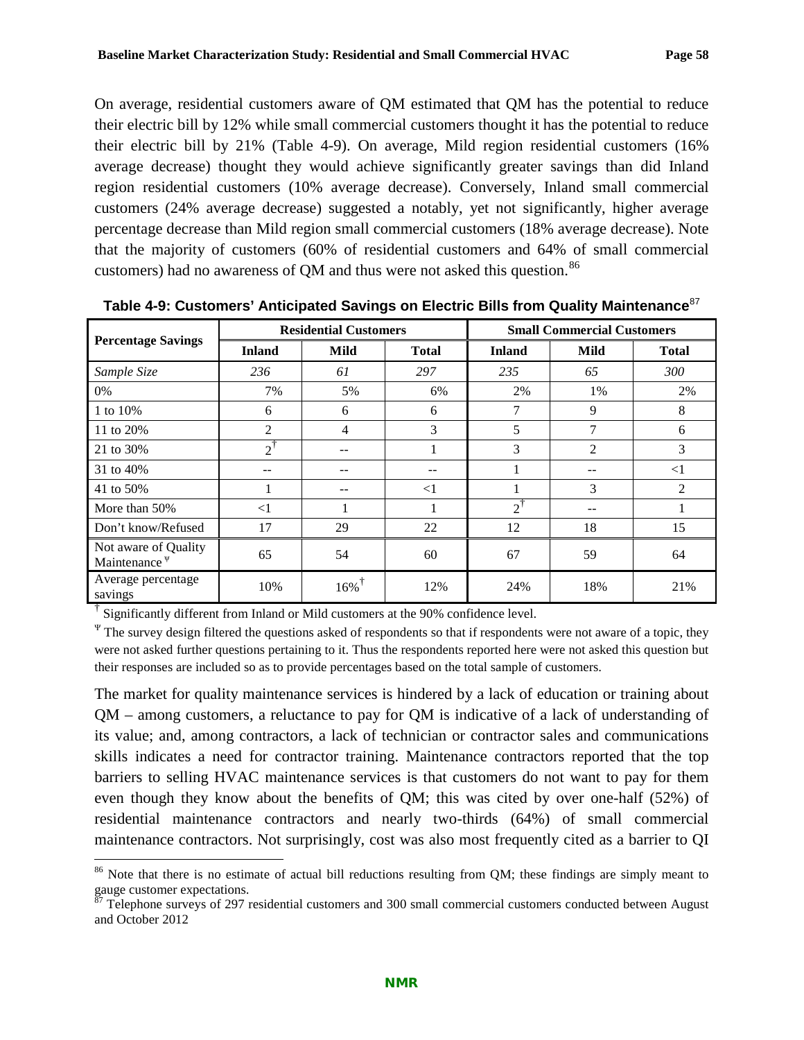On average, residential customers aware of QM estimated that QM has the potential to reduce their electric bill by 12% while small commercial customers thought it has the potential to reduce their electric bill by 21% (Table 4-9). On average, Mild region residential customers (16% average decrease) thought they would achieve significantly greater savings than did Inland region residential customers (10% average decrease). Conversely, Inland small commercial customers (24% average decrease) suggested a notably, yet not significantly, higher average percentage decrease than Mild region small commercial customers (18% average decrease). Note that the majority of customers (60% of residential customers and 64% of small commercial customers) had no awareness of QM and thus were not asked this question.[86]

**Table 4-9: Customers' Anticipated Savings on Electric Bills from Quality Maintenance**[87]

| Percentage Savings | Residential Customers | | | Small Commercial Customers | | |
|---|---|---|---|---|---|---|
| | Inland | Mild | Total | Inland | Mild | Total |
| *Sample Size* | *236* | *61* | *297* | *235* | *65* | *300* |
| 0% | 7% | 5% | 6% | 2% | 1% | 2% |
| 1 to 10% | 6 | 6 | 6 | 7 | 9 | 8 |
| 11 to 20% | 2 | 4 | 3 | 5 | 7 | 6 |
| 21 to 30% | 2† | -- | 1 | 3 | 2 | 3 |
| 31 to 40% | -- | -- | -- | 1 | -- | <1 |
| 41 to 50% | 1 | -- | <1 | 1 | 3 | 2 |
| More than 50% | <1 | 1 | 1 | 2† | -- | 1 |
| Don't know/Refused | 17 | 29 | 22 | 12 | 18 | 15 |
| Not aware of Quality Maintenance Ψ | 65 | 54 | 60 | 67 | 59 | 64 |
| Average percentage savings | 10% | 16%† | 12% | 24% | 18% | 21% |

† Significantly different from Inland or Mild customers at the 90% confidence level.

Ψ The survey design filtered the questions asked of respondents so that if respondents were not aware of a topic, they were not asked further questions pertaining to it. Thus the respondents reported here were not asked this question but their responses are included so as to provide percentages based on the total sample of customers.

The market for quality maintenance services is hindered by a lack of education or training about QM – among customers, a reluctance to pay for QM is indicative of a lack of understanding of its value; and, among contractors, a lack of technician or contractor sales and communications skills indicates a need for contractor training. Maintenance contractors reported that the top barriers to selling HVAC maintenance services is that customers do not want to pay for them even though they know about the benefits of QM; this was cited by over one-half (52%) of residential maintenance contractors and nearly two-thirds (64%) of small commercial maintenance contractors. Not surprisingly, cost was also most frequently cited as a barrier to QI

[86] Note that there is no estimate of actual bill reductions resulting from QM; these findings are simply meant to gauge customer expectations.

[87] Telephone surveys of 297 residential customers and 300 small commercial customers conducted between August and October 2012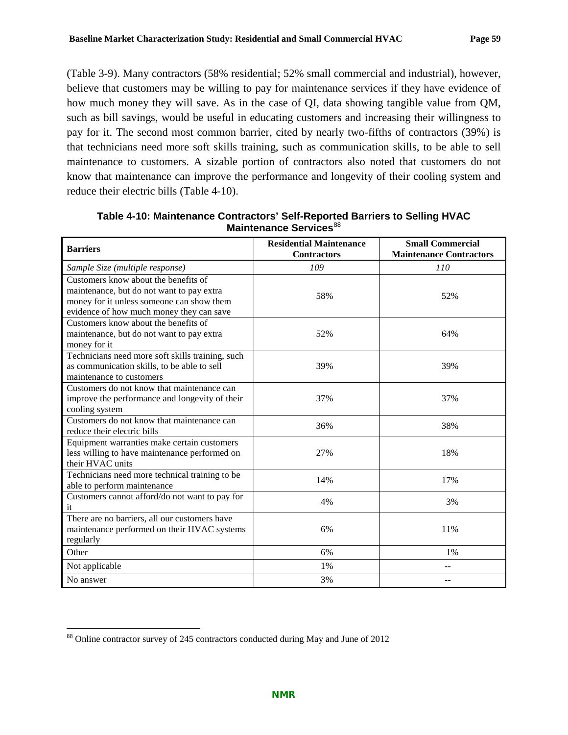(Table 3-9). Many contractors (58% residential; 52% small commercial and industrial), however, believe that customers may be willing to pay for maintenance services if they have evidence of how much money they will save. As in the case of QI, data showing tangible value from QM, such as bill savings, would be useful in educating customers and increasing their willingness to pay for it. The second most common barrier, cited by nearly two-fifths of contractors (39%) is that technicians need more soft skills training, such as communication skills, to be able to sell maintenance to customers. A sizable portion of contractors also noted that customers do not know that maintenance can improve the performance and longevity of their cooling system and reduce their electric bills (Table 4-10).

**Table 4-10: Maintenance Contractors' Self-Reported Barriers to Selling HVAC Maintenance Services**[88]

| Barriers | Residential Maintenance Contractors | Small Commercial Maintenance Contractors |
|---|---|---|
| *Sample Size (multiple response)* | *109* | *110* |
| Customers know about the benefits of maintenance, but do not want to pay extra money for it unless someone can show them evidence of how much money they can save | 58% | 52% |
| Customers know about the benefits of maintenance, but do not want to pay extra money for it | 52% | 64% |
| Technicians need more soft skills training, such as communication skills, to be able to sell maintenance to customers | 39% | 39% |
| Customers do not know that maintenance can improve the performance and longevity of their cooling system | 37% | 37% |
| Customers do not know that maintenance can reduce their electric bills | 36% | 38% |
| Equipment warranties make certain customers less willing to have maintenance performed on their HVAC units | 27% | 18% |
| Technicians need more technical training to be able to perform maintenance | 14% | 17% |
| Customers cannot afford/do not want to pay for it | 4% | 3% |
| There are no barriers, all our customers have maintenance performed on their HVAC systems regularly | 6% | 11% |
| Other | 6% | 1% |
| Not applicable | 1% | -- |
| No answer | 3% | -- |

[88] Online contractor survey of 245 contractors conducted during May and June of 2012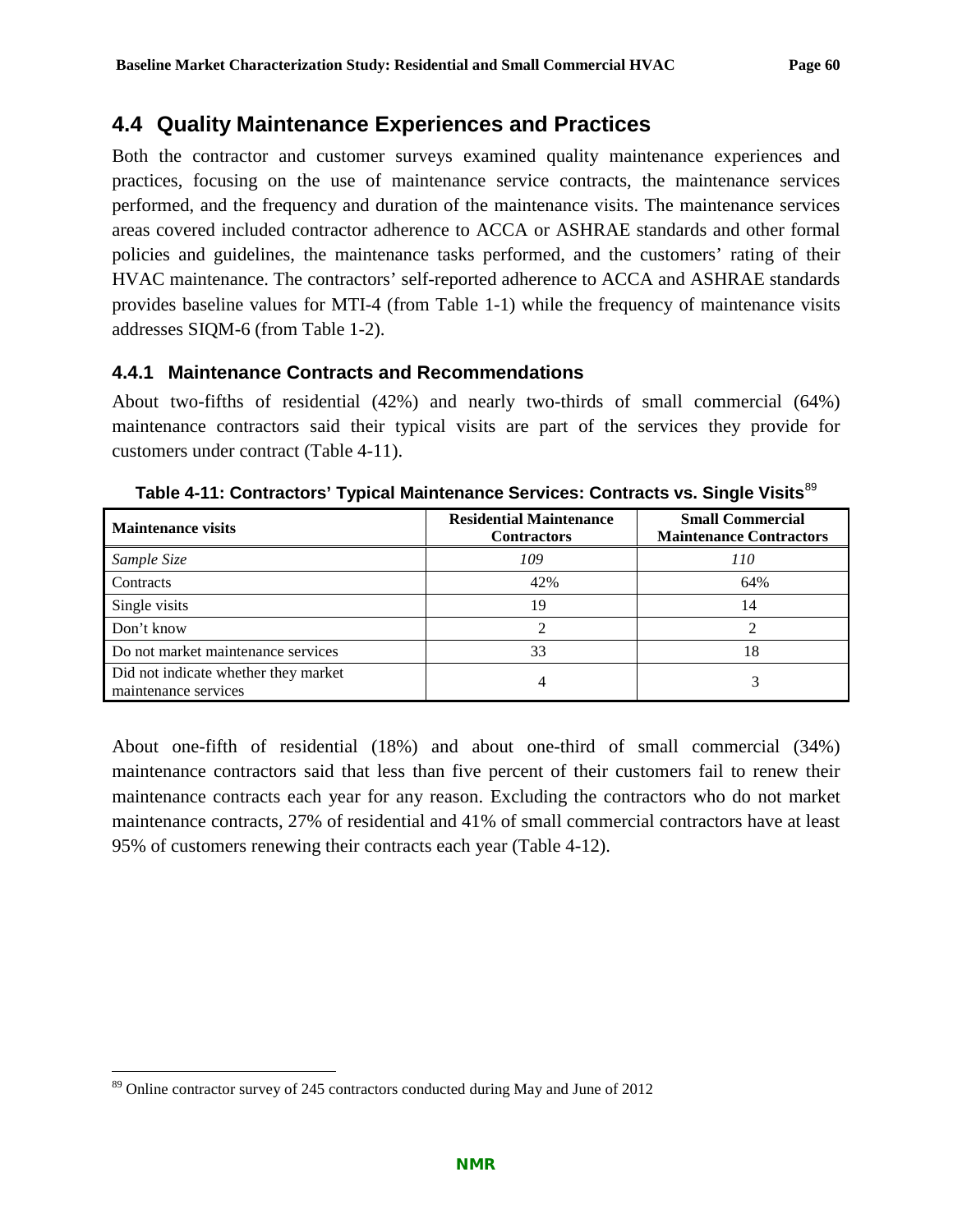## 4.4 Quality Maintenance Experiences and Practices

Both the contractor and customer surveys examined quality maintenance experiences and practices, focusing on the use of maintenance service contracts, the maintenance services performed, and the frequency and duration of the maintenance visits. The maintenance services areas covered included contractor adherence to ACCA or ASHRAE standards and other formal policies and guidelines, the maintenance tasks performed, and the customers' rating of their HVAC maintenance. The contractors' self-reported adherence to ACCA and ASHRAE standards provides baseline values for MTI-4 (from Table 1-1) while the frequency of maintenance visits addresses SIQM-6 (from Table 1-2).

### 4.4.1 Maintenance Contracts and Recommendations

About two-fifths of residential (42%) and nearly two-thirds of small commercial (64%) maintenance contractors said their typical visits are part of the services they provide for customers under contract (Table 4-11).

**Table 4-11: Contractors' Typical Maintenance Services: Contracts vs. Single Visits**[89]

| Maintenance visits | Residential Maintenance Contractors | Small Commercial Maintenance Contractors |
|---|---|---|
| *Sample Size* | *109* | *110* |
| Contracts | 42% | 64% |
| Single visits | 19 | 14 |
| Don't know | 2 | 2 |
| Do not market maintenance services | 33 | 18 |
| Did not indicate whether they market maintenance services | 4 | 3 |

About one-fifth of residential (18%) and about one-third of small commercial (34%) maintenance contractors said that less than five percent of their customers fail to renew their maintenance contracts each year for any reason. Excluding the contractors who do not market maintenance contracts, 27% of residential and 41% of small commercial contractors have at least 95% of customers renewing their contracts each year (Table 4-12).

[89] Online contractor survey of 245 contractors conducted during May and June of 2012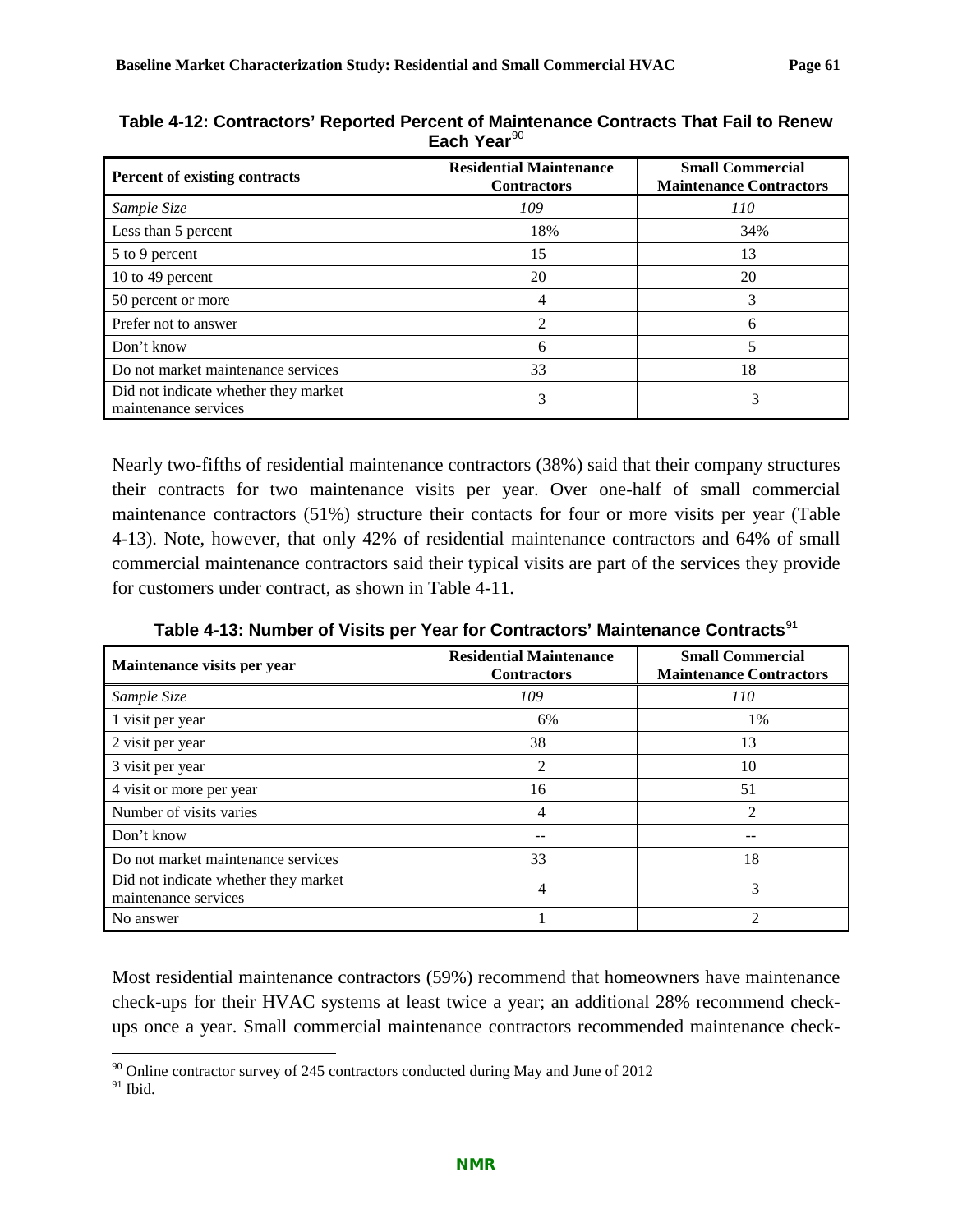**Table 4-12: Contractors' Reported Percent of Maintenance Contracts That Fail to Renew Each Year**[90]

| Percent of existing contracts | Residential Maintenance Contractors | Small Commercial Maintenance Contractors |
|---|---|---|
| *Sample Size* | *109* | *110* |
| Less than 5 percent | 18% | 34% |
| 5 to 9 percent | 15 | 13 |
| 10 to 49 percent | 20 | 20 |
| 50 percent or more | 4 | 3 |
| Prefer not to answer | 2 | 6 |
| Don't know | 6 | 5 |
| Do not market maintenance services | 33 | 18 |
| Did not indicate whether they market maintenance services | 3 | 3 |

Nearly two-fifths of residential maintenance contractors (38%) said that their company structures their contracts for two maintenance visits per year. Over one-half of small commercial maintenance contractors (51%) structure their contacts for four or more visits per year (Table 4-13). Note, however, that only 42% of residential maintenance contractors and 64% of small commercial maintenance contractors said their typical visits are part of the services they provide for customers under contract, as shown in Table 4-11.

**Table 4-13: Number of Visits per Year for Contractors' Maintenance Contracts**[91]

| Maintenance visits per year | Residential Maintenance Contractors | Small Commercial Maintenance Contractors |
|---|---|---|
| *Sample Size* | *109* | *110* |
| 1 visit per year | 6% | 1% |
| 2 visit per year | 38 | 13 |
| 3 visit per year | 2 | 10 |
| 4 visit or more per year | 16 | 51 |
| Number of visits varies | 4 | 2 |
| Don't know | -- | -- |
| Do not market maintenance services | 33 | 18 |
| Did not indicate whether they market maintenance services | 4 | 3 |
| No answer | 1 | 2 |

Most residential maintenance contractors (59%) recommend that homeowners have maintenance check-ups for their HVAC systems at least twice a year; an additional 28% recommend check-ups once a year. Small commercial maintenance contractors recommended maintenance check-

[90] Online contractor survey of 245 contractors conducted during May and June of 2012

[91] Ibid.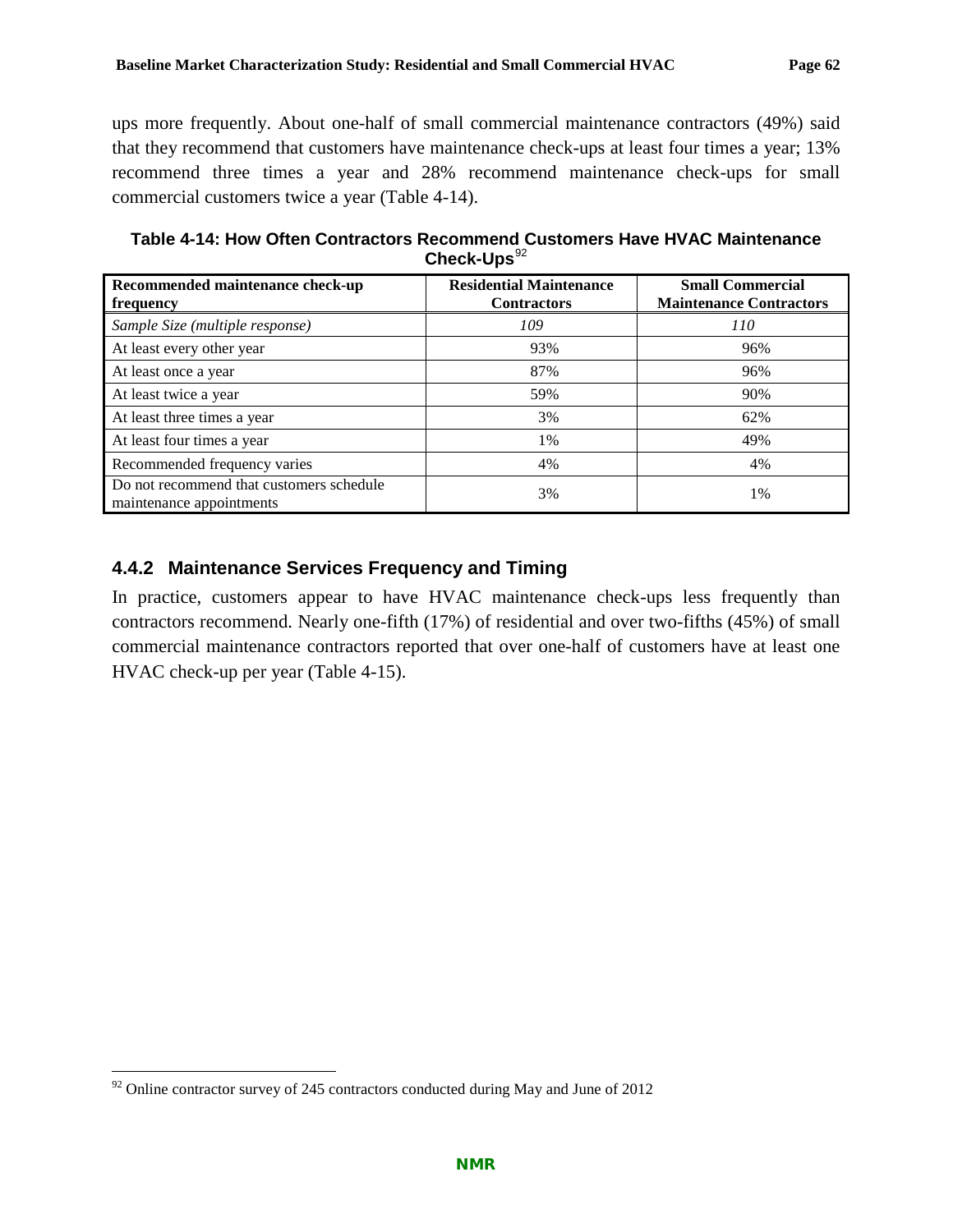ups more frequently. About one-half of small commercial maintenance contractors (49%) said that they recommend that customers have maintenance check-ups at least four times a year; 13% recommend three times a year and 28% recommend maintenance check-ups for small commercial customers twice a year (Table 4-14).

**Table 4-14: How Often Contractors Recommend Customers Have HVAC Maintenance Check-Ups**[92]

| Recommended maintenance check-up frequency | Residential Maintenance Contractors | Small Commercial Maintenance Contractors |
|---|---|---|
| *Sample Size (multiple response)* | *109* | *110* |
| At least every other year | 93% | 96% |
| At least once a year | 87% | 96% |
| At least twice a year | 59% | 90% |
| At least three times a year | 3% | 62% |
| At least four times a year | 1% | 49% |
| Recommended frequency varies | 4% | 4% |
| Do not recommend that customers schedule maintenance appointments | 3% | 1% |

### 4.4.2 Maintenance Services Frequency and Timing

In practice, customers appear to have HVAC maintenance check-ups less frequently than contractors recommend. Nearly one-fifth (17%) of residential and over two-fifths (45%) of small commercial maintenance contractors reported that over one-half of customers have at least one HVAC check-up per year (Table 4-15).

[92] Online contractor survey of 245 contractors conducted during May and June of 2012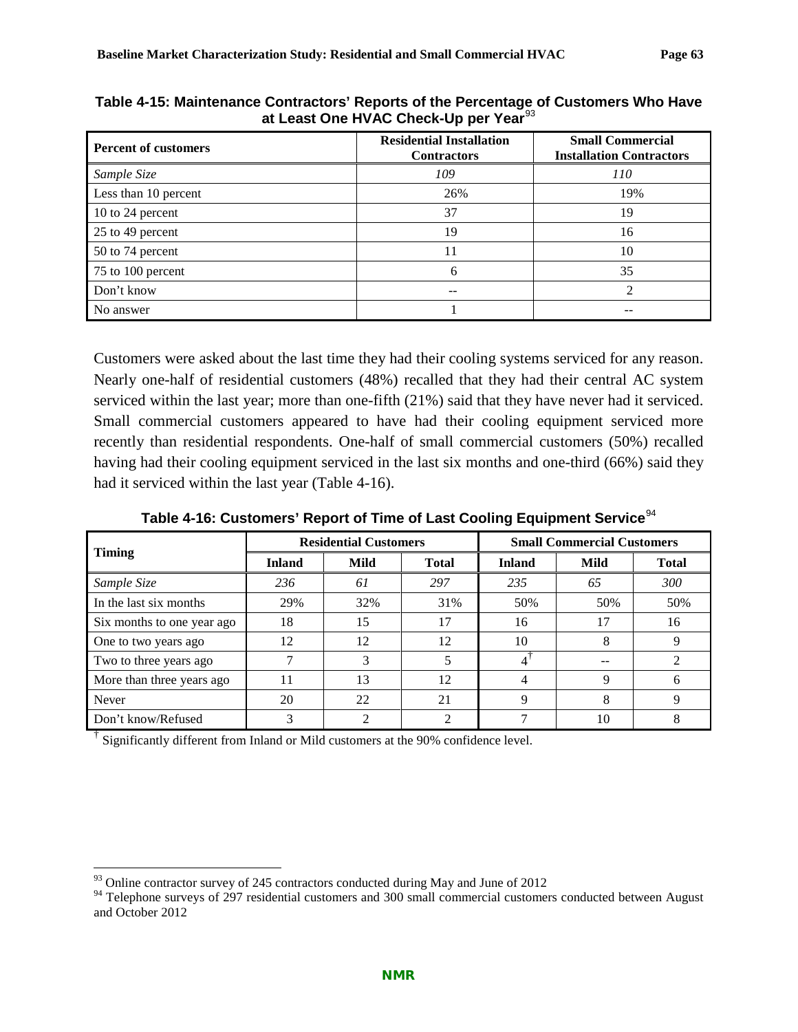**Table 4-15: Maintenance Contractors' Reports of the Percentage of Customers Who Have at Least One HVAC Check-Up per Year**[93]

| Percent of customers | Residential Installation Contractors | Small Commercial Installation Contractors |
|---|---|---|
| *Sample Size* | *109* | *110* |
| Less than 10 percent | 26% | 19% |
| 10 to 24 percent | 37 | 19 |
| 25 to 49 percent | 19 | 16 |
| 50 to 74 percent | 11 | 10 |
| 75 to 100 percent | 6 | 35 |
| Don't know | -- | 2 |
| No answer | 1 | -- |

Customers were asked about the last time they had their cooling systems serviced for any reason. Nearly one-half of residential customers (48%) recalled that they had their central AC system serviced within the last year; more than one-fifth (21%) said that they have never had it serviced. Small commercial customers appeared to have had their cooling equipment serviced more recently than residential respondents. One-half of small commercial customers (50%) recalled having had their cooling equipment serviced in the last six months and one-third (66%) said they had it serviced within the last year (Table 4-16).

**Table 4-16: Customers' Report of Time of Last Cooling Equipment Service**[94]

| Timing | Residential Customers | | | Small Commercial Customers | | |
|---|---|---|---|---|---|---|
| | Inland | Mild | Total | Inland | Mild | Total |
| *Sample Size* | *236* | *61* | *297* | *235* | *65* | *300* |
| In the last six months | 29% | 32% | 31% | 50% | 50% | 50% |
| Six months to one year ago | 18 | 15 | 17 | 16 | 17 | 16 |
| One to two years ago | 12 | 12 | 12 | 10 | 8 | 9 |
| Two to three years ago | 7 | 3 | 5 | 4† | -- | 2 |
| More than three years ago | 11 | 13 | 12 | 4 | 9 | 6 |
| Never | 20 | 22 | 21 | 9 | 8 | 9 |
| Don't know/Refused | 3 | 2 | 2 | 7 | 10 | 8 |

† Significantly different from Inland or Mild customers at the 90% confidence level.

[93] Online contractor survey of 245 contractors conducted during May and June of 2012

[94] Telephone surveys of 297 residential customers and 300 small commercial customers conducted between August and October 2012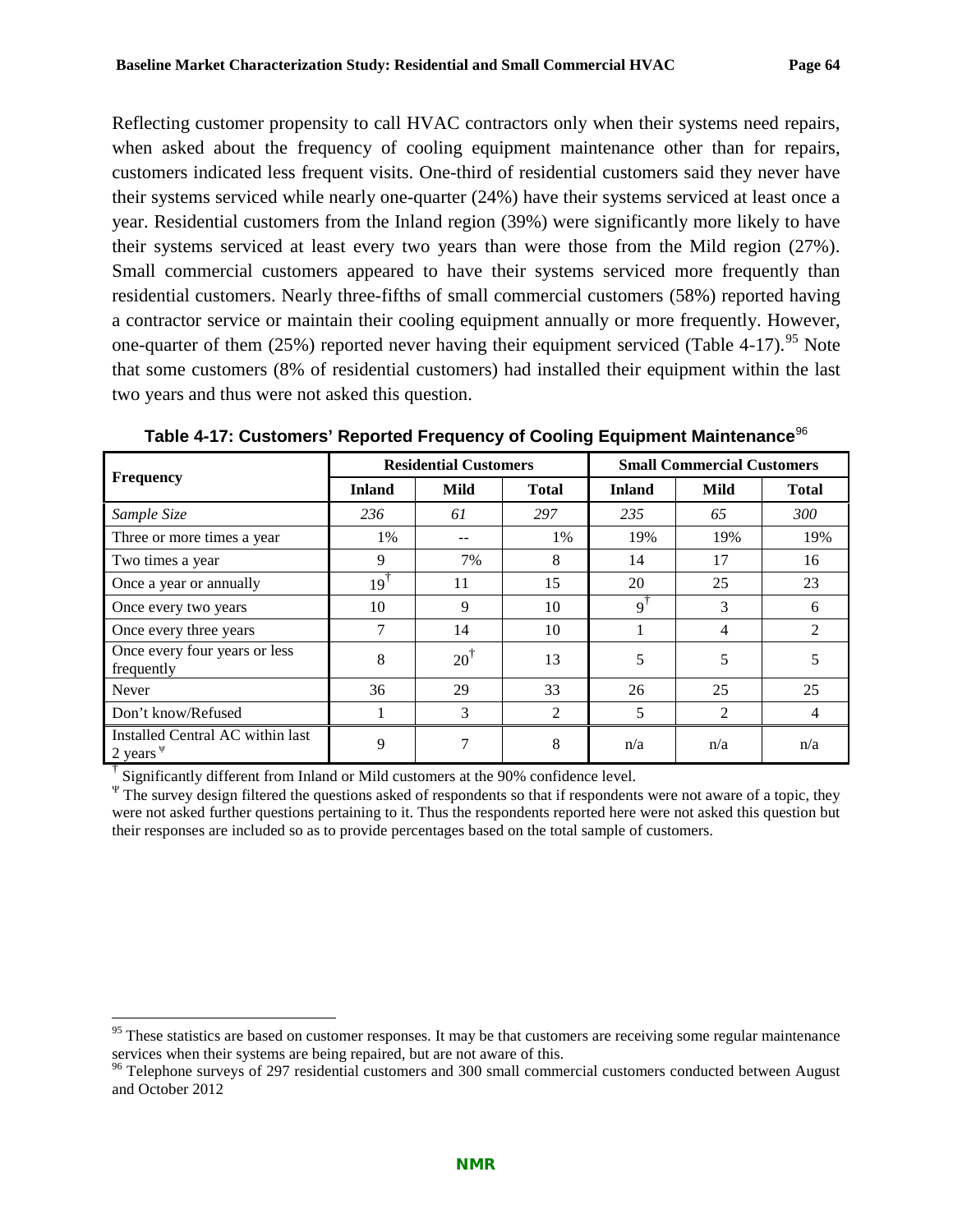Reflecting customer propensity to call HVAC contractors only when their systems need repairs, when asked about the frequency of cooling equipment maintenance other than for repairs, customers indicated less frequent visits. One-third of residential customers said they never have their systems serviced while nearly one-quarter (24%) have their systems serviced at least once a year. Residential customers from the Inland region (39%) were significantly more likely to have their systems serviced at least every two years than were those from the Mild region (27%). Small commercial customers appeared to have their systems serviced more frequently than residential customers. Nearly three-fifths of small commercial customers (58%) reported having a contractor service or maintain their cooling equipment annually or more frequently. However, one-quarter of them (25%) reported never having their equipment serviced (Table 4-17).[95] Note that some customers (8% of residential customers) had installed their equipment within the last two years and thus were not asked this question.

**Table 4-17: Customers' Reported Frequency of Cooling Equipment Maintenance**[96]

| Frequency | Residential Customers | | | Small Commercial Customers | | |
|---|---|---|---|---|---|---|
| | Inland | Mild | Total | Inland | Mild | Total |
| *Sample Size* | *236* | *61* | *297* | *235* | *65* | *300* |
| Three or more times a year | 1% | -- | 1% | 19% | 19% | 19% |
| Two times a year | 9 | 7% | 8 | 14 | 17 | 16 |
| Once a year or annually | 19† | 11 | 15 | 20 | 25 | 23 |
| Once every two years | 10 | 9 | 10 | 9† | 3 | 6 |
| Once every three years | 7 | 14 | 10 | 1 | 4 | 2 |
| Once every four years or less frequently | 8 | 20† | 13 | 5 | 5 | 5 |
| Never | 36 | 29 | 33 | 26 | 25 | 25 |
| Don't know/Refused | 1 | 3 | 2 | 5 | 2 | 4 |
| Installed Central AC within last 2 years Ψ | 9 | 7 | 8 | n/a | n/a | n/a |

† Significantly different from Inland or Mild customers at the 90% confidence level.

Ψ The survey design filtered the questions asked of respondents so that if respondents were not aware of a topic, they were not asked further questions pertaining to it. Thus the respondents reported here were not asked this question but their responses are included so as to provide percentages based on the total sample of customers.

---

[95] These statistics are based on customer responses. It may be that customers are receiving some regular maintenance services when their systems are being repaired, but are not aware of this.

[96] Telephone surveys of 297 residential customers and 300 small commercial customers conducted between August and October 2012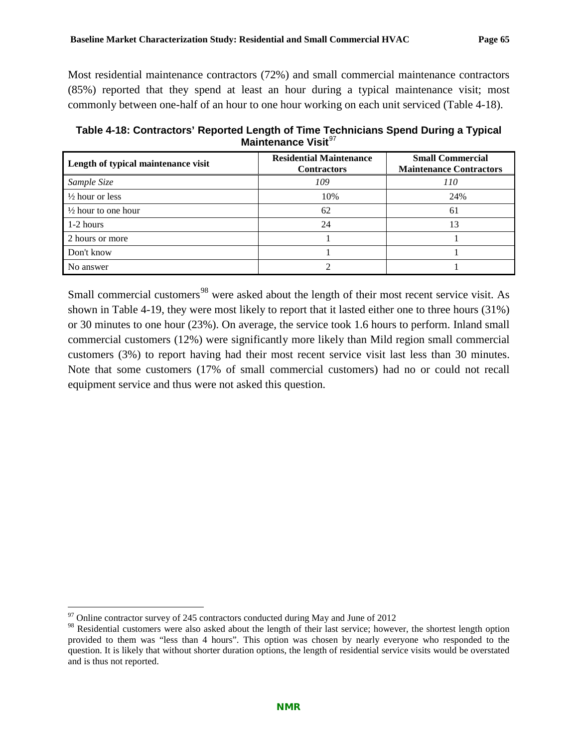Most residential maintenance contractors (72%) and small commercial maintenance contractors (85%) reported that they spend at least an hour during a typical maintenance visit; most commonly between one-half of an hour to one hour working on each unit serviced (Table 4-18).

**Table 4-18: Contractors' Reported Length of Time Technicians Spend During a Typical Maintenance Visit**[97]

| Length of typical maintenance visit | Residential Maintenance Contractors | Small Commercial Maintenance Contractors |
|---|---|---|
| *Sample Size* | *109* | *110* |
| ½ hour or less | 10% | 24% |
| ½ hour to one hour | 62 | 61 |
| 1-2 hours | 24 | 13 |
| 2 hours or more | 1 | 1 |
| Don't know | 1 | 1 |
| No answer | 2 | 1 |

Small commercial customers[98] were asked about the length of their most recent service visit. As shown in Table 4-19, they were most likely to report that it lasted either one to three hours (31%) or 30 minutes to one hour (23%). On average, the service took 1.6 hours to perform. Inland small commercial customers (12%) were significantly more likely than Mild region small commercial customers (3%) to report having had their most recent service visit last less than 30 minutes. Note that some customers (17% of small commercial customers) had no or could not recall equipment service and thus were not asked this question.

[97] Online contractor survey of 245 contractors conducted during May and June of 2012

[98] Residential customers were also asked about the length of their last service; however, the shortest length option provided to them was "less than 4 hours". This option was chosen by nearly everyone who responded to the question. It is likely that without shorter duration options, the length of residential service visits would be overstated and is thus not reported.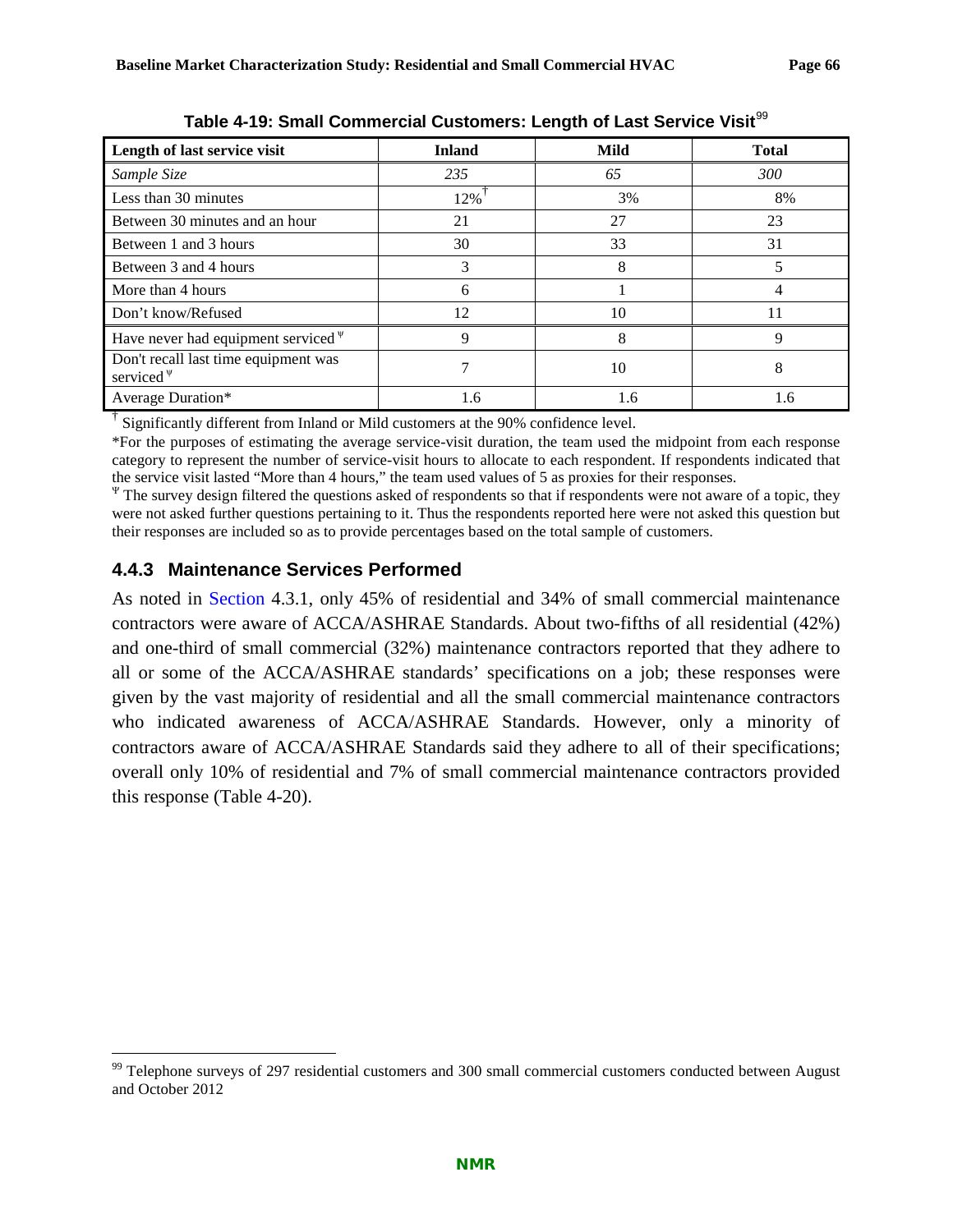**Table 4-19: Small Commercial Customers: Length of Last Service Visit**[99]

| Length of last service visit | Inland | Mild | Total |
|---|---|---|---|
| *Sample Size* | *235* | *65* | *300* |
| Less than 30 minutes | 12%[†] | 3% | 8% |
| Between 30 minutes and an hour | 21 | 27 | 23 |
| Between 1 and 3 hours | 30 | 33 | 31 |
| Between 3 and 4 hours | 3 | 8 | 5 |
| More than 4 hours | 6 | 1 | 4 |
| Don't know/Refused | 12 | 10 | 11 |
| Have never had equipment serviced [Ψ] | 9 | 8 | 9 |
| Don't recall last time equipment was serviced [Ψ] | 7 | 10 | 8 |
| Average Duration* | 1.6 | 1.6 | 1.6 |

[†] Significantly different from Inland or Mild customers at the 90% confidence level.

*For the purposes of estimating the average service-visit duration, the team used the midpoint from each response category to represent the number of service-visit hours to allocate to each respondent. If respondents indicated that the service visit lasted "More than 4 hours," the team used values of 5 as proxies for their responses.

[Ψ] The survey design filtered the questions asked of respondents so that if respondents were not aware of a topic, they were not asked further questions pertaining to it. Thus the respondents reported here were not asked this question but their responses are included so as to provide percentages based on the total sample of customers.

### 4.4.3 Maintenance Services Performed

As noted in Section 4.3.1, only 45% of residential and 34% of small commercial maintenance contractors were aware of ACCA/ASHRAE Standards. About two-fifths of all residential (42%) and one-third of small commercial (32%) maintenance contractors reported that they adhere to all or some of the ACCA/ASHRAE standards' specifications on a job; these responses were given by the vast majority of residential and all the small commercial maintenance contractors who indicated awareness of ACCA/ASHRAE Standards. However, only a minority of contractors aware of ACCA/ASHRAE Standards said they adhere to all of their specifications; overall only 10% of residential and 7% of small commercial maintenance contractors provided this response (Table 4-20).

[99] Telephone surveys of 297 residential customers and 300 small commercial customers conducted between August and October 2012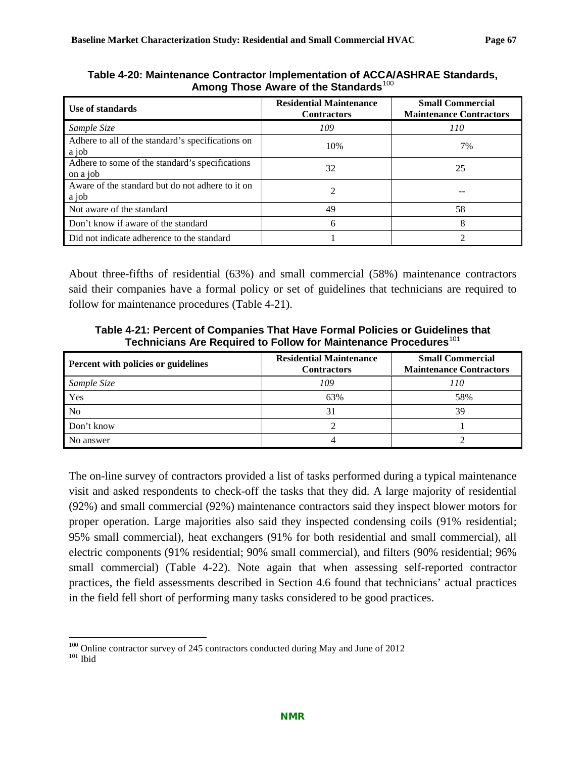**Table 4-20: Maintenance Contractor Implementation of ACCA/ASHRAE Standards, Among Those Aware of the Standards**[100]

| Use of standards | Residential Maintenance Contractors | Small Commercial Maintenance Contractors |
|---|---|---|
| *Sample Size* | *109* | *110* |
| Adhere to all of the standard's specifications on a job | 10% | 7% |
| Adhere to some of the standard's specifications on a job | 32 | 25 |
| Aware of the standard but do not adhere to it on a job | 2 | -- |
| Not aware of the standard | 49 | 58 |
| Don't know if aware of the standard | 6 | 8 |
| Did not indicate adherence to the standard | 1 | 2 |

About three-fifths of residential (63%) and small commercial (58%) maintenance contractors said their companies have a formal policy or set of guidelines that technicians are required to follow for maintenance procedures (Table 4-21).

**Table 4-21: Percent of Companies That Have Formal Policies or Guidelines that Technicians Are Required to Follow for Maintenance Procedures**[101]

| Percent with policies or guidelines | Residential Maintenance Contractors | Small Commercial Maintenance Contractors |
|---|---|---|
| *Sample Size* | *109* | *110* |
| Yes | 63% | 58% |
| No | 31 | 39 |
| Don't know | 2 | 1 |
| No answer | 4 | 2 |

The on-line survey of contractors provided a list of tasks performed during a typical maintenance visit and asked respondents to check-off the tasks that they did. A large majority of residential (92%) and small commercial (92%) maintenance contractors said they inspect blower motors for proper operation. Large majorities also said they inspected condensing coils (91% residential; 95% small commercial), heat exchangers (91% for both residential and small commercial), all electric components (91% residential; 90% small commercial), and filters (90% residential; 96% small commercial) (Table 4-22). Note again that when assessing self-reported contractor practices, the field assessments described in Section 4.6 found that technicians' actual practices in the field fell short of performing many tasks considered to be good practices.

[100] Online contractor survey of 245 contractors conducted during May and June of 2012

[101] Ibid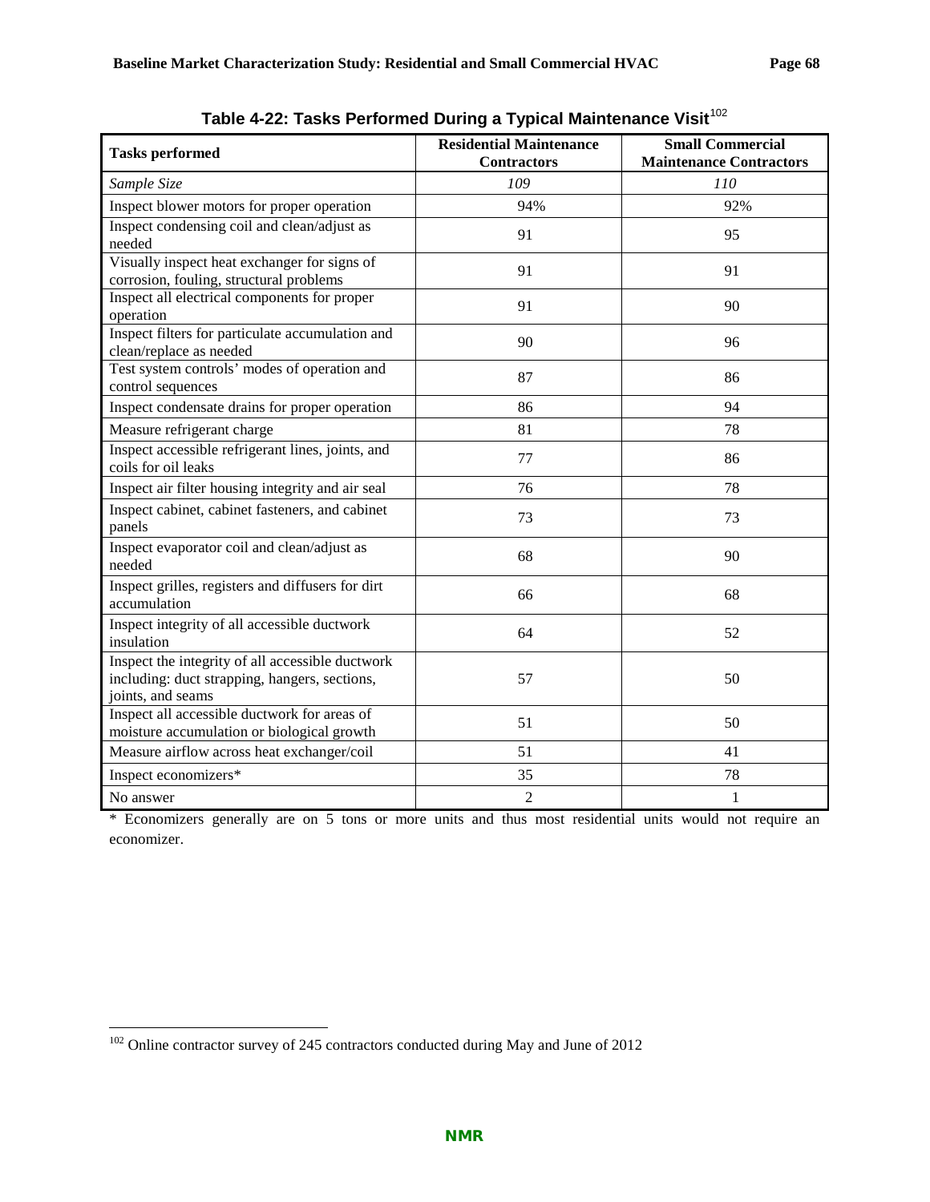**Table 4-22: Tasks Performed During a Typical Maintenance Visit**[102]

| Tasks performed | Residential Maintenance Contractors | Small Commercial Maintenance Contractors |
|---|---|---|
| *Sample Size* | *109* | *110* |
| Inspect blower motors for proper operation | 94% | 92% |
| Inspect condensing coil and clean/adjust as needed | 91 | 95 |
| Visually inspect heat exchanger for signs of corrosion, fouling, structural problems | 91 | 91 |
| Inspect all electrical components for proper operation | 91 | 90 |
| Inspect filters for particulate accumulation and clean/replace as needed | 90 | 96 |
| Test system controls' modes of operation and control sequences | 87 | 86 |
| Inspect condensate drains for proper operation | 86 | 94 |
| Measure refrigerant charge | 81 | 78 |
| Inspect accessible refrigerant lines, joints, and coils for oil leaks | 77 | 86 |
| Inspect air filter housing integrity and air seal | 76 | 78 |
| Inspect cabinet, cabinet fasteners, and cabinet panels | 73 | 73 |
| Inspect evaporator coil and clean/adjust as needed | 68 | 90 |
| Inspect grilles, registers and diffusers for dirt accumulation | 66 | 68 |
| Inspect integrity of all accessible ductwork insulation | 64 | 52 |
| Inspect the integrity of all accessible ductwork including: duct strapping, hangers, sections, joints, and seams | 57 | 50 |
| Inspect all accessible ductwork for areas of moisture accumulation or biological growth | 51 | 50 |
| Measure airflow across heat exchanger/coil | 51 | 41 |
| Inspect economizers* | 35 | 78 |
| No answer | 2 | 1 |

* Economizers generally are on 5 tons or more units and thus most residential units would not require an economizer.

[102] Online contractor survey of 245 contractors conducted during May and June of 2012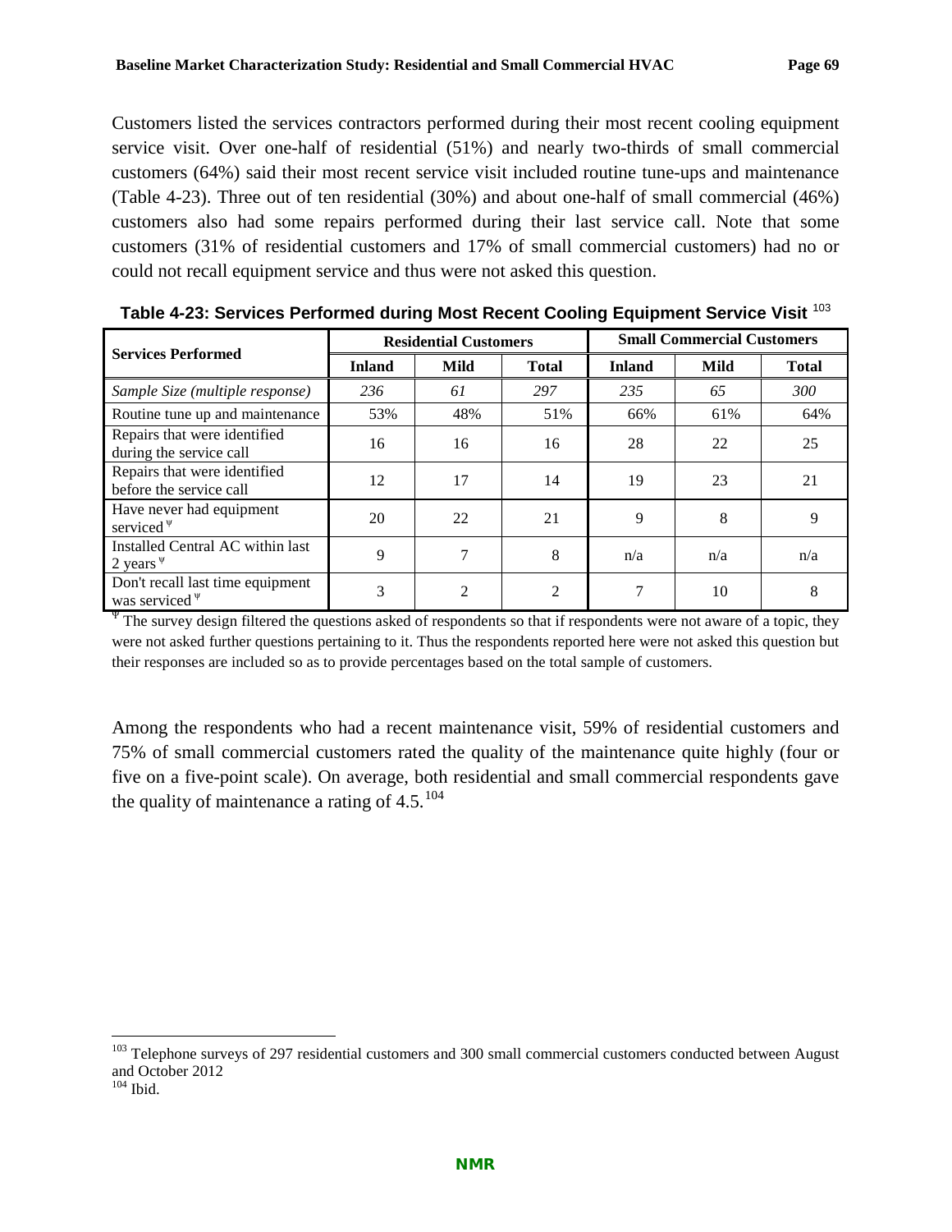Customers listed the services contractors performed during their most recent cooling equipment service visit. Over one-half of residential (51%) and nearly two-thirds of small commercial customers (64%) said their most recent service visit included routine tune-ups and maintenance (Table 4-23). Three out of ten residential (30%) and about one-half of small commercial (46%) customers also had some repairs performed during their last service call. Note that some customers (31% of residential customers and 17% of small commercial customers) had no or could not recall equipment service and thus were not asked this question.

**Table 4-23: Services Performed during Most Recent Cooling Equipment Service Visit** [103]

| Services Performed | Residential Customers | | | Small Commercial Customers | | |
|---|---|---|---|---|---|---|
| | Inland | Mild | Total | Inland | Mild | Total |
| *Sample Size (multiple response)* | *236* | *61* | *297* | *235* | *65* | *300* |
| Routine tune up and maintenance | 53% | 48% | 51% | 66% | 61% | 64% |
| Repairs that were identified during the service call | 16 | 16 | 16 | 28 | 22 | 25 |
| Repairs that were identified before the service call | 12 | 17 | 14 | 19 | 23 | 21 |
| Have never had equipment serviced $^{\Psi}$ | 20 | 22 | 21 | 9 | 8 | 9 |
| Installed Central AC within last 2 years $^{\Psi}$ | 9 | 7 | 8 | n/a | n/a | n/a |
| Don't recall last time equipment was serviced $^{\Psi}$ | 3 | 2 | 2 | 7 | 10 | 8 |

$^{\Psi}$ The survey design filtered the questions asked of respondents so that if respondents were not aware of a topic, they were not asked further questions pertaining to it. Thus the respondents reported here were not asked this question but their responses are included so as to provide percentages based on the total sample of customers.

Among the respondents who had a recent maintenance visit, 59% of residential customers and 75% of small commercial customers rated the quality of the maintenance quite highly (four or five on a five-point scale). On average, both residential and small commercial respondents gave the quality of maintenance a rating of 4.5.[104]

---

[103] Telephone surveys of 297 residential customers and 300 small commercial customers conducted between August and October 2012

[104] Ibid.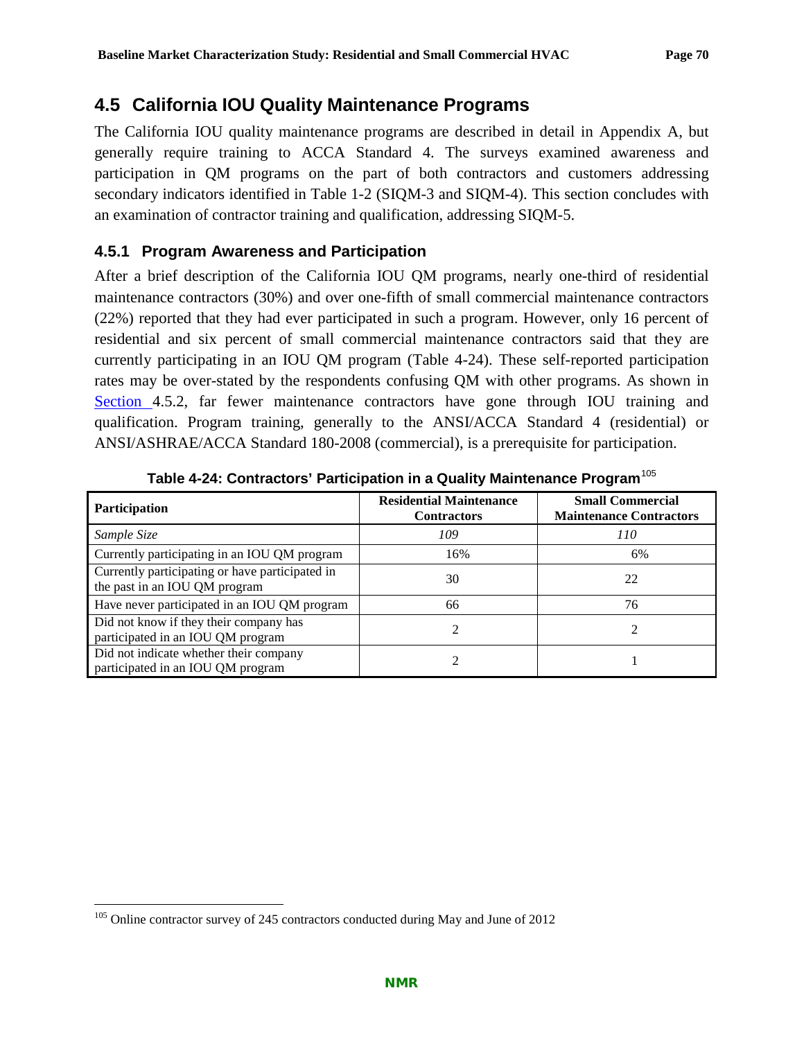## 4.5 California IOU Quality Maintenance Programs

The California IOU quality maintenance programs are described in detail in Appendix A, but generally require training to ACCA Standard 4. The surveys examined awareness and participation in QM programs on the part of both contractors and customers addressing secondary indicators identified in Table 1-2 (SIQM-3 and SIQM-4). This section concludes with an examination of contractor training and qualification, addressing SIQM-5.

### 4.5.1 Program Awareness and Participation

After a brief description of the California IOU QM programs, nearly one-third of residential maintenance contractors (30%) and over one-fifth of small commercial maintenance contractors (22%) reported that they had ever participated in such a program. However, only 16 percent of residential and six percent of small commercial maintenance contractors said that they are currently participating in an IOU QM program (Table 4-24). These self-reported participation rates may be over-stated by the respondents confusing QM with other programs. As shown in Section 4.5.2, far fewer maintenance contractors have gone through IOU training and qualification. Program training, generally to the ANSI/ACCA Standard 4 (residential) or ANSI/ASHRAE/ACCA Standard 180-2008 (commercial), is a prerequisite for participation.

**Table 4-24: Contractors' Participation in a Quality Maintenance Program**[105]

| Participation | Residential Maintenance Contractors | Small Commercial Maintenance Contractors |
|---|---|---|
| *Sample Size* | *109* | *110* |
| Currently participating in an IOU QM program | 16% | 6% |
| Currently participating or have participated in the past in an IOU QM program | 30 | 22 |
| Have never participated in an IOU QM program | 66 | 76 |
| Did not know if they their company has participated in an IOU QM program | 2 | 2 |
| Did not indicate whether their company participated in an IOU QM program | 2 | 1 |

[105] Online contractor survey of 245 contractors conducted during May and June of 2012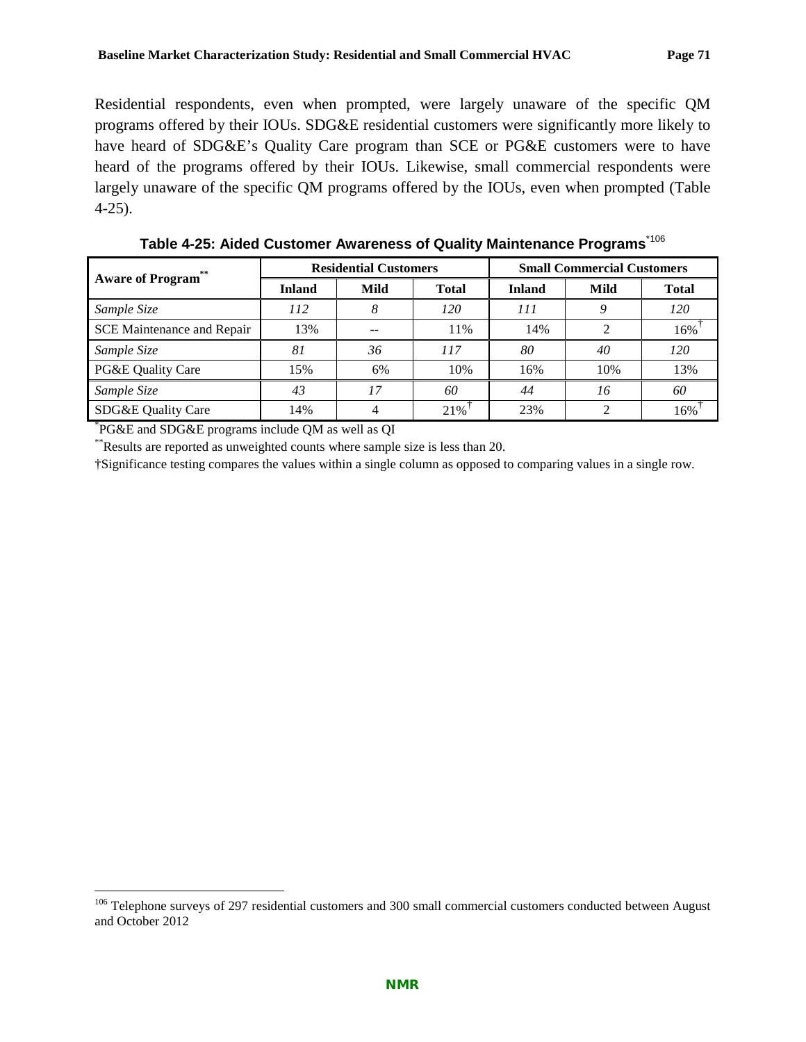Residential respondents, even when prompted, were largely unaware of the specific QM programs offered by their IOUs. SDG&E residential customers were significantly more likely to have heard of SDG&E's Quality Care program than SCE or PG&E customers were to have heard of the programs offered by their IOUs. Likewise, small commercial respondents were largely unaware of the specific QM programs offered by the IOUs, even when prompted (Table 4-25).

**Table 4-25: Aided Customer Awareness of Quality Maintenance Programs**[*106]

| Aware of Program[**] | Residential Customers | | | Small Commercial Customers | | |
|---|---|---|---|---|---|---|
| | **Inland** | **Mild** | **Total** | **Inland** | **Mild** | **Total** |
| *Sample Size* | *112* | *8* | *120* | *111* | *9* | *120* |
| SCE Maintenance and Repair | 13% | -- | 11% | 14% | 2 | 16%[†] |
| *Sample Size* | *81* | *36* | *117* | *80* | *40* | *120* |
| PG&E Quality Care | 15% | 6% | 10% | 16% | 10% | 13% |
| *Sample Size* | *43* | *17* | *60* | *44* | *16* | *60* |
| SDG&E Quality Care | 14% | 4 | 21%[†] | 23% | 2 | 16%[†] |

[*]PG&E and SDG&E programs include QM as well as QI

[**]Results are reported as unweighted counts where sample size is less than 20.

†Significance testing compares the values within a single column as opposed to comparing values in a single row.

[106] Telephone surveys of 297 residential customers and 300 small commercial customers conducted between August and October 2012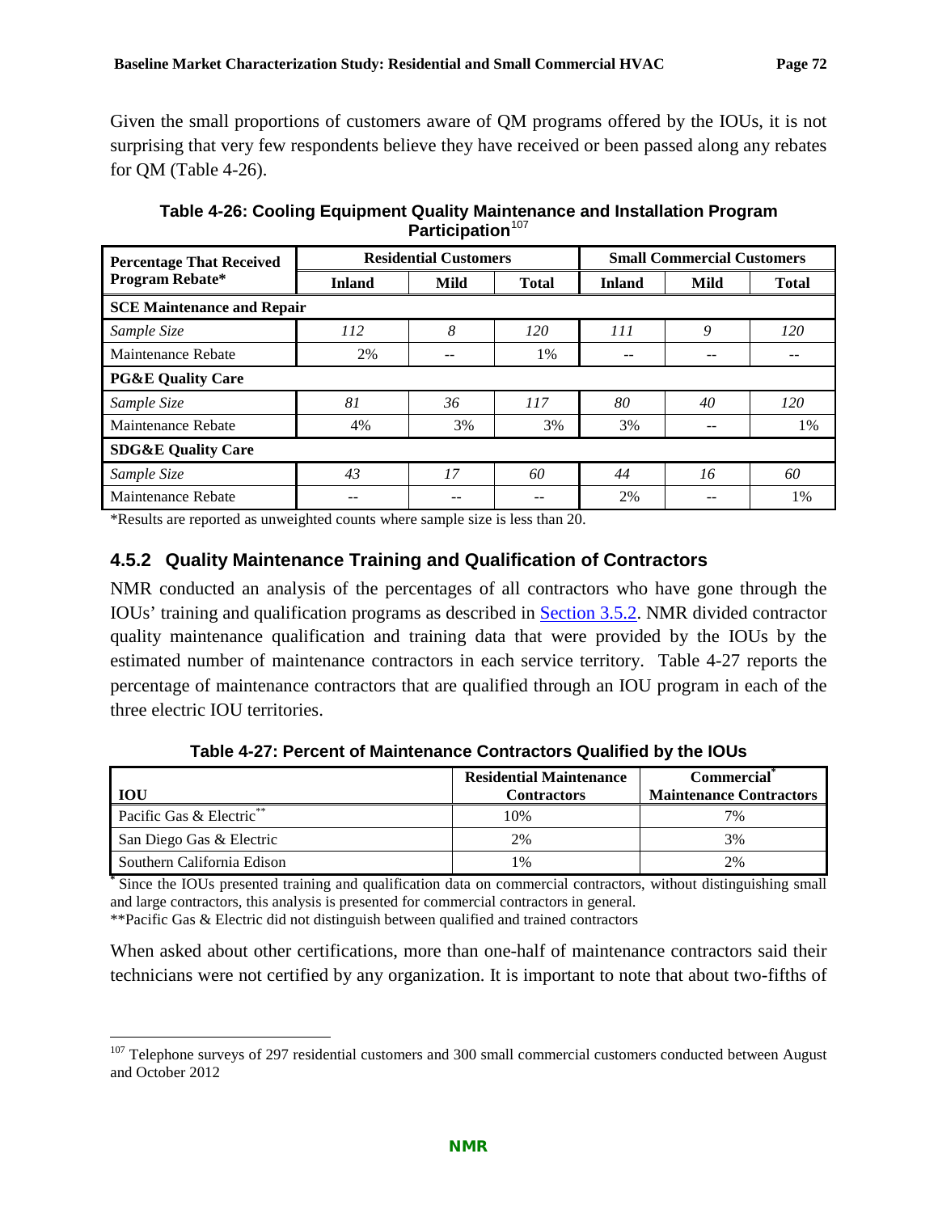Given the small proportions of customers aware of QM programs offered by the IOUs, it is not surprising that very few respondents believe they have received or been passed along any rebates for QM (Table 4-26).

**Table 4-26: Cooling Equipment Quality Maintenance and Installation Program Participation**[107]

| Percentage That Received Program Rebate* | Residential Customers | | | Small Commercial Customers | | |
|---|---|---|---|---|---|---|
| | Inland | Mild | Total | Inland | Mild | Total |
| **SCE Maintenance and Repair** | | | | | | |
| *Sample Size* | *112* | *8* | *120* | *111* | *9* | *120* |
| Maintenance Rebate | 2% | -- | 1% | -- | -- | -- |
| **PG&E Quality Care** | | | | | | |
| *Sample Size* | *81* | *36* | *117* | *80* | *40* | *120* |
| Maintenance Rebate | 4% | 3% | 3% | 3% | -- | 1% |
| **SDG&E Quality Care** | | | | | | |
| *Sample Size* | *43* | *17* | *60* | *44* | *16* | *60* |
| Maintenance Rebate | -- | -- | -- | 2% | -- | 1% |

*Results are reported as unweighted counts where sample size is less than 20.

### 4.5.2 Quality Maintenance Training and Qualification of Contractors

NMR conducted an analysis of the percentages of all contractors who have gone through the IOUs' training and qualification programs as described in Section 3.5.2. NMR divided contractor quality maintenance qualification and training data that were provided by the IOUs by the estimated number of maintenance contractors in each service territory. Table 4-27 reports the percentage of maintenance contractors that are qualified through an IOU program in each of the three electric IOU territories.

**Table 4-27: Percent of Maintenance Contractors Qualified by the IOUs**

| IOU | Residential Maintenance Contractors | Commercial* Maintenance Contractors |
|---|---|---|
| Pacific Gas & Electric** | 10% | 7% |
| San Diego Gas & Electric | 2% | 3% |
| Southern California Edison | 1% | 2% |

\* Since the IOUs presented training and qualification data on commercial contractors, without distinguishing small and large contractors, this analysis is presented for commercial contractors in general.

**Pacific Gas & Electric did not distinguish between qualified and trained contractors

When asked about other certifications, more than one-half of maintenance contractors said their technicians were not certified by any organization. It is important to note that about two-fifths of

[107] Telephone surveys of 297 residential customers and 300 small commercial customers conducted between August and October 2012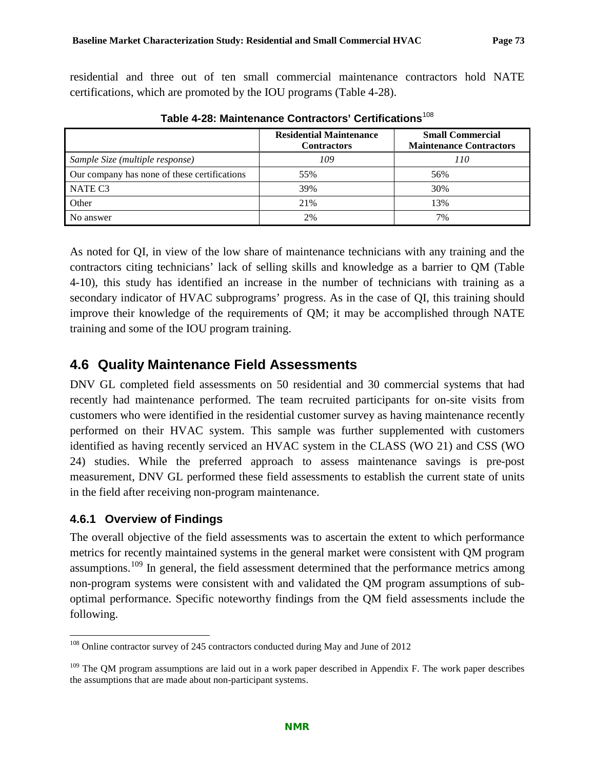residential and three out of ten small commercial maintenance contractors hold NATE certifications, which are promoted by the IOU programs (Table 4-28).

**Table 4-28: Maintenance Contractors' Certifications**[108]

| | Residential Maintenance Contractors | Small Commercial Maintenance Contractors |
|---|---|---|
| *Sample Size (multiple response)* | *109* | *110* |
| Our company has none of these certifications | 55% | 56% |
| NATE C3 | 39% | 30% |
| Other | 21% | 13% |
| No answer | 2% | 7% |

As noted for QI, in view of the low share of maintenance technicians with any training and the contractors citing technicians' lack of selling skills and knowledge as a barrier to QM (Table 4-10), this study has identified an increase in the number of technicians with training as a secondary indicator of HVAC subprograms' progress. As in the case of QI, this training should improve their knowledge of the requirements of QM; it may be accomplished through NATE training and some of the IOU program training.

## 4.6 Quality Maintenance Field Assessments

DNV GL completed field assessments on 50 residential and 30 commercial systems that had recently had maintenance performed. The team recruited participants for on-site visits from customers who were identified in the residential customer survey as having maintenance recently performed on their HVAC system. This sample was further supplemented with customers identified as having recently serviced an HVAC system in the CLASS (WO 21) and CSS (WO 24) studies. While the preferred approach to assess maintenance savings is pre-post measurement, DNV GL performed these field assessments to establish the current state of units in the field after receiving non-program maintenance.

### 4.6.1 Overview of Findings

The overall objective of the field assessments was to ascertain the extent to which performance metrics for recently maintained systems in the general market were consistent with QM program assumptions.[109] In general, the field assessment determined that the performance metrics among non-program systems were consistent with and validated the QM program assumptions of sub-optimal performance. Specific noteworthy findings from the QM field assessments include the following.

[108] Online contractor survey of 245 contractors conducted during May and June of 2012

[109] The QM program assumptions are laid out in a work paper described in Appendix F. The work paper describes the assumptions that are made about non-participant systems.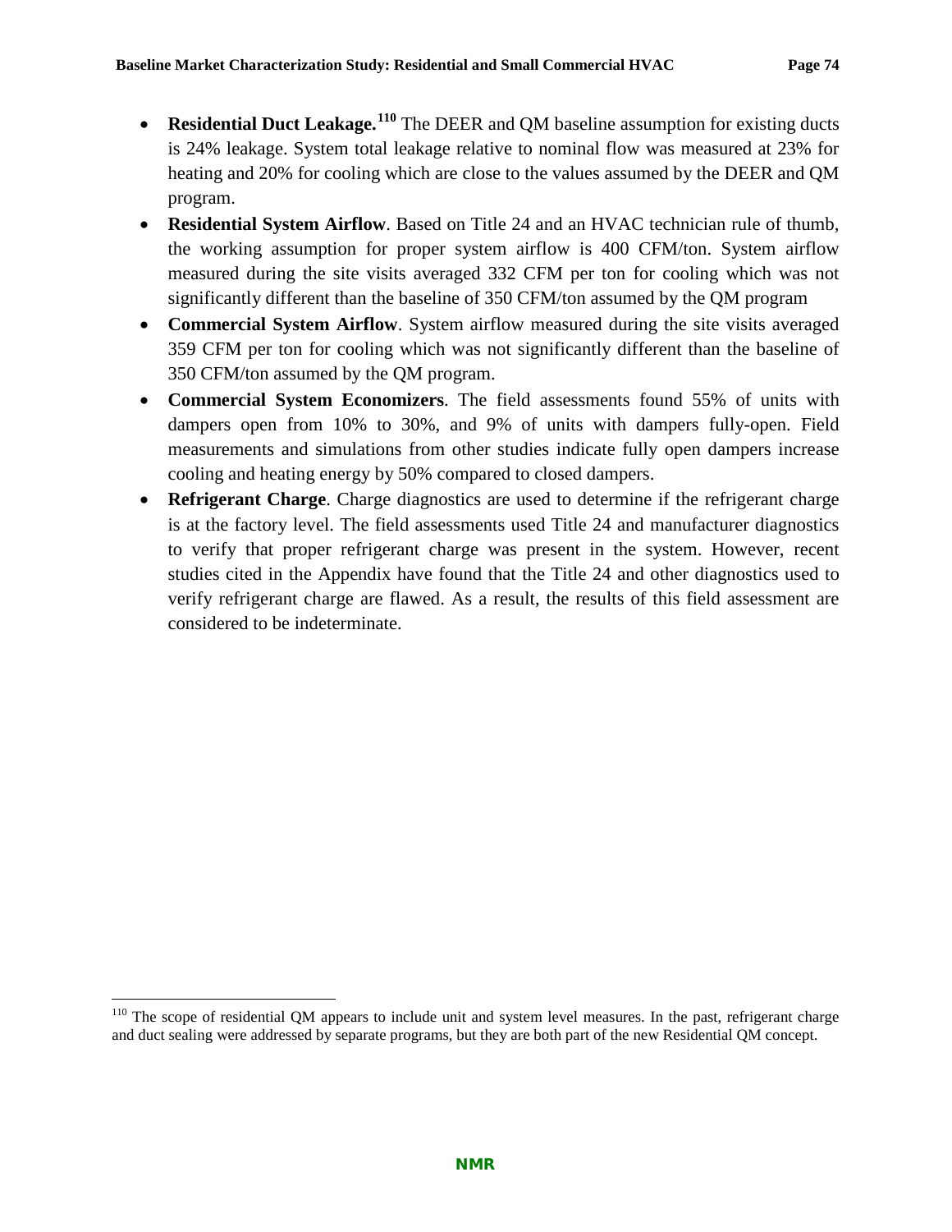- **Residential Duct Leakage.**[110] The DEER and QM baseline assumption for existing ducts is 24% leakage. System total leakage relative to nominal flow was measured at 23% for heating and 20% for cooling which are close to the values assumed by the DEER and QM program.
- **Residential System Airflow**. Based on Title 24 and an HVAC technician rule of thumb, the working assumption for proper system airflow is 400 CFM/ton. System airflow measured during the site visits averaged 332 CFM per ton for cooling which was not significantly different than the baseline of 350 CFM/ton assumed by the QM program
- **Commercial System Airflow**. System airflow measured during the site visits averaged 359 CFM per ton for cooling which was not significantly different than the baseline of 350 CFM/ton assumed by the QM program.
- **Commercial System Economizers**. The field assessments found 55% of units with dampers open from 10% to 30%, and 9% of units with dampers fully-open. Field measurements and simulations from other studies indicate fully open dampers increase cooling and heating energy by 50% compared to closed dampers.
- **Refrigerant Charge**. Charge diagnostics are used to determine if the refrigerant charge is at the factory level. The field assessments used Title 24 and manufacturer diagnostics to verify that proper refrigerant charge was present in the system. However, recent studies cited in the Appendix have found that the Title 24 and other diagnostics used to verify refrigerant charge are flawed. As a result, the results of this field assessment are considered to be indeterminate.

[110] The scope of residential QM appears to include unit and system level measures. In the past, refrigerant charge and duct sealing were addressed by separate programs, but they are both part of the new Residential QM concept.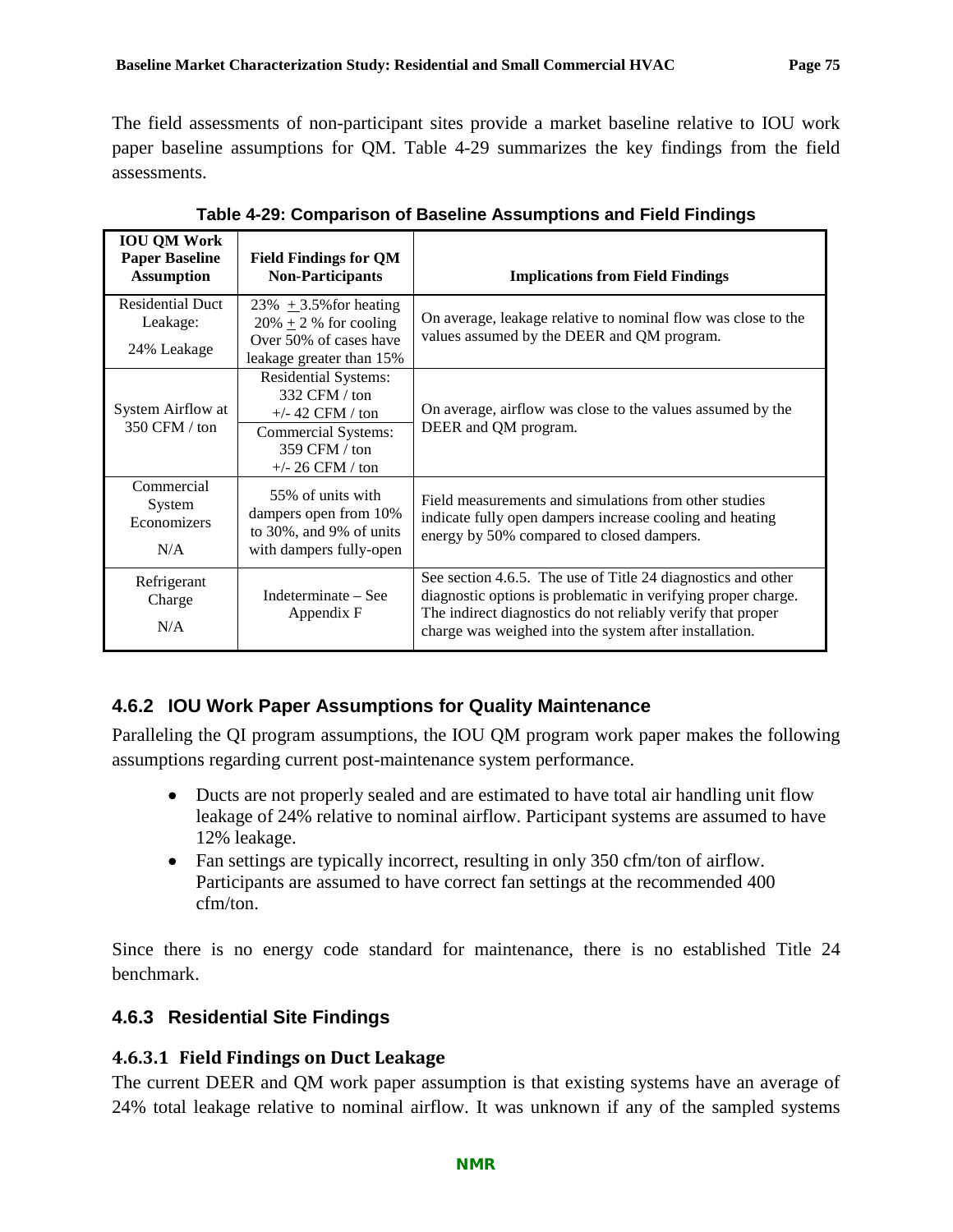The field assessments of non-participant sites provide a market baseline relative to IOU work paper baseline assumptions for QM. Table 4-29 summarizes the key findings from the field assessments.

**Table 4-29: Comparison of Baseline Assumptions and Field Findings**

| IOU QM Work Paper Baseline Assumption | Field Findings for QM Non-Participants | Implications from Field Findings |
|---|---|---|
| Residential Duct Leakage:<br>24% Leakage | 23% ± 3.5% for heating<br>20% ± 2 % for cooling<br>Over 50% of cases have leakage greater than 15% | On average, leakage relative to nominal flow was close to the values assumed by the DEER and QM program. |
| System Airflow at 350 CFM / ton | Residential Systems:<br>332 CFM / ton<br>+/- 42 CFM / ton<br>Commercial Systems:<br>359 CFM / ton<br>+/- 26 CFM / ton | On average, airflow was close to the values assumed by the DEER and QM program. |
| Commercial System Economizers<br>N/A | 55% of units with dampers open from 10% to 30%, and 9% of units with dampers fully-open | Field measurements and simulations from other studies indicate fully open dampers increase cooling and heating energy by 50% compared to closed dampers. |
| Refrigerant Charge<br>N/A | Indeterminate – See Appendix F | See section 4.6.5. The use of Title 24 diagnostics and other diagnostic options is problematic in verifying proper charge. The indirect diagnostics do not reliably verify that proper charge was weighed into the system after installation. |

### 4.6.2 IOU Work Paper Assumptions for Quality Maintenance

Paralleling the QI program assumptions, the IOU QM program work paper makes the following assumptions regarding current post-maintenance system performance.

- Ducts are not properly sealed and are estimated to have total air handling unit flow leakage of 24% relative to nominal airflow. Participant systems are assumed to have 12% leakage.
- Fan settings are typically incorrect, resulting in only 350 cfm/ton of airflow. Participants are assumed to have correct fan settings at the recommended 400 cfm/ton.

Since there is no energy code standard for maintenance, there is no established Title 24 benchmark.

### 4.6.3 Residential Site Findings

#### 4.6.3.1 Field Findings on Duct Leakage

The current DEER and QM work paper assumption is that existing systems have an average of 24% total leakage relative to nominal airflow. It was unknown if any of the sampled systems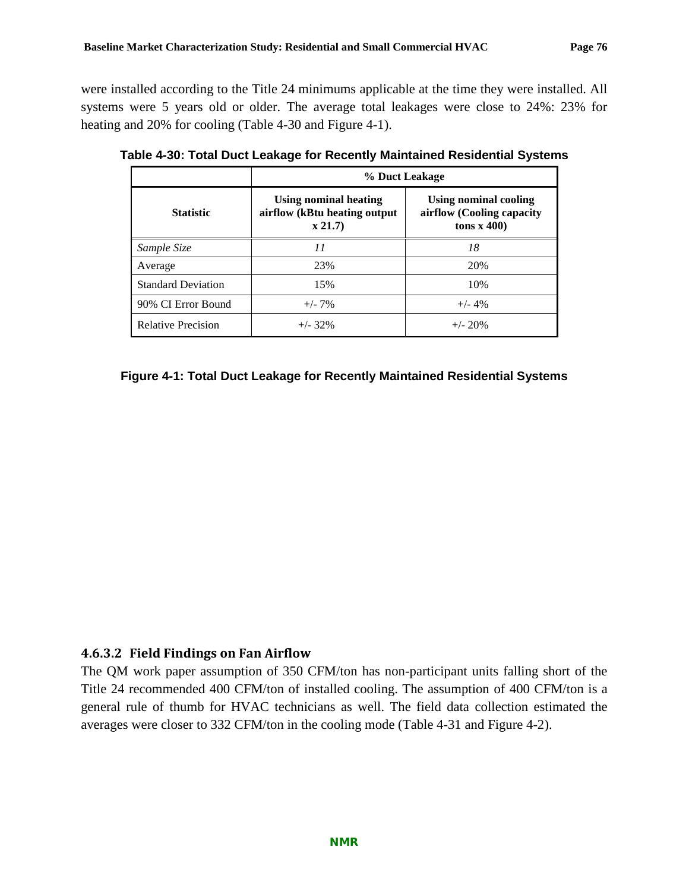were installed according to the Title 24 minimums applicable at the time they were installed. All systems were 5 years old or older. The average total leakages were close to 24%: 23% for heating and 20% for cooling (Table 4-30 and Figure 4-1).

**Table 4-30: Total Duct Leakage for Recently Maintained Residential Systems**

| | % Duct Leakage | |
|---|---|---|
| **Statistic** | **Using nominal heating airflow (kBtu heating output x 21.7)** | **Using nominal cooling airflow (Cooling capacity tons x 400)** |
| *Sample Size* | *11* | *18* |
| Average | 23% | 20% |
| Standard Deviation | 15% | 10% |
| 90% CI Error Bound | +/- 7% | +/- 4% |
| Relative Precision | +/- 32% | +/- 20% |

**Figure 4-1: Total Duct Leakage for Recently Maintained Residential Systems**

#### 4.6.3.2 Field Findings on Fan Airflow

The QM work paper assumption of 350 CFM/ton has non-participant units falling short of the Title 24 recommended 400 CFM/ton of installed cooling. The assumption of 400 CFM/ton is a general rule of thumb for HVAC technicians as well. The field data collection estimated the averages were closer to 332 CFM/ton in the cooling mode (Table 4-31 and Figure 4-2).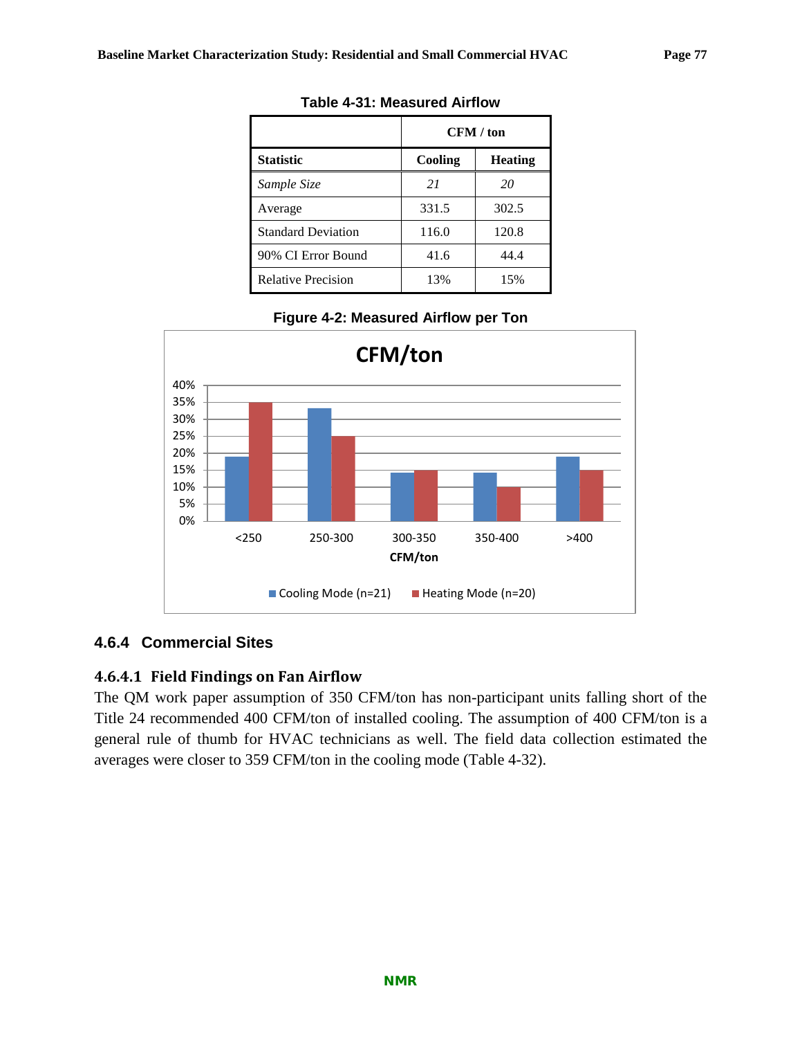**Table 4-31: Measured Airflow**

| | CFM / ton | |
|---|---|---|
| **Statistic** | **Cooling** | **Heating** |
| *Sample Size* | *21* | *20* |
| Average | 331.5 | 302.5 |
| Standard Deviation | 116.0 | 120.8 |
| 90% CI Error Bound | 41.6 | 44.4 |
| Relative Precision | 13% | 15% |

**Figure 4-2: Measured Airflow per Ton**

#### 4.6.4 Commercial Sites

##### 4.6.4.1 Field Findings on Fan Airflow

The QM work paper assumption of 350 CFM/ton has non-participant units falling short of the Title 24 recommended 400 CFM/ton of installed cooling. The assumption of 400 CFM/ton is a general rule of thumb for HVAC technicians as well. The field data collection estimated the averages were closer to 359 CFM/ton in the cooling mode (Table 4-32).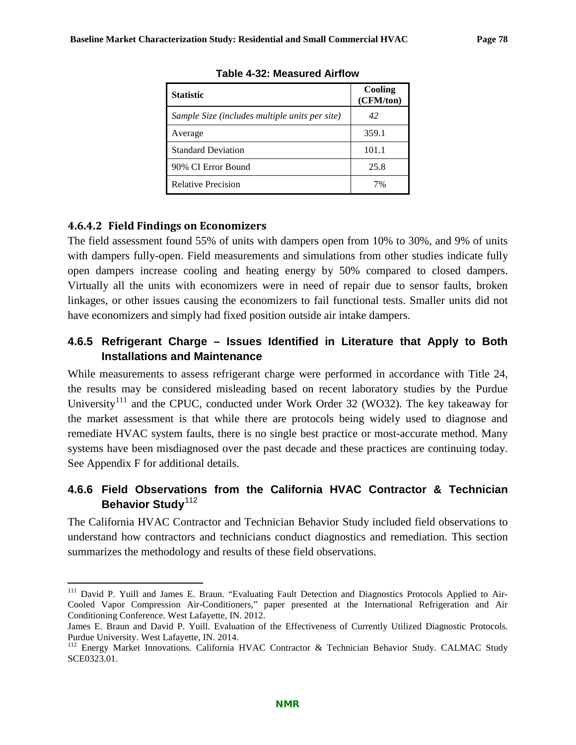**Table 4-32: Measured Airflow**

| Statistic | Cooling (CFM/ton) |
|---|---|
| *Sample Size (includes multiple units per site)* | *42* |
| Average | 359.1 |
| Standard Deviation | 101.1 |
| 90% CI Error Bound | 25.8 |
| Relative Precision | 7% |

#### 4.6.4.2 Field Findings on Economizers

The field assessment found 55% of units with dampers open from 10% to 30%, and 9% of units with dampers fully-open. Field measurements and simulations from other studies indicate fully open dampers increase cooling and heating energy by 50% compared to closed dampers. Virtually all the units with economizers were in need of repair due to sensor faults, broken linkages, or other issues causing the economizers to fail functional tests. Smaller units did not have economizers and simply had fixed position outside air intake dampers.

### 4.6.5 Refrigerant Charge – Issues Identified in Literature that Apply to Both Installations and Maintenance

While measurements to assess refrigerant charge were performed in accordance with Title 24, the results may be considered misleading based on recent laboratory studies by the Purdue University[111] and the CPUC, conducted under Work Order 32 (WO32). The key takeaway for the market assessment is that while there are protocols being widely used to diagnose and remediate HVAC system faults, there is no single best practice or most-accurate method. Many systems have been misdiagnosed over the past decade and these practices are continuing today. See Appendix F for additional details.

### 4.6.6 Field Observations from the California HVAC Contractor & Technician Behavior Study[112]

The California HVAC Contractor and Technician Behavior Study included field observations to understand how contractors and technicians conduct diagnostics and remediation. This section summarizes the methodology and results of these field observations.

[111] David P. Yuill and James E. Braun. "Evaluating Fault Detection and Diagnostics Protocols Applied to Air-Cooled Vapor Compression Air-Conditioners," paper presented at the International Refrigeration and Air Conditioning Conference. West Lafayette, IN. 2012.
James E. Braun and David P. Yuill. Evaluation of the Effectiveness of Currently Utilized Diagnostic Protocols. Purdue University. West Lafayette, IN. 2014.

[112] Energy Market Innovations. California HVAC Contractor & Technician Behavior Study. CALMAC Study SCE0323.01.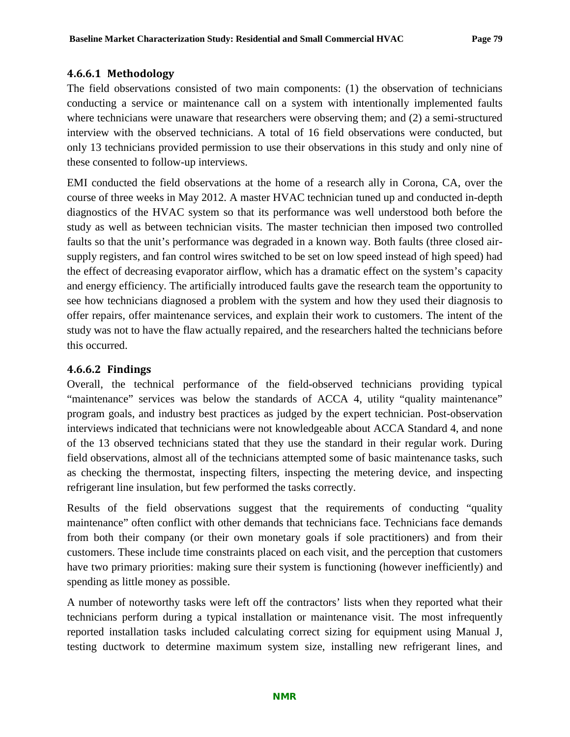#### 4.6.6.1 Methodology

The field observations consisted of two main components: (1) the observation of technicians conducting a service or maintenance call on a system with intentionally implemented faults where technicians were unaware that researchers were observing them; and (2) a semi-structured interview with the observed technicians. A total of 16 field observations were conducted, but only 13 technicians provided permission to use their observations in this study and only nine of these consented to follow-up interviews.

EMI conducted the field observations at the home of a research ally in Corona, CA, over the course of three weeks in May 2012. A master HVAC technician tuned up and conducted in-depth diagnostics of the HVAC system so that its performance was well understood both before the study as well as between technician visits. The master technician then imposed two controlled faults so that the unit's performance was degraded in a known way. Both faults (three closed air-supply registers, and fan control wires switched to be set on low speed instead of high speed) had the effect of decreasing evaporator airflow, which has a dramatic effect on the system's capacity and energy efficiency. The artificially introduced faults gave the research team the opportunity to see how technicians diagnosed a problem with the system and how they used their diagnosis to offer repairs, offer maintenance services, and explain their work to customers. The intent of the study was not to have the flaw actually repaired, and the researchers halted the technicians before this occurred.

#### 4.6.6.2 Findings

Overall, the technical performance of the field-observed technicians providing typical "maintenance" services was below the standards of ACCA 4, utility "quality maintenance" program goals, and industry best practices as judged by the expert technician. Post-observation interviews indicated that technicians were not knowledgeable about ACCA Standard 4, and none of the 13 observed technicians stated that they use the standard in their regular work. During field observations, almost all of the technicians attempted some of basic maintenance tasks, such as checking the thermostat, inspecting filters, inspecting the metering device, and inspecting refrigerant line insulation, but few performed the tasks correctly.

Results of the field observations suggest that the requirements of conducting "quality maintenance" often conflict with other demands that technicians face. Technicians face demands from both their company (or their own monetary goals if sole practitioners) and from their customers. These include time constraints placed on each visit, and the perception that customers have two primary priorities: making sure their system is functioning (however inefficiently) and spending as little money as possible.

A number of noteworthy tasks were left off the contractors' lists when they reported what their technicians perform during a typical installation or maintenance visit. The most infrequently reported installation tasks included calculating correct sizing for equipment using Manual J, testing ductwork to determine maximum system size, installing new refrigerant lines, and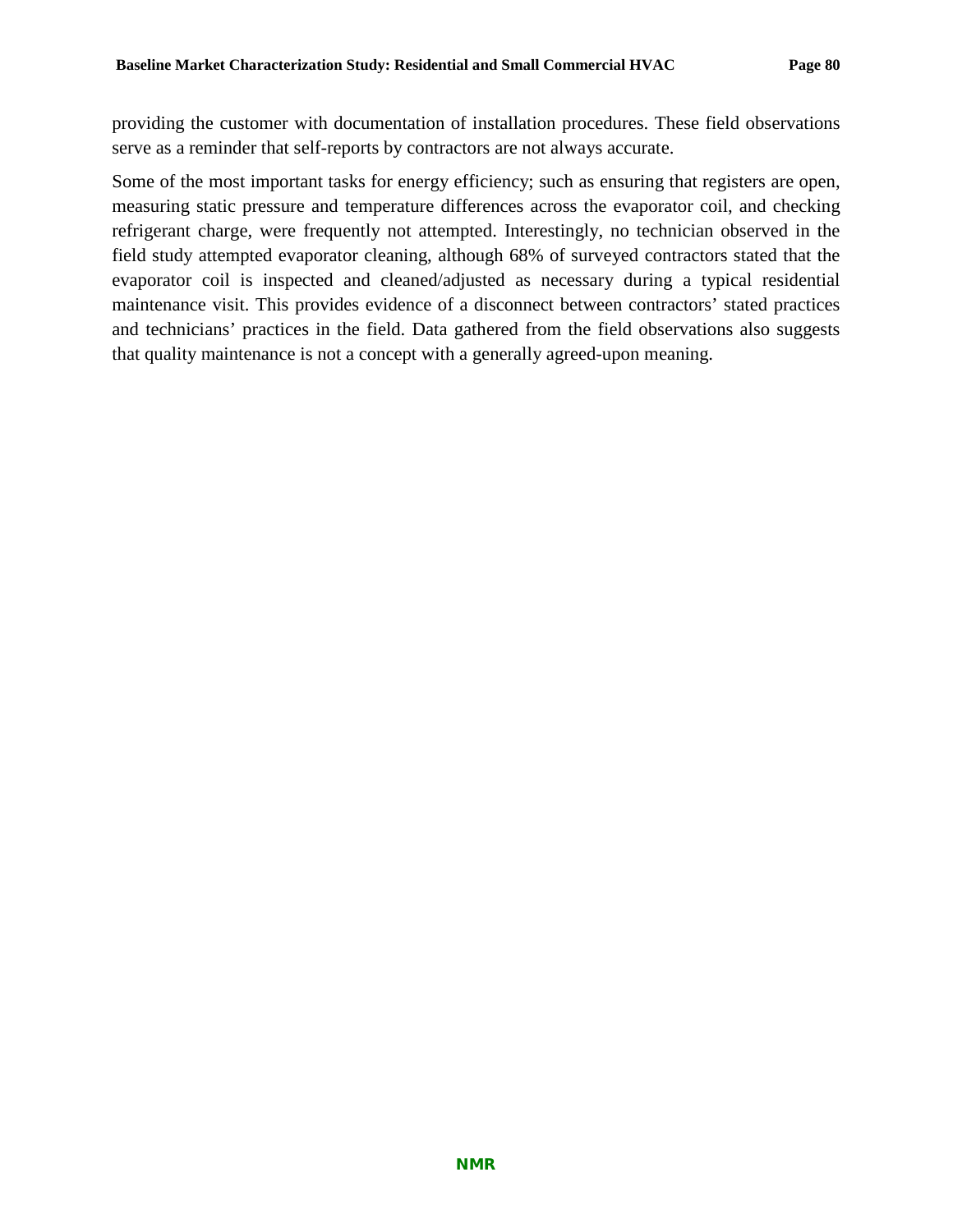providing the customer with documentation of installation procedures. These field observations serve as a reminder that self-reports by contractors are not always accurate.

Some of the most important tasks for energy efficiency; such as ensuring that registers are open, measuring static pressure and temperature differences across the evaporator coil, and checking refrigerant charge, were frequently not attempted. Interestingly, no technician observed in the field study attempted evaporator cleaning, although 68% of surveyed contractors stated that the evaporator coil is inspected and cleaned/adjusted as necessary during a typical residential maintenance visit. This provides evidence of a disconnect between contractors' stated practices and technicians' practices in the field. Data gathered from the field observations also suggests that quality maintenance is not a concept with a generally agreed-upon meaning.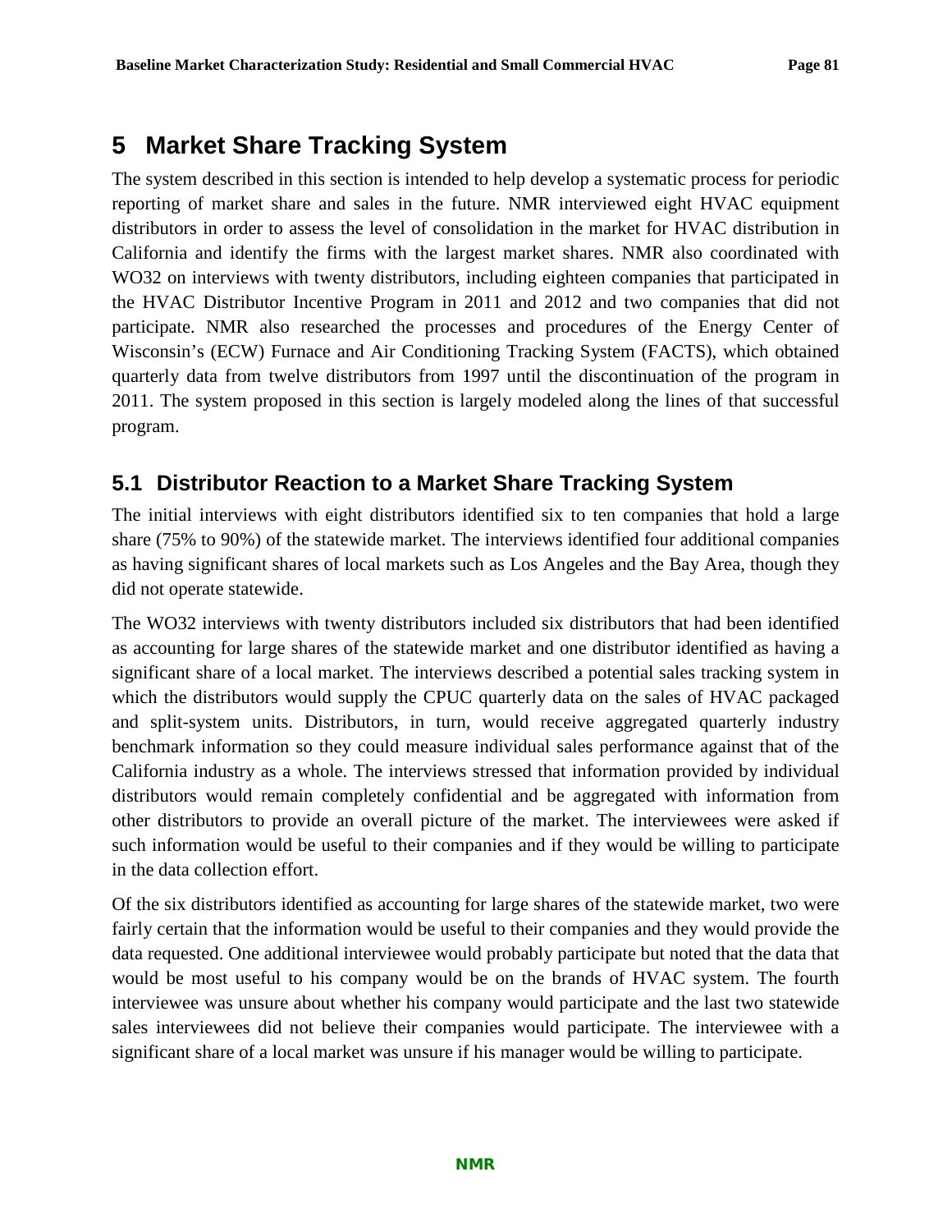# 5 Market Share Tracking System

The system described in this section is intended to help develop a systematic process for periodic reporting of market share and sales in the future. NMR interviewed eight HVAC equipment distributors in order to assess the level of consolidation in the market for HVAC distribution in California and identify the firms with the largest market shares. NMR also coordinated with WO32 on interviews with twenty distributors, including eighteen companies that participated in the HVAC Distributor Incentive Program in 2011 and 2012 and two companies that did not participate. NMR also researched the processes and procedures of the Energy Center of Wisconsin's (ECW) Furnace and Air Conditioning Tracking System (FACTS), which obtained quarterly data from twelve distributors from 1997 until the discontinuation of the program in 2011. The system proposed in this section is largely modeled along the lines of that successful program.

## 5.1 Distributor Reaction to a Market Share Tracking System

The initial interviews with eight distributors identified six to ten companies that hold a large share (75% to 90%) of the statewide market. The interviews identified four additional companies as having significant shares of local markets such as Los Angeles and the Bay Area, though they did not operate statewide.

The WO32 interviews with twenty distributors included six distributors that had been identified as accounting for large shares of the statewide market and one distributor identified as having a significant share of a local market. The interviews described a potential sales tracking system in which the distributors would supply the CPUC quarterly data on the sales of HVAC packaged and split-system units. Distributors, in turn, would receive aggregated quarterly industry benchmark information so they could measure individual sales performance against that of the California industry as a whole. The interviews stressed that information provided by individual distributors would remain completely confidential and be aggregated with information from other distributors to provide an overall picture of the market. The interviewees were asked if such information would be useful to their companies and if they would be willing to participate in the data collection effort.

Of the six distributors identified as accounting for large shares of the statewide market, two were fairly certain that the information would be useful to their companies and they would provide the data requested. One additional interviewee would probably participate but noted that the data that would be most useful to his company would be on the brands of HVAC system. The fourth interviewee was unsure about whether his company would participate and the last two statewide sales interviewees did not believe their companies would participate. The interviewee with a significant share of a local market was unsure if his manager would be willing to participate.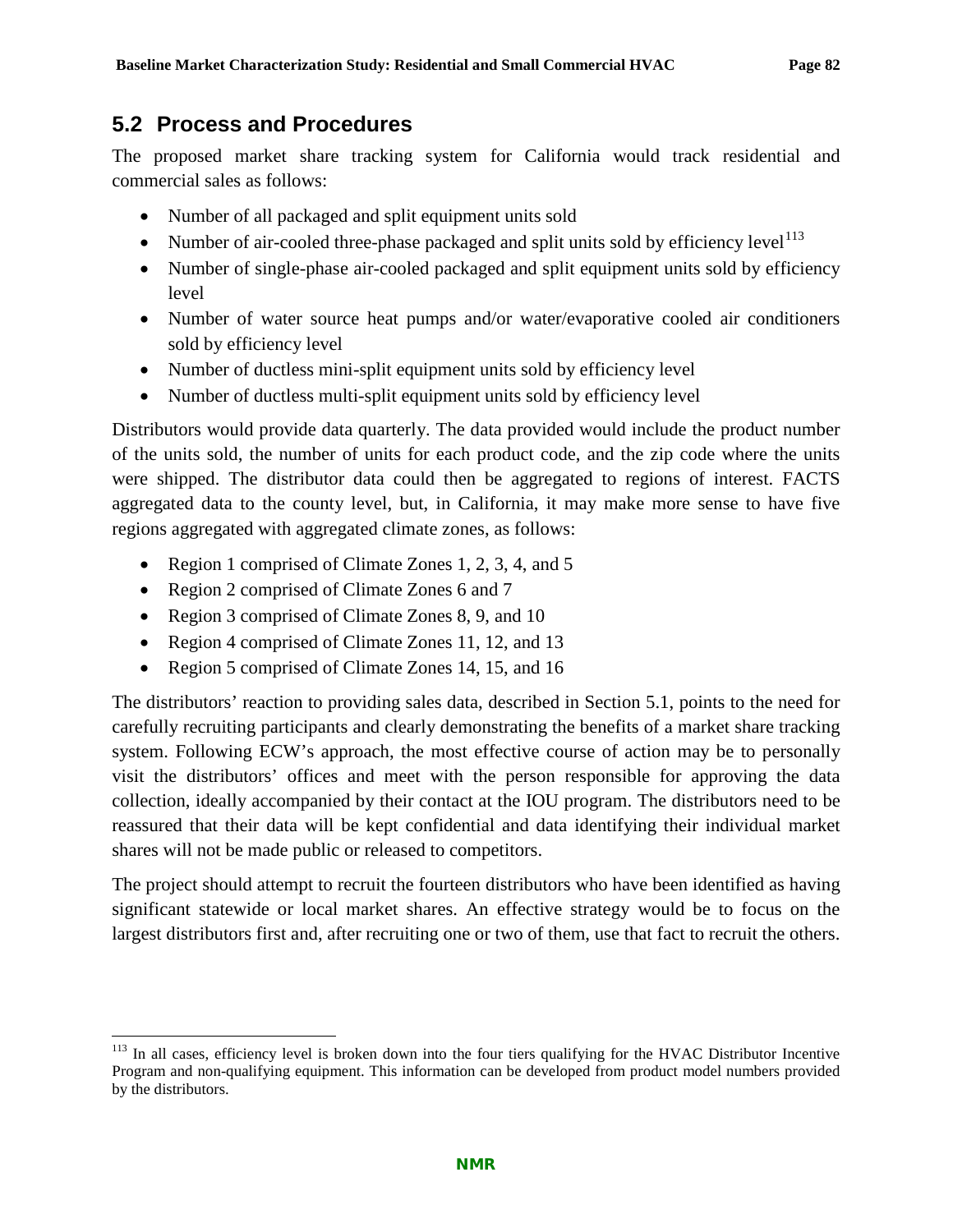## 5.2 Process and Procedures

The proposed market share tracking system for California would track residential and commercial sales as follows:

- Number of all packaged and split equipment units sold
- Number of air-cooled three-phase packaged and split units sold by efficiency level[113]
- Number of single-phase air-cooled packaged and split equipment units sold by efficiency level
- Number of water source heat pumps and/or water/evaporative cooled air conditioners sold by efficiency level
- Number of ductless mini-split equipment units sold by efficiency level
- Number of ductless multi-split equipment units sold by efficiency level

Distributors would provide data quarterly. The data provided would include the product number of the units sold, the number of units for each product code, and the zip code where the units were shipped. The distributor data could then be aggregated to regions of interest. FACTS aggregated data to the county level, but, in California, it may make more sense to have five regions aggregated with aggregated climate zones, as follows:

- Region 1 comprised of Climate Zones 1, 2, 3, 4, and 5
- Region 2 comprised of Climate Zones 6 and 7
- Region 3 comprised of Climate Zones 8, 9, and 10
- Region 4 comprised of Climate Zones 11, 12, and 13
- Region 5 comprised of Climate Zones 14, 15, and 16

The distributors' reaction to providing sales data, described in Section 5.1, points to the need for carefully recruiting participants and clearly demonstrating the benefits of a market share tracking system. Following ECW's approach, the most effective course of action may be to personally visit the distributors' offices and meet with the person responsible for approving the data collection, ideally accompanied by their contact at the IOU program. The distributors need to be reassured that their data will be kept confidential and data identifying their individual market shares will not be made public or released to competitors.

The project should attempt to recruit the fourteen distributors who have been identified as having significant statewide or local market shares. An effective strategy would be to focus on the largest distributors first and, after recruiting one or two of them, use that fact to recruit the others.

[113] In all cases, efficiency level is broken down into the four tiers qualifying for the HVAC Distributor Incentive Program and non-qualifying equipment. This information can be developed from product model numbers provided by the distributors.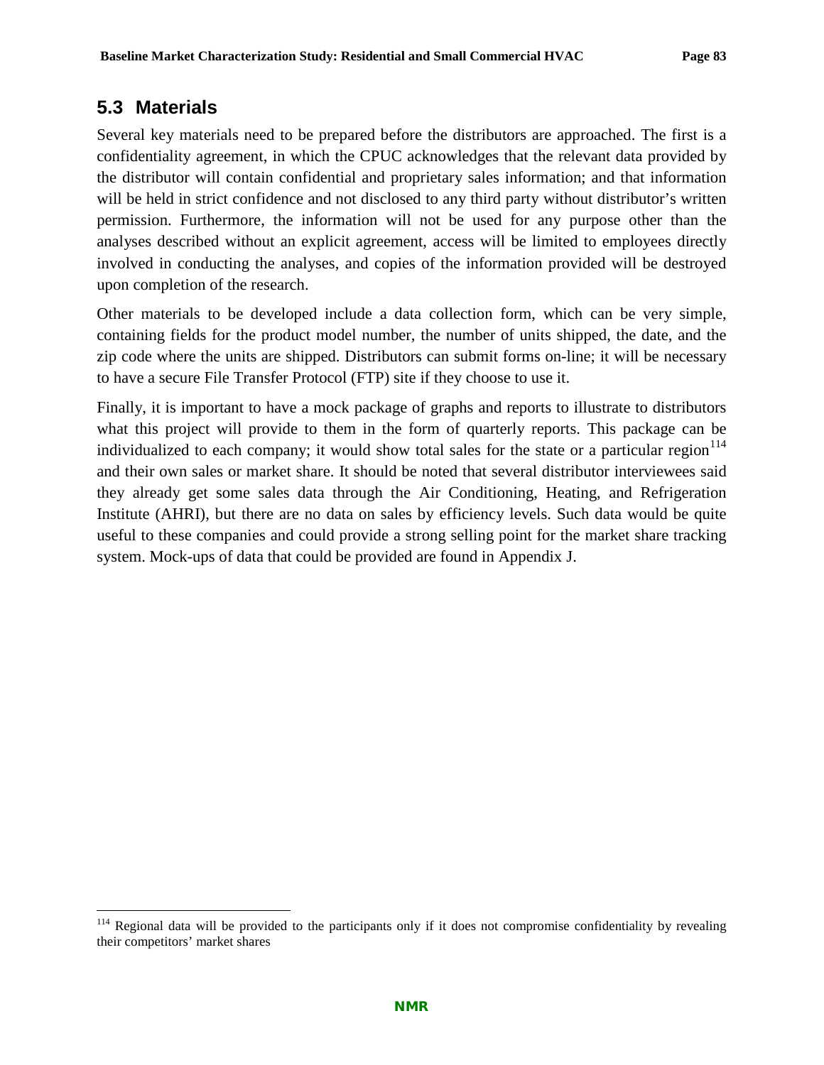## 5.3 Materials

Several key materials need to be prepared before the distributors are approached. The first is a confidentiality agreement, in which the CPUC acknowledges that the relevant data provided by the distributor will contain confidential and proprietary sales information; and that information will be held in strict confidence and not disclosed to any third party without distributor's written permission. Furthermore, the information will not be used for any purpose other than the analyses described without an explicit agreement, access will be limited to employees directly involved in conducting the analyses, and copies of the information provided will be destroyed upon completion of the research.

Other materials to be developed include a data collection form, which can be very simple, containing fields for the product model number, the number of units shipped, the date, and the zip code where the units are shipped. Distributors can submit forms on-line; it will be necessary to have a secure File Transfer Protocol (FTP) site if they choose to use it.

Finally, it is important to have a mock package of graphs and reports to illustrate to distributors what this project will provide to them in the form of quarterly reports. This package can be individualized to each company; it would show total sales for the state or a particular region[114] and their own sales or market share. It should be noted that several distributor interviewees said they already get some sales data through the Air Conditioning, Heating, and Refrigeration Institute (AHRI), but there are no data on sales by efficiency levels. Such data would be quite useful to these companies and could provide a strong selling point for the market share tracking system. Mock-ups of data that could be provided are found in Appendix J.

[114] Regional data will be provided to the participants only if it does not compromise confidentiality by revealing their competitors' market shares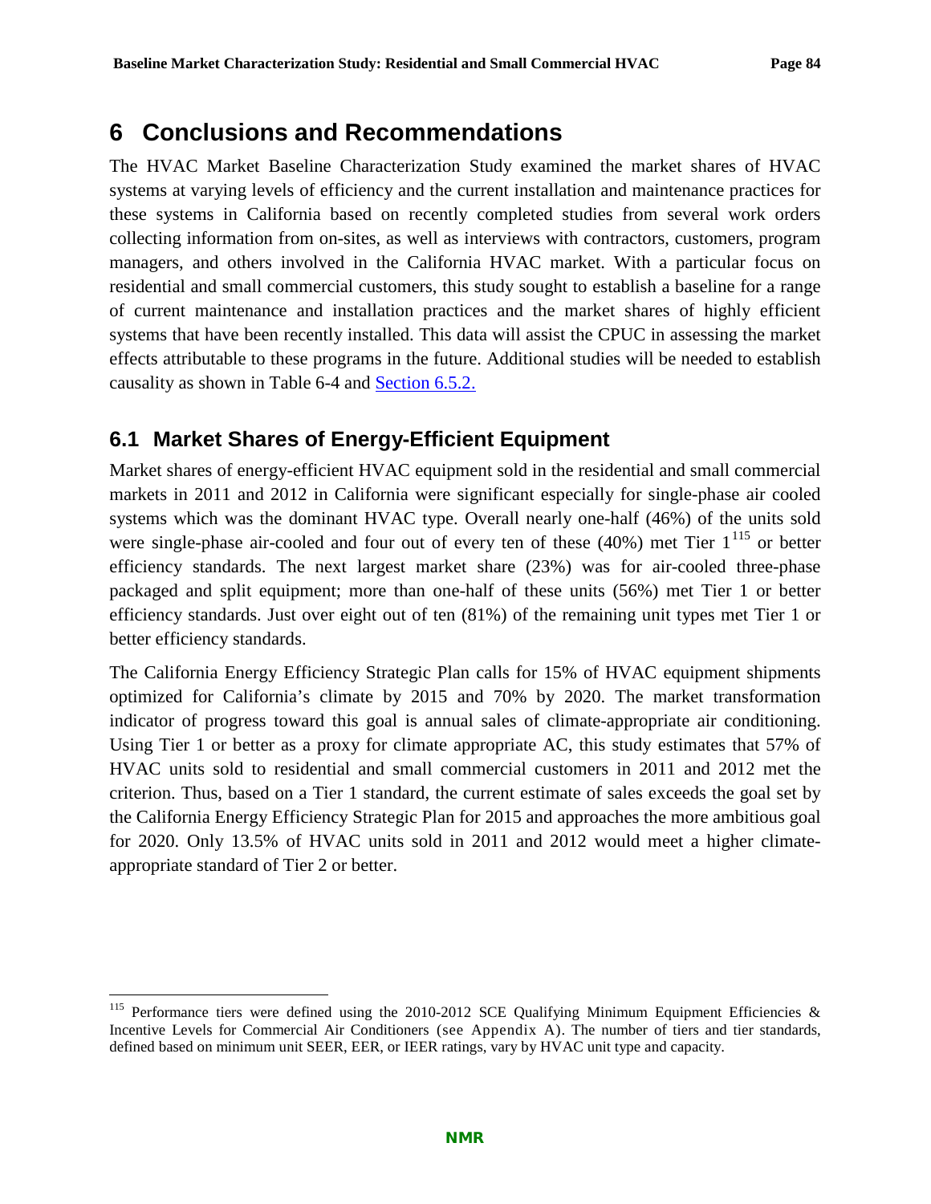# 6 Conclusions and Recommendations

The HVAC Market Baseline Characterization Study examined the market shares of HVAC systems at varying levels of efficiency and the current installation and maintenance practices for these systems in California based on recently completed studies from several work orders collecting information from on-sites, as well as interviews with contractors, customers, program managers, and others involved in the California HVAC market. With a particular focus on residential and small commercial customers, this study sought to establish a baseline for a range of current maintenance and installation practices and the market shares of highly efficient systems that have been recently installed. This data will assist the CPUC in assessing the market effects attributable to these programs in the future. Additional studies will be needed to establish causality as shown in Table 6-4 and Section 6.5.2.

## 6.1 Market Shares of Energy-Efficient Equipment

Market shares of energy-efficient HVAC equipment sold in the residential and small commercial markets in 2011 and 2012 in California were significant especially for single-phase air cooled systems which was the dominant HVAC type. Overall nearly one-half (46%) of the units sold were single-phase air-cooled and four out of every ten of these (40%) met Tier 1[115] or better efficiency standards. The next largest market share (23%) was for air-cooled three-phase packaged and split equipment; more than one-half of these units (56%) met Tier 1 or better efficiency standards. Just over eight out of ten (81%) of the remaining unit types met Tier 1 or better efficiency standards.

The California Energy Efficiency Strategic Plan calls for 15% of HVAC equipment shipments optimized for California's climate by 2015 and 70% by 2020. The market transformation indicator of progress toward this goal is annual sales of climate-appropriate air conditioning. Using Tier 1 or better as a proxy for climate appropriate AC, this study estimates that 57% of HVAC units sold to residential and small commercial customers in 2011 and 2012 met the criterion. Thus, based on a Tier 1 standard, the current estimate of sales exceeds the goal set by the California Energy Efficiency Strategic Plan for 2015 and approaches the more ambitious goal for 2020. Only 13.5% of HVAC units sold in 2011 and 2012 would meet a higher climate-appropriate standard of Tier 2 or better.

[115] Performance tiers were defined using the 2010-2012 SCE Qualifying Minimum Equipment Efficiencies & Incentive Levels for Commercial Air Conditioners (see Appendix A). The number of tiers and tier standards, defined based on minimum unit SEER, EER, or IEER ratings, vary by HVAC unit type and capacity.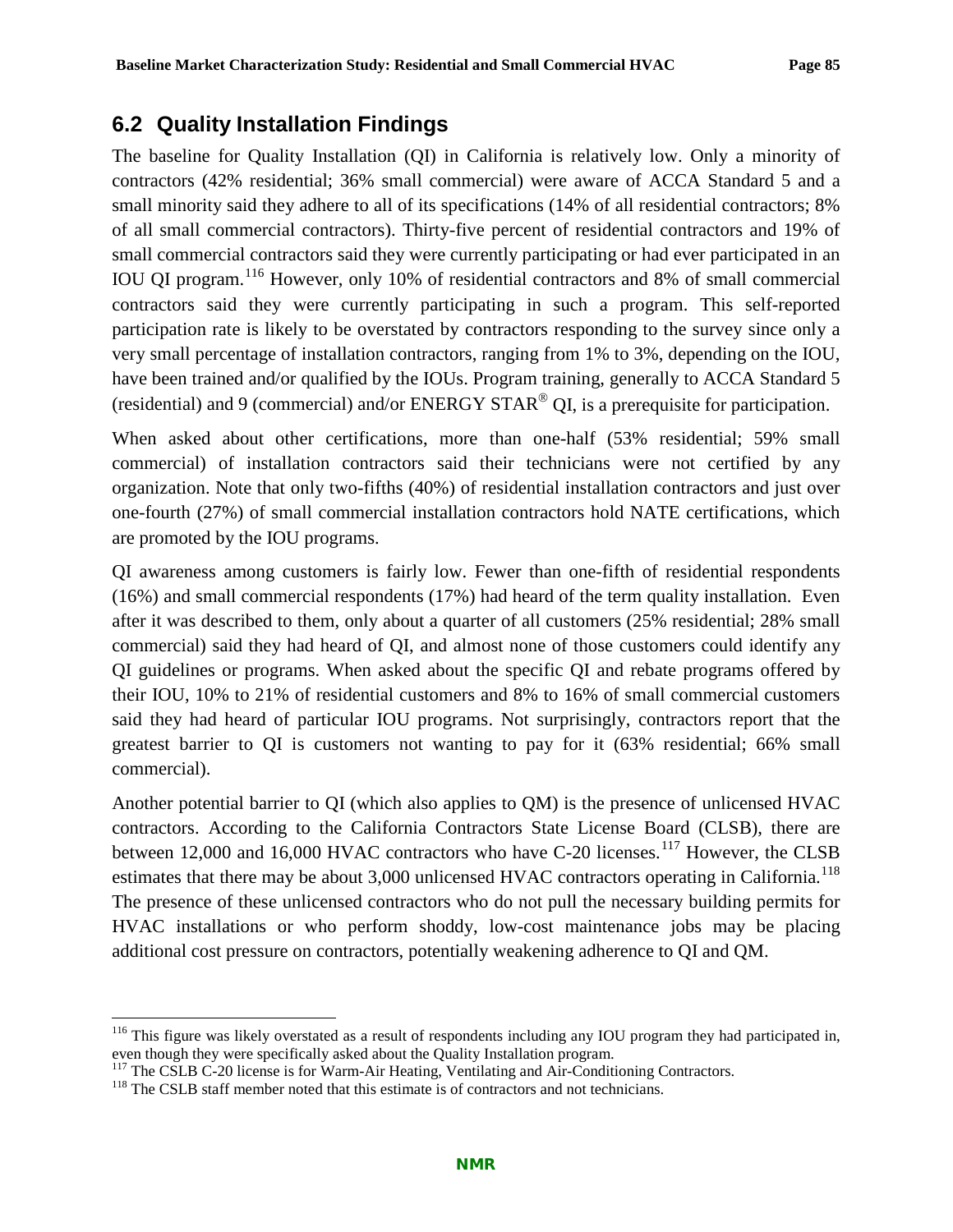## 6.2 Quality Installation Findings

The baseline for Quality Installation (QI) in California is relatively low. Only a minority of contractors (42% residential; 36% small commercial) were aware of ACCA Standard 5 and a small minority said they adhere to all of its specifications (14% of all residential contractors; 8% of all small commercial contractors). Thirty-five percent of residential contractors and 19% of small commercial contractors said they were currently participating or had ever participated in an IOU QI program.[116] However, only 10% of residential contractors and 8% of small commercial contractors said they were currently participating in such a program. This self-reported participation rate is likely to be overstated by contractors responding to the survey since only a very small percentage of installation contractors, ranging from 1% to 3%, depending on the IOU, have been trained and/or qualified by the IOUs. Program training, generally to ACCA Standard 5 (residential) and 9 (commercial) and/or ENERGY STAR® QI, is a prerequisite for participation.

When asked about other certifications, more than one-half (53% residential; 59% small commercial) of installation contractors said their technicians were not certified by any organization. Note that only two-fifths (40%) of residential installation contractors and just over one-fourth (27%) of small commercial installation contractors hold NATE certifications, which are promoted by the IOU programs.

QI awareness among customers is fairly low. Fewer than one-fifth of residential respondents (16%) and small commercial respondents (17%) had heard of the term quality installation. Even after it was described to them, only about a quarter of all customers (25% residential; 28% small commercial) said they had heard of QI, and almost none of those customers could identify any QI guidelines or programs. When asked about the specific QI and rebate programs offered by their IOU, 10% to 21% of residential customers and 8% to 16% of small commercial customers said they had heard of particular IOU programs. Not surprisingly, contractors report that the greatest barrier to QI is customers not wanting to pay for it (63% residential; 66% small commercial).

Another potential barrier to QI (which also applies to QM) is the presence of unlicensed HVAC contractors. According to the California Contractors State License Board (CLSB), there are between 12,000 and 16,000 HVAC contractors who have C-20 licenses.[117] However, the CLSB estimates that there may be about 3,000 unlicensed HVAC contractors operating in California.[118] The presence of these unlicensed contractors who do not pull the necessary building permits for HVAC installations or who perform shoddy, low-cost maintenance jobs may be placing additional cost pressure on contractors, potentially weakening adherence to QI and QM.

---

[116] This figure was likely overstated as a result of respondents including any IOU program they had participated in, even though they were specifically asked about the Quality Installation program.

[117] The CSLB C-20 license is for Warm-Air Heating, Ventilating and Air-Conditioning Contractors.

[118] The CSLB staff member noted that this estimate is of contractors and not technicians.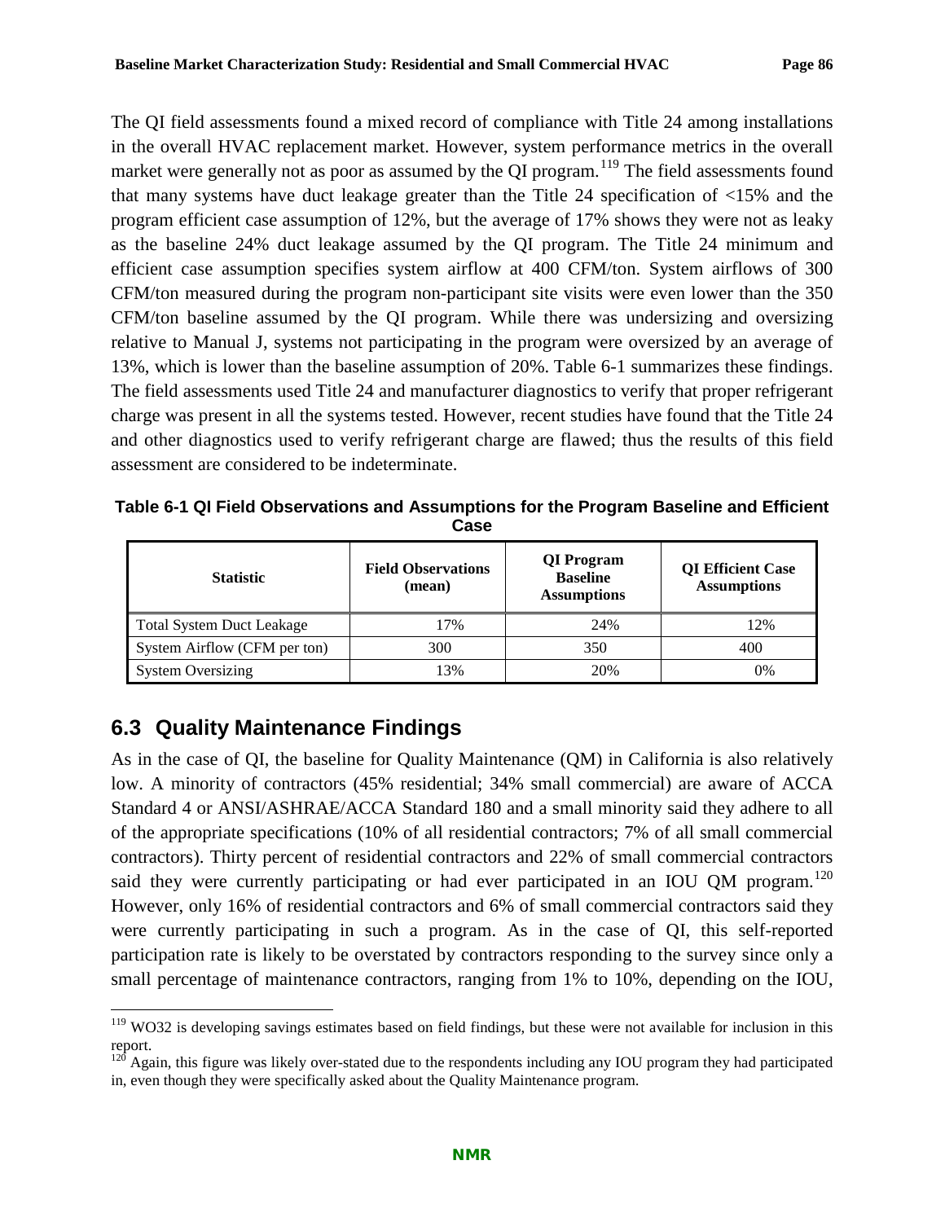The QI field assessments found a mixed record of compliance with Title 24 among installations in the overall HVAC replacement market. However, system performance metrics in the overall market were generally not as poor as assumed by the QI program.[119] The field assessments found that many systems have duct leakage greater than the Title 24 specification of <15% and the program efficient case assumption of 12%, but the average of 17% shows they were not as leaky as the baseline 24% duct leakage assumed by the QI program. The Title 24 minimum and efficient case assumption specifies system airflow at 400 CFM/ton. System airflows of 300 CFM/ton measured during the program non-participant site visits were even lower than the 350 CFM/ton baseline assumed by the QI program. While there was undersizing and oversizing relative to Manual J, systems not participating in the program were oversized by an average of 13%, which is lower than the baseline assumption of 20%. Table 6-1 summarizes these findings. The field assessments used Title 24 and manufacturer diagnostics to verify that proper refrigerant charge was present in all the systems tested. However, recent studies have found that the Title 24 and other diagnostics used to verify refrigerant charge are flawed; thus the results of this field assessment are considered to be indeterminate.

**Table 6-1 QI Field Observations and Assumptions for the Program Baseline and Efficient Case**

| Statistic | Field Observations (mean) | QI Program Baseline Assumptions | QI Efficient Case Assumptions |
|---|---|---|---|
| Total System Duct Leakage | 17% | 24% | 12% |
| System Airflow (CFM per ton) | 300 | 350 | 400 |
| System Oversizing | 13% | 20% | 0% |

## 6.3 Quality Maintenance Findings

As in the case of QI, the baseline for Quality Maintenance (QM) in California is also relatively low. A minority of contractors (45% residential; 34% small commercial) are aware of ACCA Standard 4 or ANSI/ASHRAE/ACCA Standard 180 and a small minority said they adhere to all of the appropriate specifications (10% of all residential contractors; 7% of all small commercial contractors). Thirty percent of residential contractors and 22% of small commercial contractors said they were currently participating or had ever participated in an IOU QM program.[120] However, only 16% of residential contractors and 6% of small commercial contractors said they were currently participating in such a program. As in the case of QI, this self-reported participation rate is likely to be overstated by contractors responding to the survey since only a small percentage of maintenance contractors, ranging from 1% to 10%, depending on the IOU,

[119] WO32 is developing savings estimates based on field findings, but these were not available for inclusion in this report.

[120] Again, this figure was likely over-stated due to the respondents including any IOU program they had participated in, even though they were specifically asked about the Quality Maintenance program.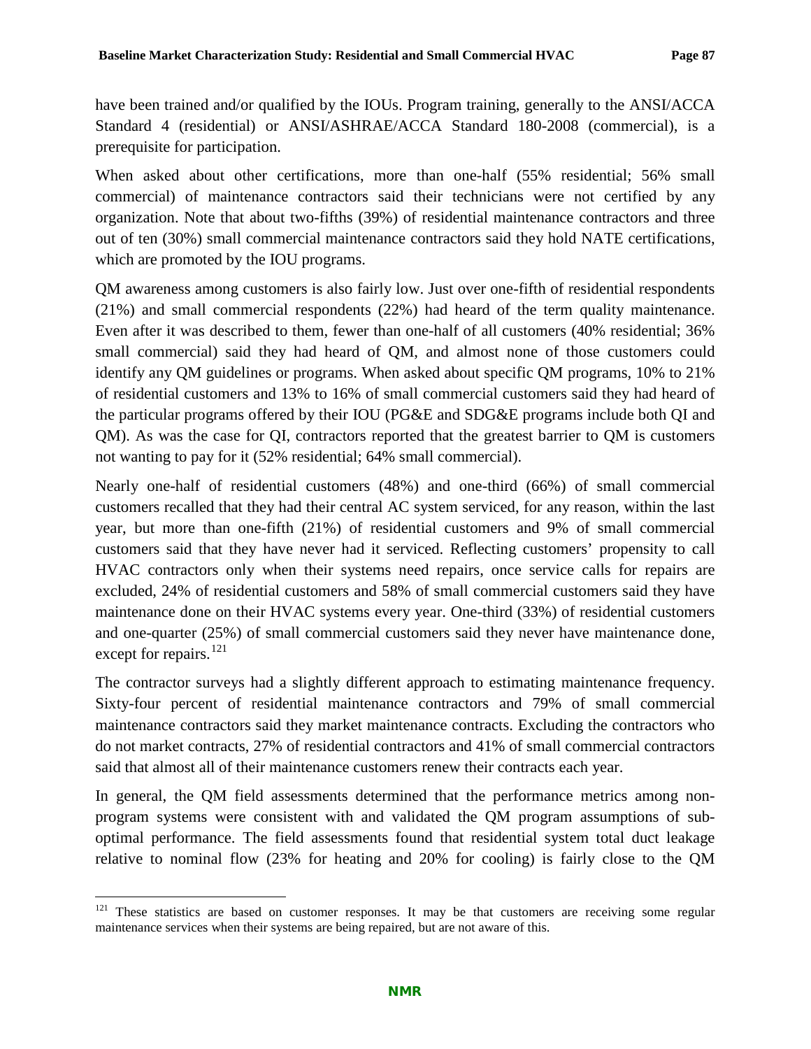have been trained and/or qualified by the IOUs. Program training, generally to the ANSI/ACCA Standard 4 (residential) or ANSI/ASHRAE/ACCA Standard 180-2008 (commercial), is a prerequisite for participation.

When asked about other certifications, more than one-half (55% residential; 56% small commercial) of maintenance contractors said their technicians were not certified by any organization. Note that about two-fifths (39%) of residential maintenance contractors and three out of ten (30%) small commercial maintenance contractors said they hold NATE certifications, which are promoted by the IOU programs.

QM awareness among customers is also fairly low. Just over one-fifth of residential respondents (21%) and small commercial respondents (22%) had heard of the term quality maintenance. Even after it was described to them, fewer than one-half of all customers (40% residential; 36% small commercial) said they had heard of QM, and almost none of those customers could identify any QM guidelines or programs. When asked about specific QM programs, 10% to 21% of residential customers and 13% to 16% of small commercial customers said they had heard of the particular programs offered by their IOU (PG&E and SDG&E programs include both QI and QM). As was the case for QI, contractors reported that the greatest barrier to QM is customers not wanting to pay for it (52% residential; 64% small commercial).

Nearly one-half of residential customers (48%) and one-third (66%) of small commercial customers recalled that they had their central AC system serviced, for any reason, within the last year, but more than one-fifth (21%) of residential customers and 9% of small commercial customers said that they have never had it serviced. Reflecting customers' propensity to call HVAC contractors only when their systems need repairs, once service calls for repairs are excluded, 24% of residential customers and 58% of small commercial customers said they have maintenance done on their HVAC systems every year. One-third (33%) of residential customers and one-quarter (25%) of small commercial customers said they never have maintenance done, except for repairs.[121]

The contractor surveys had a slightly different approach to estimating maintenance frequency. Sixty-four percent of residential maintenance contractors and 79% of small commercial maintenance contractors said they market maintenance contracts. Excluding the contractors who do not market contracts, 27% of residential contractors and 41% of small commercial contractors said that almost all of their maintenance customers renew their contracts each year.

In general, the QM field assessments determined that the performance metrics among non-program systems were consistent with and validated the QM program assumptions of sub-optimal performance. The field assessments found that residential system total duct leakage relative to nominal flow (23% for heating and 20% for cooling) is fairly close to the QM

[121] These statistics are based on customer responses. It may be that customers are receiving some regular maintenance services when their systems are being repaired, but are not aware of this.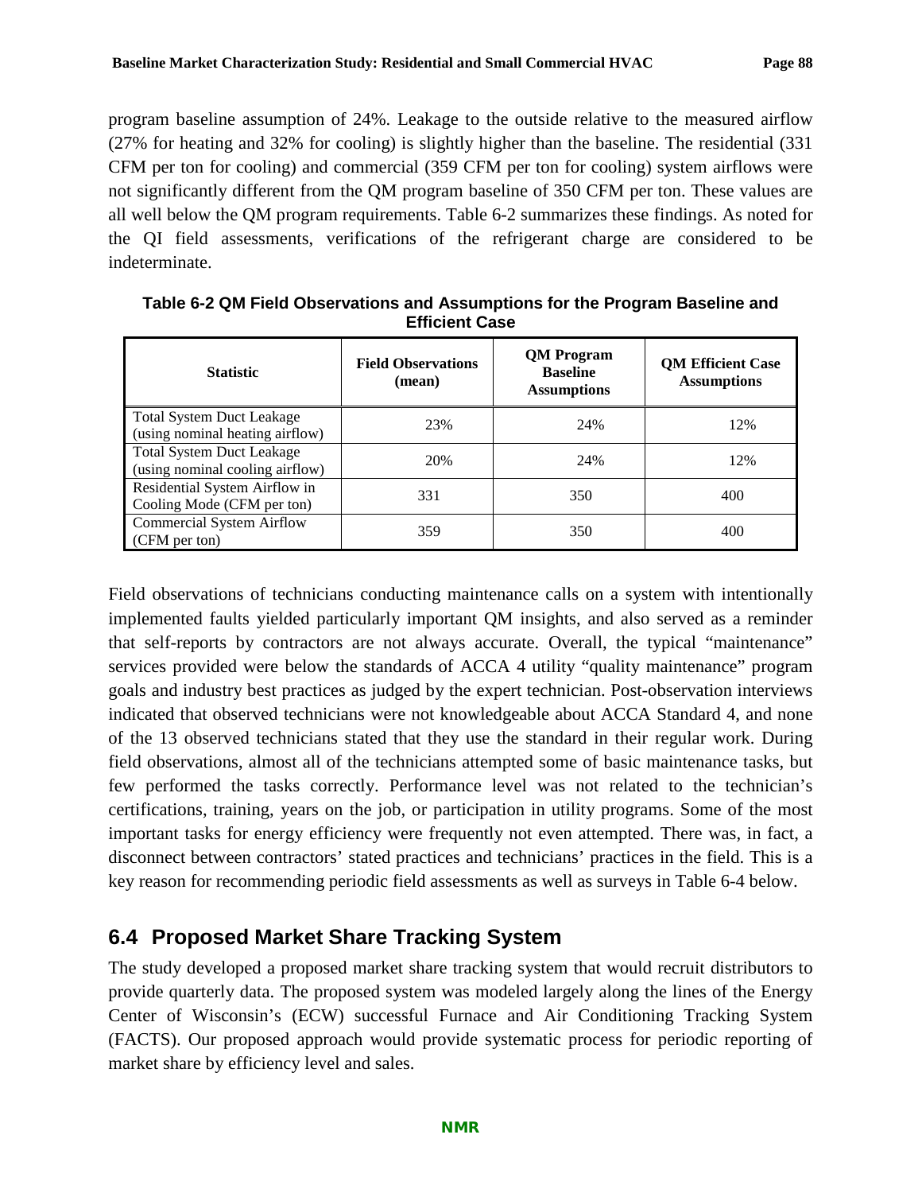program baseline assumption of 24%. Leakage to the outside relative to the measured airflow (27% for heating and 32% for cooling) is slightly higher than the baseline. The residential (331 CFM per ton for cooling) and commercial (359 CFM per ton for cooling) system airflows were not significantly different from the QM program baseline of 350 CFM per ton. These values are all well below the QM program requirements. Table 6-2 summarizes these findings. As noted for the QI field assessments, verifications of the refrigerant charge are considered to be indeterminate.

**Table 6-2 QM Field Observations and Assumptions for the Program Baseline and Efficient Case**

| Statistic | Field Observations (mean) | QM Program Baseline Assumptions | QM Efficient Case Assumptions |
|---|---|---|---|
| Total System Duct Leakage (using nominal heating airflow) | 23% | 24% | 12% |
| Total System Duct Leakage (using nominal cooling airflow) | 20% | 24% | 12% |
| Residential System Airflow in Cooling Mode (CFM per ton) | 331 | 350 | 400 |
| Commercial System Airflow (CFM per ton) | 359 | 350 | 400 |

Field observations of technicians conducting maintenance calls on a system with intentionally implemented faults yielded particularly important QM insights, and also served as a reminder that self-reports by contractors are not always accurate. Overall, the typical "maintenance" services provided were below the standards of ACCA 4 utility "quality maintenance" program goals and industry best practices as judged by the expert technician. Post-observation interviews indicated that observed technicians were not knowledgeable about ACCA Standard 4, and none of the 13 observed technicians stated that they use the standard in their regular work. During field observations, almost all of the technicians attempted some of basic maintenance tasks, but few performed the tasks correctly. Performance level was not related to the technician's certifications, training, years on the job, or participation in utility programs. Some of the most important tasks for energy efficiency were frequently not even attempted. There was, in fact, a disconnect between contractors' stated practices and technicians' practices in the field. This is a key reason for recommending periodic field assessments as well as surveys in Table 6-4 below.

## 6.4 Proposed Market Share Tracking System

The study developed a proposed market share tracking system that would recruit distributors to provide quarterly data. The proposed system was modeled largely along the lines of the Energy Center of Wisconsin's (ECW) successful Furnace and Air Conditioning Tracking System (FACTS). Our proposed approach would provide systematic process for periodic reporting of market share by efficiency level and sales.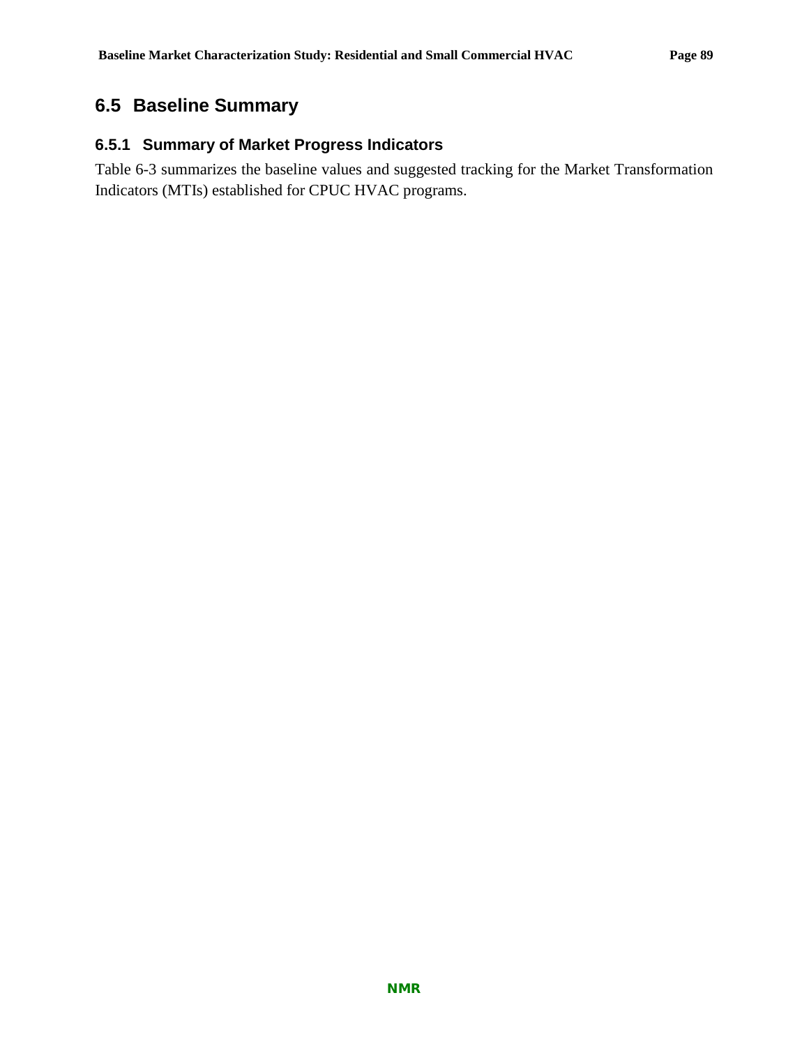## 6.5 Baseline Summary

### 6.5.1 Summary of Market Progress Indicators

Table 6-3 summarizes the baseline values and suggested tracking for the Market Transformation Indicators (MTIs) established for CPUC HVAC programs.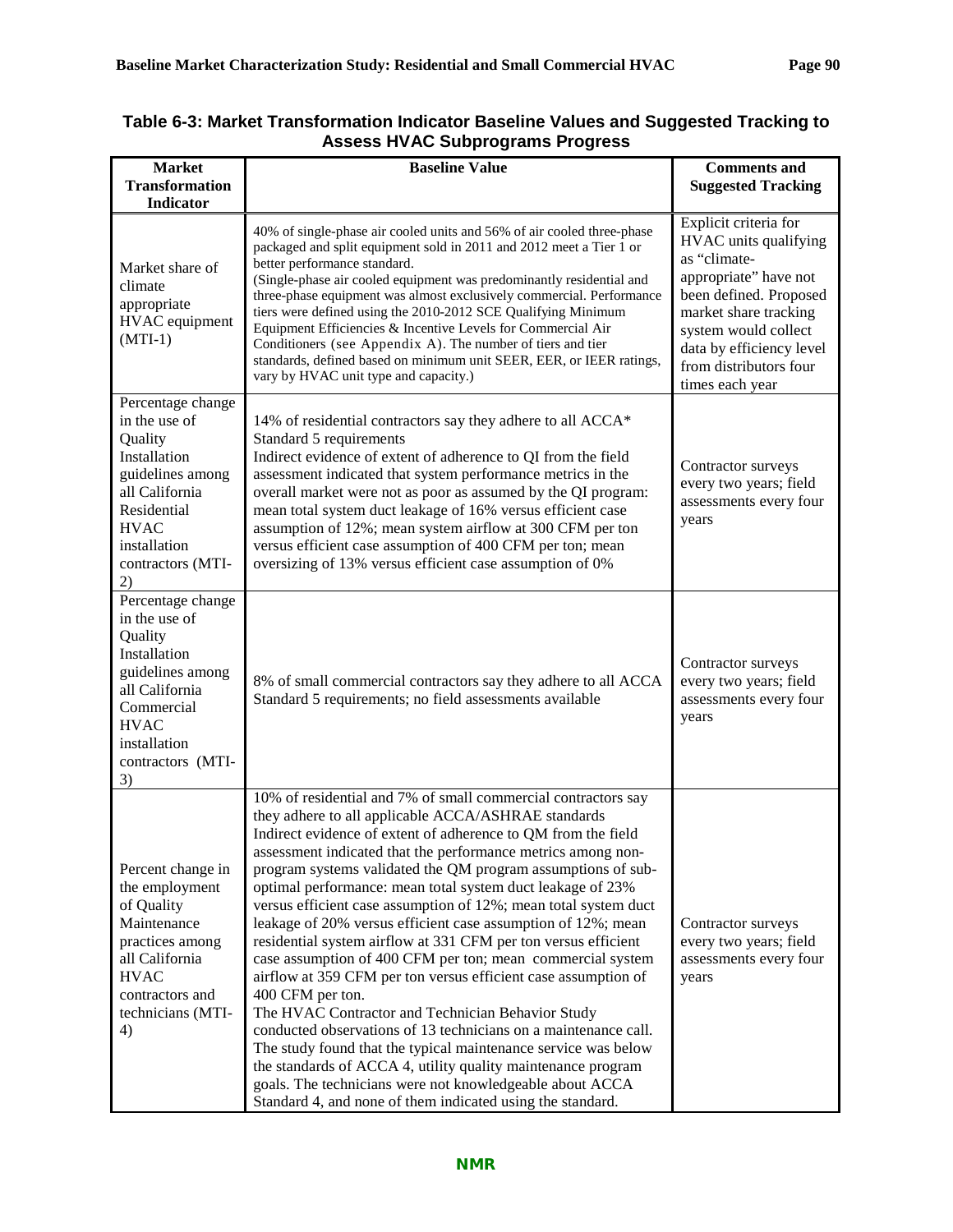**Table 6-3: Market Transformation Indicator Baseline Values and Suggested Tracking to Assess HVAC Subprograms Progress**

| Market Transformation Indicator | Baseline Value | Comments and Suggested Tracking |
|---|---|---|
| Market share of climate appropriate HVAC equipment (MTI-1) | 40% of single-phase air cooled units and 56% of air cooled three-phase packaged and split equipment sold in 2011 and 2012 meet a Tier 1 or better performance standard.<br>(Single-phase air cooled equipment was predominantly residential and three-phase equipment was almost exclusively commercial. Performance tiers were defined using the 2010-2012 SCE Qualifying Minimum Equipment Efficiencies & Incentive Levels for Commercial Air Conditioners (see Appendix A). The number of tiers and tier standards, defined based on minimum unit SEER, EER, or IEER ratings, vary by HVAC unit type and capacity.) | Explicit criteria for HVAC units qualifying as "climate-appropriate" have not been defined. Proposed market share tracking system would collect data by efficiency level from distributors four times each year |
| Percentage change in the use of Quality Installation guidelines among all California Residential HVAC installation contractors (MTI-2) | 14% of residential contractors say they adhere to all ACCA* Standard 5 requirements<br>Indirect evidence of extent of adherence to QI from the field assessment indicated that system performance metrics in the overall market were not as poor as assumed by the QI program: mean total system duct leakage of 16% versus efficient case assumption of 12%; mean system airflow at 300 CFM per ton versus efficient case assumption of 400 CFM per ton; mean oversizing of 13% versus efficient case assumption of 0% | Contractor surveys every two years; field assessments every four years |
| Percentage change in the use of Quality Installation guidelines among all California Commercial HVAC installation contractors (MTI-3) | 8% of small commercial contractors say they adhere to all ACCA Standard 5 requirements; no field assessments available | Contractor surveys every two years; field assessments every four years |
| Percent change in the employment of Quality Maintenance practices among all California HVAC contractors and technicians (MTI-4) | 10% of residential and 7% of small commercial contractors say they adhere to all applicable ACCA/ASHRAE standards<br>Indirect evidence of extent of adherence to QM from the field assessment indicated that the performance metrics among non-program systems validated the QM program assumptions of sub-optimal performance: mean total system duct leakage of 23% versus efficient case assumption of 12%; mean total system duct leakage of 20% versus efficient case assumption of 12%; mean residential system airflow at 331 CFM per ton versus efficient case assumption of 400 CFM per ton; mean commercial system airflow at 359 CFM per ton versus efficient case assumption of 400 CFM per ton.<br>The HVAC Contractor and Technician Behavior Study conducted observations of 13 technicians on a maintenance call. The study found that the typical maintenance service was below the standards of ACCA 4, utility quality maintenance program goals. The technicians were not knowledgeable about ACCA Standard 4, and none of them indicated using the standard. | Contractor surveys every two years; field assessments every four years |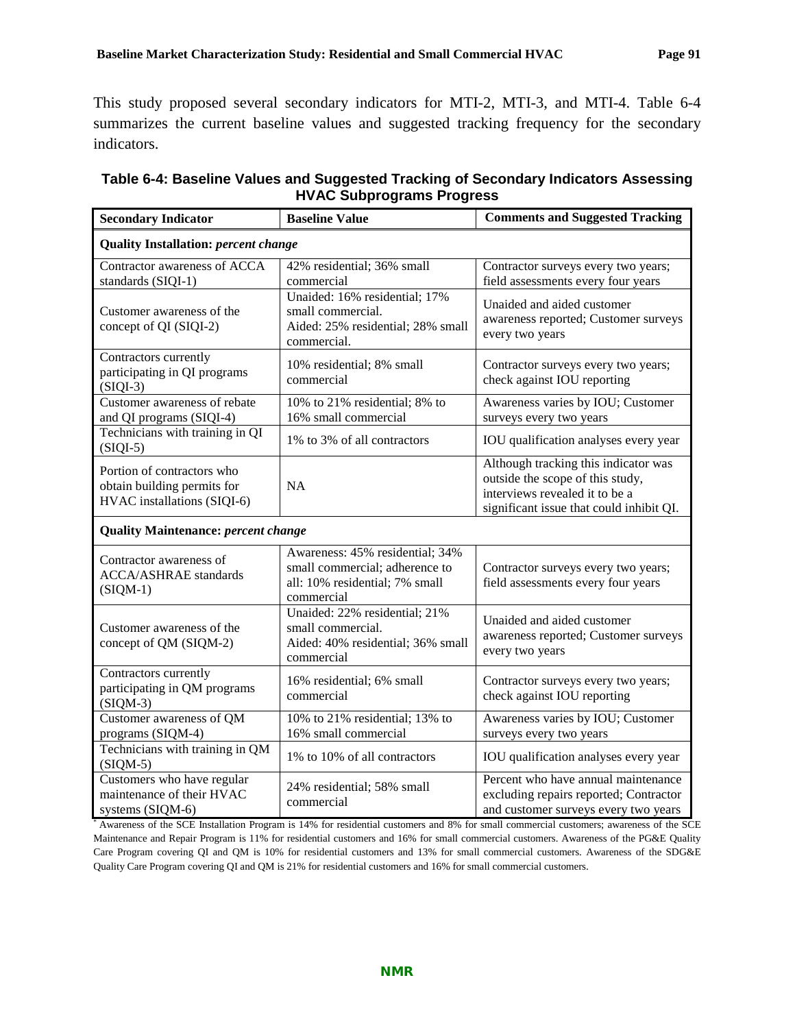This study proposed several secondary indicators for MTI-2, MTI-3, and MTI-4. Table 6-4 summarizes the current baseline values and suggested tracking frequency for the secondary indicators.

**Table 6-4: Baseline Values and Suggested Tracking of Secondary Indicators Assessing HVAC Subprograms Progress**

| Secondary Indicator | Baseline Value | Comments and Suggested Tracking |
|---|---|---|
| **Quality Installation:** ***percent change*** | | |
| Contractor awareness of ACCA standards (SIQI-1) | 42% residential; 36% small commercial | Contractor surveys every two years; field assessments every four years |
| Customer awareness of the concept of QI (SIQI-2) | Unaided: 16% residential; 17% small commercial. Aided: 25% residential; 28% small commercial. | Unaided and aided customer awareness reported; Customer surveys every two years |
| Contractors currently participating in QI programs (SIQI-3) | 10% residential; 8% small commercial | Contractor surveys every two years; check against IOU reporting |
| Customer awareness of rebate and QI programs (SIQI-4) | 10% to 21% residential; 8% to 16% small commercial | Awareness varies by IOU; Customer surveys every two years |
| Technicians with training in QI (SIQI-5) | 1% to 3% of all contractors | IOU qualification analyses every year |
| Portion of contractors who obtain building permits for HVAC installations (SIQI-6) | NA | Although tracking this indicator was outside the scope of this study, interviews revealed it to be a significant issue that could inhibit QI. |
| **Quality Maintenance:** ***percent change*** | | |
| Contractor awareness of ACCA/ASHRAE standards (SIQM-1) | Awareness: 45% residential; 34% small commercial; adherence to all: 10% residential; 7% small commercial | Contractor surveys every two years; field assessments every four years |
| Customer awareness of the concept of QM (SIQM-2) | Unaided: 22% residential; 21% small commercial. Aided: 40% residential; 36% small commercial | Unaided and aided customer awareness reported; Customer surveys every two years |
| Contractors currently participating in QM programs (SIQM-3) | 16% residential; 6% small commercial | Contractor surveys every two years; check against IOU reporting |
| Customer awareness of QM programs (SIQM-4) | 10% to 21% residential; 13% to 16% small commercial | Awareness varies by IOU; Customer surveys every two years |
| Technicians with training in QM (SIQM-5) | 1% to 10% of all contractors | IOU qualification analyses every year |
| Customers who have regular maintenance of their HVAC systems (SIQM-6) | 24% residential; 58% small commercial | Percent who have annual maintenance excluding repairs reported; Contractor and customer surveys every two years |

* Awareness of the SCE Installation Program is 14% for residential customers and 8% for small commercial customers; awareness of the SCE Maintenance and Repair Program is 11% for residential customers and 16% for small commercial customers. Awareness of the PG&E Quality Care Program covering QI and QM is 10% for residential customers and 13% for small commercial customers. Awareness of the SDG&E Quality Care Program covering QI and QM is 21% for residential customers and 16% for small commercial customers.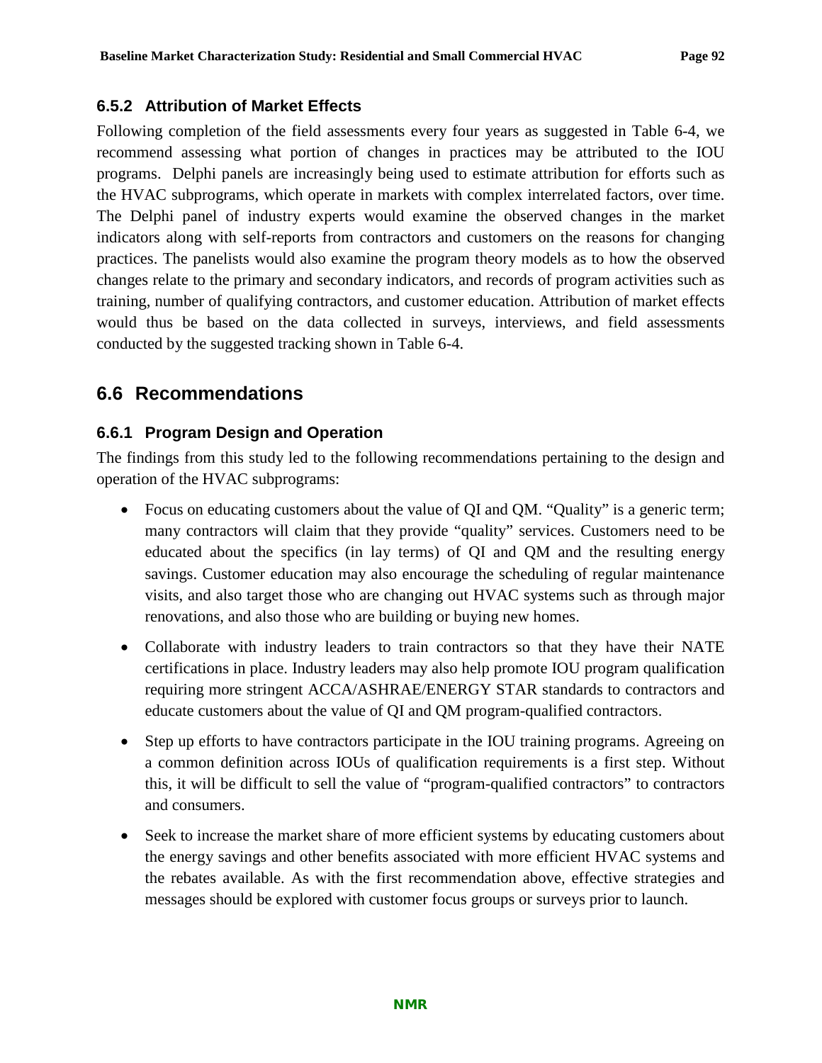### 6.5.2 Attribution of Market Effects

Following completion of the field assessments every four years as suggested in Table 6-4, we recommend assessing what portion of changes in practices may be attributed to the IOU programs. Delphi panels are increasingly being used to estimate attribution for efforts such as the HVAC subprograms, which operate in markets with complex interrelated factors, over time. The Delphi panel of industry experts would examine the observed changes in the market indicators along with self-reports from contractors and customers on the reasons for changing practices. The panelists would also examine the program theory models as to how the observed changes relate to the primary and secondary indicators, and records of program activities such as training, number of qualifying contractors, and customer education. Attribution of market effects would thus be based on the data collected in surveys, interviews, and field assessments conducted by the suggested tracking shown in Table 6-4.

## 6.6 Recommendations

### 6.6.1 Program Design and Operation

The findings from this study led to the following recommendations pertaining to the design and operation of the HVAC subprograms:

- Focus on educating customers about the value of QI and QM. "Quality" is a generic term; many contractors will claim that they provide "quality" services. Customers need to be educated about the specifics (in lay terms) of QI and QM and the resulting energy savings. Customer education may also encourage the scheduling of regular maintenance visits, and also target those who are changing out HVAC systems such as through major renovations, and also those who are building or buying new homes.

- Collaborate with industry leaders to train contractors so that they have their NATE certifications in place. Industry leaders may also help promote IOU program qualification requiring more stringent ACCA/ASHRAE/ENERGY STAR standards to contractors and educate customers about the value of QI and QM program-qualified contractors.

- Step up efforts to have contractors participate in the IOU training programs. Agreeing on a common definition across IOUs of qualification requirements is a first step. Without this, it will be difficult to sell the value of "program-qualified contractors" to contractors and consumers.

- Seek to increase the market share of more efficient systems by educating customers about the energy savings and other benefits associated with more efficient HVAC systems and the rebates available. As with the first recommendation above, effective strategies and messages should be explored with customer focus groups or surveys prior to launch.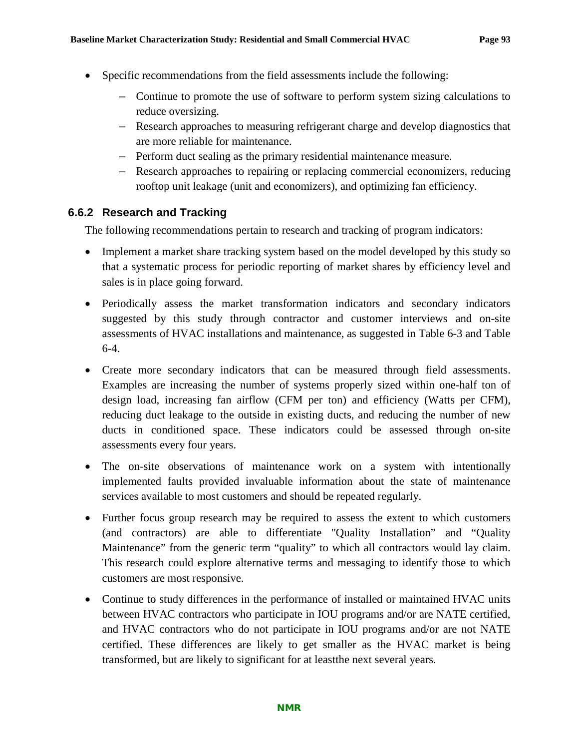- Specific recommendations from the field assessments include the following:
  - Continue to promote the use of software to perform system sizing calculations to reduce oversizing.
  - Research approaches to measuring refrigerant charge and develop diagnostics that are more reliable for maintenance.
  - Perform duct sealing as the primary residential maintenance measure.
  - Research approaches to repairing or replacing commercial economizers, reducing rooftop unit leakage (unit and economizers), and optimizing fan efficiency.

### 6.6.2 Research and Tracking

The following recommendations pertain to research and tracking of program indicators:

- Implement a market share tracking system based on the model developed by this study so that a systematic process for periodic reporting of market shares by efficiency level and sales is in place going forward.
- Periodically assess the market transformation indicators and secondary indicators suggested by this study through contractor and customer interviews and on-site assessments of HVAC installations and maintenance, as suggested in Table 6-3 and Table 6-4.
- Create more secondary indicators that can be measured through field assessments. Examples are increasing the number of systems properly sized within one-half ton of design load, increasing fan airflow (CFM per ton) and efficiency (Watts per CFM), reducing duct leakage to the outside in existing ducts, and reducing the number of new ducts in conditioned space. These indicators could be assessed through on-site assessments every four years.
- The on-site observations of maintenance work on a system with intentionally implemented faults provided invaluable information about the state of maintenance services available to most customers and should be repeated regularly.
- Further focus group research may be required to assess the extent to which customers (and contractors) are able to differentiate "Quality Installation" and "Quality Maintenance" from the generic term "quality" to which all contractors would lay claim. This research could explore alternative terms and messaging to identify those to which customers are most responsive.
- Continue to study differences in the performance of installed or maintained HVAC units between HVAC contractors who participate in IOU programs and/or are NATE certified, and HVAC contractors who do not participate in IOU programs and/or are not NATE certified. These differences are likely to get smaller as the HVAC market is being transformed, but are likely to significant for at leastthe next several years.